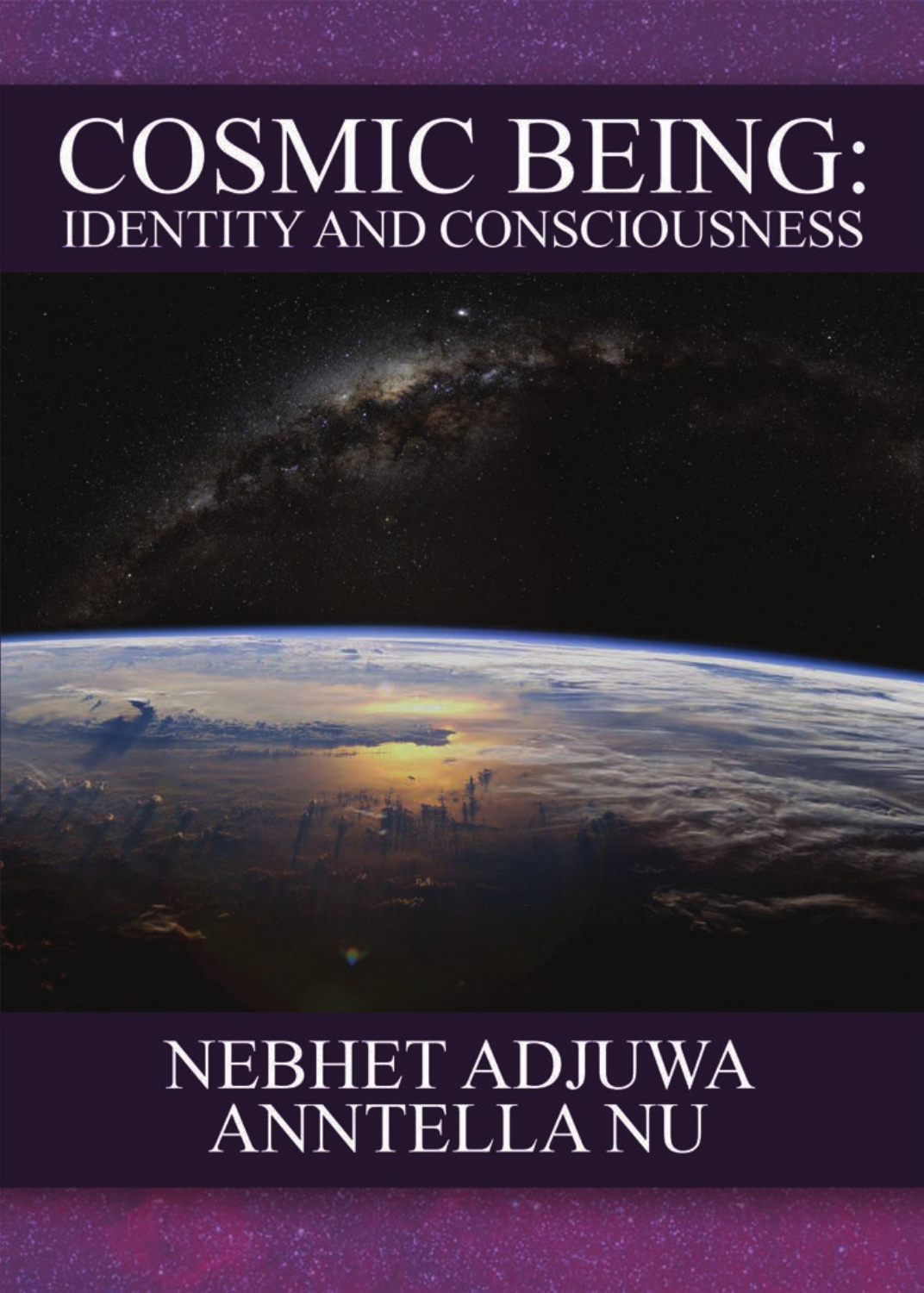# COSMIC BEING:
## IDENTITY AND CONSCIOUSNESS

NEBHET ADJUWA
ANNTELLA NU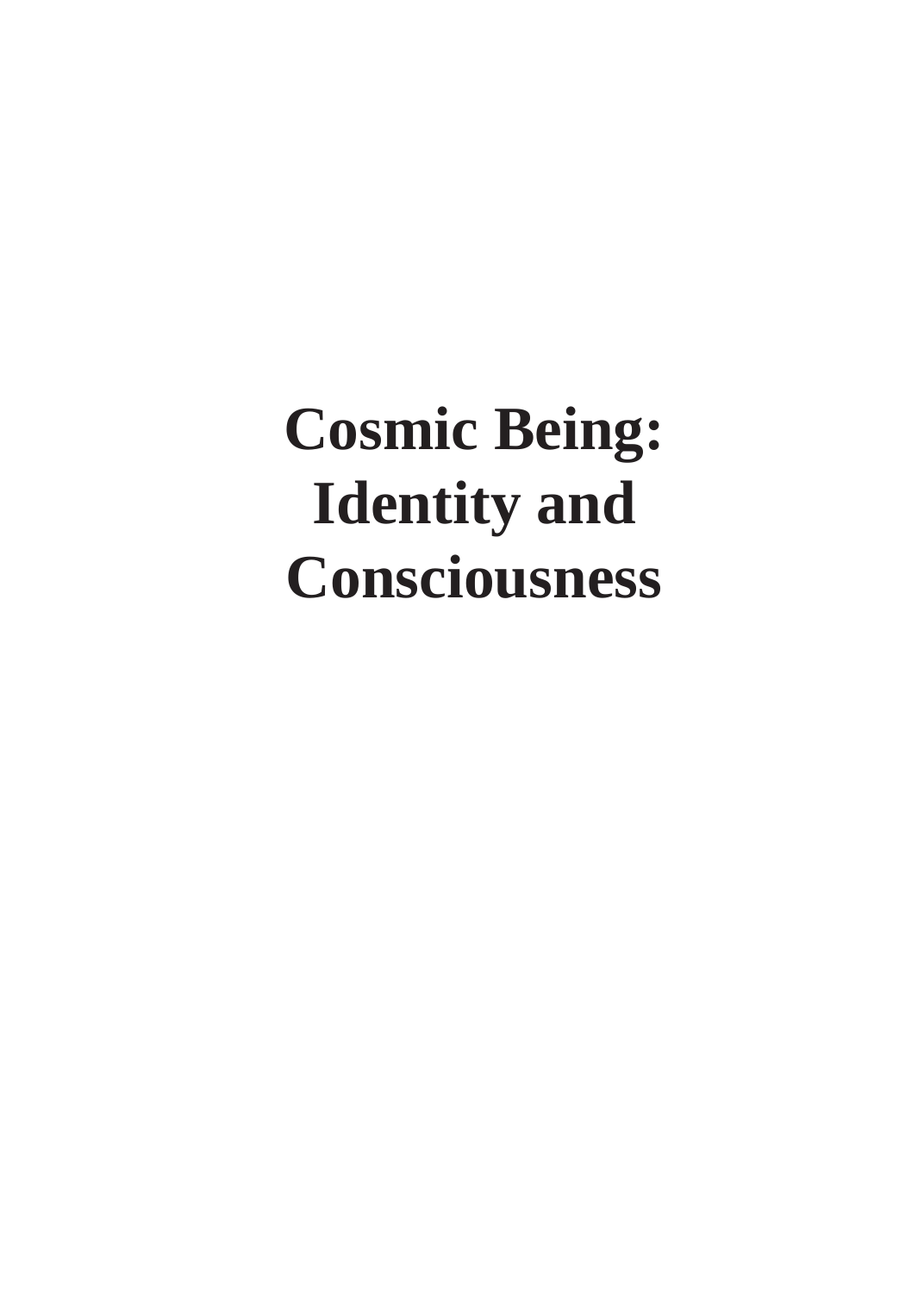# Cosmic Being: Identity and Consciousness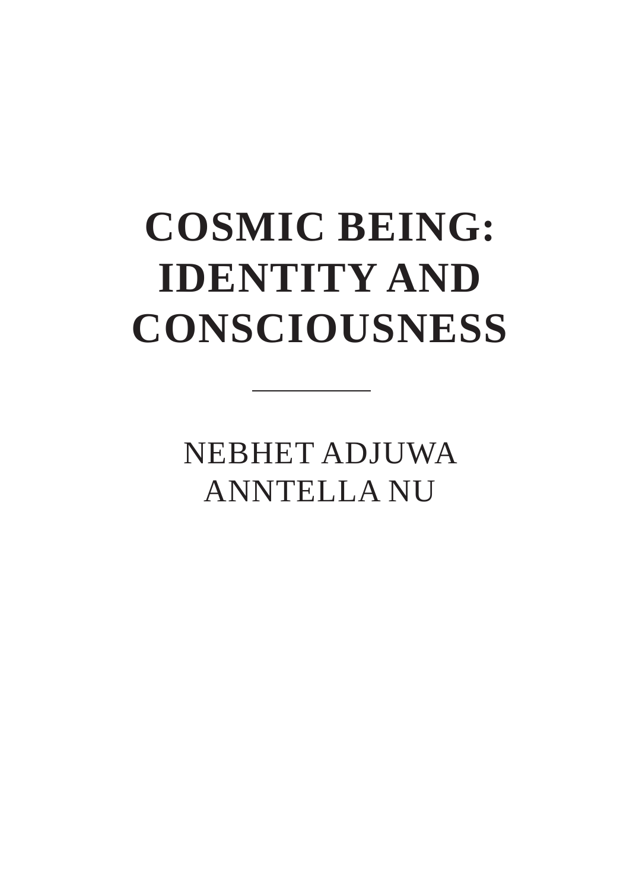# COSMIC BEING: IDENTITY AND CONSCIOUSNESS

---

NEBHET ADJUWA

ANNTELLA NU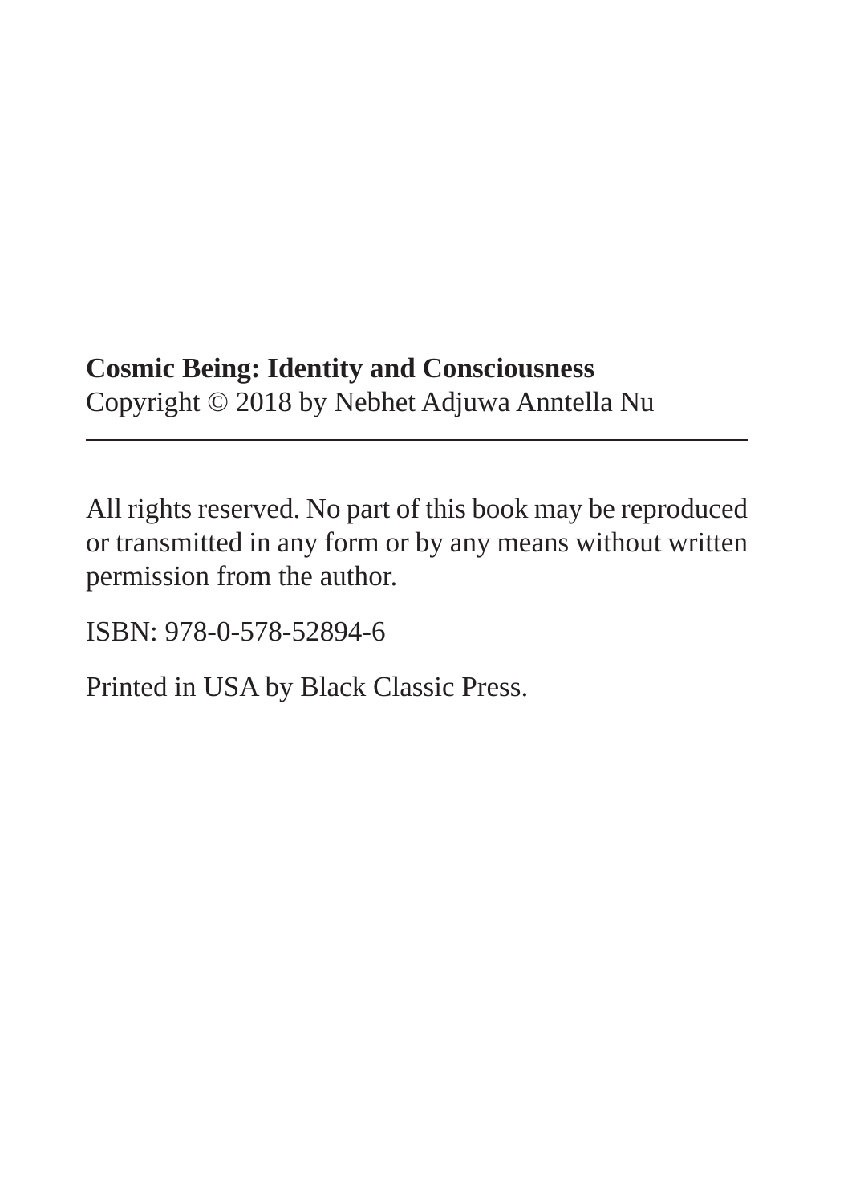**Cosmic Being: Identity and Consciousness**
Copyright © 2018 by Nebhet Adjuwa Anntella Nu

---

All rights reserved. No part of this book may be reproduced or transmitted in any form or by any means without written permission from the author.

ISBN: 978-0-578-52894-6

Printed in USA by Black Classic Press.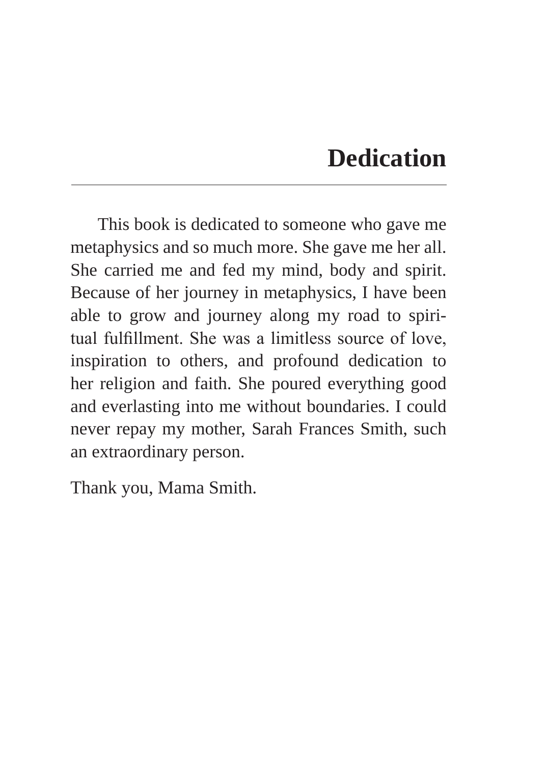# Dedication

This book is dedicated to someone who gave me metaphysics and so much more. She gave me her all. She carried me and fed my mind, body and spirit. Because of her journey in metaphysics, I have been able to grow and journey along my road to spiritual fulfillment. She was a limitless source of love, inspiration to others, and profound dedication to her religion and faith. She poured everything good and everlasting into me without boundaries. I could never repay my mother, Sarah Frances Smith, such an extraordinary person.

Thank you, Mama Smith.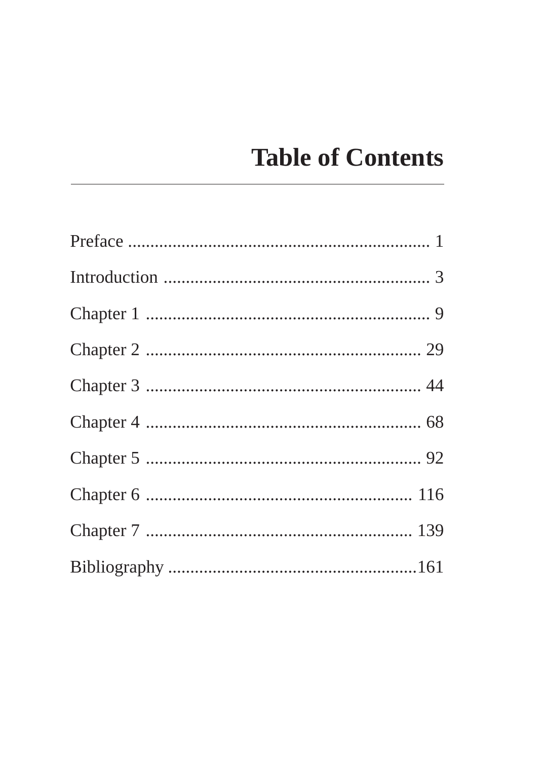# Table of Contents

Preface .................................................................... 1

Introduction ............................................................ 3

Chapter 1 ................................................................ 9

Chapter 2 .............................................................. 29

Chapter 3 .............................................................. 44

Chapter 4 .............................................................. 68

Chapter 5 .............................................................. 92

Chapter 6 ............................................................ 116

Chapter 7 ............................................................ 139

Bibliography ........................................................161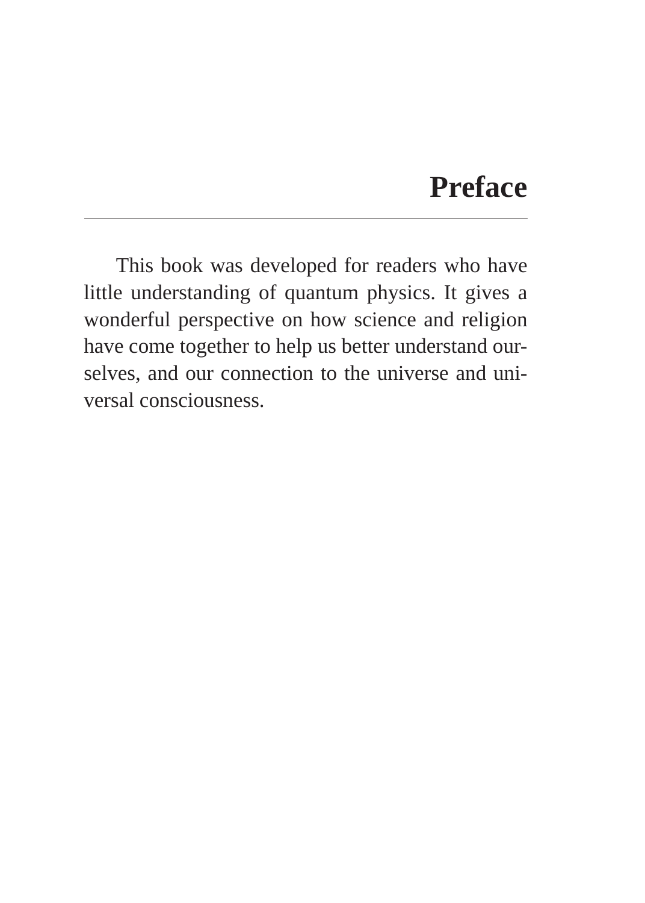# Preface

This book was developed for readers who have little understanding of quantum physics. It gives a wonderful perspective on how science and religion have come together to help us better understand ourselves, and our connection to the universe and universal consciousness.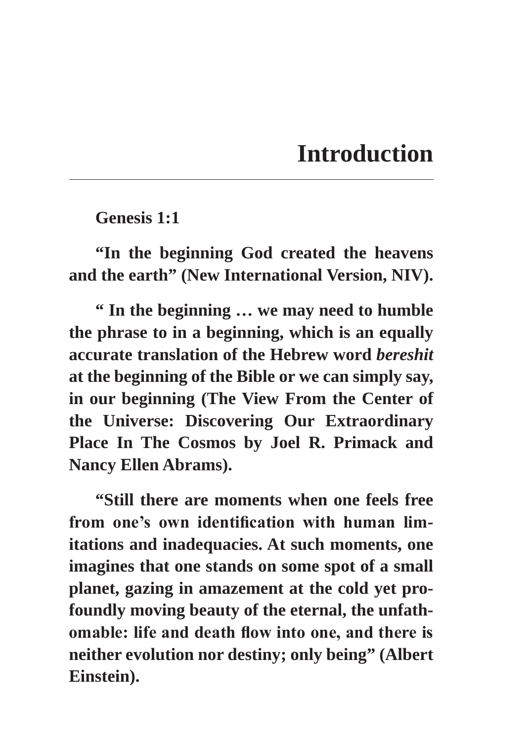# Introduction

**Genesis 1:1**

**"In the beginning God created the heavens and the earth" (New International Version, NIV).**

**" In the beginning … we may need to humble the phrase to in a beginning, which is an equally accurate translation of the Hebrew word *bereshit* at the beginning of the Bible or we can simply say, in our beginning (The View From the Center of the Universe: Discovering Our Extraordinary Place In The Cosmos by Joel R. Primack and Nancy Ellen Abrams).**

**"Still there are moments when one feels free from one's own identification with human limitations and inadequacies. At such moments, one imagines that one stands on some spot of a small planet, gazing in amazement at the cold yet profoundly moving beauty of the eternal, the unfathomable: life and death flow into one, and there is neither evolution nor destiny; only being" (Albert Einstein).**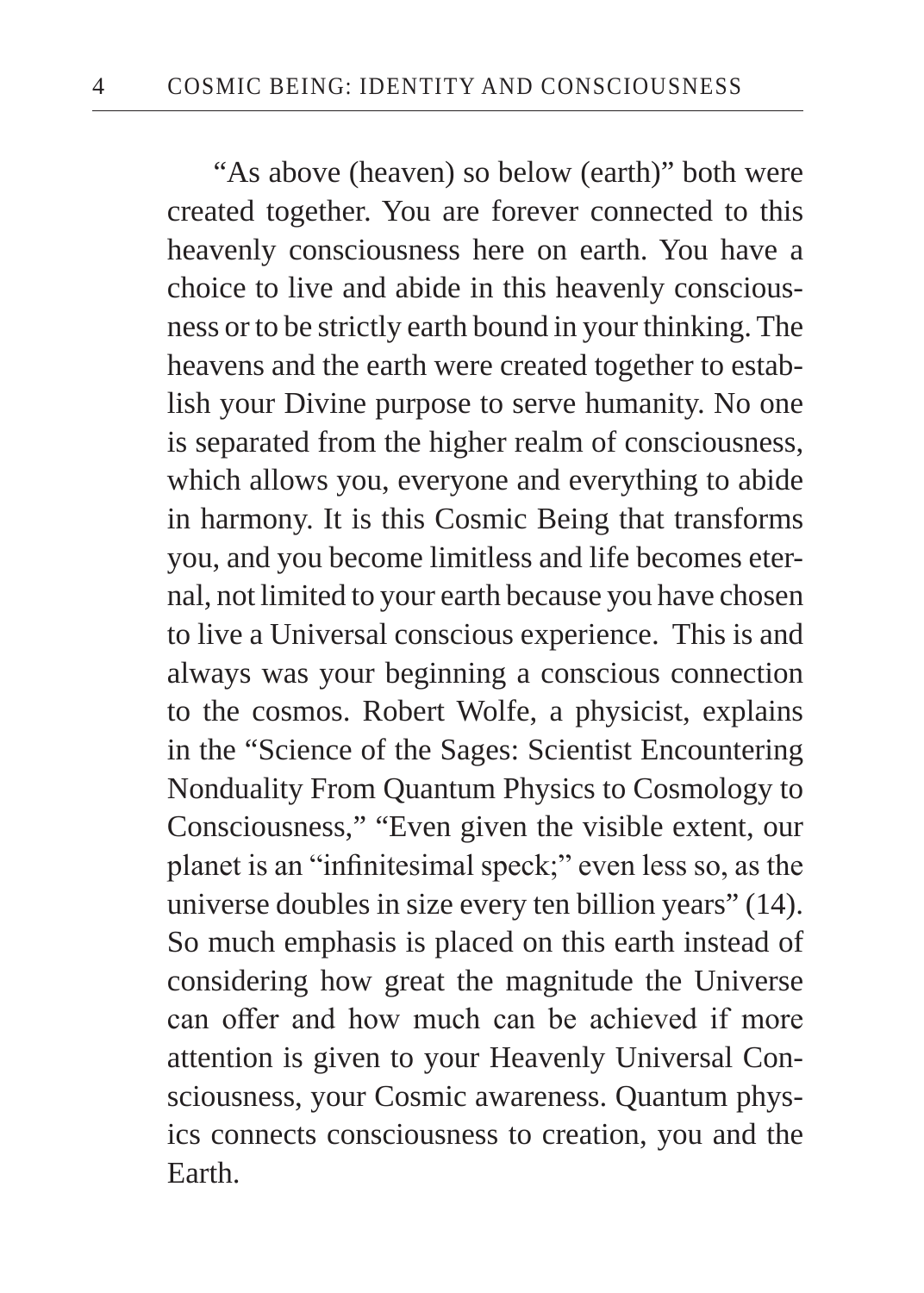"As above (heaven) so below (earth)" both were created together. You are forever connected to this heavenly consciousness here on earth. You have a choice to live and abide in this heavenly consciousness or to be strictly earth bound in your thinking. The heavens and the earth were created together to establish your Divine purpose to serve humanity. No one is separated from the higher realm of consciousness, which allows you, everyone and everything to abide in harmony. It is this Cosmic Being that transforms you, and you become limitless and life becomes eternal, not limited to your earth because you have chosen to live a Universal conscious experience. This is and always was your beginning a conscious connection to the cosmos. Robert Wolfe, a physicist, explains in the "Science of the Sages: Scientist Encountering Nonduality From Quantum Physics to Cosmology to Consciousness," "Even given the visible extent, our planet is an "infinitesimal speck;" even less so, as the universe doubles in size every ten billion years" (14). So much emphasis is placed on this earth instead of considering how great the magnitude the Universe can offer and how much can be achieved if more attention is given to your Heavenly Universal Consciousness, your Cosmic awareness. Quantum physics connects consciousness to creation, you and the Earth.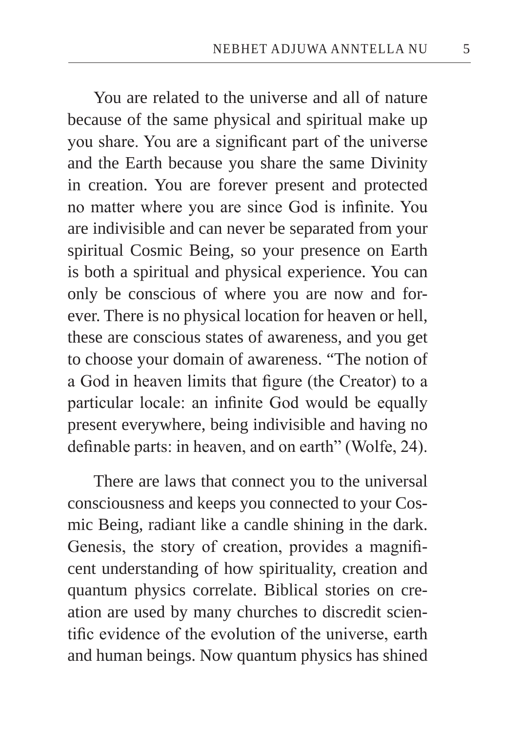You are related to the universe and all of nature because of the same physical and spiritual make up you share. You are a significant part of the universe and the Earth because you share the same Divinity in creation. You are forever present and protected no matter where you are since God is infinite. You are indivisible and can never be separated from your spiritual Cosmic Being, so your presence on Earth is both a spiritual and physical experience. You can only be conscious of where you are now and forever. There is no physical location for heaven or hell, these are conscious states of awareness, and you get to choose your domain of awareness. "The notion of a God in heaven limits that figure (the Creator) to a particular locale: an infinite God would be equally present everywhere, being indivisible and having no definable parts: in heaven, and on earth" (Wolfe, 24).

There are laws that connect you to the universal consciousness and keeps you connected to your Cosmic Being, radiant like a candle shining in the dark. Genesis, the story of creation, provides a magnificent understanding of how spirituality, creation and quantum physics correlate. Biblical stories on creation are used by many churches to discredit scientific evidence of the evolution of the universe, earth and human beings. Now quantum physics has shined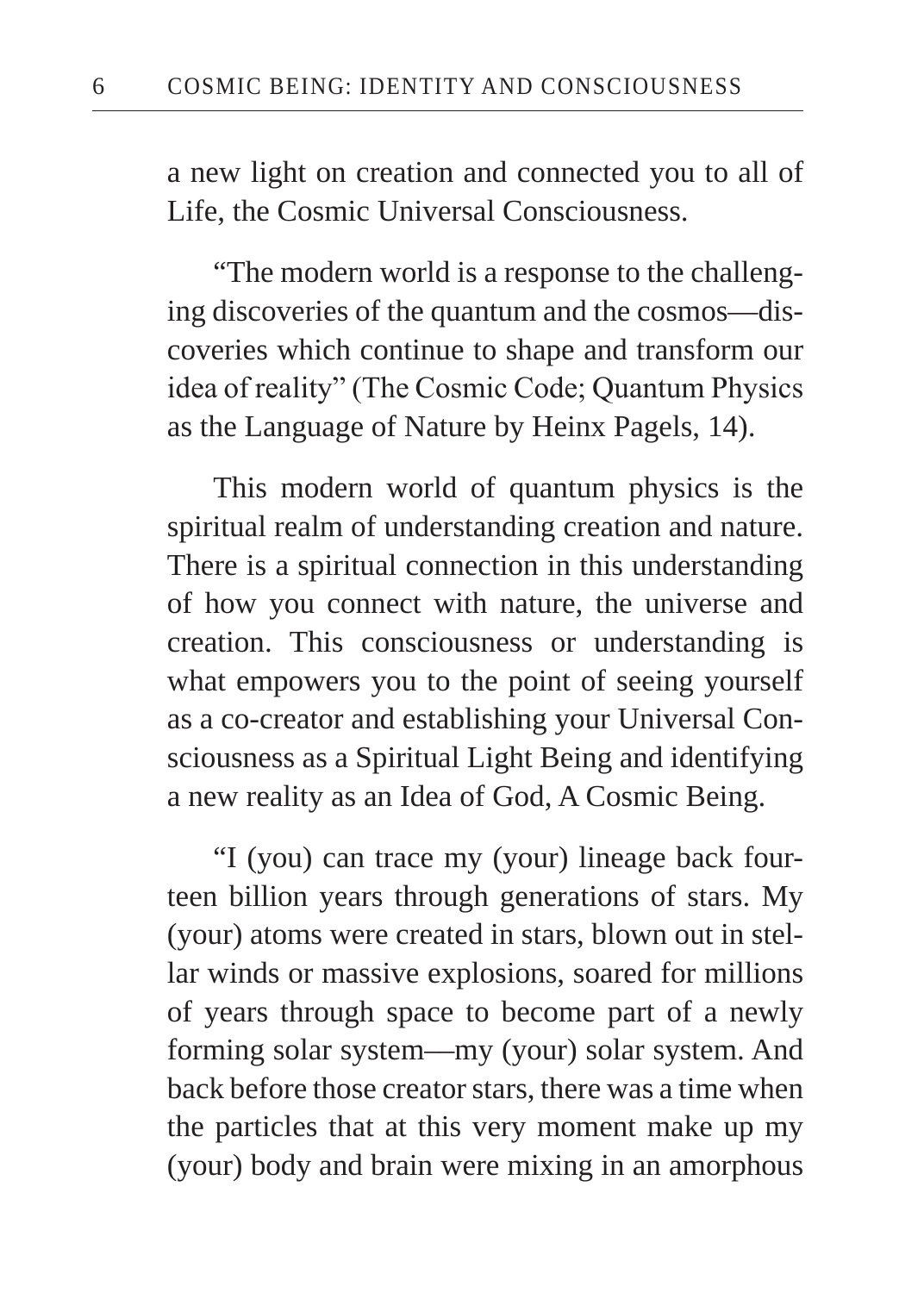a new light on creation and connected you to all of Life, the Cosmic Universal Consciousness.

"The modern world is a response to the challenging discoveries of the quantum and the cosmos—discoveries which continue to shape and transform our idea of reality" (The Cosmic Code; Quantum Physics as the Language of Nature by Heinx Pagels, 14).

This modern world of quantum physics is the spiritual realm of understanding creation and nature. There is a spiritual connection in this understanding of how you connect with nature, the universe and creation. This consciousness or understanding is what empowers you to the point of seeing yourself as a co-creator and establishing your Universal Consciousness as a Spiritual Light Being and identifying a new reality as an Idea of God, A Cosmic Being.

"I (you) can trace my (your) lineage back fourteen billion years through generations of stars. My (your) atoms were created in stars, blown out in stellar winds or massive explosions, soared for millions of years through space to become part of a newly forming solar system—my (your) solar system. And back before those creator stars, there was a time when the particles that at this very moment make up my (your) body and brain were mixing in an amorphous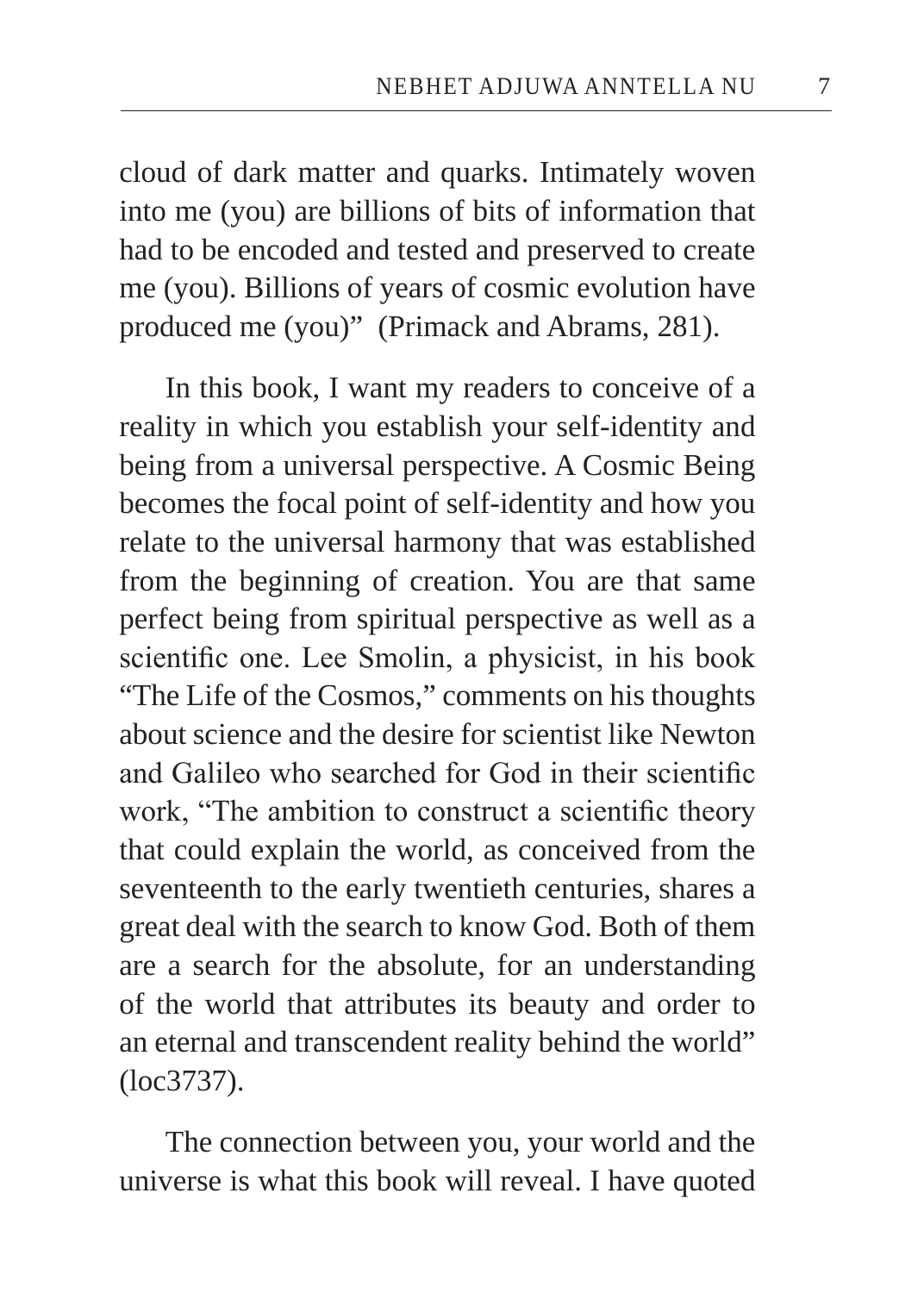cloud of dark matter and quarks. Intimately woven into me (you) are billions of bits of information that had to be encoded and tested and preserved to create me (you). Billions of years of cosmic evolution have produced me (you)"  (Primack and Abrams, 281).

In this book, I want my readers to conceive of a reality in which you establish your self-identity and being from a universal perspective. A Cosmic Being becomes the focal point of self-identity and how you relate to the universal harmony that was established from the beginning of creation. You are that same perfect being from spiritual perspective as well as a scientific one. Lee Smolin, a physicist, in his book "The Life of the Cosmos," comments on his thoughts about science and the desire for scientist like Newton and Galileo who searched for God in their scientific work, "The ambition to construct a scientific theory that could explain the world, as conceived from the seventeenth to the early twentieth centuries, shares a great deal with the search to know God. Both of them are a search for the absolute, for an understanding of the world that attributes its beauty and order to an eternal and transcendent reality behind the world" (loc3737).

The connection between you, your world and the universe is what this book will reveal. I have quoted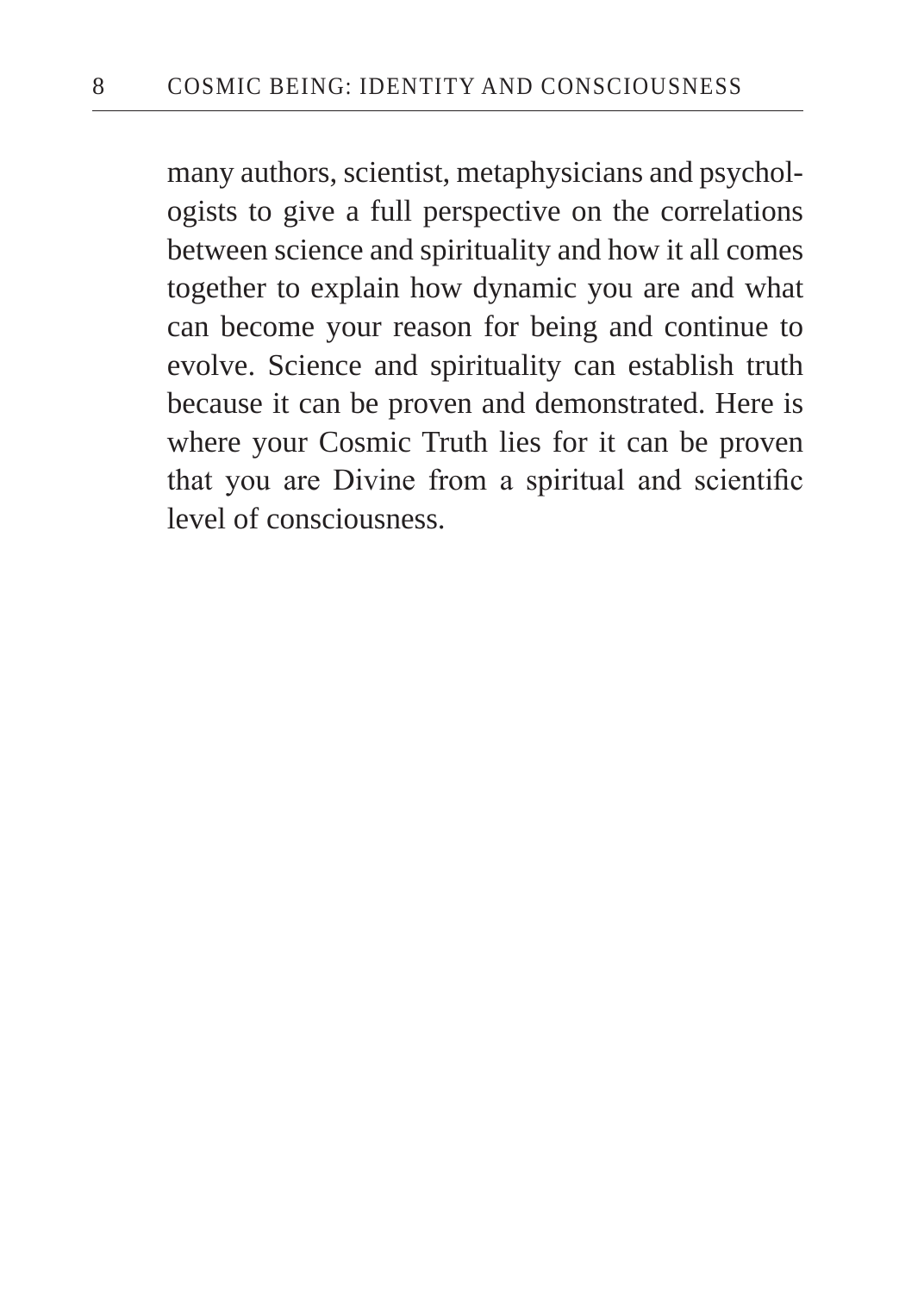many authors, scientist, metaphysicians and psychologists to give a full perspective on the correlations between science and spirituality and how it all comes together to explain how dynamic you are and what can become your reason for being and continue to evolve. Science and spirituality can establish truth because it can be proven and demonstrated. Here is where your Cosmic Truth lies for it can be proven that you are Divine from a spiritual and scientific level of consciousness.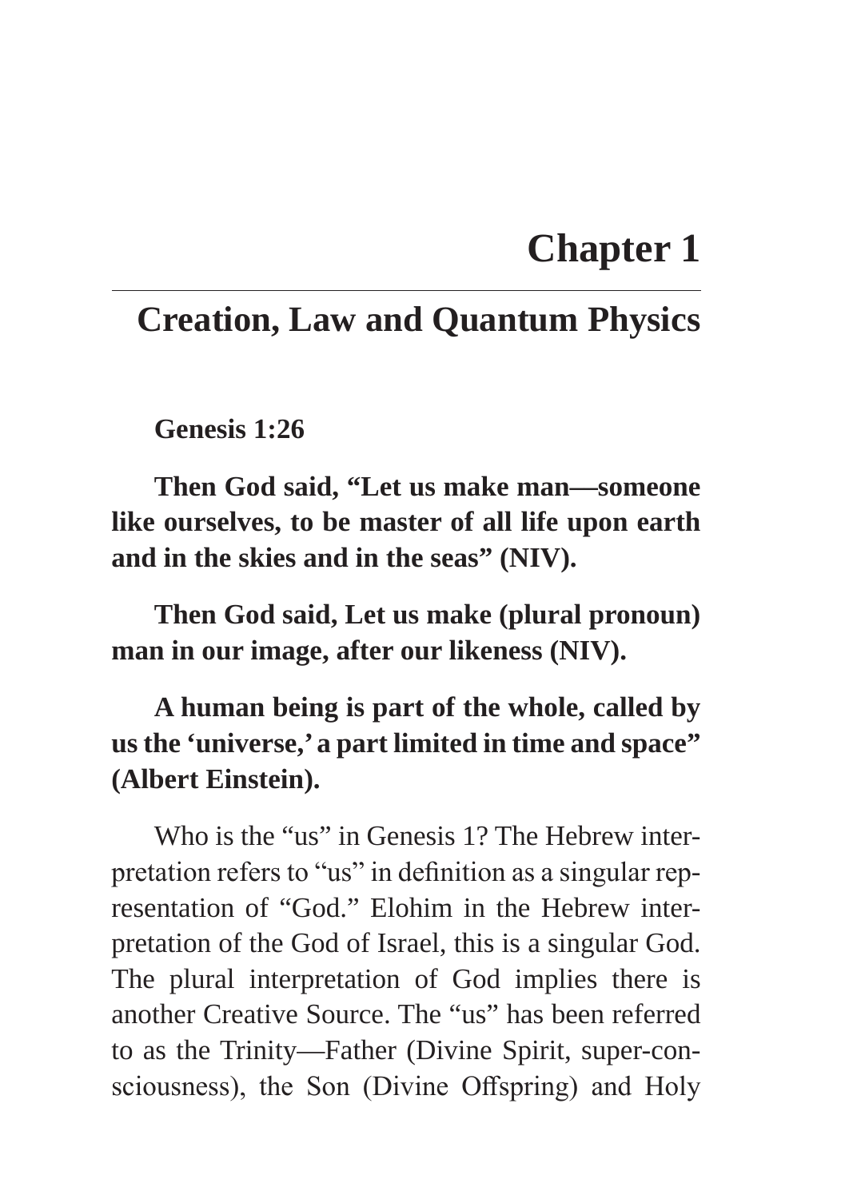# Chapter 1

## Creation, Law and Quantum Physics

**Genesis 1:26**

**Then God said, "Let us make man—someone like ourselves, to be master of all life upon earth and in the skies and in the seas" (NIV).**

**Then God said, Let us make (plural pronoun) man in our image, after our likeness (NIV).**

**A human being is part of the whole, called by us the 'universe,' a part limited in time and space" (Albert Einstein).**

Who is the "us" in Genesis 1? The Hebrew interpretation refers to "us" in definition as a singular representation of "God." Elohim in the Hebrew interpretation of the God of Israel, this is a singular God. The plural interpretation of God implies there is another Creative Source. The "us" has been referred to as the Trinity—Father (Divine Spirit, super-consciousness), the Son (Divine Offspring) and Holy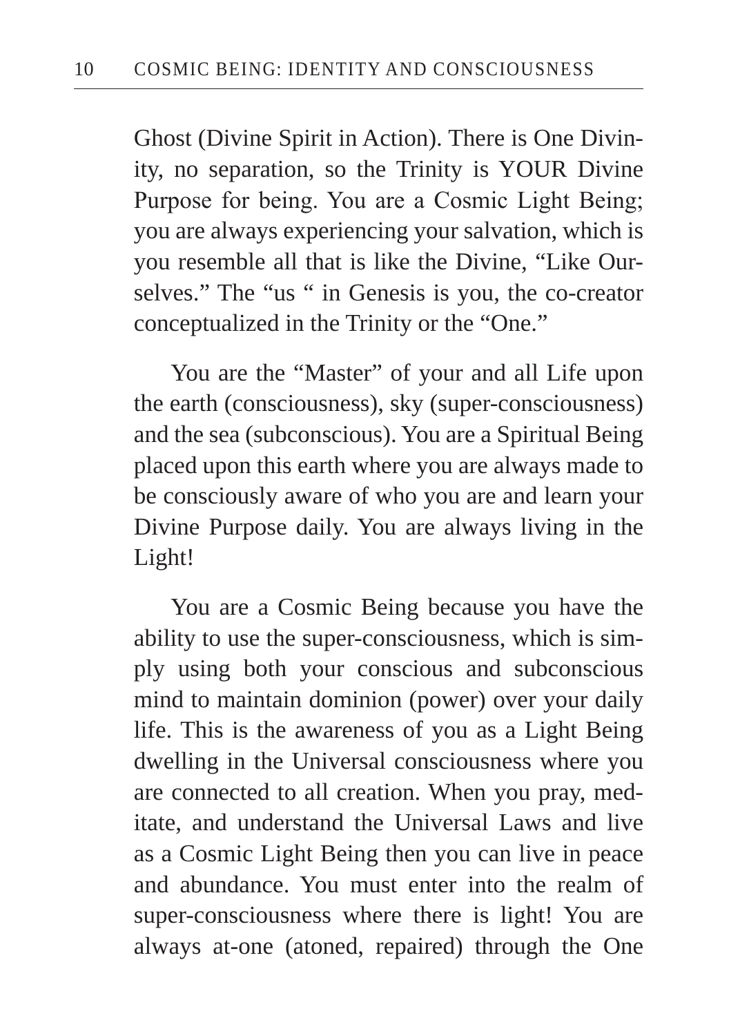Ghost (Divine Spirit in Action). There is One Divinity, no separation, so the Trinity is YOUR Divine Purpose for being. You are a Cosmic Light Being; you are always experiencing your salvation, which is you resemble all that is like the Divine, "Like Ourselves." The "us " in Genesis is you, the co-creator conceptualized in the Trinity or the "One."

You are the "Master" of your and all Life upon the earth (consciousness), sky (super-consciousness) and the sea (subconscious). You are a Spiritual Being placed upon this earth where you are always made to be consciously aware of who you are and learn your Divine Purpose daily. You are always living in the Light!

You are a Cosmic Being because you have the ability to use the super-consciousness, which is simply using both your conscious and subconscious mind to maintain dominion (power) over your daily life. This is the awareness of you as a Light Being dwelling in the Universal consciousness where you are connected to all creation. When you pray, meditate, and understand the Universal Laws and live as a Cosmic Light Being then you can live in peace and abundance. You must enter into the realm of super-consciousness where there is light! You are always at-one (atoned, repaired) through the One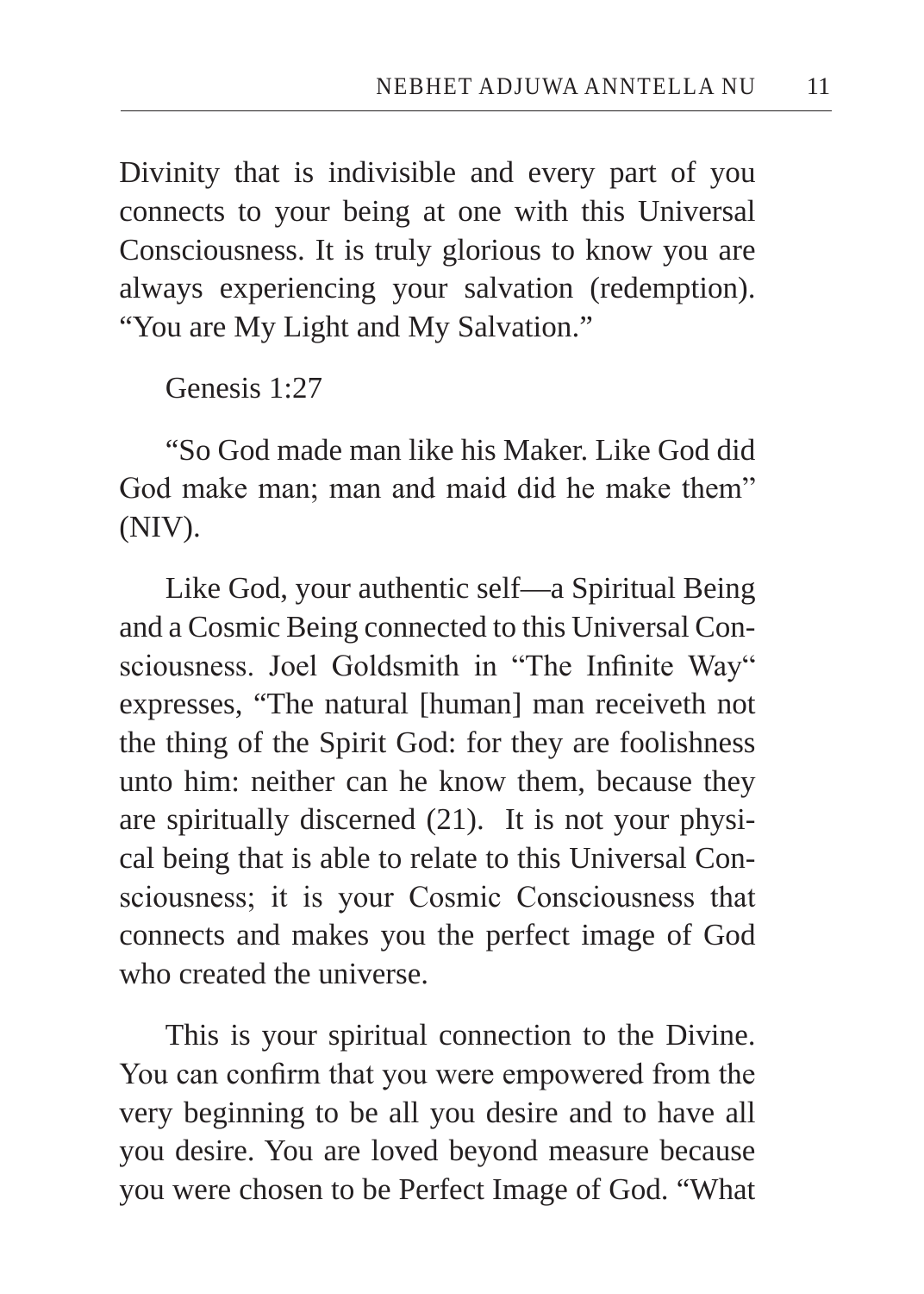Divinity that is indivisible and every part of you connects to your being at one with this Universal Consciousness. It is truly glorious to know you are always experiencing your salvation (redemption). "You are My Light and My Salvation."

Genesis 1:27

"So God made man like his Maker. Like God did God make man; man and maid did he make them" (NIV).

Like God, your authentic self—a Spiritual Being and a Cosmic Being connected to this Universal Consciousness. Joel Goldsmith in "The Infinite Way" expresses, "The natural [human] man receiveth not the thing of the Spirit God: for they are foolishness unto him: neither can he know them, because they are spiritually discerned (21). It is not your physical being that is able to relate to this Universal Consciousness; it is your Cosmic Consciousness that connects and makes you the perfect image of God who created the universe.

This is your spiritual connection to the Divine. You can confirm that you were empowered from the very beginning to be all you desire and to have all you desire. You are loved beyond measure because you were chosen to be Perfect Image of God. "What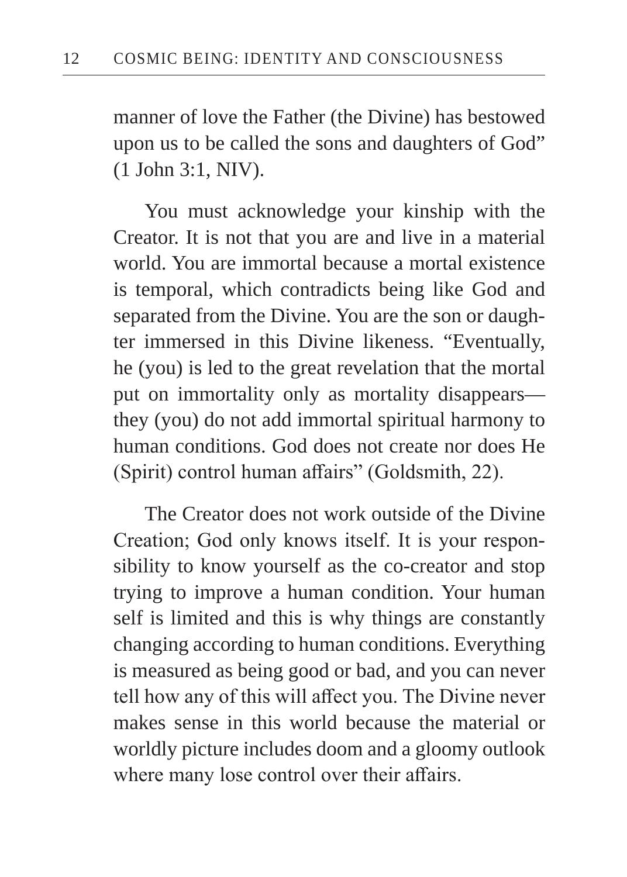manner of love the Father (the Divine) has bestowed upon us to be called the sons and daughters of God" (1 John 3:1, NIV).

You must acknowledge your kinship with the Creator. It is not that you are and live in a material world. You are immortal because a mortal existence is temporal, which contradicts being like God and separated from the Divine. You are the son or daughter immersed in this Divine likeness. "Eventually, he (you) is led to the great revelation that the mortal put on immortality only as mortality disappears—they (you) do not add immortal spiritual harmony to human conditions. God does not create nor does He (Spirit) control human affairs" (Goldsmith, 22).

The Creator does not work outside of the Divine Creation; God only knows itself. It is your responsibility to know yourself as the co-creator and stop trying to improve a human condition. Your human self is limited and this is why things are constantly changing according to human conditions. Everything is measured as being good or bad, and you can never tell how any of this will affect you. The Divine never makes sense in this world because the material or worldly picture includes doom and a gloomy outlook where many lose control over their affairs.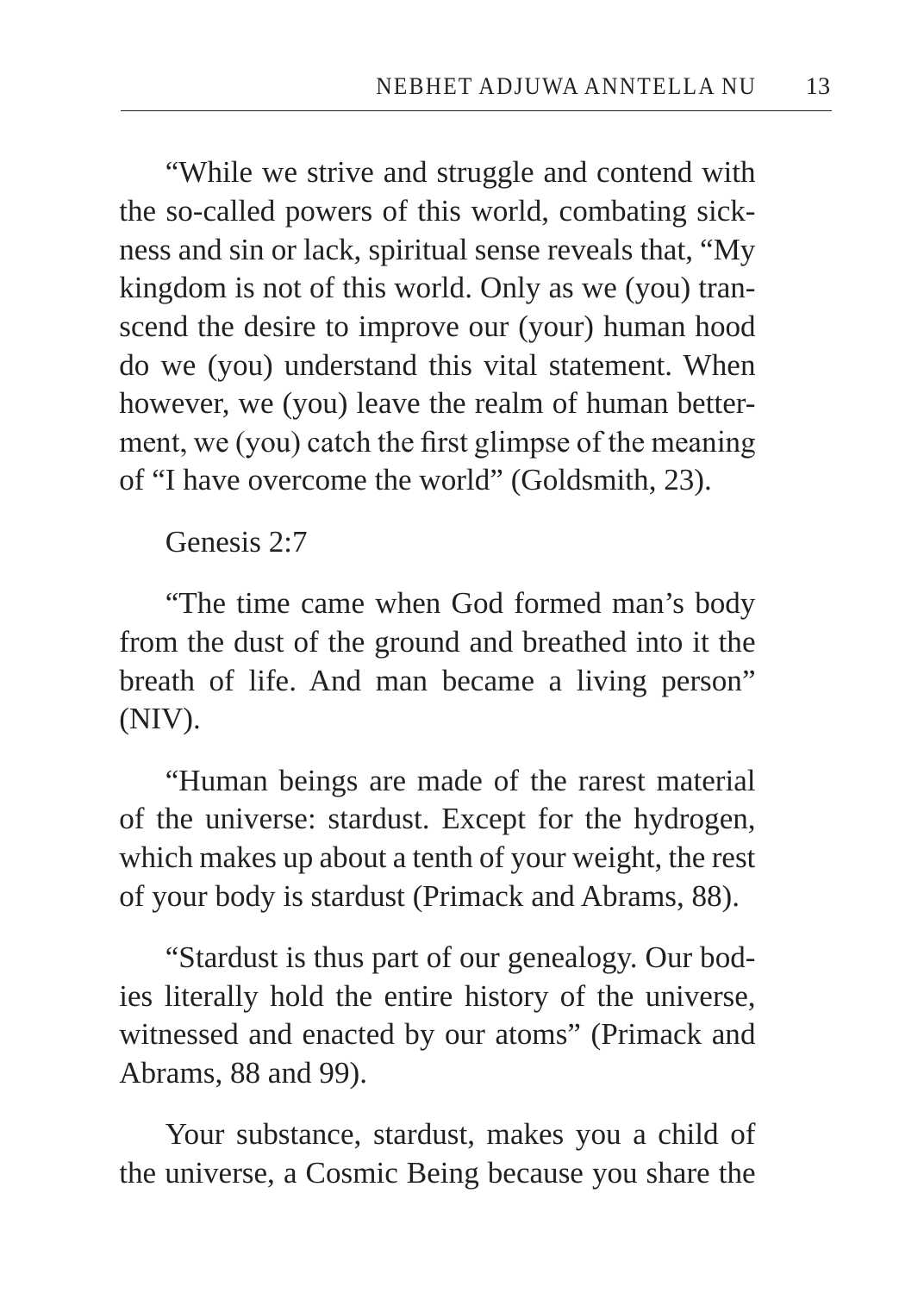"While we strive and struggle and contend with the so-called powers of this world, combating sickness and sin or lack, spiritual sense reveals that, "My kingdom is not of this world. Only as we (you) transcend the desire to improve our (your) human hood do we (you) understand this vital statement. When however, we (you) leave the realm of human betterment, we (you) catch the first glimpse of the meaning of "I have overcome the world" (Goldsmith, 23).

Genesis 2:7

"The time came when God formed man's body from the dust of the ground and breathed into it the breath of life. And man became a living person" (NIV).

"Human beings are made of the rarest material of the universe: stardust. Except for the hydrogen, which makes up about a tenth of your weight, the rest of your body is stardust (Primack and Abrams, 88).

"Stardust is thus part of our genealogy. Our bodies literally hold the entire history of the universe, witnessed and enacted by our atoms" (Primack and Abrams, 88 and 99).

Your substance, stardust, makes you a child of the universe, a Cosmic Being because you share the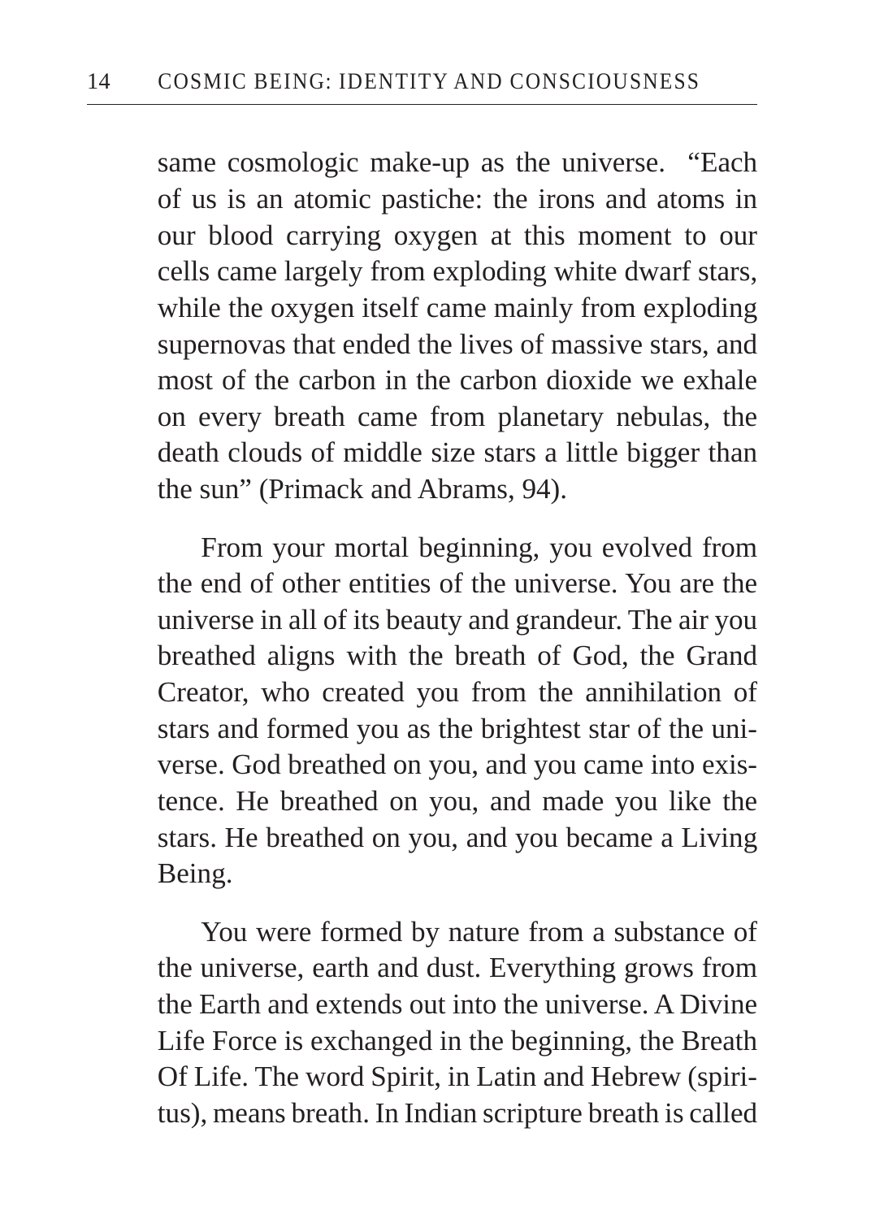same cosmologic make-up as the universe. "Each of us is an atomic pastiche: the irons and atoms in our blood carrying oxygen at this moment to our cells came largely from exploding white dwarf stars, while the oxygen itself came mainly from exploding supernovas that ended the lives of massive stars, and most of the carbon in the carbon dioxide we exhale on every breath came from planetary nebulas, the death clouds of middle size stars a little bigger than the sun" (Primack and Abrams, 94).

From your mortal beginning, you evolved from the end of other entities of the universe. You are the universe in all of its beauty and grandeur. The air you breathed aligns with the breath of God, the Grand Creator, who created you from the annihilation of stars and formed you as the brightest star of the universe. God breathed on you, and you came into existence. He breathed on you, and made you like the stars. He breathed on you, and you became a Living Being.

You were formed by nature from a substance of the universe, earth and dust. Everything grows from the Earth and extends out into the universe. A Divine Life Force is exchanged in the beginning, the Breath Of Life. The word Spirit, in Latin and Hebrew (spiritus), means breath. In Indian scripture breath is called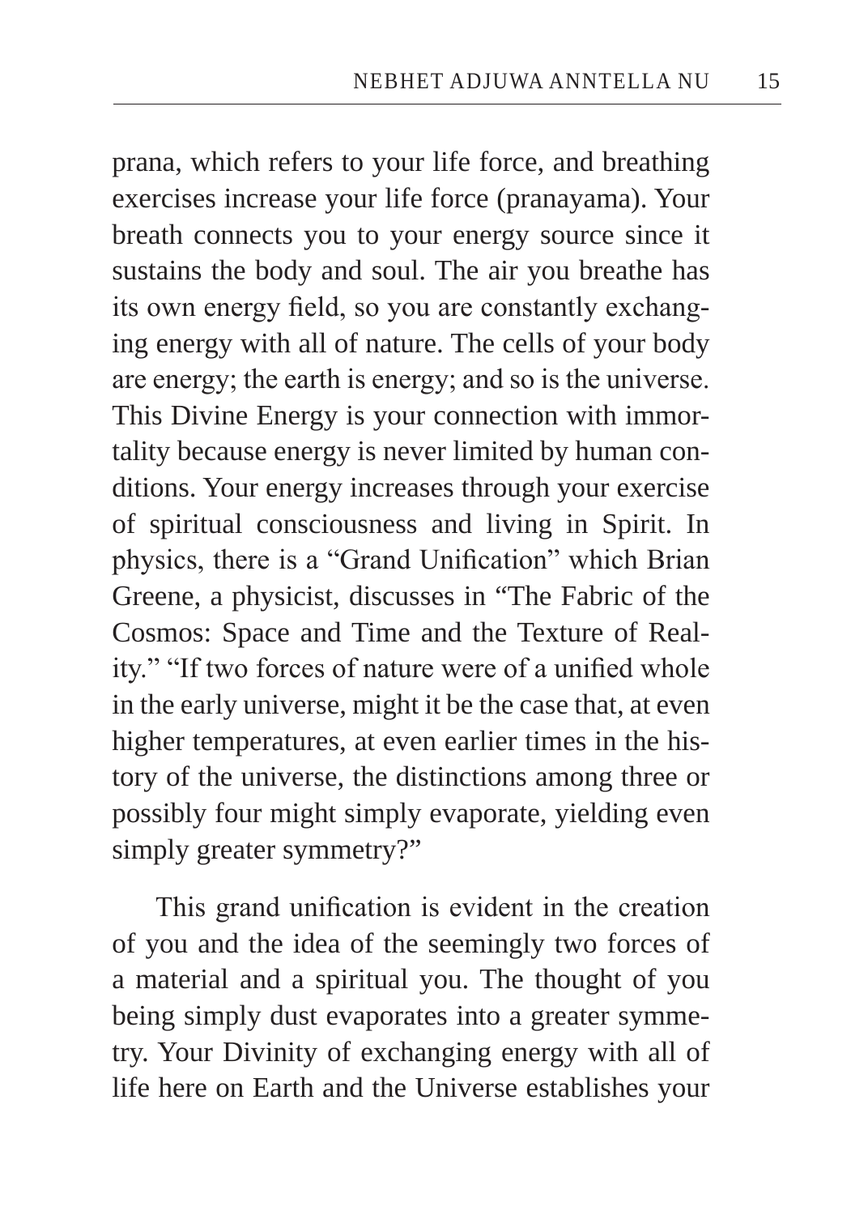prana, which refers to your life force, and breathing exercises increase your life force (pranayama). Your breath connects you to your energy source since it sustains the body and soul. The air you breathe has its own energy field, so you are constantly exchanging energy with all of nature. The cells of your body are energy; the earth is energy; and so is the universe. This Divine Energy is your connection with immortality because energy is never limited by human conditions. Your energy increases through your exercise of spiritual consciousness and living in Spirit. In physics, there is a "Grand Unification" which Brian Greene, a physicist, discusses in "The Fabric of the Cosmos: Space and Time and the Texture of Reality." "If two forces of nature were of a unified whole in the early universe, might it be the case that, at even higher temperatures, at even earlier times in the history of the universe, the distinctions among three or possibly four might simply evaporate, yielding even simply greater symmetry?"

This grand unification is evident in the creation of you and the idea of the seemingly two forces of a material and a spiritual you. The thought of you being simply dust evaporates into a greater symmetry. Your Divinity of exchanging energy with all of life here on Earth and the Universe establishes your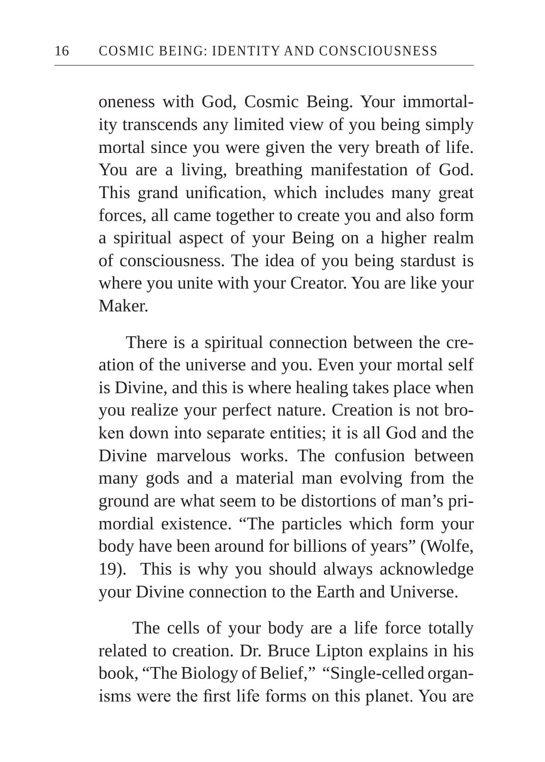oneness with God, Cosmic Being. Your immortality transcends any limited view of you being simply mortal since you were given the very breath of life. You are a living, breathing manifestation of God. This grand unification, which includes many great forces, all came together to create you and also form a spiritual aspect of your Being on a higher realm of consciousness. The idea of you being stardust is where you unite with your Creator. You are like your Maker.

There is a spiritual connection between the creation of the universe and you. Even your mortal self is Divine, and this is where healing takes place when you realize your perfect nature. Creation is not broken down into separate entities; it is all God and the Divine marvelous works. The confusion between many gods and a material man evolving from the ground are what seem to be distortions of man's primordial existence. "The particles which form your body have been around for billions of years" (Wolfe, 19). This is why you should always acknowledge your Divine connection to the Earth and Universe.

The cells of your body are a life force totally related to creation. Dr. Bruce Lipton explains in his book, "The Biology of Belief," "Single-celled organisms were the first life forms on this planet. You are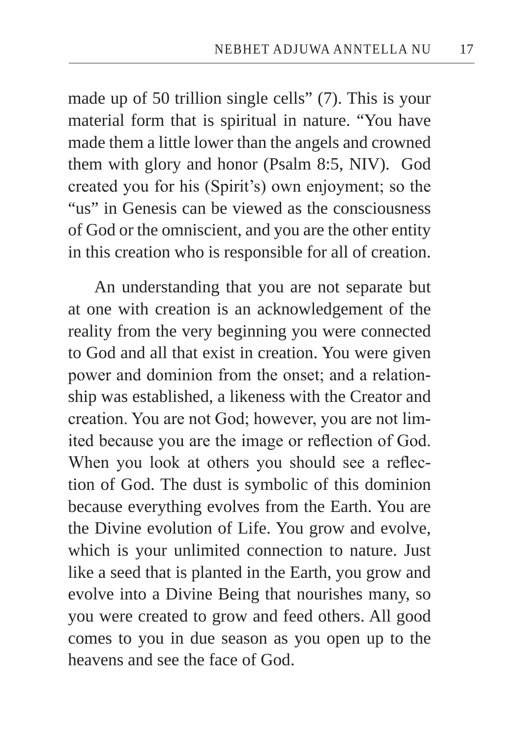made up of 50 trillion single cells" (7). This is your material form that is spiritual in nature. "You have made them a little lower than the angels and crowned them with glory and honor (Psalm 8:5, NIV). God created you for his (Spirit's) own enjoyment; so the "us" in Genesis can be viewed as the consciousness of God or the omniscient, and you are the other entity in this creation who is responsible for all of creation.

An understanding that you are not separate but at one with creation is an acknowledgement of the reality from the very beginning you were connected to God and all that exist in creation. You were given power and dominion from the onset; and a relationship was established, a likeness with the Creator and creation. You are not God; however, you are not limited because you are the image or reflection of God. When you look at others you should see a reflection of God. The dust is symbolic of this dominion because everything evolves from the Earth. You are the Divine evolution of Life. You grow and evolve, which is your unlimited connection to nature. Just like a seed that is planted in the Earth, you grow and evolve into a Divine Being that nourishes many, so you were created to grow and feed others. All good comes to you in due season as you open up to the heavens and see the face of God.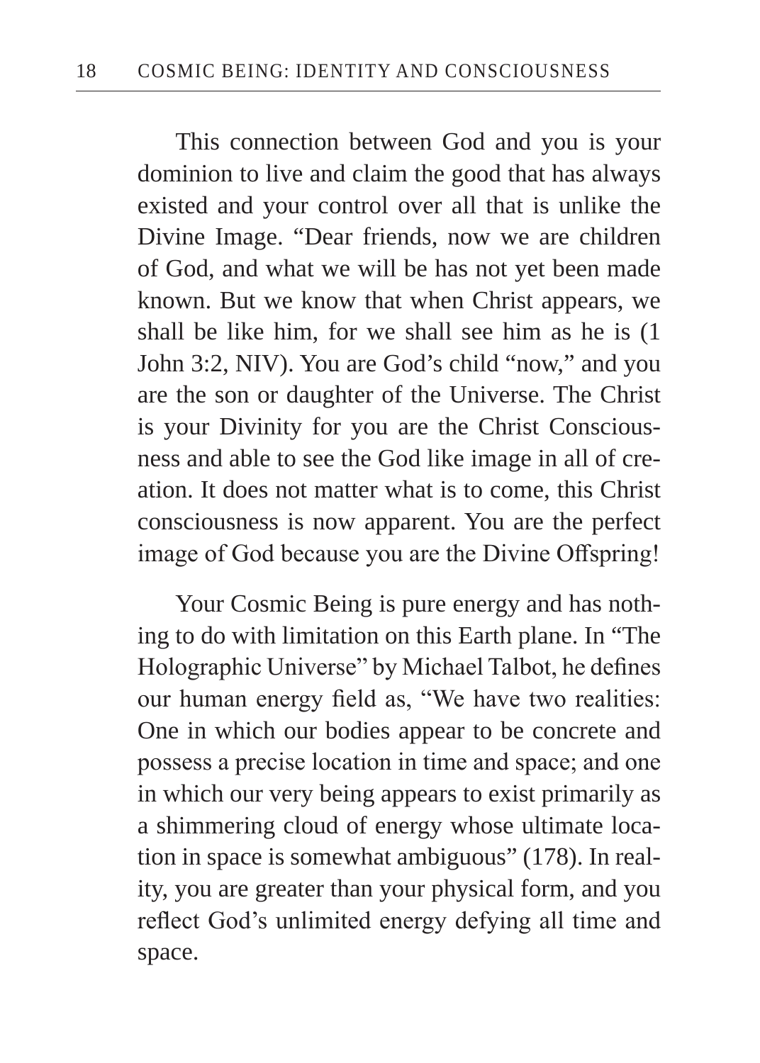This connection between God and you is your dominion to live and claim the good that has always existed and your control over all that is unlike the Divine Image. "Dear friends, now we are children of God, and what we will be has not yet been made known. But we know that when Christ appears, we shall be like him, for we shall see him as he is (1 John 3:2, NIV). You are God's child "now," and you are the son or daughter of the Universe. The Christ is your Divinity for you are the Christ Consciousness and able to see the God like image in all of creation. It does not matter what is to come, this Christ consciousness is now apparent. You are the perfect image of God because you are the Divine Offspring!

Your Cosmic Being is pure energy and has nothing to do with limitation on this Earth plane. In "The Holographic Universe" by Michael Talbot, he defines our human energy field as, "We have two realities: One in which our bodies appear to be concrete and possess a precise location in time and space; and one in which our very being appears to exist primarily as a shimmering cloud of energy whose ultimate location in space is somewhat ambiguous" (178). In reality, you are greater than your physical form, and you reflect God's unlimited energy defying all time and space.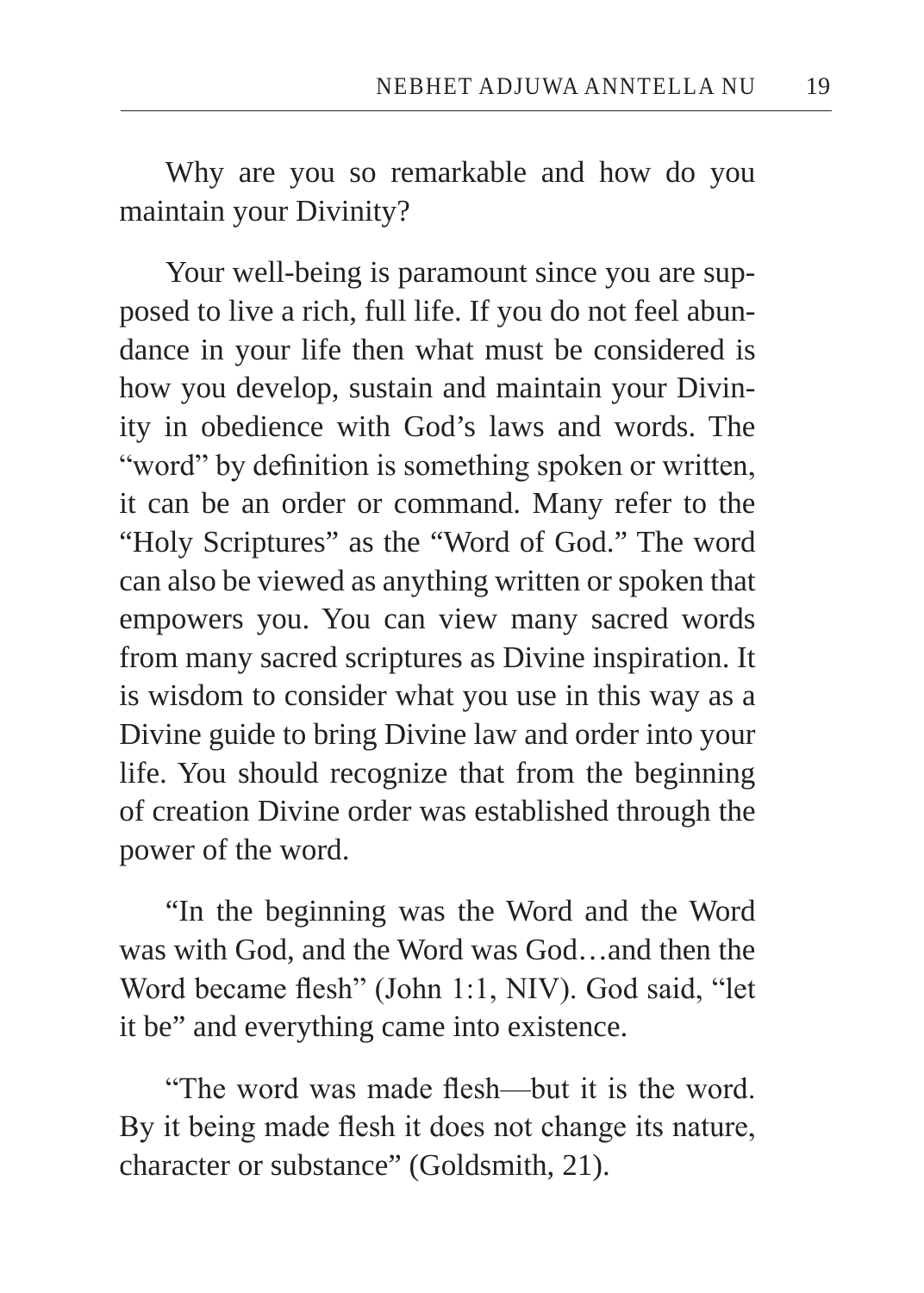Why are you so remarkable and how do you maintain your Divinity?

Your well-being is paramount since you are supposed to live a rich, full life. If you do not feel abundance in your life then what must be considered is how you develop, sustain and maintain your Divinity in obedience with God's laws and words. The "word" by definition is something spoken or written, it can be an order or command. Many refer to the "Holy Scriptures" as the "Word of God." The word can also be viewed as anything written or spoken that empowers you. You can view many sacred words from many sacred scriptures as Divine inspiration. It is wisdom to consider what you use in this way as a Divine guide to bring Divine law and order into your life. You should recognize that from the beginning of creation Divine order was established through the power of the word.

"In the beginning was the Word and the Word was with God, and the Word was God…and then the Word became flesh" (John 1:1, NIV). God said, "let it be" and everything came into existence.

"The word was made flesh—but it is the word. By it being made flesh it does not change its nature, character or substance" (Goldsmith, 21).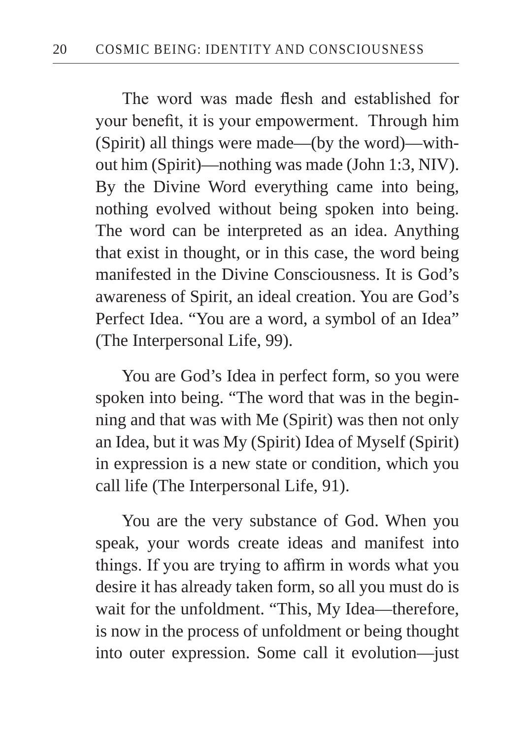The word was made flesh and established for your benefit, it is your empowerment. Through him (Spirit) all things were made—(by the word)—without him (Spirit)—nothing was made (John 1:3, NIV). By the Divine Word everything came into being, nothing evolved without being spoken into being. The word can be interpreted as an idea. Anything that exist in thought, or in this case, the word being manifested in the Divine Consciousness. It is God's awareness of Spirit, an ideal creation. You are God's Perfect Idea. "You are a word, a symbol of an Idea" (The Interpersonal Life, 99).

You are God's Idea in perfect form, so you were spoken into being. "The word that was in the beginning and that was with Me (Spirit) was then not only an Idea, but it was My (Spirit) Idea of Myself (Spirit) in expression is a new state or condition, which you call life (The Interpersonal Life, 91).

You are the very substance of God. When you speak, your words create ideas and manifest into things. If you are trying to affirm in words what you desire it has already taken form, so all you must do is wait for the unfoldment. "This, My Idea—therefore, is now in the process of unfoldment or being thought into outer expression. Some call it evolution—just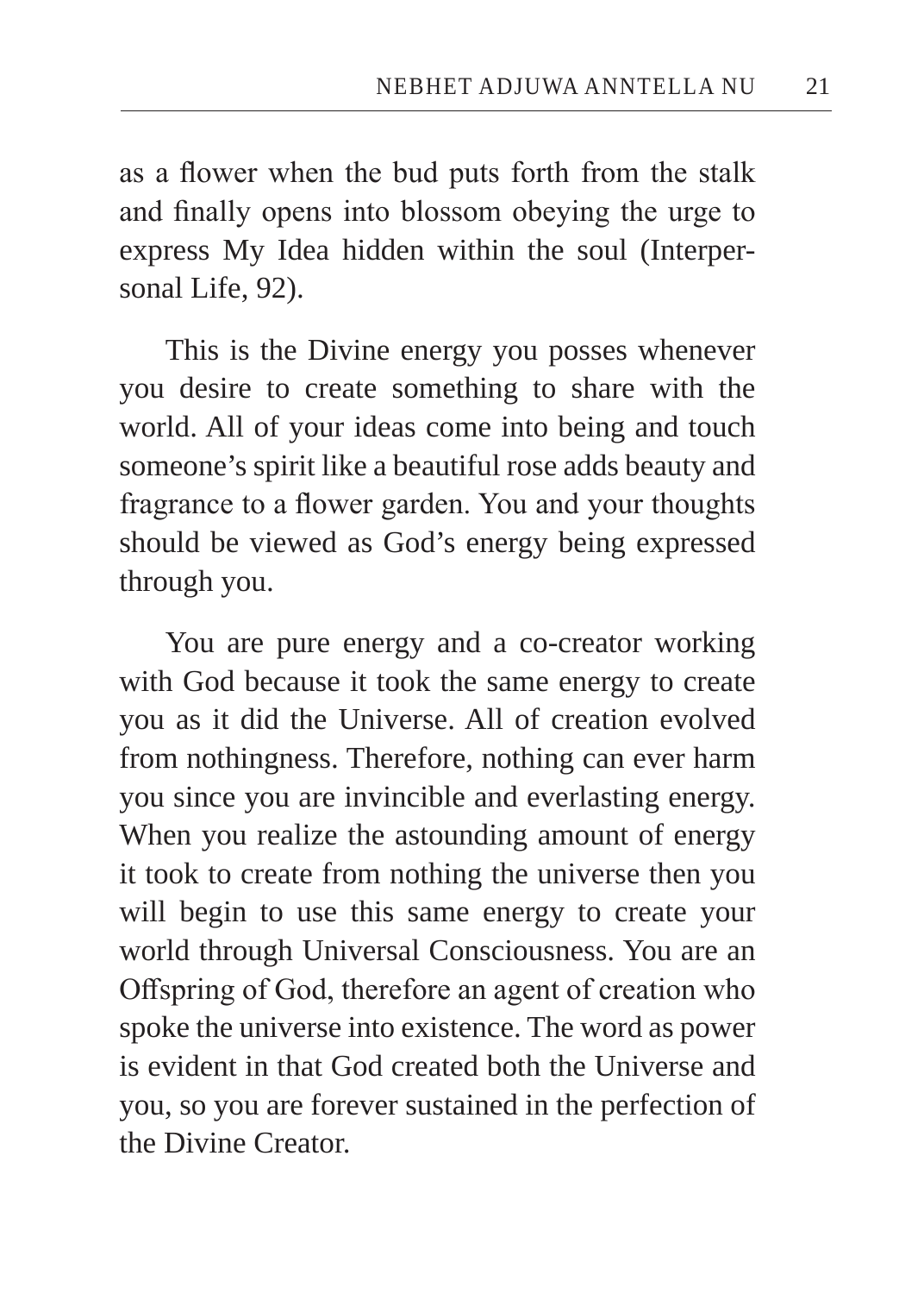as a flower when the bud puts forth from the stalk and finally opens into blossom obeying the urge to express My Idea hidden within the soul (Interpersonal Life, 92).

This is the Divine energy you posses whenever you desire to create something to share with the world. All of your ideas come into being and touch someone's spirit like a beautiful rose adds beauty and fragrance to a flower garden. You and your thoughts should be viewed as God's energy being expressed through you.

You are pure energy and a co-creator working with God because it took the same energy to create you as it did the Universe. All of creation evolved from nothingness. Therefore, nothing can ever harm you since you are invincible and everlasting energy. When you realize the astounding amount of energy it took to create from nothing the universe then you will begin to use this same energy to create your world through Universal Consciousness. You are an Offspring of God, therefore an agent of creation who spoke the universe into existence. The word as power is evident in that God created both the Universe and you, so you are forever sustained in the perfection of the Divine Creator.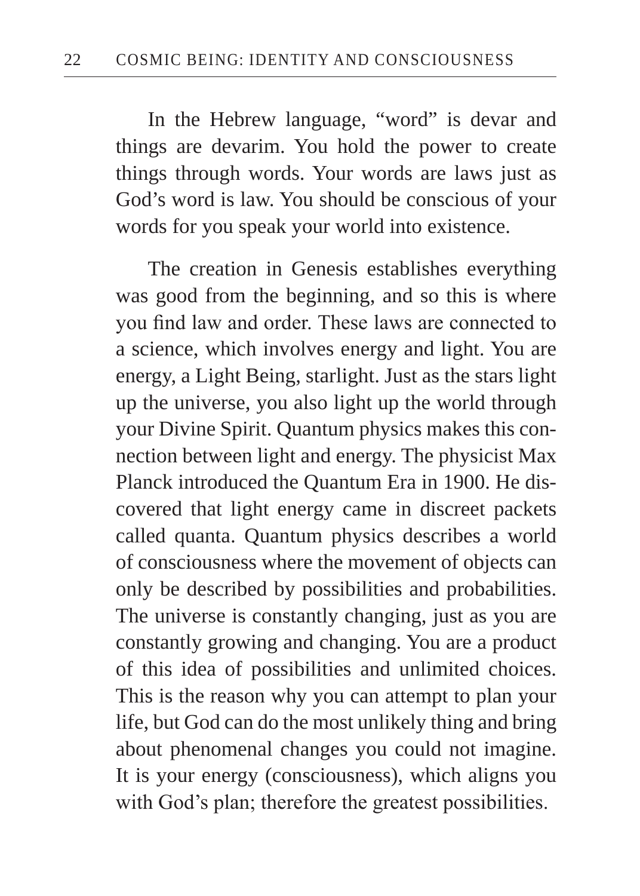In the Hebrew language, "word" is devar and things are devarim. You hold the power to create things through words. Your words are laws just as God's word is law. You should be conscious of your words for you speak your world into existence.

The creation in Genesis establishes everything was good from the beginning, and so this is where you find law and order. These laws are connected to a science, which involves energy and light. You are energy, a Light Being, starlight. Just as the stars light up the universe, you also light up the world through your Divine Spirit. Quantum physics makes this connection between light and energy. The physicist Max Planck introduced the Quantum Era in 1900. He discovered that light energy came in discreet packets called quanta. Quantum physics describes a world of consciousness where the movement of objects can only be described by possibilities and probabilities. The universe is constantly changing, just as you are constantly growing and changing. You are a product of this idea of possibilities and unlimited choices. This is the reason why you can attempt to plan your life, but God can do the most unlikely thing and bring about phenomenal changes you could not imagine. It is your energy (consciousness), which aligns you with God's plan; therefore the greatest possibilities.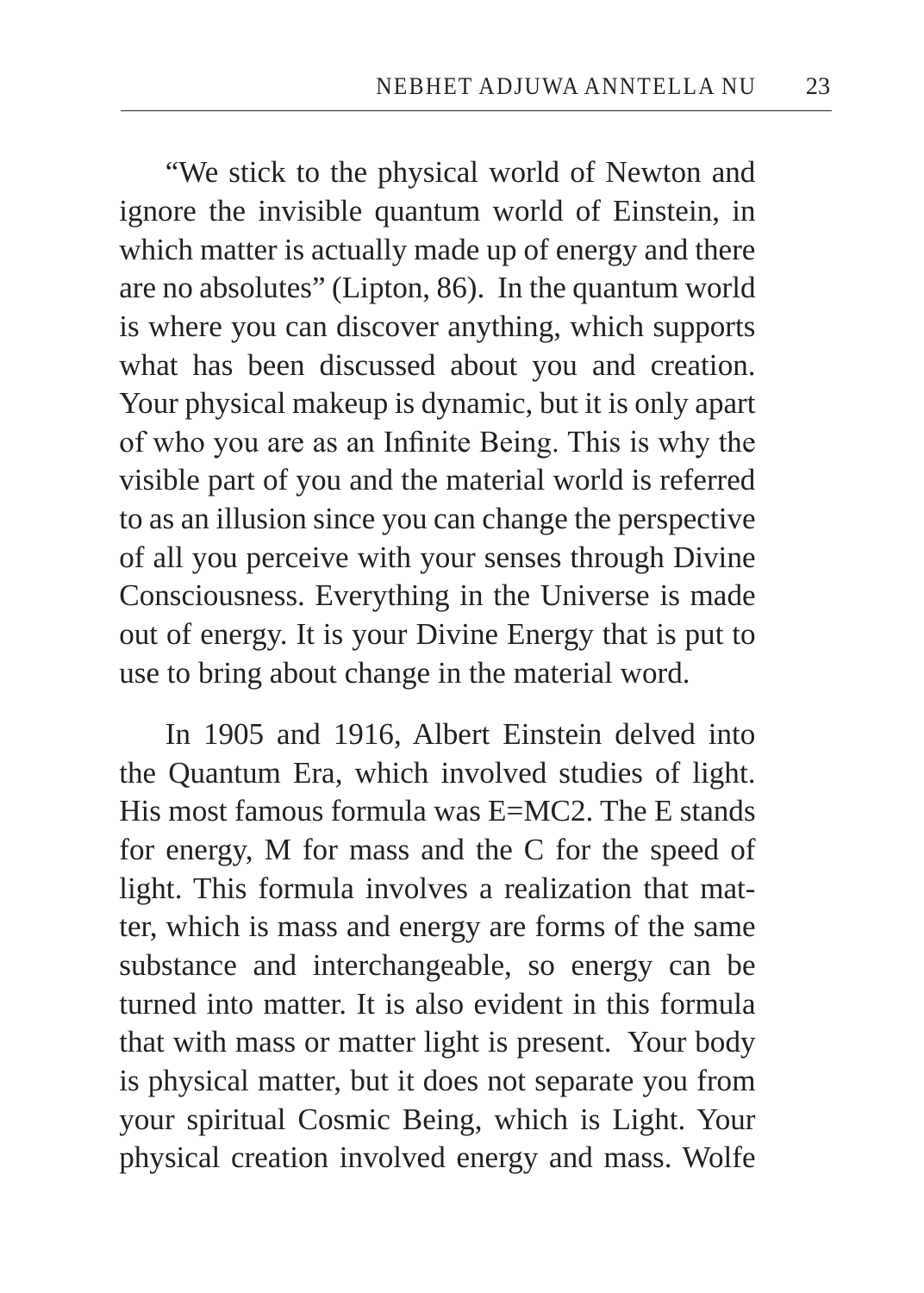"We stick to the physical world of Newton and ignore the invisible quantum world of Einstein, in which matter is actually made up of energy and there are no absolutes" (Lipton, 86). In the quantum world is where you can discover anything, which supports what has been discussed about you and creation. Your physical makeup is dynamic, but it is only apart of who you are as an Infinite Being. This is why the visible part of you and the material world is referred to as an illusion since you can change the perspective of all you perceive with your senses through Divine Consciousness. Everything in the Universe is made out of energy. It is your Divine Energy that is put to use to bring about change in the material word.

In 1905 and 1916, Albert Einstein delved into the Quantum Era, which involved studies of light. His most famous formula was E=MC2. The E stands for energy, M for mass and the C for the speed of light. This formula involves a realization that matter, which is mass and energy are forms of the same substance and interchangeable, so energy can be turned into matter. It is also evident in this formula that with mass or matter light is present. Your body is physical matter, but it does not separate you from your spiritual Cosmic Being, which is Light. Your physical creation involved energy and mass. Wolfe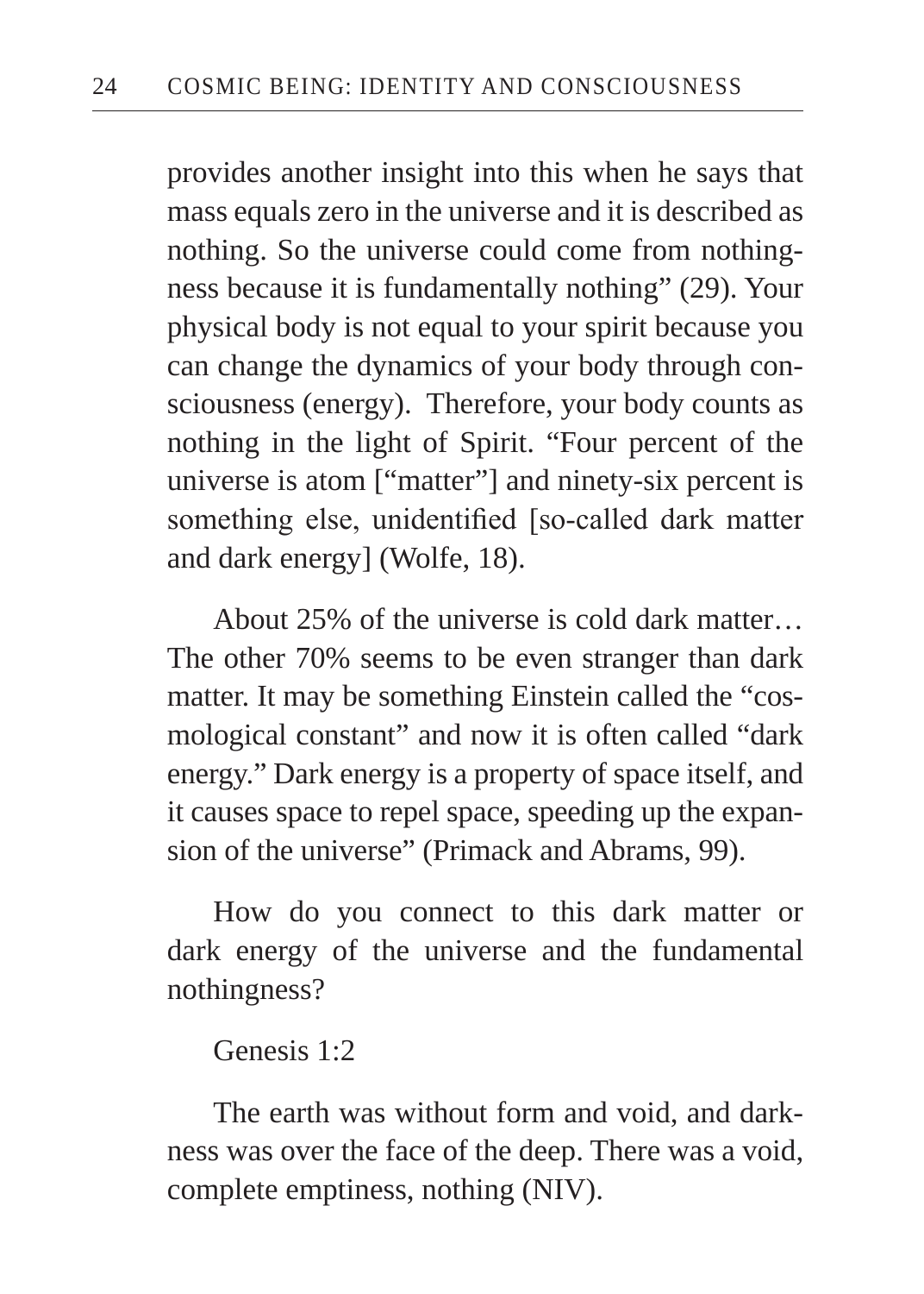provides another insight into this when he says that mass equals zero in the universe and it is described as nothing. So the universe could come from nothingness because it is fundamentally nothing" (29). Your physical body is not equal to your spirit because you can change the dynamics of your body through consciousness (energy). Therefore, your body counts as nothing in the light of Spirit. "Four percent of the universe is atom ["matter"] and ninety-six percent is something else, unidentified [so-called dark matter and dark energy] (Wolfe, 18).

About 25% of the universe is cold dark matter… The other 70% seems to be even stranger than dark matter. It may be something Einstein called the "cosmological constant" and now it is often called "dark energy." Dark energy is a property of space itself, and it causes space to repel space, speeding up the expansion of the universe" (Primack and Abrams, 99).

How do you connect to this dark matter or dark energy of the universe and the fundamental nothingness?

Genesis 1:2

The earth was without form and void, and darkness was over the face of the deep. There was a void, complete emptiness, nothing (NIV).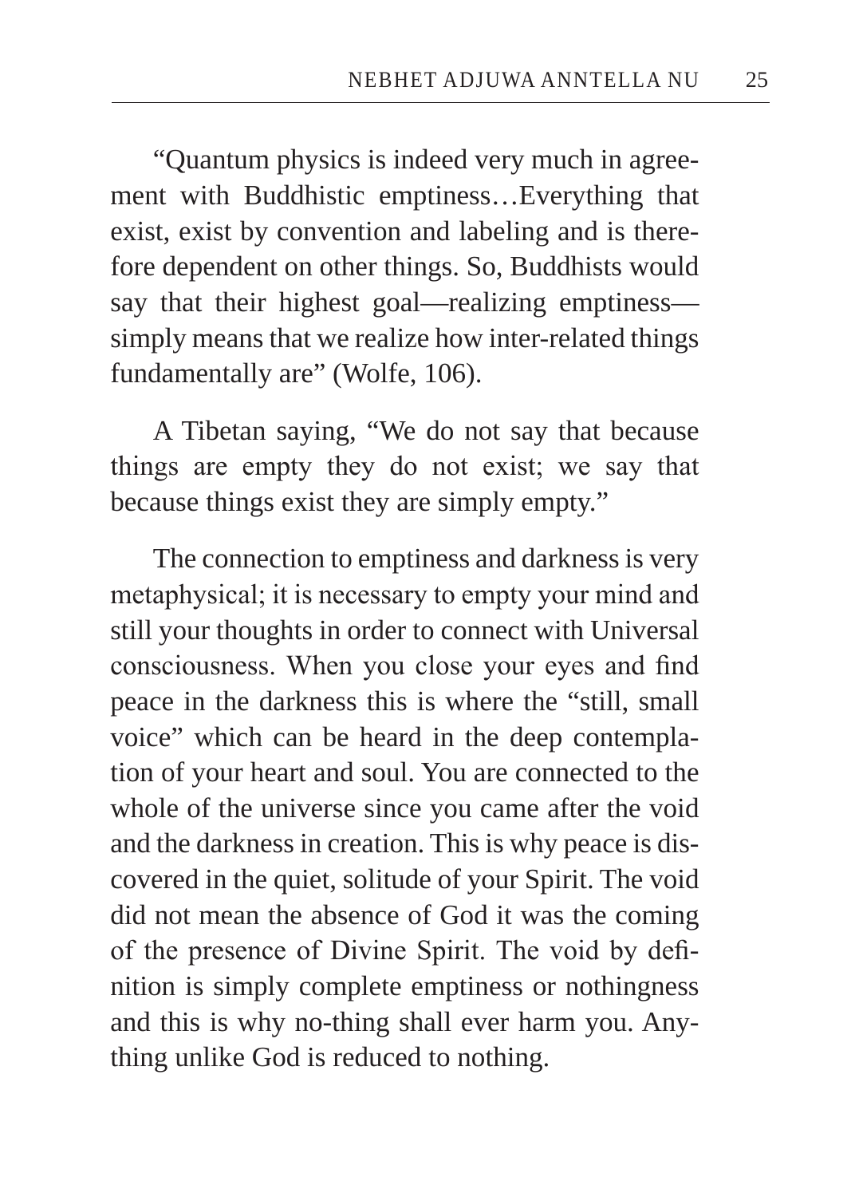"Quantum physics is indeed very much in agreement with Buddhistic emptiness…Everything that exist, exist by convention and labeling and is therefore dependent on other things. So, Buddhists would say that their highest goal—realizing emptiness—simply means that we realize how inter-related things fundamentally are" (Wolfe, 106).

A Tibetan saying, "We do not say that because things are empty they do not exist; we say that because things exist they are simply empty."

The connection to emptiness and darkness is very metaphysical; it is necessary to empty your mind and still your thoughts in order to connect with Universal consciousness. When you close your eyes and find peace in the darkness this is where the "still, small voice" which can be heard in the deep contemplation of your heart and soul. You are connected to the whole of the universe since you came after the void and the darkness in creation. This is why peace is discovered in the quiet, solitude of your Spirit. The void did not mean the absence of God it was the coming of the presence of Divine Spirit. The void by definition is simply complete emptiness or nothingness and this is why no-thing shall ever harm you. Anything unlike God is reduced to nothing.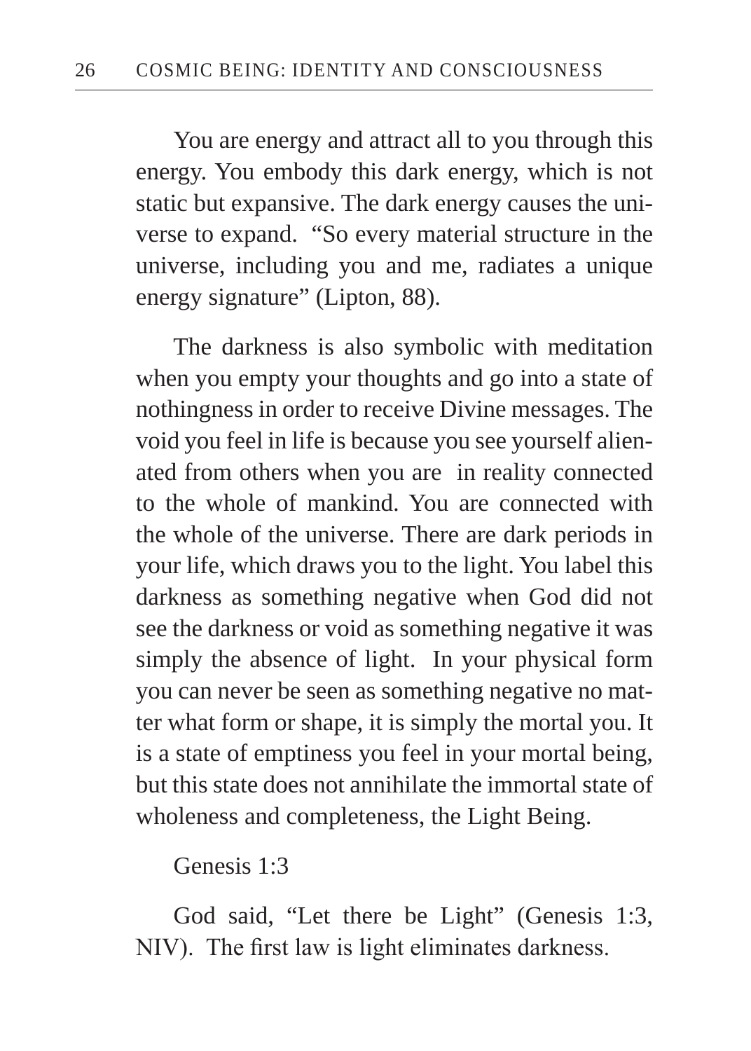You are energy and attract all to you through this energy. You embody this dark energy, which is not static but expansive. The dark energy causes the universe to expand. "So every material structure in the universe, including you and me, radiates a unique energy signature" (Lipton, 88).

The darkness is also symbolic with meditation when you empty your thoughts and go into a state of nothingness in order to receive Divine messages. The void you feel in life is because you see yourself alienated from others when you are in reality connected to the whole of mankind. You are connected with the whole of the universe. There are dark periods in your life, which draws you to the light. You label this darkness as something negative when God did not see the darkness or void as something negative it was simply the absence of light. In your physical form you can never be seen as something negative no matter what form or shape, it is simply the mortal you. It is a state of emptiness you feel in your mortal being, but this state does not annihilate the immortal state of wholeness and completeness, the Light Being.

Genesis 1:3

God said, "Let there be Light" (Genesis 1:3, NIV). The first law is light eliminates darkness.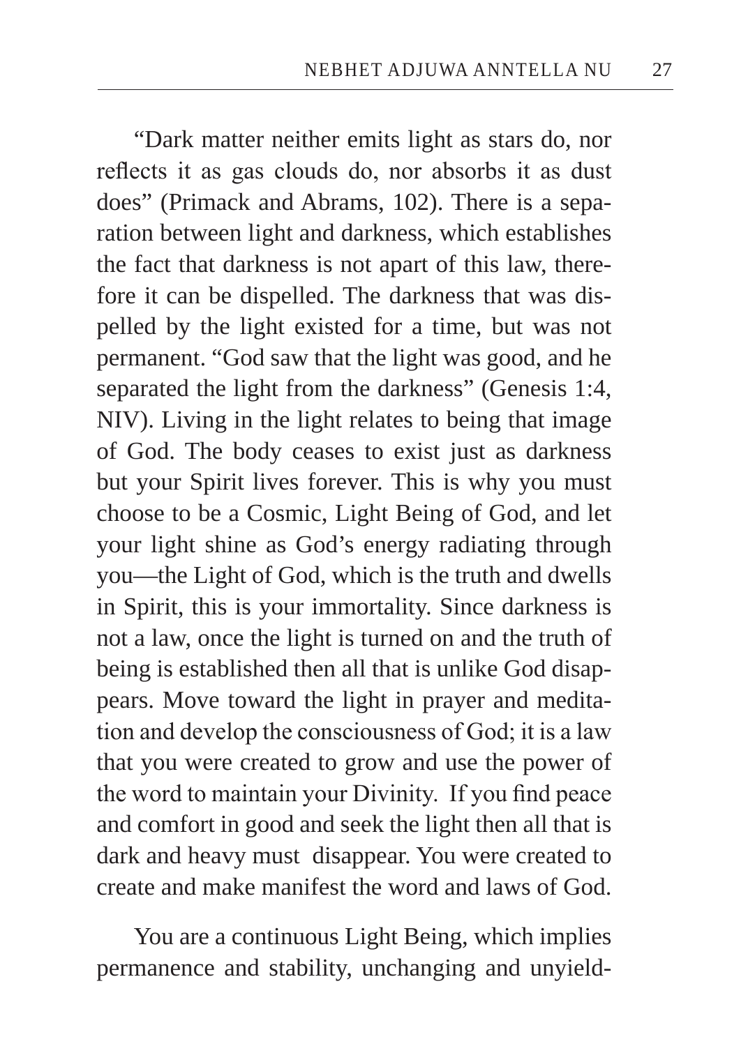"Dark matter neither emits light as stars do, nor reflects it as gas clouds do, nor absorbs it as dust does" (Primack and Abrams, 102). There is a separation between light and darkness, which establishes the fact that darkness is not apart of this law, therefore it can be dispelled. The darkness that was dispelled by the light existed for a time, but was not permanent. "God saw that the light was good, and he separated the light from the darkness" (Genesis 1:4, NIV). Living in the light relates to being that image of God. The body ceases to exist just as darkness but your Spirit lives forever. This is why you must choose to be a Cosmic, Light Being of God, and let your light shine as God's energy radiating through you—the Light of God, which is the truth and dwells in Spirit, this is your immortality. Since darkness is not a law, once the light is turned on and the truth of being is established then all that is unlike God disappears. Move toward the light in prayer and meditation and develop the consciousness of God; it is a law that you were created to grow and use the power of the word to maintain your Divinity. If you find peace and comfort in good and seek the light then all that is dark and heavy must disappear. You were created to create and make manifest the word and laws of God.

You are a continuous Light Being, which implies permanence and stability, unchanging and unyield-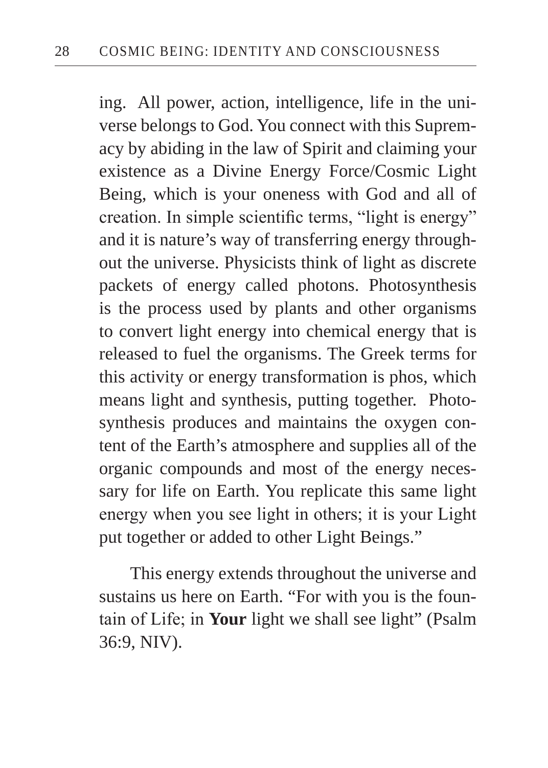ing. All power, action, intelligence, life in the universe belongs to God. You connect with this Supremacy by abiding in the law of Spirit and claiming your existence as a Divine Energy Force/Cosmic Light Being, which is your oneness with God and all of creation. In simple scientific terms, "light is energy" and it is nature's way of transferring energy throughout the universe. Physicists think of light as discrete packets of energy called photons. Photosynthesis is the process used by plants and other organisms to convert light energy into chemical energy that is released to fuel the organisms. The Greek terms for this activity or energy transformation is phos, which means light and synthesis, putting together. Photosynthesis produces and maintains the oxygen content of the Earth's atmosphere and supplies all of the organic compounds and most of the energy necessary for life on Earth. You replicate this same light energy when you see light in others; it is your Light put together or added to other Light Beings."

This energy extends throughout the universe and sustains us here on Earth. "For with you is the fountain of Life; in **Your** light we shall see light" (Psalm 36:9, NIV).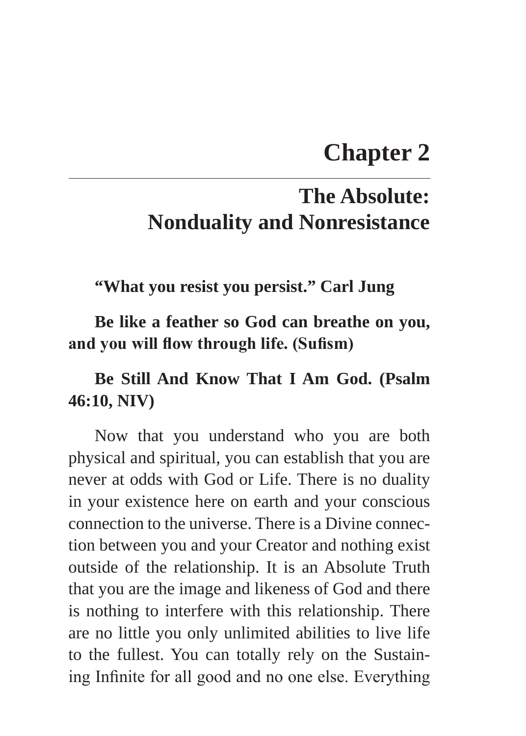# Chapter 2

## The Absolute: Nonduality and Nonresistance

**"What you resist you persist." Carl Jung**

**Be like a feather so God can breathe on you, and you will flow through life. (Sufism)**

**Be Still And Know That I Am God. (Psalm 46:10, NIV)**

Now that you understand who you are both physical and spiritual, you can establish that you are never at odds with God or Life. There is no duality in your existence here on earth and your conscious connection to the universe. There is a Divine connection between you and your Creator and nothing exist outside of the relationship. It is an Absolute Truth that you are the image and likeness of God and there is nothing to interfere with this relationship. There are no little you only unlimited abilities to live life to the fullest. You can totally rely on the Sustaining Infinite for all good and no one else. Everything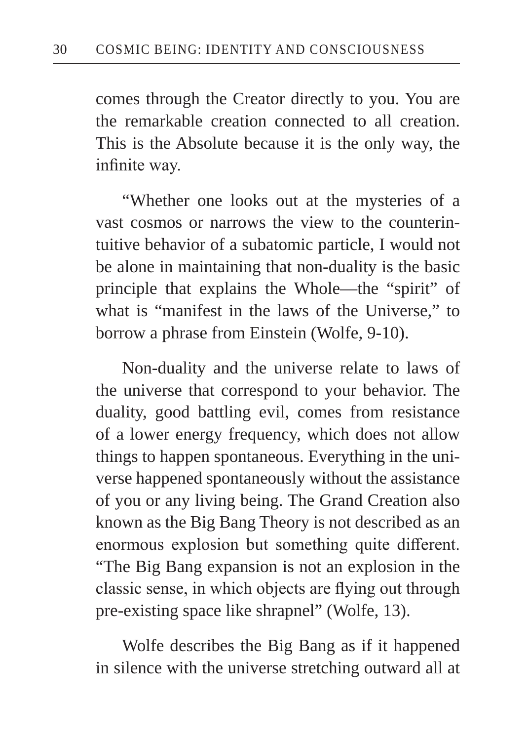comes through the Creator directly to you. You are the remarkable creation connected to all creation. This is the Absolute because it is the only way, the infinite way.

"Whether one looks out at the mysteries of a vast cosmos or narrows the view to the counterintuitive behavior of a subatomic particle, I would not be alone in maintaining that non-duality is the basic principle that explains the Whole—the "spirit" of what is "manifest in the laws of the Universe," to borrow a phrase from Einstein (Wolfe, 9-10).

Non-duality and the universe relate to laws of the universe that correspond to your behavior. The duality, good battling evil, comes from resistance of a lower energy frequency, which does not allow things to happen spontaneous. Everything in the universe happened spontaneously without the assistance of you or any living being. The Grand Creation also known as the Big Bang Theory is not described as an enormous explosion but something quite different. "The Big Bang expansion is not an explosion in the classic sense, in which objects are flying out through pre-existing space like shrapnel" (Wolfe, 13).

Wolfe describes the Big Bang as if it happened in silence with the universe stretching outward all at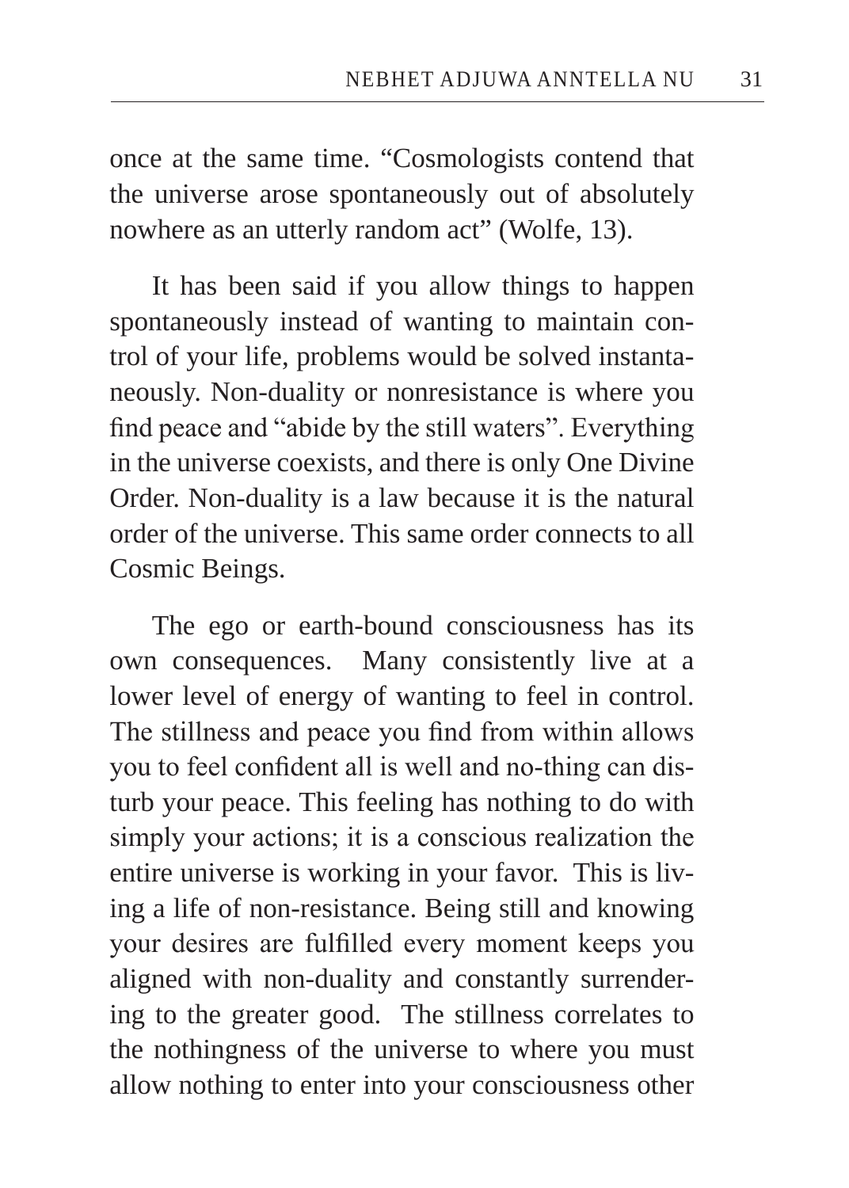once at the same time. "Cosmologists contend that the universe arose spontaneously out of absolutely nowhere as an utterly random act" (Wolfe, 13).

It has been said if you allow things to happen spontaneously instead of wanting to maintain control of your life, problems would be solved instantaneously. Non-duality or nonresistance is where you find peace and "abide by the still waters". Everything in the universe coexists, and there is only One Divine Order. Non-duality is a law because it is the natural order of the universe. This same order connects to all Cosmic Beings.

The ego or earth-bound consciousness has its own consequences. Many consistently live at a lower level of energy of wanting to feel in control. The stillness and peace you find from within allows you to feel confident all is well and no-thing can disturb your peace. This feeling has nothing to do with simply your actions; it is a conscious realization the entire universe is working in your favor. This is living a life of non-resistance. Being still and knowing your desires are fulfilled every moment keeps you aligned with non-duality and constantly surrendering to the greater good. The stillness correlates to the nothingness of the universe to where you must allow nothing to enter into your consciousness other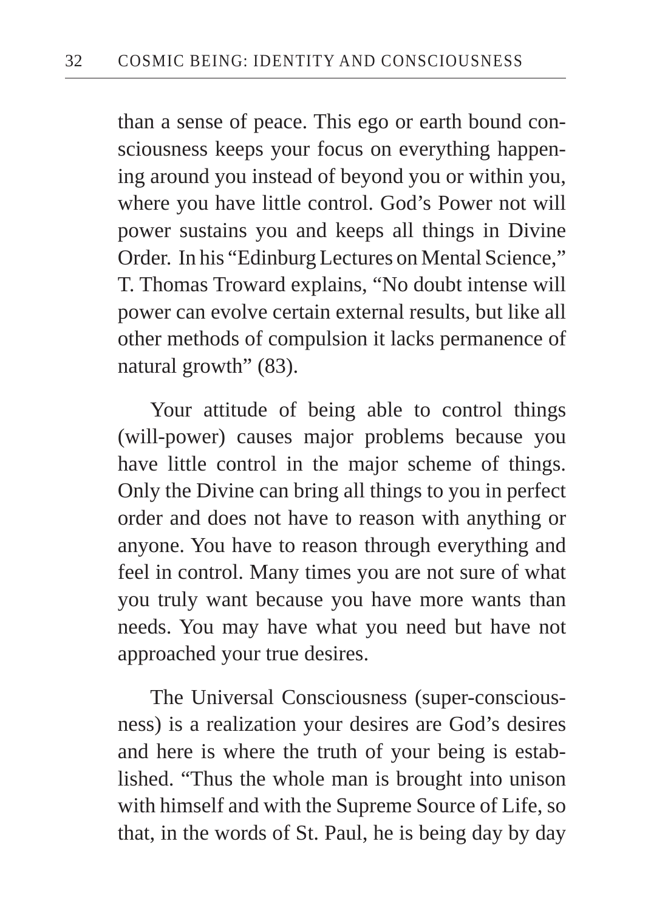than a sense of peace. This ego or earth bound consciousness keeps your focus on everything happening around you instead of beyond you or within you, where you have little control. God's Power not will power sustains you and keeps all things in Divine Order. In his "Edinburg Lectures on Mental Science," T. Thomas Troward explains, "No doubt intense will power can evolve certain external results, but like all other methods of compulsion it lacks permanence of natural growth" (83).

Your attitude of being able to control things (will-power) causes major problems because you have little control in the major scheme of things. Only the Divine can bring all things to you in perfect order and does not have to reason with anything or anyone. You have to reason through everything and feel in control. Many times you are not sure of what you truly want because you have more wants than needs. You may have what you need but have not approached your true desires.

The Universal Consciousness (super-consciousness) is a realization your desires are God's desires and here is where the truth of your being is established. "Thus the whole man is brought into unison with himself and with the Supreme Source of Life, so that, in the words of St. Paul, he is being day by day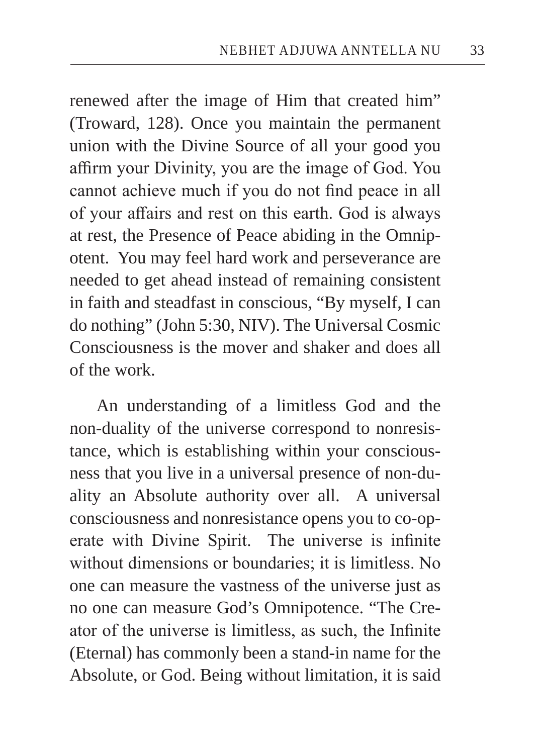renewed after the image of Him that created him" (Troward, 128). Once you maintain the permanent union with the Divine Source of all your good you affirm your Divinity, you are the image of God. You cannot achieve much if you do not find peace in all of your affairs and rest on this earth. God is always at rest, the Presence of Peace abiding in the Omnipotent. You may feel hard work and perseverance are needed to get ahead instead of remaining consistent in faith and steadfast in conscious, "By myself, I can do nothing" (John 5:30, NIV). The Universal Cosmic Consciousness is the mover and shaker and does all of the work.

An understanding of a limitless God and the non-duality of the universe correspond to nonresistance, which is establishing within your consciousness that you live in a universal presence of non-duality an Absolute authority over all. A universal consciousness and nonresistance opens you to co-operate with Divine Spirit. The universe is infinite without dimensions or boundaries; it is limitless. No one can measure the vastness of the universe just as no one can measure God's Omnipotence. "The Creator of the universe is limitless, as such, the Infinite (Eternal) has commonly been a stand-in name for the Absolute, or God. Being without limitation, it is said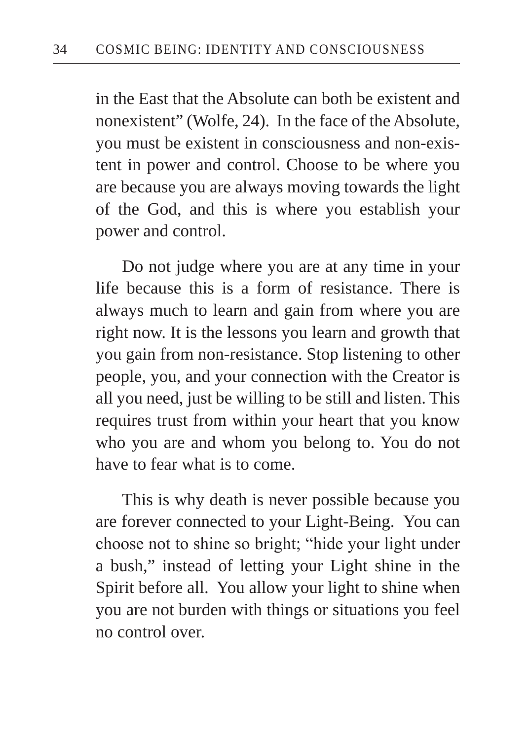in the East that the Absolute can both be existent and nonexistent" (Wolfe, 24). In the face of the Absolute, you must be existent in consciousness and non-existent in power and control. Choose to be where you are because you are always moving towards the light of the God, and this is where you establish your power and control.

Do not judge where you are at any time in your life because this is a form of resistance. There is always much to learn and gain from where you are right now. It is the lessons you learn and growth that you gain from non-resistance. Stop listening to other people, you, and your connection with the Creator is all you need, just be willing to be still and listen. This requires trust from within your heart that you know who you are and whom you belong to. You do not have to fear what is to come.

This is why death is never possible because you are forever connected to your Light-Being. You can choose not to shine so bright; "hide your light under a bush," instead of letting your Light shine in the Spirit before all. You allow your light to shine when you are not burden with things or situations you feel no control over.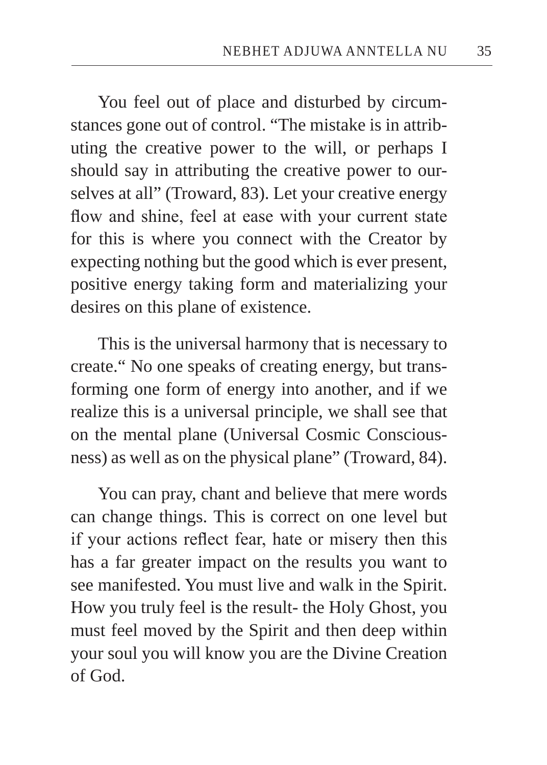You feel out of place and disturbed by circumstances gone out of control. "The mistake is in attributing the creative power to the will, or perhaps I should say in attributing the creative power to ourselves at all" (Troward, 83). Let your creative energy flow and shine, feel at ease with your current state for this is where you connect with the Creator by expecting nothing but the good which is ever present, positive energy taking form and materializing your desires on this plane of existence.

This is the universal harmony that is necessary to create." No one speaks of creating energy, but transforming one form of energy into another, and if we realize this is a universal principle, we shall see that on the mental plane (Universal Cosmic Consciousness) as well as on the physical plane" (Troward, 84).

You can pray, chant and believe that mere words can change things. This is correct on one level but if your actions reflect fear, hate or misery then this has a far greater impact on the results you want to see manifested. You must live and walk in the Spirit. How you truly feel is the result- the Holy Ghost, you must feel moved by the Spirit and then deep within your soul you will know you are the Divine Creation of God.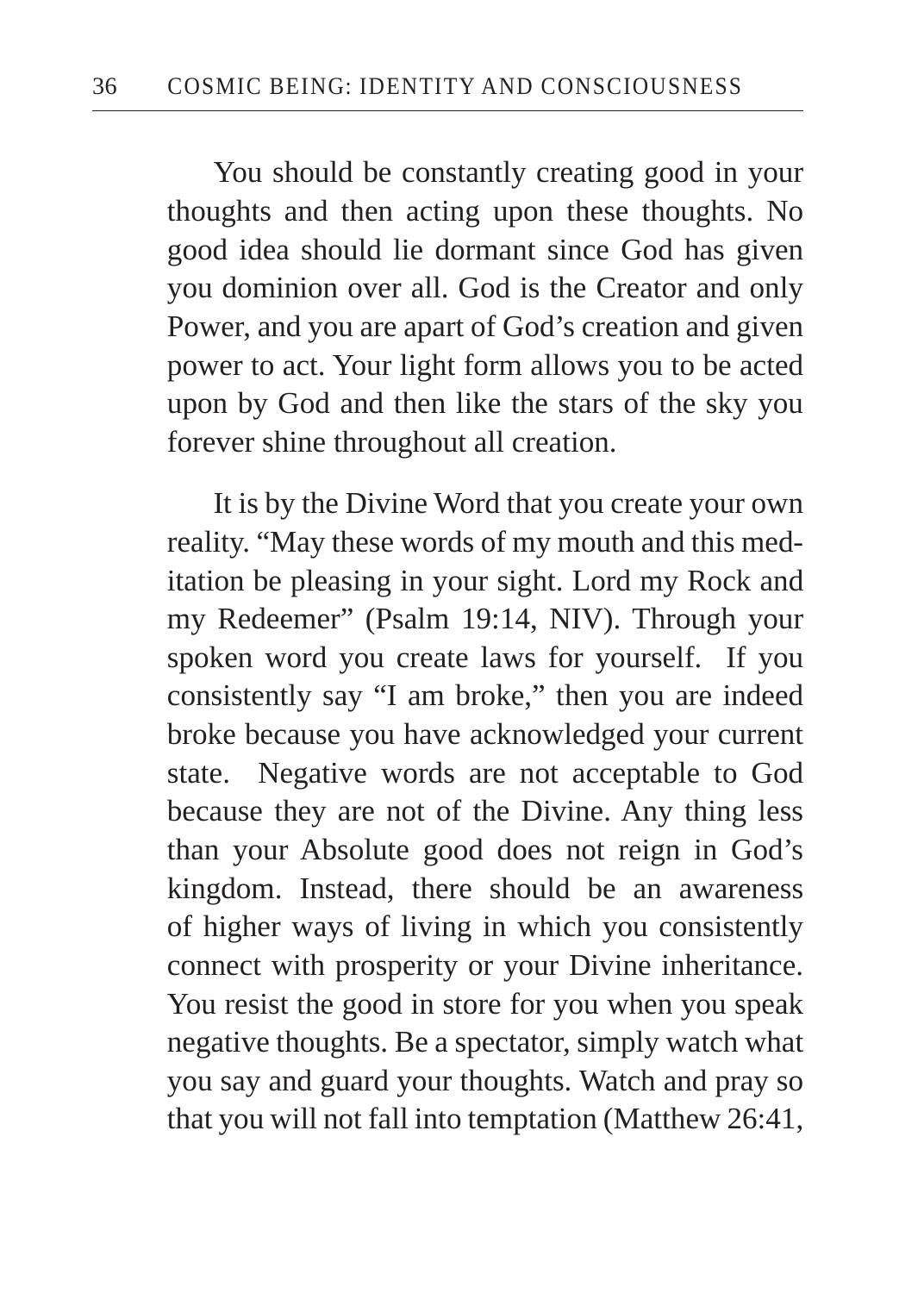You should be constantly creating good in your thoughts and then acting upon these thoughts. No good idea should lie dormant since God has given you dominion over all. God is the Creator and only Power, and you are apart of God's creation and given power to act. Your light form allows you to be acted upon by God and then like the stars of the sky you forever shine throughout all creation.

It is by the Divine Word that you create your own reality. "May these words of my mouth and this meditation be pleasing in your sight. Lord my Rock and my Redeemer" (Psalm 19:14, NIV). Through your spoken word you create laws for yourself. If you consistently say "I am broke," then you are indeed broke because you have acknowledged your current state. Negative words are not acceptable to God because they are not of the Divine. Any thing less than your Absolute good does not reign in God's kingdom. Instead, there should be an awareness of higher ways of living in which you consistently connect with prosperity or your Divine inheritance. You resist the good in store for you when you speak negative thoughts. Be a spectator, simply watch what you say and guard your thoughts. Watch and pray so that you will not fall into temptation (Matthew 26:41,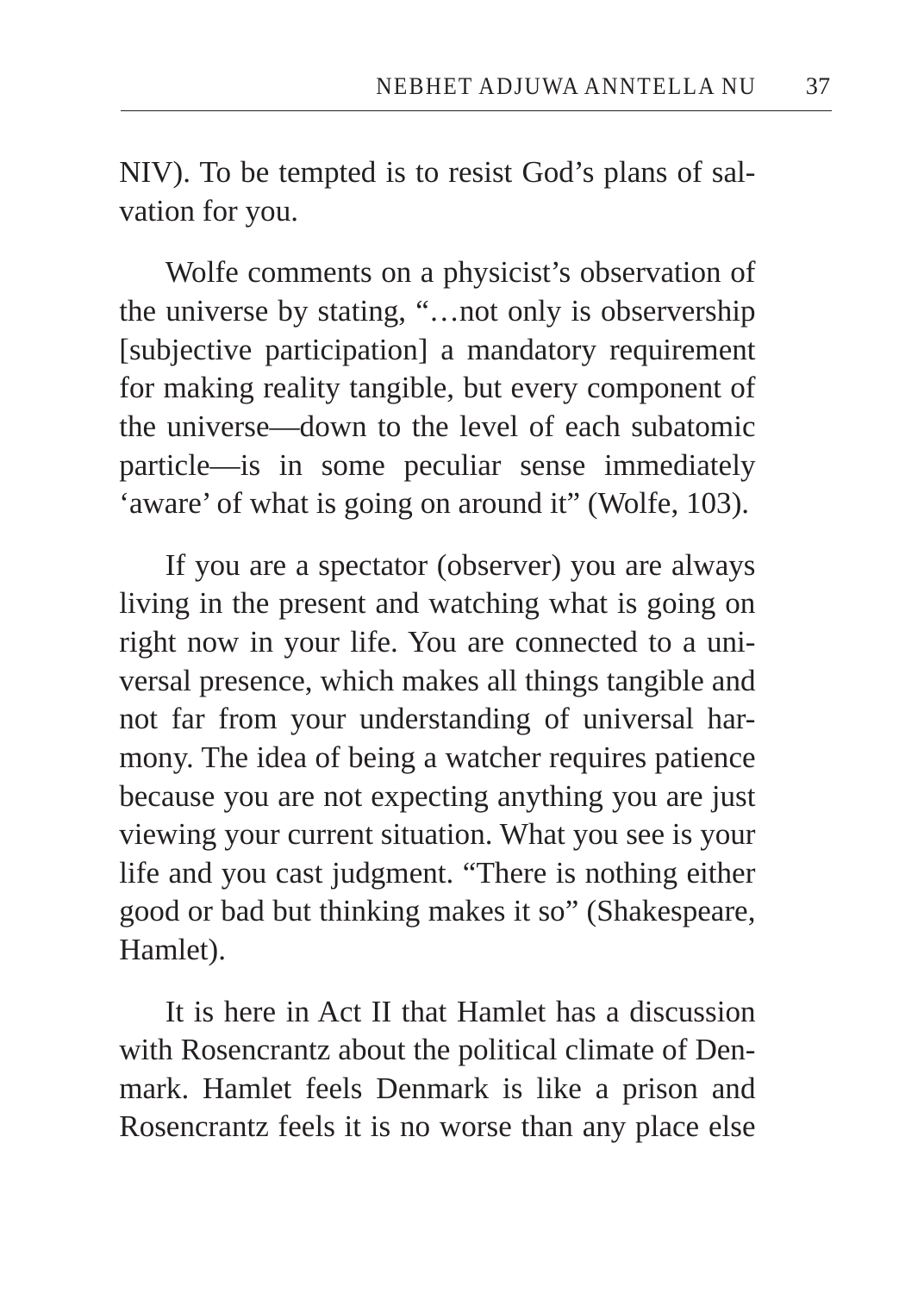NIV). To be tempted is to resist God's plans of salvation for you.

Wolfe comments on a physicist's observation of the universe by stating, "…not only is observership [subjective participation] a mandatory requirement for making reality tangible, but every component of the universe—down to the level of each subatomic particle—is in some peculiar sense immediately 'aware' of what is going on around it" (Wolfe, 103).

If you are a spectator (observer) you are always living in the present and watching what is going on right now in your life. You are connected to a universal presence, which makes all things tangible and not far from your understanding of universal harmony. The idea of being a watcher requires patience because you are not expecting anything you are just viewing your current situation. What you see is your life and you cast judgment. "There is nothing either good or bad but thinking makes it so" (Shakespeare, Hamlet).

It is here in Act II that Hamlet has a discussion with Rosencrantz about the political climate of Denmark. Hamlet feels Denmark is like a prison and Rosencrantz feels it is no worse than any place else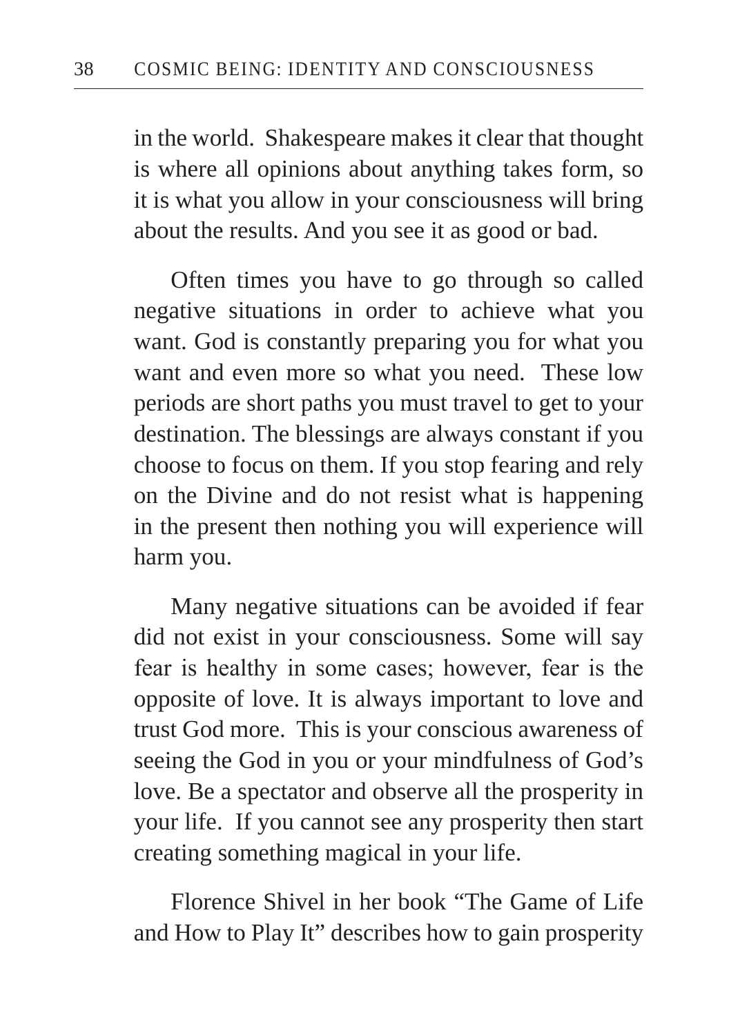in the world. Shakespeare makes it clear that thought is where all opinions about anything takes form, so it is what you allow in your consciousness will bring about the results. And you see it as good or bad.

Often times you have to go through so called negative situations in order to achieve what you want. God is constantly preparing you for what you want and even more so what you need. These low periods are short paths you must travel to get to your destination. The blessings are always constant if you choose to focus on them. If you stop fearing and rely on the Divine and do not resist what is happening in the present then nothing you will experience will harm you.

Many negative situations can be avoided if fear did not exist in your consciousness. Some will say fear is healthy in some cases; however, fear is the opposite of love. It is always important to love and trust God more. This is your conscious awareness of seeing the God in you or your mindfulness of God's love. Be a spectator and observe all the prosperity in your life. If you cannot see any prosperity then start creating something magical in your life.

Florence Shivel in her book "The Game of Life and How to Play It" describes how to gain prosperity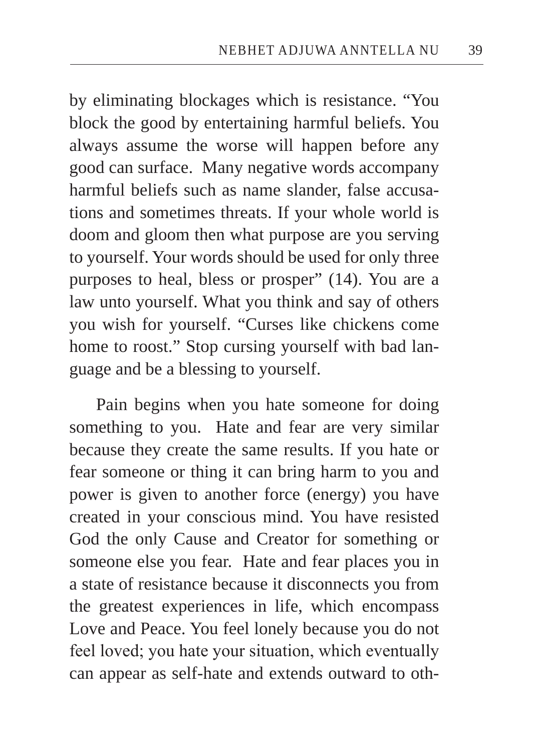by eliminating blockages which is resistance. “You block the good by entertaining harmful beliefs. You always assume the worse will happen before any good can surface. Many negative words accompany harmful beliefs such as name slander, false accusations and sometimes threats. If your whole world is doom and gloom then what purpose are you serving to yourself. Your words should be used for only three purposes to heal, bless or prosper” (14). You are a law unto yourself. What you think and say of others you wish for yourself. “Curses like chickens come home to roost.” Stop cursing yourself with bad language and be a blessing to yourself.

Pain begins when you hate someone for doing something to you. Hate and fear are very similar because they create the same results. If you hate or fear someone or thing it can bring harm to you and power is given to another force (energy) you have created in your conscious mind. You have resisted God the only Cause and Creator for something or someone else you fear. Hate and fear places you in a state of resistance because it disconnects you from the greatest experiences in life, which encompass Love and Peace. You feel lonely because you do not feel loved; you hate your situation, which eventually can appear as self-hate and extends outward to oth-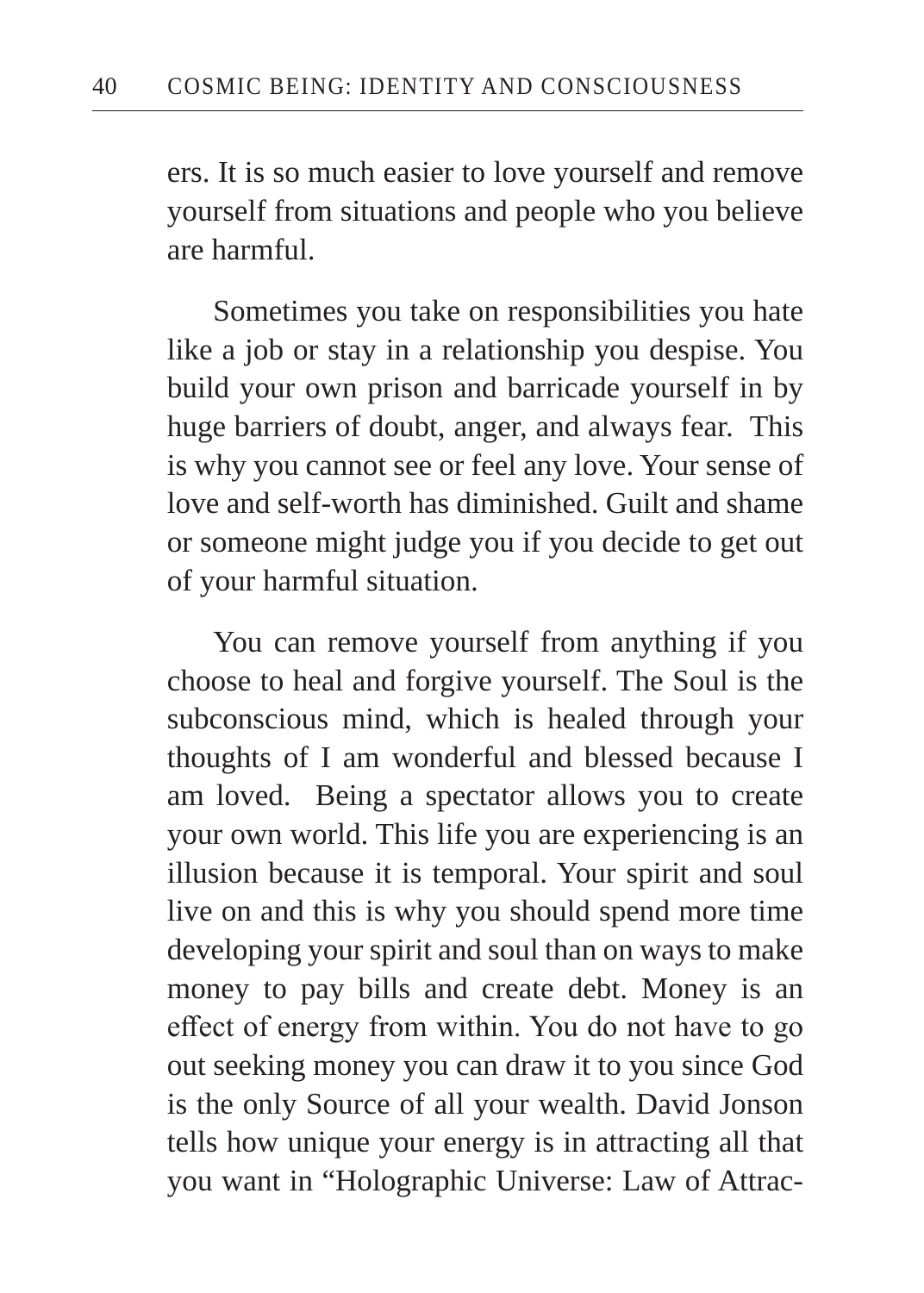ers. It is so much easier to love yourself and remove yourself from situations and people who you believe are harmful.

Sometimes you take on responsibilities you hate like a job or stay in a relationship you despise. You build your own prison and barricade yourself in by huge barriers of doubt, anger, and always fear. This is why you cannot see or feel any love. Your sense of love and self-worth has diminished. Guilt and shame or someone might judge you if you decide to get out of your harmful situation.

You can remove yourself from anything if you choose to heal and forgive yourself. The Soul is the subconscious mind, which is healed through your thoughts of I am wonderful and blessed because I am loved. Being a spectator allows you to create your own world. This life you are experiencing is an illusion because it is temporal. Your spirit and soul live on and this is why you should spend more time developing your spirit and soul than on ways to make money to pay bills and create debt. Money is an effect of energy from within. You do not have to go out seeking money you can draw it to you since God is the only Source of all your wealth. David Jonson tells how unique your energy is in attracting all that you want in "Holographic Universe: Law of Attrac-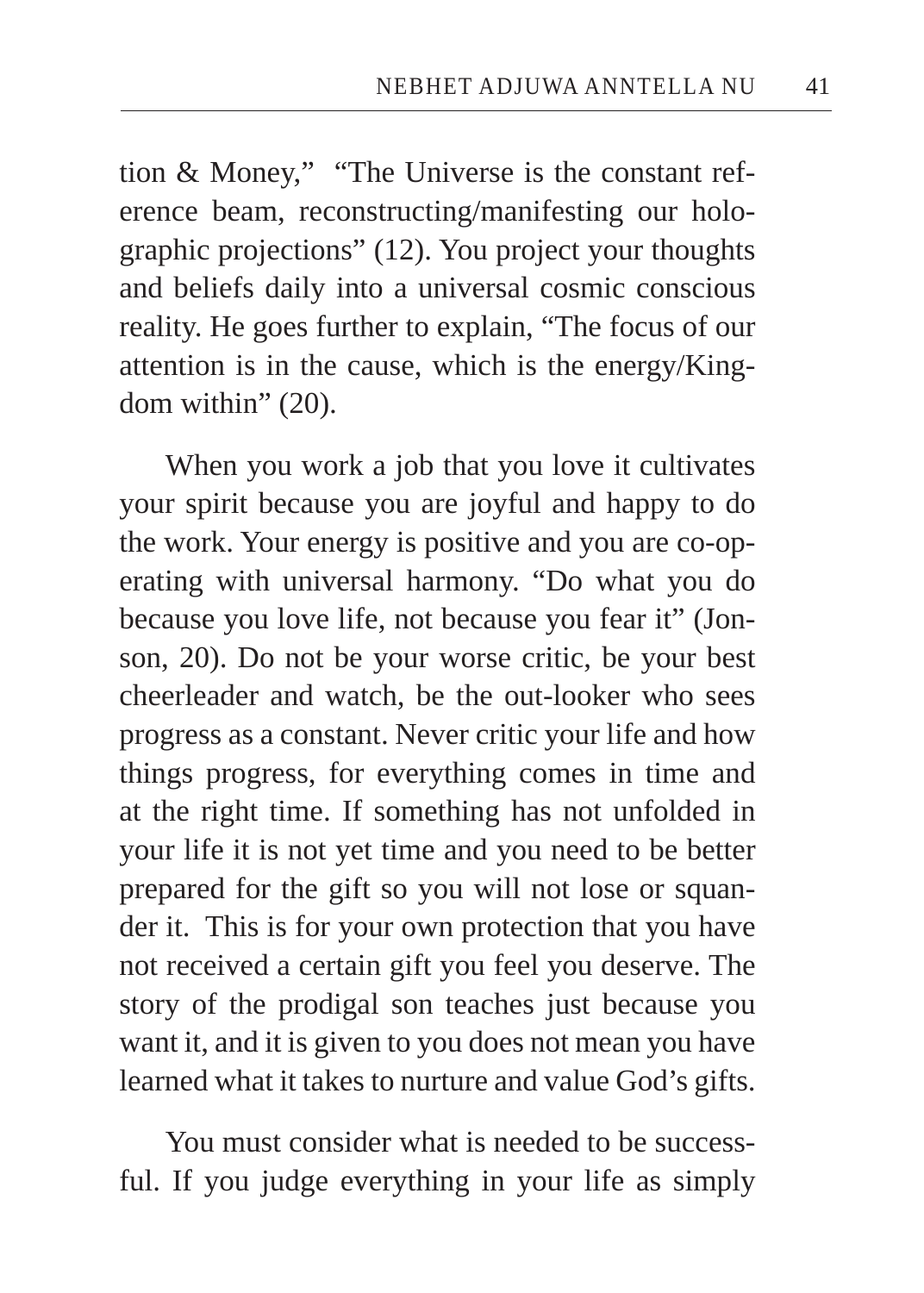tion & Money," "The Universe is the constant reference beam, reconstructing/manifesting our holographic projections" (12). You project your thoughts and beliefs daily into a universal cosmic conscious reality. He goes further to explain, "The focus of our attention is in the cause, which is the energy/Kingdom within" (20).

When you work a job that you love it cultivates your spirit because you are joyful and happy to do the work. Your energy is positive and you are co-operating with universal harmony. "Do what you do because you love life, not because you fear it" (Jonson, 20). Do not be your worse critic, be your best cheerleader and watch, be the out-looker who sees progress as a constant. Never critic your life and how things progress, for everything comes in time and at the right time. If something has not unfolded in your life it is not yet time and you need to be better prepared for the gift so you will not lose or squander it. This is for your own protection that you have not received a certain gift you feel you deserve. The story of the prodigal son teaches just because you want it, and it is given to you does not mean you have learned what it takes to nurture and value God's gifts.

You must consider what is needed to be successful. If you judge everything in your life as simply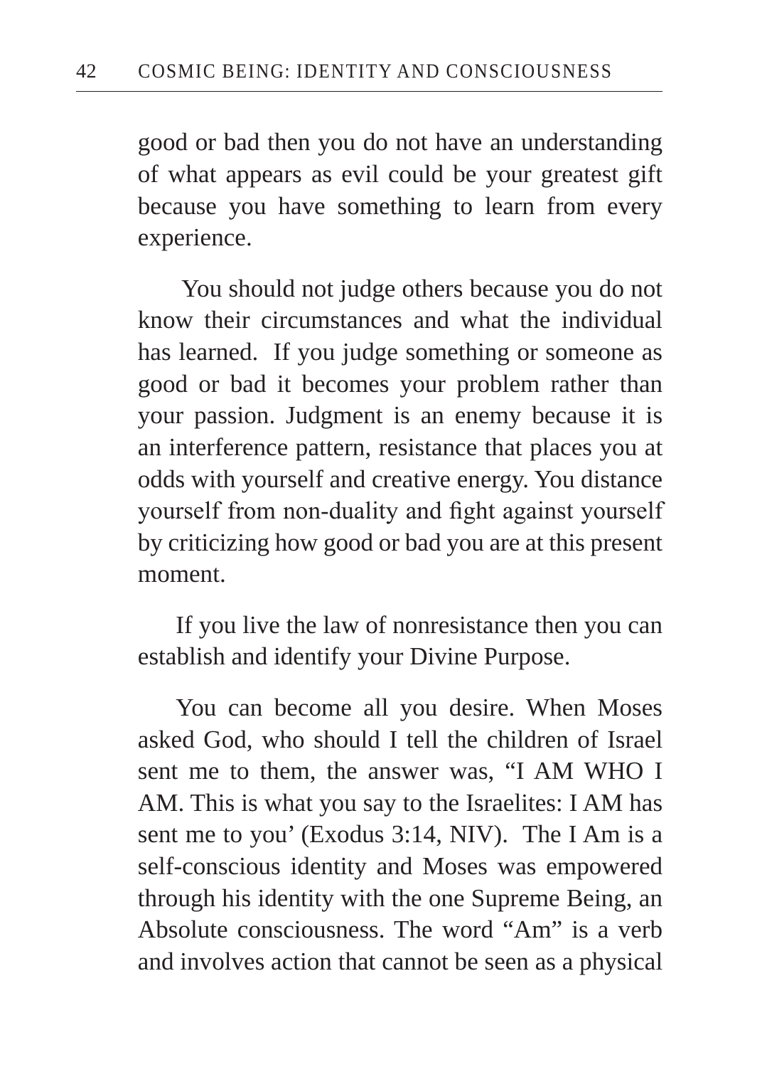good or bad then you do not have an understanding of what appears as evil could be your greatest gift because you have something to learn from every experience.

You should not judge others because you do not know their circumstances and what the individual has learned. If you judge something or someone as good or bad it becomes your problem rather than your passion. Judgment is an enemy because it is an interference pattern, resistance that places you at odds with yourself and creative energy. You distance yourself from non-duality and fight against yourself by criticizing how good or bad you are at this present moment.

If you live the law of nonresistance then you can establish and identify your Divine Purpose.

You can become all you desire. When Moses asked God, who should I tell the children of Israel sent me to them, the answer was, "I AM WHO I AM. This is what you say to the Israelites: I AM has sent me to you' (Exodus 3:14, NIV). The I Am is a self-conscious identity and Moses was empowered through his identity with the one Supreme Being, an Absolute consciousness. The word "Am" is a verb and involves action that cannot be seen as a physical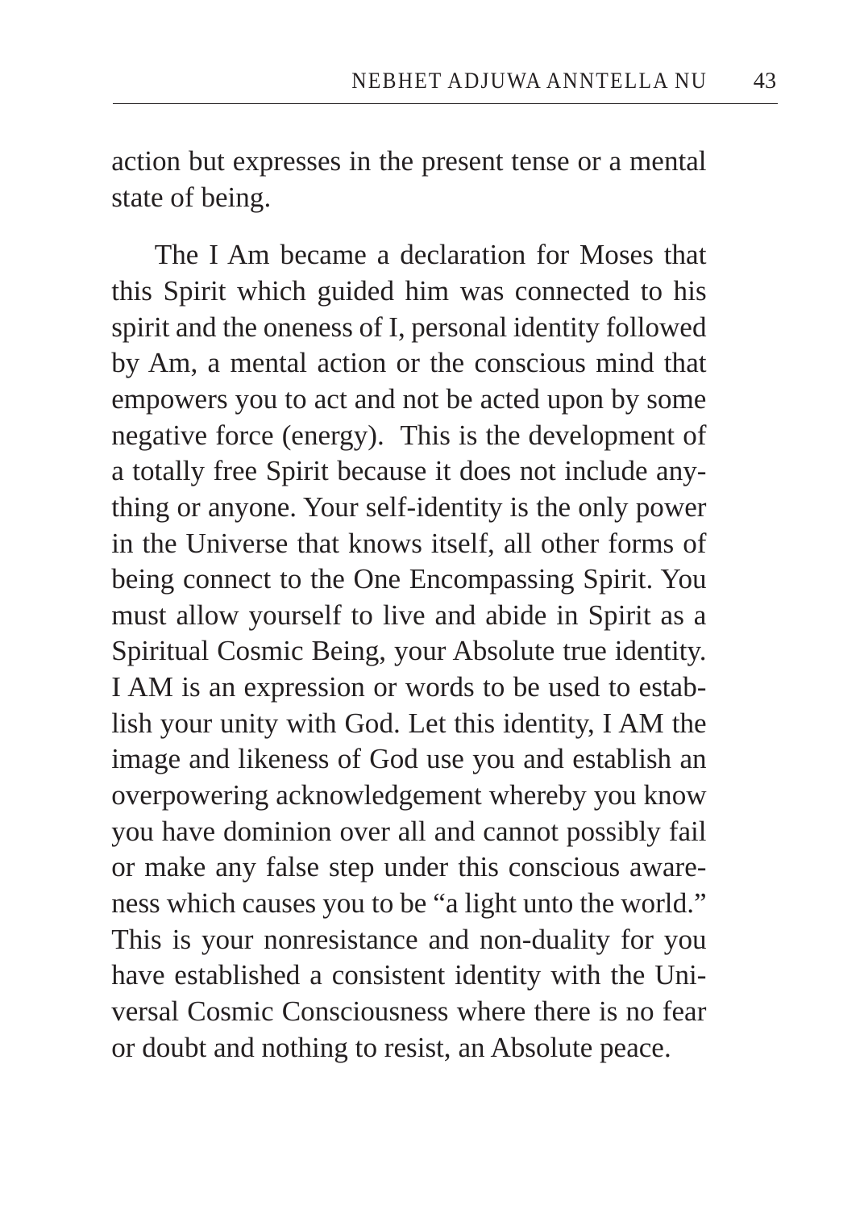action but expresses in the present tense or a mental state of being.

The I Am became a declaration for Moses that this Spirit which guided him was connected to his spirit and the oneness of I, personal identity followed by Am, a mental action or the conscious mind that empowers you to act and not be acted upon by some negative force (energy). This is the development of a totally free Spirit because it does not include anything or anyone. Your self-identity is the only power in the Universe that knows itself, all other forms of being connect to the One Encompassing Spirit. You must allow yourself to live and abide in Spirit as a Spiritual Cosmic Being, your Absolute true identity. I AM is an expression or words to be used to establish your unity with God. Let this identity, I AM the image and likeness of God use you and establish an overpowering acknowledgement whereby you know you have dominion over all and cannot possibly fail or make any false step under this conscious awareness which causes you to be "a light unto the world." This is your nonresistance and non-duality for you have established a consistent identity with the Universal Cosmic Consciousness where there is no fear or doubt and nothing to resist, an Absolute peace.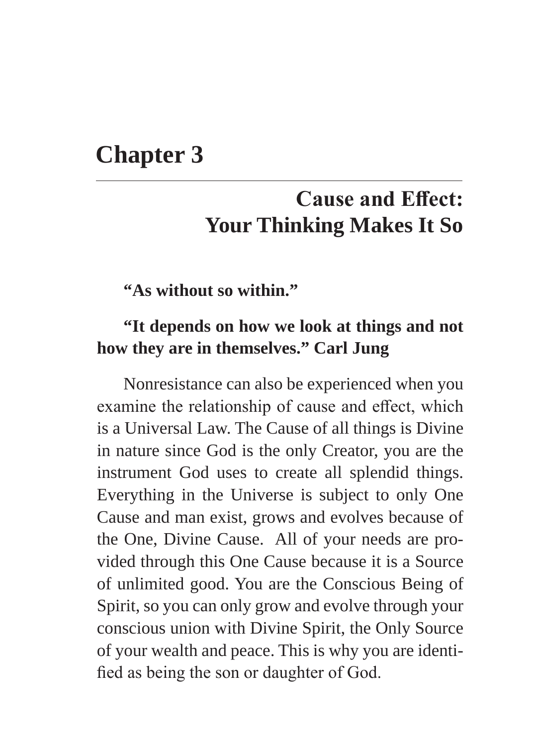# Chapter 3

## Cause and Effect: Your Thinking Makes It So

**“As without so within.”**

**“It depends on how we look at things and not how they are in themselves.” Carl Jung**

Nonresistance can also be experienced when you examine the relationship of cause and effect, which is a Universal Law. The Cause of all things is Divine in nature since God is the only Creator, you are the instrument God uses to create all splendid things. Everything in the Universe is subject to only One Cause and man exist, grows and evolves because of the One, Divine Cause. All of your needs are provided through this One Cause because it is a Source of unlimited good. You are the Conscious Being of Spirit, so you can only grow and evolve through your conscious union with Divine Spirit, the Only Source of your wealth and peace. This is why you are identified as being the son or daughter of God.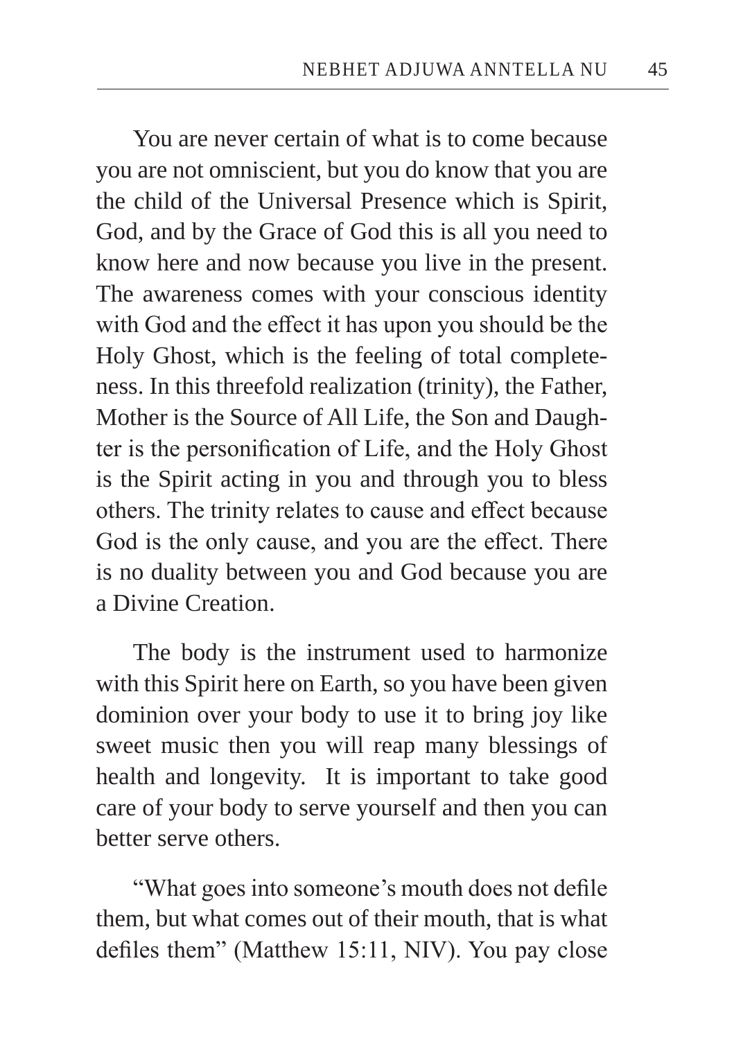You are never certain of what is to come because you are not omniscient, but you do know that you are the child of the Universal Presence which is Spirit, God, and by the Grace of God this is all you need to know here and now because you live in the present. The awareness comes with your conscious identity with God and the effect it has upon you should be the Holy Ghost, which is the feeling of total completeness. In this threefold realization (trinity), the Father, Mother is the Source of All Life, the Son and Daughter is the personification of Life, and the Holy Ghost is the Spirit acting in you and through you to bless others. The trinity relates to cause and effect because God is the only cause, and you are the effect. There is no duality between you and God because you are a Divine Creation.

The body is the instrument used to harmonize with this Spirit here on Earth, so you have been given dominion over your body to use it to bring joy like sweet music then you will reap many blessings of health and longevity. It is important to take good care of your body to serve yourself and then you can better serve others.

"What goes into someone's mouth does not defile them, but what comes out of their mouth, that is what defiles them" (Matthew 15:11, NIV). You pay close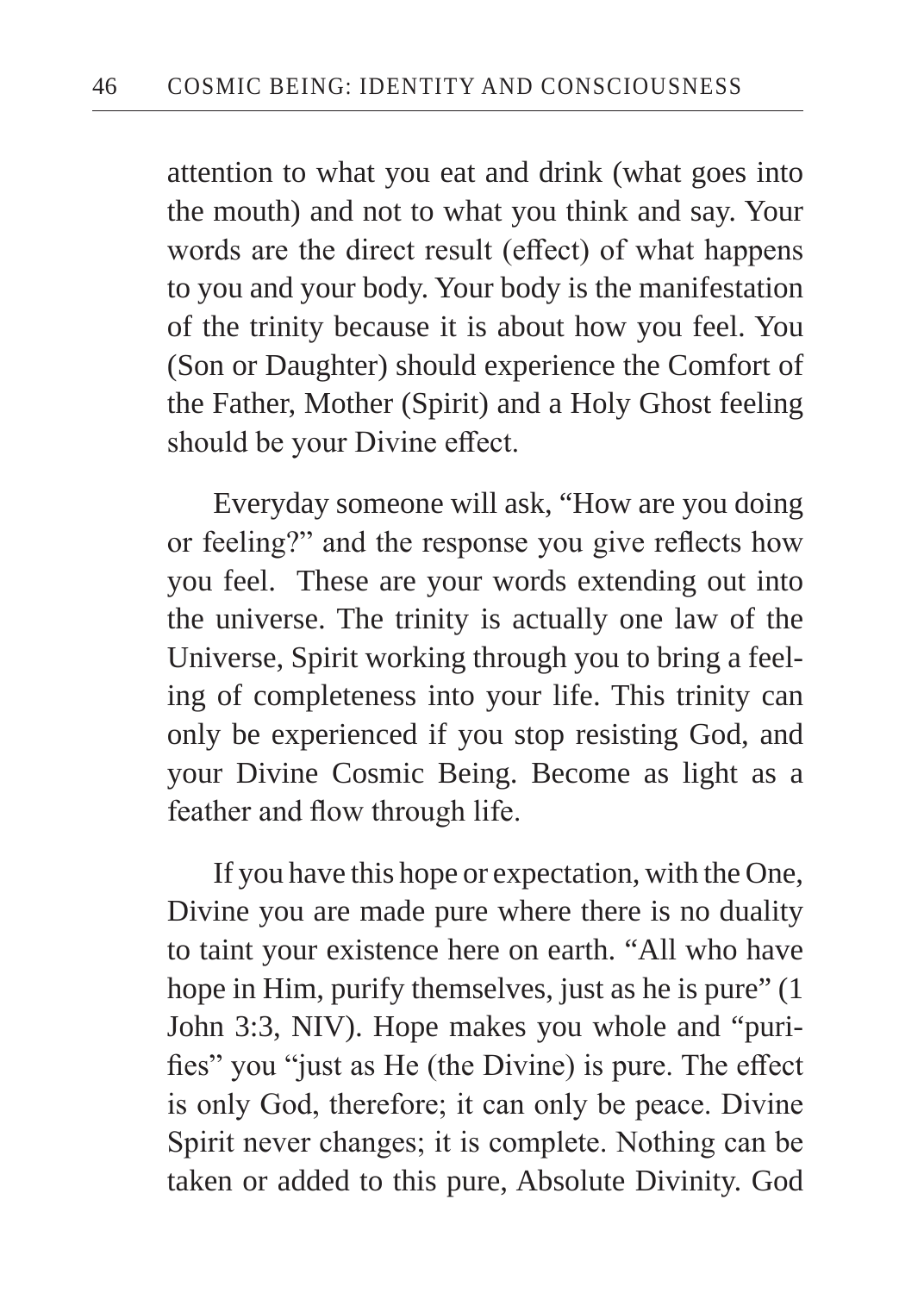attention to what you eat and drink (what goes into the mouth) and not to what you think and say. Your words are the direct result (effect) of what happens to you and your body. Your body is the manifestation of the trinity because it is about how you feel. You (Son or Daughter) should experience the Comfort of the Father, Mother (Spirit) and a Holy Ghost feeling should be your Divine effect.

Everyday someone will ask, "How are you doing or feeling?" and the response you give reflects how you feel. These are your words extending out into the universe. The trinity is actually one law of the Universe, Spirit working through you to bring a feeling of completeness into your life. This trinity can only be experienced if you stop resisting God, and your Divine Cosmic Being. Become as light as a feather and flow through life.

If you have this hope or expectation, with the One, Divine you are made pure where there is no duality to taint your existence here on earth. "All who have hope in Him, purify themselves, just as he is pure" (1 John 3:3, NIV). Hope makes you whole and "purifies" you "just as He (the Divine) is pure. The effect is only God, therefore; it can only be peace. Divine Spirit never changes; it is complete. Nothing can be taken or added to this pure, Absolute Divinity. God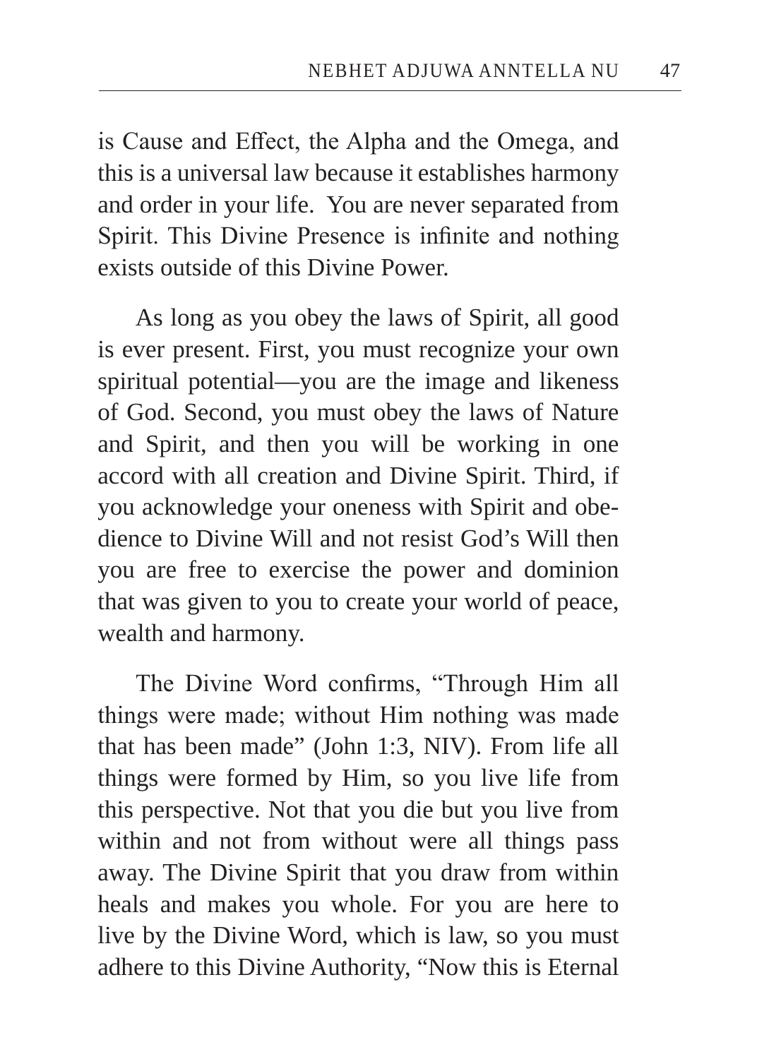is Cause and Effect, the Alpha and the Omega, and this is a universal law because it establishes harmony and order in your life. You are never separated from Spirit. This Divine Presence is infinite and nothing exists outside of this Divine Power.

As long as you obey the laws of Spirit, all good is ever present. First, you must recognize your own spiritual potential—you are the image and likeness of God. Second, you must obey the laws of Nature and Spirit, and then you will be working in one accord with all creation and Divine Spirit. Third, if you acknowledge your oneness with Spirit and obedience to Divine Will and not resist God's Will then you are free to exercise the power and dominion that was given to you to create your world of peace, wealth and harmony.

The Divine Word confirms, "Through Him all things were made; without Him nothing was made that has been made" (John 1:3, NIV). From life all things were formed by Him, so you live life from this perspective. Not that you die but you live from within and not from without were all things pass away. The Divine Spirit that you draw from within heals and makes you whole. For you are here to live by the Divine Word, which is law, so you must adhere to this Divine Authority, "Now this is Eternal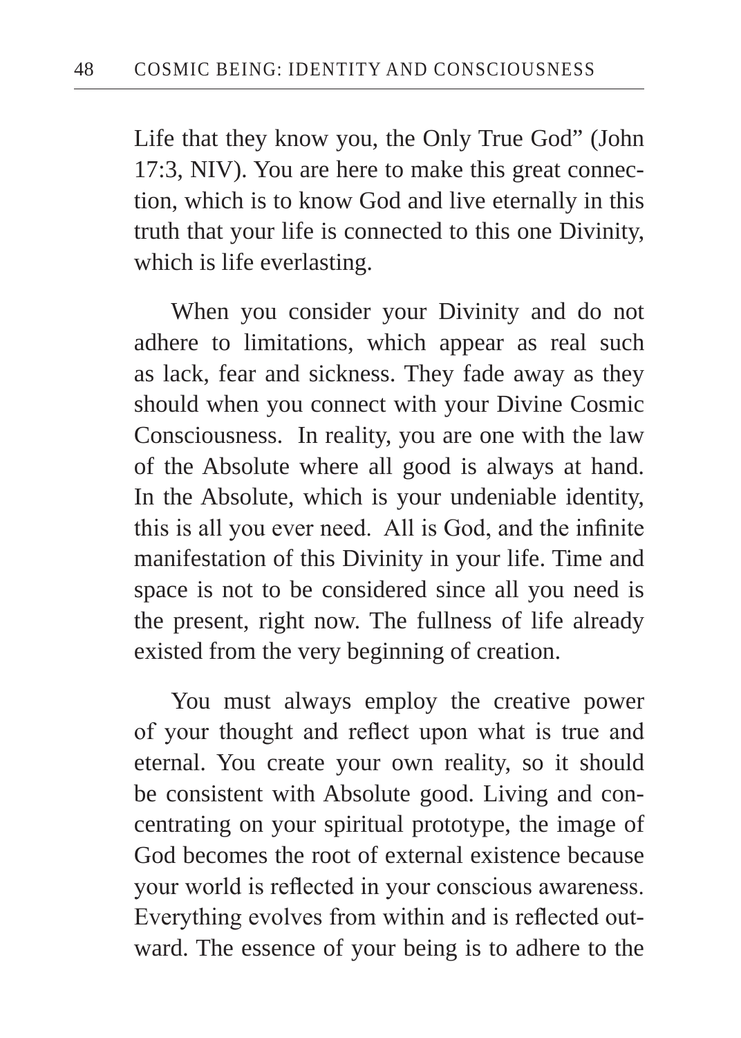Life that they know you, the Only True God" (John 17:3, NIV). You are here to make this great connection, which is to know God and live eternally in this truth that your life is connected to this one Divinity, which is life everlasting.

When you consider your Divinity and do not adhere to limitations, which appear as real such as lack, fear and sickness. They fade away as they should when you connect with your Divine Cosmic Consciousness. In reality, you are one with the law of the Absolute where all good is always at hand. In the Absolute, which is your undeniable identity, this is all you ever need. All is God, and the infinite manifestation of this Divinity in your life. Time and space is not to be considered since all you need is the present, right now. The fullness of life already existed from the very beginning of creation.

You must always employ the creative power of your thought and reflect upon what is true and eternal. You create your own reality, so it should be consistent with Absolute good. Living and concentrating on your spiritual prototype, the image of God becomes the root of external existence because your world is reflected in your conscious awareness. Everything evolves from within and is reflected outward. The essence of your being is to adhere to the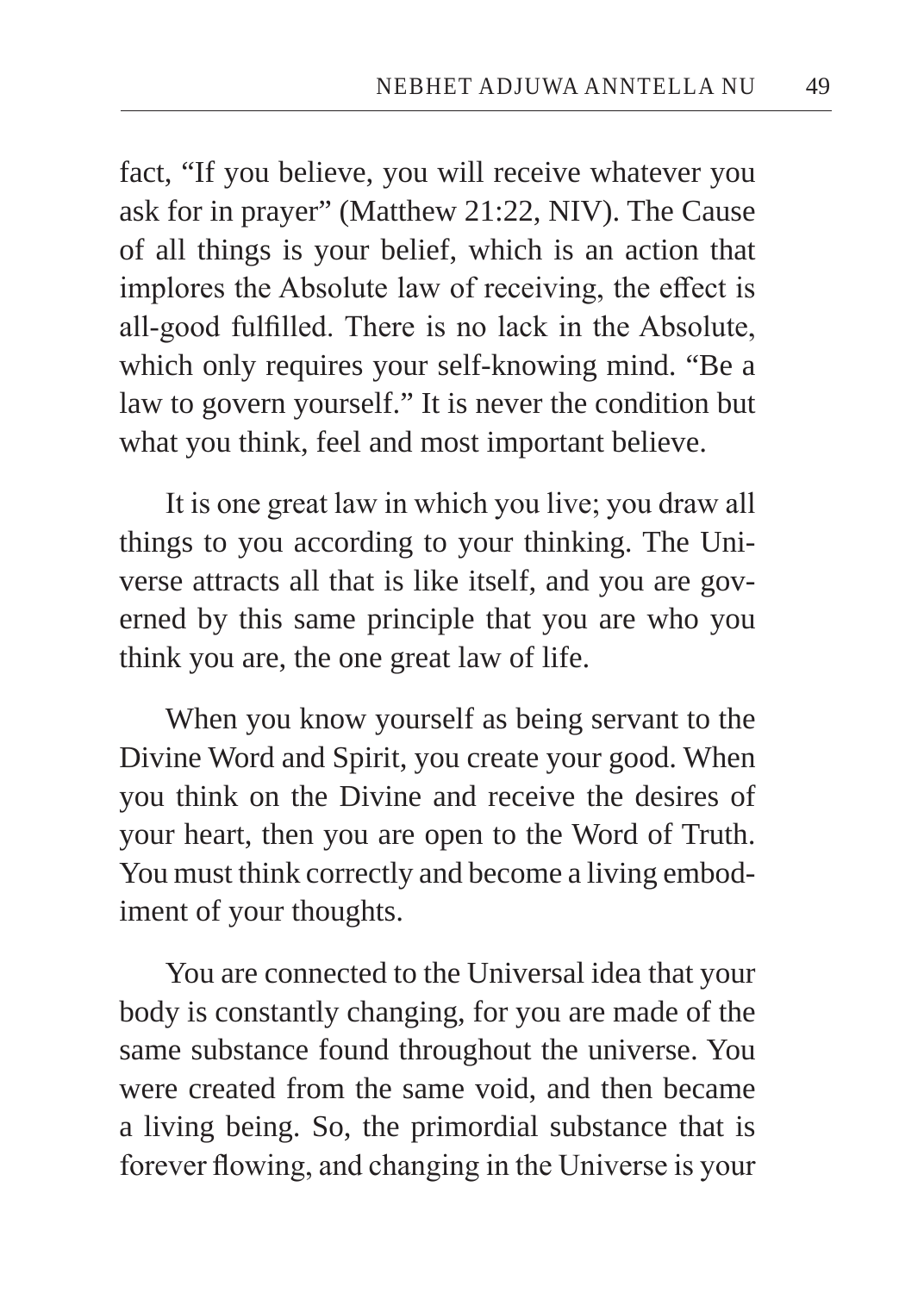fact, “If you believe, you will receive whatever you ask for in prayer” (Matthew 21:22, NIV). The Cause of all things is your belief, which is an action that implores the Absolute law of receiving, the effect is all-good fulfilled. There is no lack in the Absolute, which only requires your self-knowing mind. “Be a law to govern yourself.” It is never the condition but what you think, feel and most important believe.

It is one great law in which you live; you draw all things to you according to your thinking. The Universe attracts all that is like itself, and you are governed by this same principle that you are who you think you are, the one great law of life.

When you know yourself as being servant to the Divine Word and Spirit, you create your good. When you think on the Divine and receive the desires of your heart, then you are open to the Word of Truth. You must think correctly and become a living embodiment of your thoughts.

You are connected to the Universal idea that your body is constantly changing, for you are made of the same substance found throughout the universe. You were created from the same void, and then became a living being. So, the primordial substance that is forever flowing, and changing in the Universe is your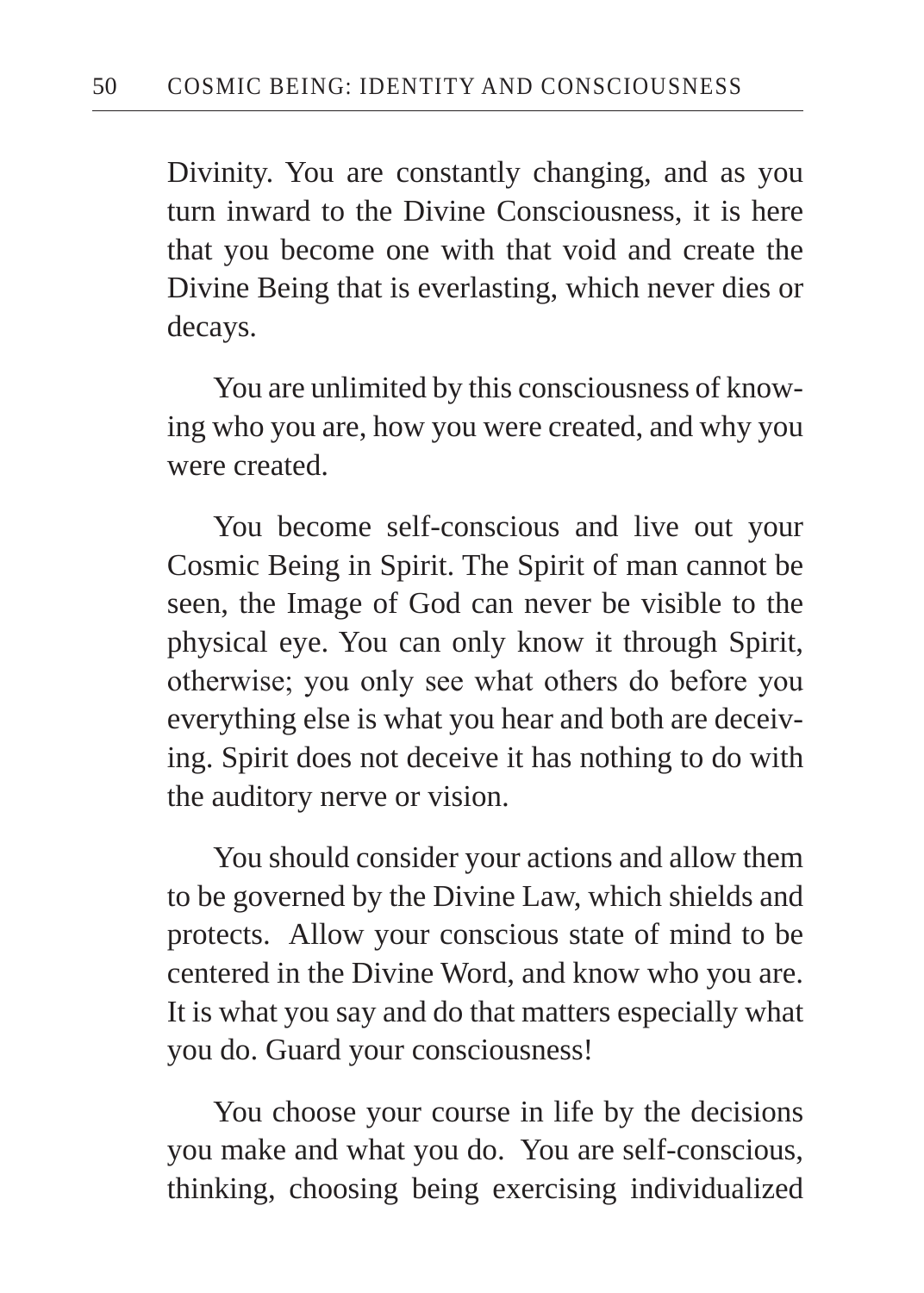Divinity. You are constantly changing, and as you turn inward to the Divine Consciousness, it is here that you become one with that void and create the Divine Being that is everlasting, which never dies or decays.

You are unlimited by this consciousness of knowing who you are, how you were created, and why you were created.

You become self-conscious and live out your Cosmic Being in Spirit. The Spirit of man cannot be seen, the Image of God can never be visible to the physical eye. You can only know it through Spirit, otherwise; you only see what others do before you everything else is what you hear and both are deceiving. Spirit does not deceive it has nothing to do with the auditory nerve or vision.

You should consider your actions and allow them to be governed by the Divine Law, which shields and protects.  Allow your conscious state of mind to be centered in the Divine Word, and know who you are. It is what you say and do that matters especially what you do. Guard your consciousness!

You choose your course in life by the decisions you make and what you do.  You are self-conscious, thinking, choosing being exercising individualized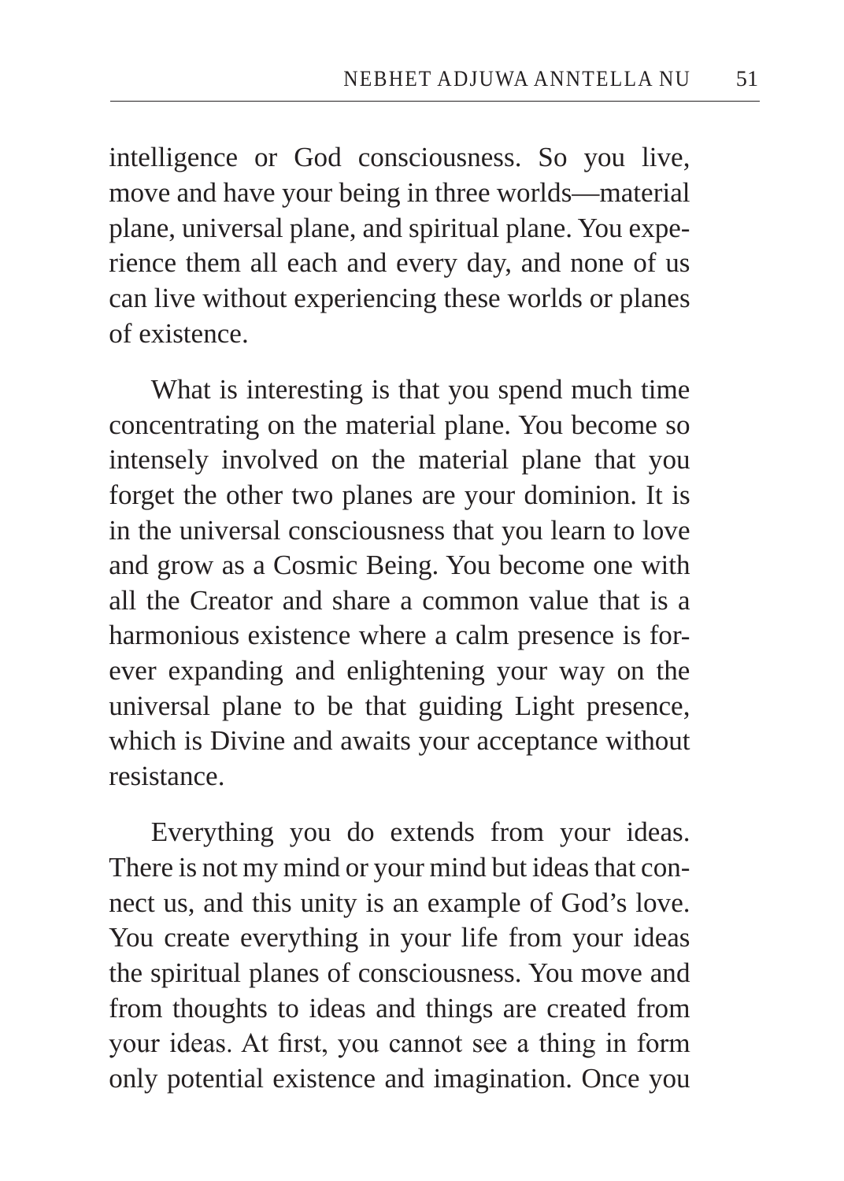intelligence or God consciousness. So you live, move and have your being in three worlds—material plane, universal plane, and spiritual plane. You experience them all each and every day, and none of us can live without experiencing these worlds or planes of existence.

What is interesting is that you spend much time concentrating on the material plane. You become so intensely involved on the material plane that you forget the other two planes are your dominion. It is in the universal consciousness that you learn to love and grow as a Cosmic Being. You become one with all the Creator and share a common value that is a harmonious existence where a calm presence is forever expanding and enlightening your way on the universal plane to be that guiding Light presence, which is Divine and awaits your acceptance without resistance.

Everything you do extends from your ideas. There is not my mind or your mind but ideas that connect us, and this unity is an example of God's love. You create everything in your life from your ideas the spiritual planes of consciousness. You move and from thoughts to ideas and things are created from your ideas. At first, you cannot see a thing in form only potential existence and imagination. Once you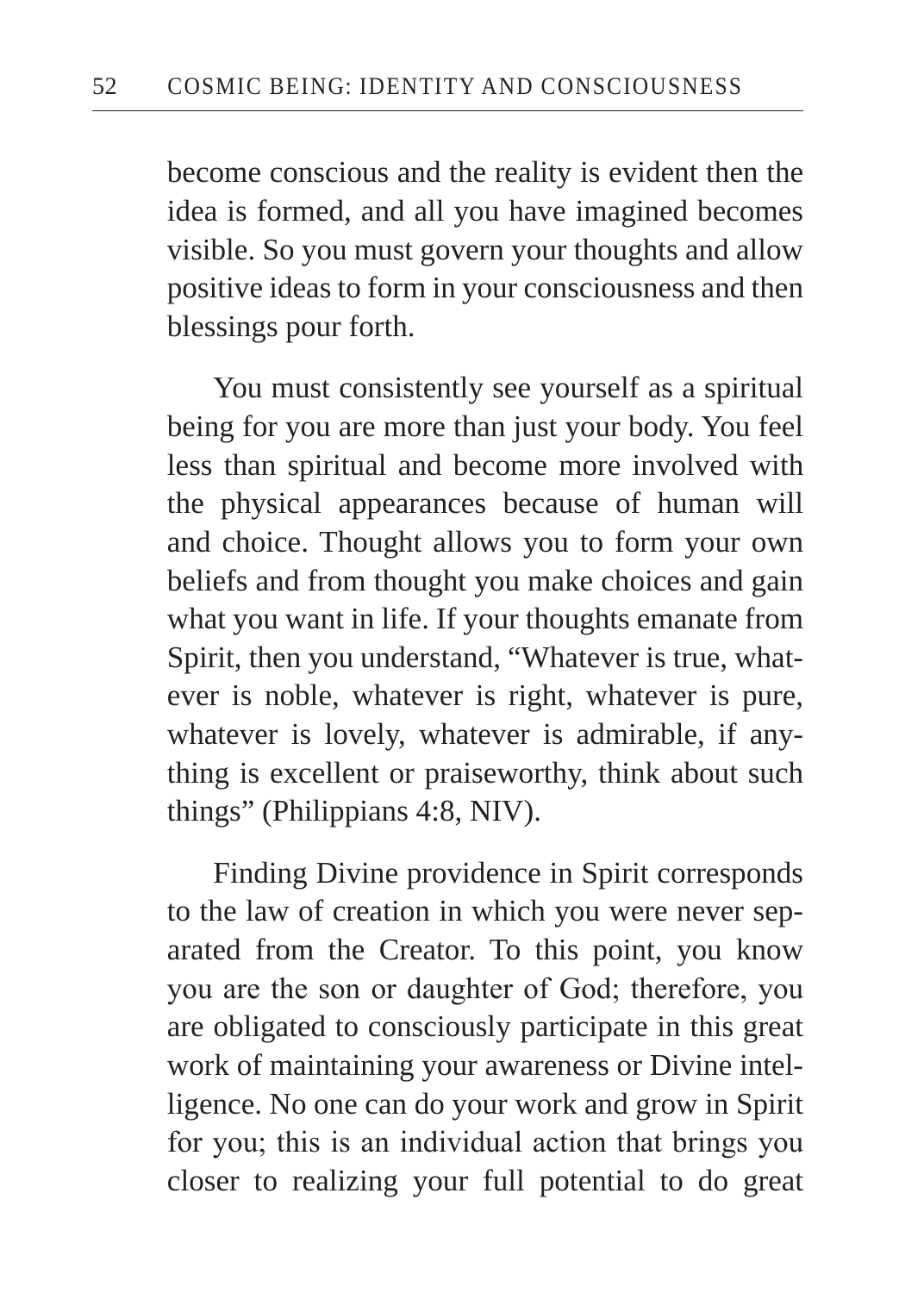become conscious and the reality is evident then the idea is formed, and all you have imagined becomes visible. So you must govern your thoughts and allow positive ideas to form in your consciousness and then blessings pour forth.

You must consistently see yourself as a spiritual being for you are more than just your body. You feel less than spiritual and become more involved with the physical appearances because of human will and choice. Thought allows you to form your own beliefs and from thought you make choices and gain what you want in life. If your thoughts emanate from Spirit, then you understand, "Whatever is true, whatever is noble, whatever is right, whatever is pure, whatever is lovely, whatever is admirable, if anything is excellent or praiseworthy, think about such things" (Philippians 4:8, NIV).

Finding Divine providence in Spirit corresponds to the law of creation in which you were never separated from the Creator. To this point, you know you are the son or daughter of God; therefore, you are obligated to consciously participate in this great work of maintaining your awareness or Divine intelligence. No one can do your work and grow in Spirit for you; this is an individual action that brings you closer to realizing your full potential to do great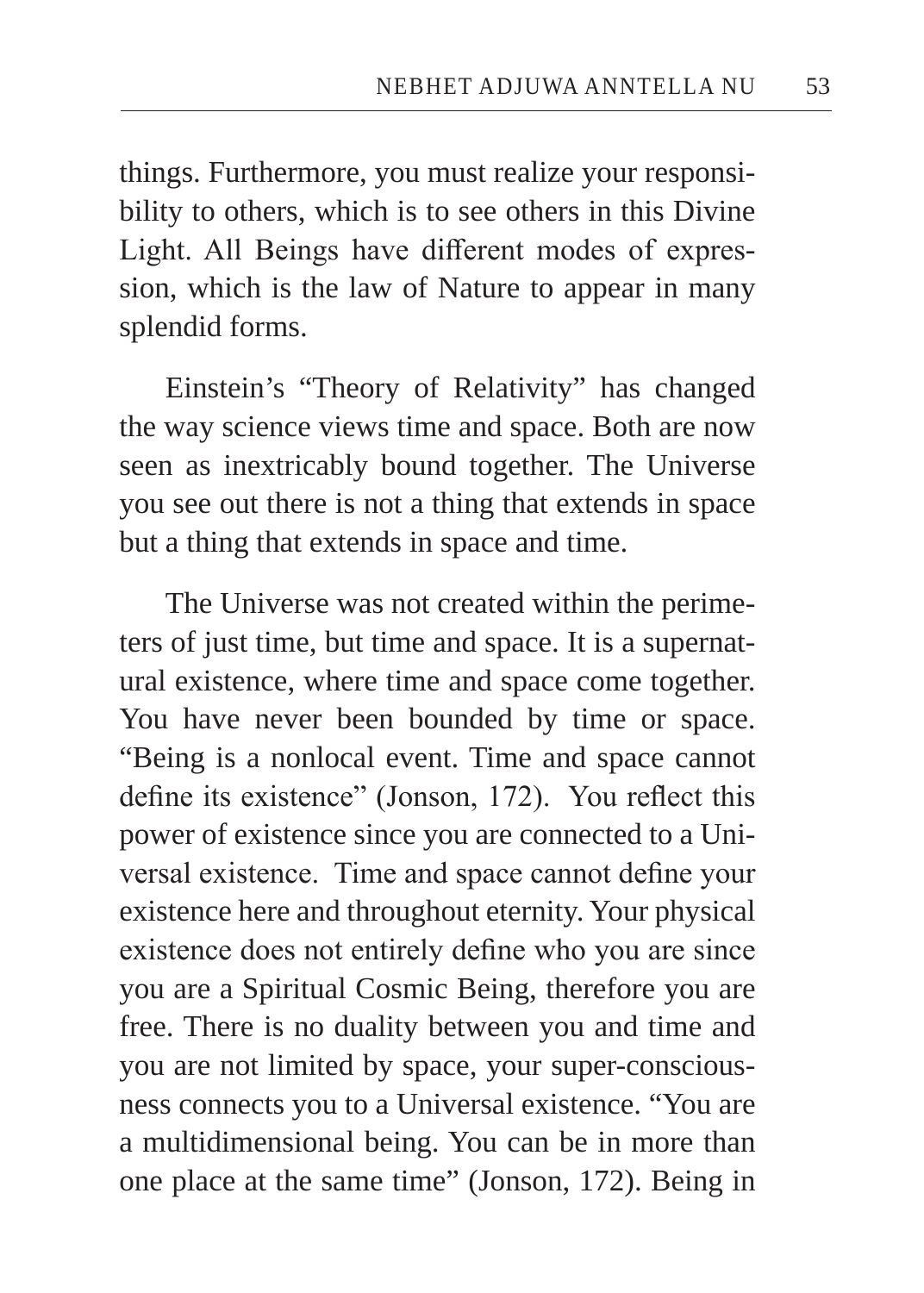things. Furthermore, you must realize your responsibility to others, which is to see others in this Divine Light. All Beings have different modes of expression, which is the law of Nature to appear in many splendid forms.

Einstein's "Theory of Relativity" has changed the way science views time and space. Both are now seen as inextricably bound together. The Universe you see out there is not a thing that extends in space but a thing that extends in space and time.

The Universe was not created within the perimeters of just time, but time and space. It is a supernatural existence, where time and space come together. You have never been bounded by time or space. "Being is a nonlocal event. Time and space cannot define its existence" (Jonson, 172). You reflect this power of existence since you are connected to a Universal existence. Time and space cannot define your existence here and throughout eternity. Your physical existence does not entirely define who you are since you are a Spiritual Cosmic Being, therefore you are free. There is no duality between you and time and you are not limited by space, your super-consciousness connects you to a Universal existence. "You are a multidimensional being. You can be in more than one place at the same time" (Jonson, 172). Being in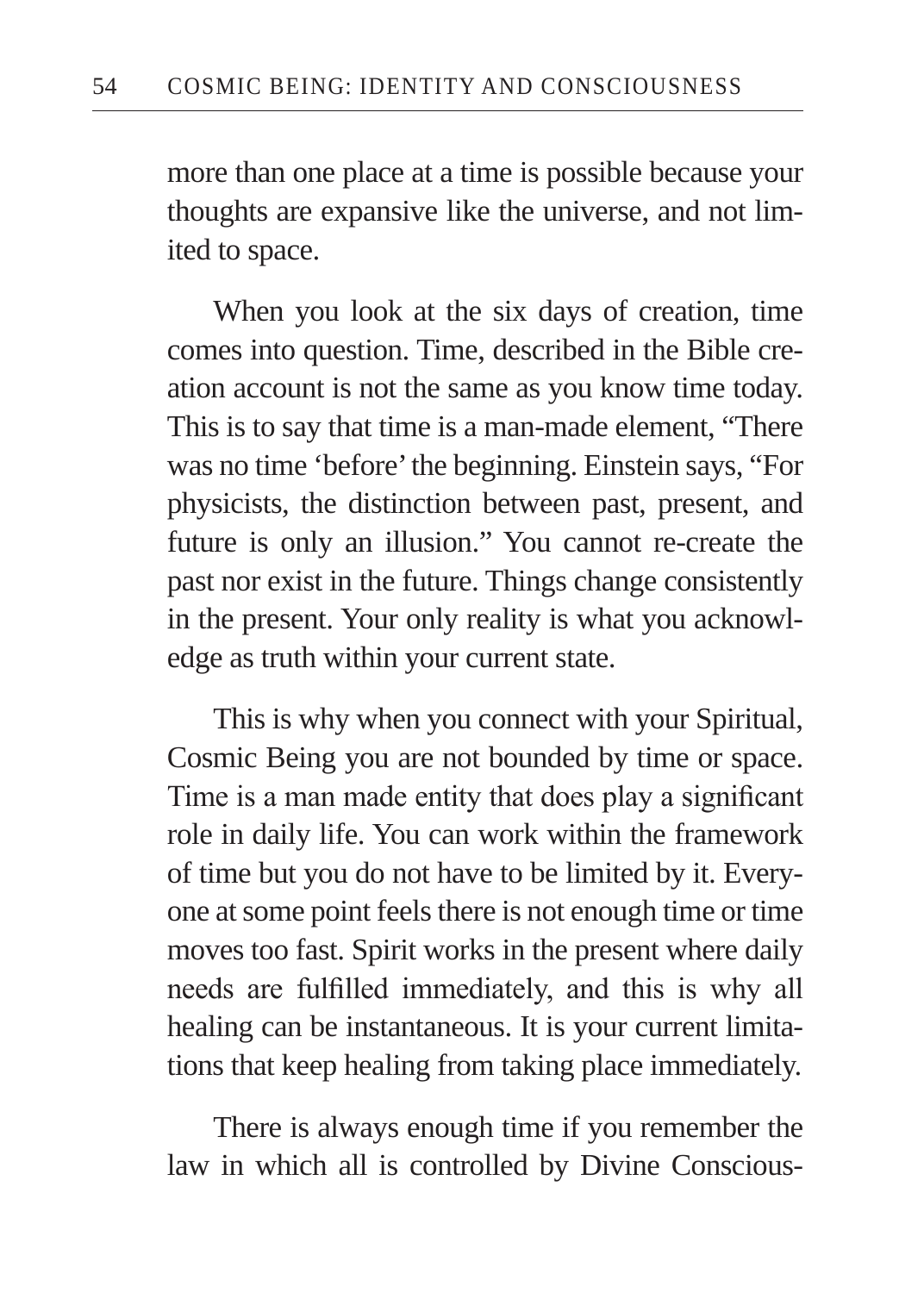more than one place at a time is possible because your thoughts are expansive like the universe, and not limited to space.

When you look at the six days of creation, time comes into question. Time, described in the Bible creation account is not the same as you know time today. This is to say that time is a man-made element, “There was no time ‘before’ the beginning. Einstein says, “For physicists, the distinction between past, present, and future is only an illusion.” You cannot re-create the past nor exist in the future. Things change consistently in the present. Your only reality is what you acknowledge as truth within your current state.

This is why when you connect with your Spiritual, Cosmic Being you are not bounded by time or space. Time is a man made entity that does play a significant role in daily life. You can work within the framework of time but you do not have to be limited by it. Everyone at some point feels there is not enough time or time moves too fast. Spirit works in the present where daily needs are fulfilled immediately, and this is why all healing can be instantaneous. It is your current limitations that keep healing from taking place immediately.

There is always enough time if you remember the law in which all is controlled by Divine Conscious-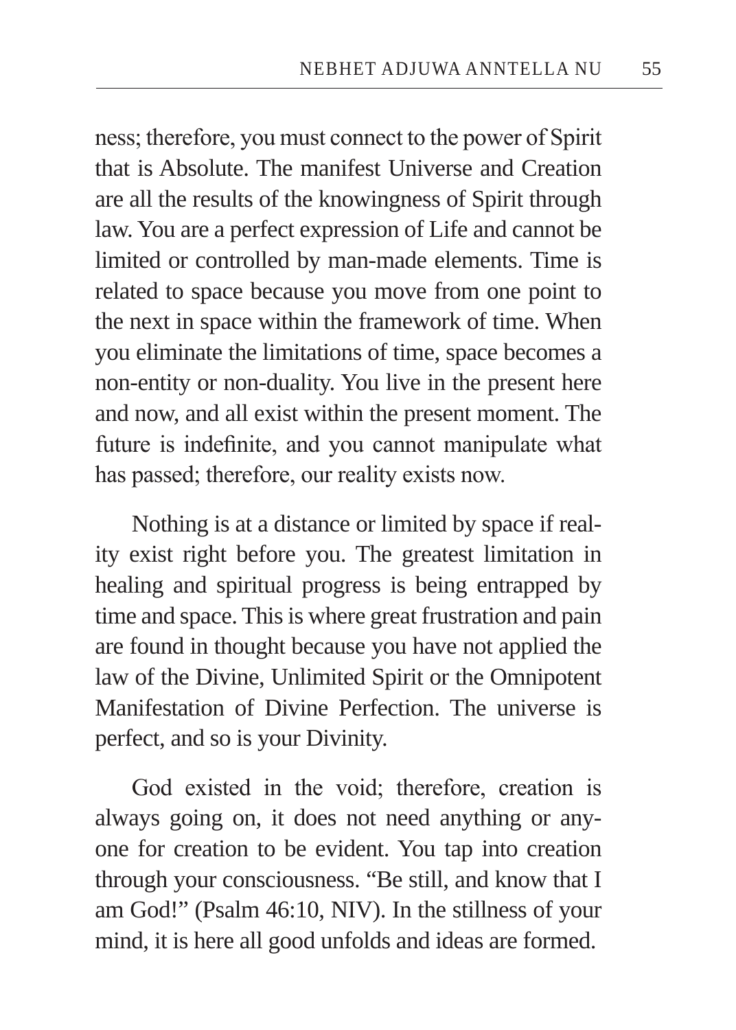ness; therefore, you must connect to the power of Spirit that is Absolute. The manifest Universe and Creation are all the results of the knowingness of Spirit through law. You are a perfect expression of Life and cannot be limited or controlled by man-made elements. Time is related to space because you move from one point to the next in space within the framework of time. When you eliminate the limitations of time, space becomes a non-entity or non-duality. You live in the present here and now, and all exist within the present moment. The future is indefinite, and you cannot manipulate what has passed; therefore, our reality exists now.

Nothing is at a distance or limited by space if reality exist right before you. The greatest limitation in healing and spiritual progress is being entrapped by time and space. This is where great frustration and pain are found in thought because you have not applied the law of the Divine, Unlimited Spirit or the Omnipotent Manifestation of Divine Perfection. The universe is perfect, and so is your Divinity.

God existed in the void; therefore, creation is always going on, it does not need anything or anyone for creation to be evident. You tap into creation through your consciousness. "Be still, and know that I am God!" (Psalm 46:10, NIV). In the stillness of your mind, it is here all good unfolds and ideas are formed.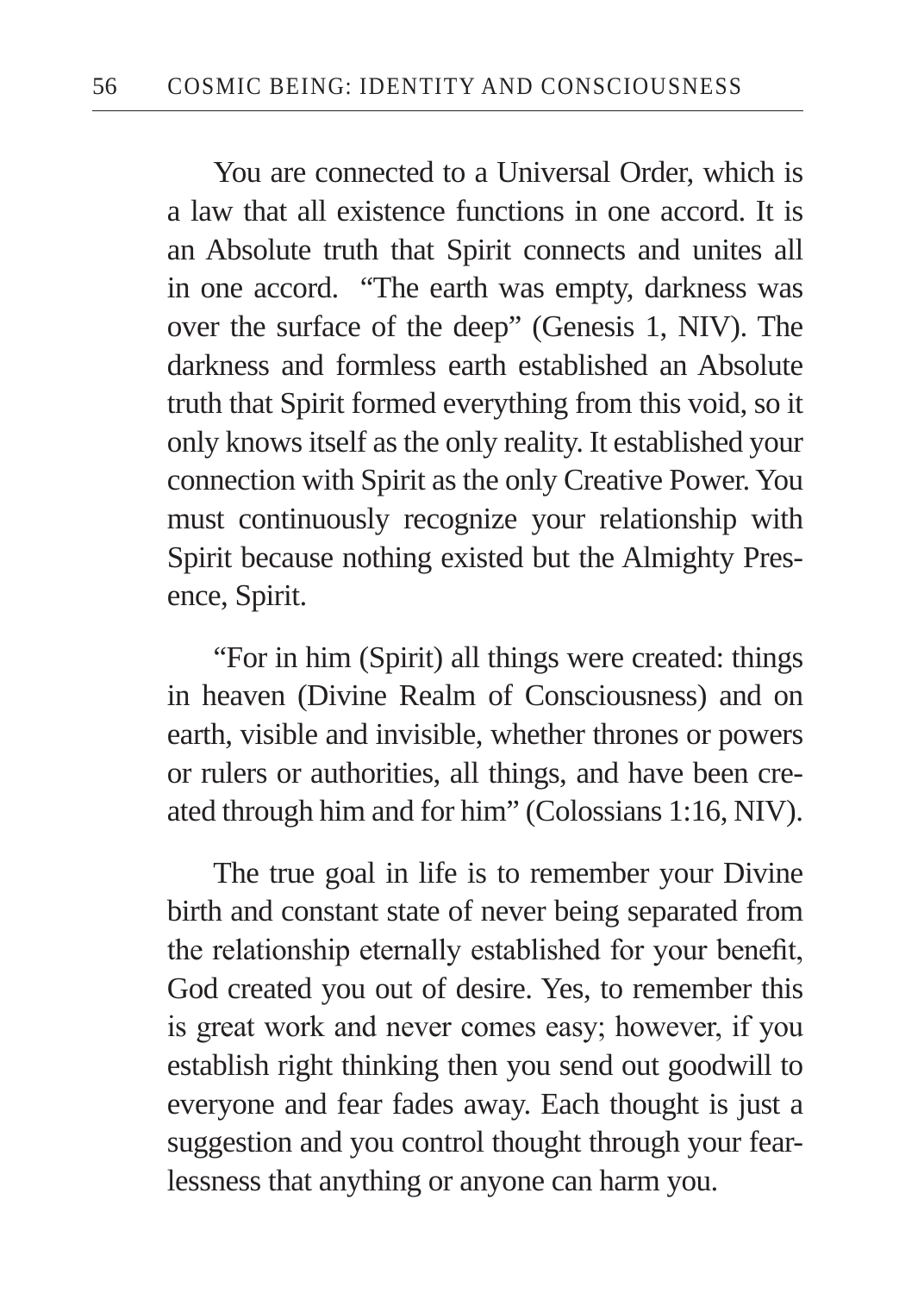You are connected to a Universal Order, which is a law that all existence functions in one accord. It is an Absolute truth that Spirit connects and unites all in one accord. "The earth was empty, darkness was over the surface of the deep" (Genesis 1, NIV). The darkness and formless earth established an Absolute truth that Spirit formed everything from this void, so it only knows itself as the only reality. It established your connection with Spirit as the only Creative Power. You must continuously recognize your relationship with Spirit because nothing existed but the Almighty Presence, Spirit.

"For in him (Spirit) all things were created: things in heaven (Divine Realm of Consciousness) and on earth, visible and invisible, whether thrones or powers or rulers or authorities, all things, and have been created through him and for him" (Colossians 1:16, NIV).

The true goal in life is to remember your Divine birth and constant state of never being separated from the relationship eternally established for your benefit, God created you out of desire. Yes, to remember this is great work and never comes easy; however, if you establish right thinking then you send out goodwill to everyone and fear fades away. Each thought is just a suggestion and you control thought through your fearlessness that anything or anyone can harm you.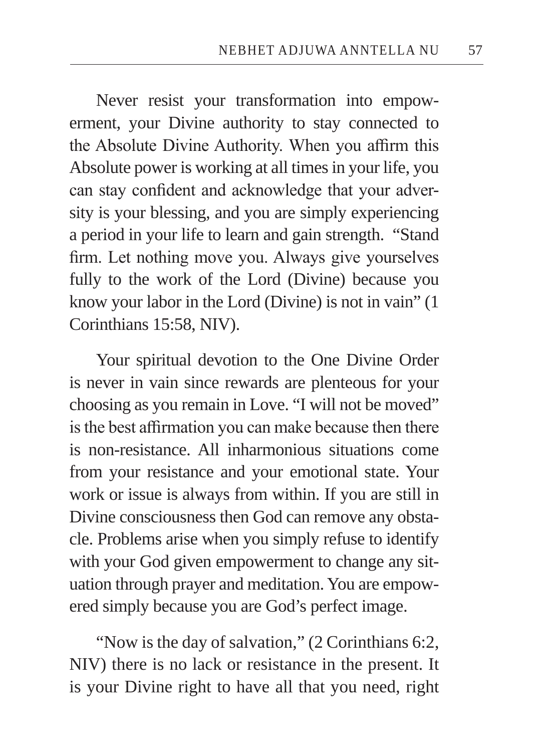Never resist your transformation into empowerment, your Divine authority to stay connected to the Absolute Divine Authority. When you affirm this Absolute power is working at all times in your life, you can stay confident and acknowledge that your adversity is your blessing, and you are simply experiencing a period in your life to learn and gain strength. "Stand firm. Let nothing move you. Always give yourselves fully to the work of the Lord (Divine) because you know your labor in the Lord (Divine) is not in vain" (1 Corinthians 15:58, NIV).

Your spiritual devotion to the One Divine Order is never in vain since rewards are plenteous for your choosing as you remain in Love. "I will not be moved" is the best affirmation you can make because then there is non-resistance. All inharmonious situations come from your resistance and your emotional state. Your work or issue is always from within. If you are still in Divine consciousness then God can remove any obstacle. Problems arise when you simply refuse to identify with your God given empowerment to change any situation through prayer and meditation. You are empowered simply because you are God's perfect image.

"Now is the day of salvation," (2 Corinthians 6:2, NIV) there is no lack or resistance in the present. It is your Divine right to have all that you need, right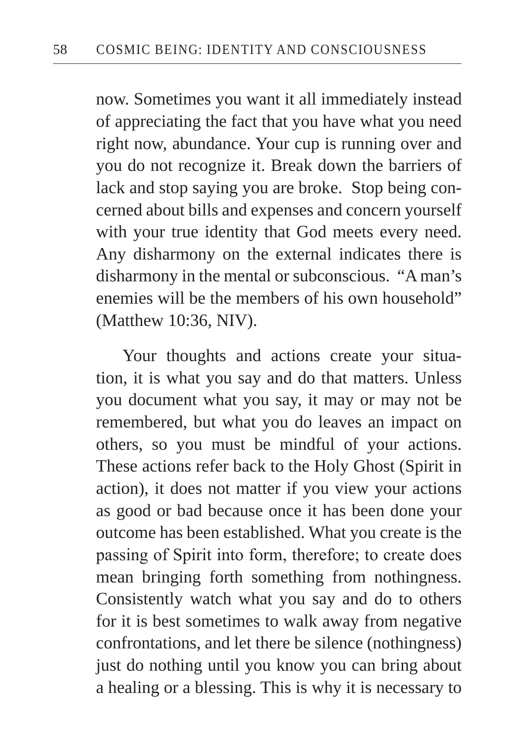now. Sometimes you want it all immediately instead of appreciating the fact that you have what you need right now, abundance. Your cup is running over and you do not recognize it. Break down the barriers of lack and stop saying you are broke.  Stop being concerned about bills and expenses and concern yourself with your true identity that God meets every need. Any disharmony on the external indicates there is disharmony in the mental or subconscious.  "A man's enemies will be the members of his own household" (Matthew 10:36, NIV).

Your thoughts and actions create your situation, it is what you say and do that matters. Unless you document what you say, it may or may not be remembered, but what you do leaves an impact on others, so you must be mindful of your actions. These actions refer back to the Holy Ghost (Spirit in action), it does not matter if you view your actions as good or bad because once it has been done your outcome has been established. What you create is the passing of Spirit into form, therefore; to create does mean bringing forth something from nothingness. Consistently watch what you say and do to others for it is best sometimes to walk away from negative confrontations, and let there be silence (nothingness) just do nothing until you know you can bring about a healing or a blessing. This is why it is necessary to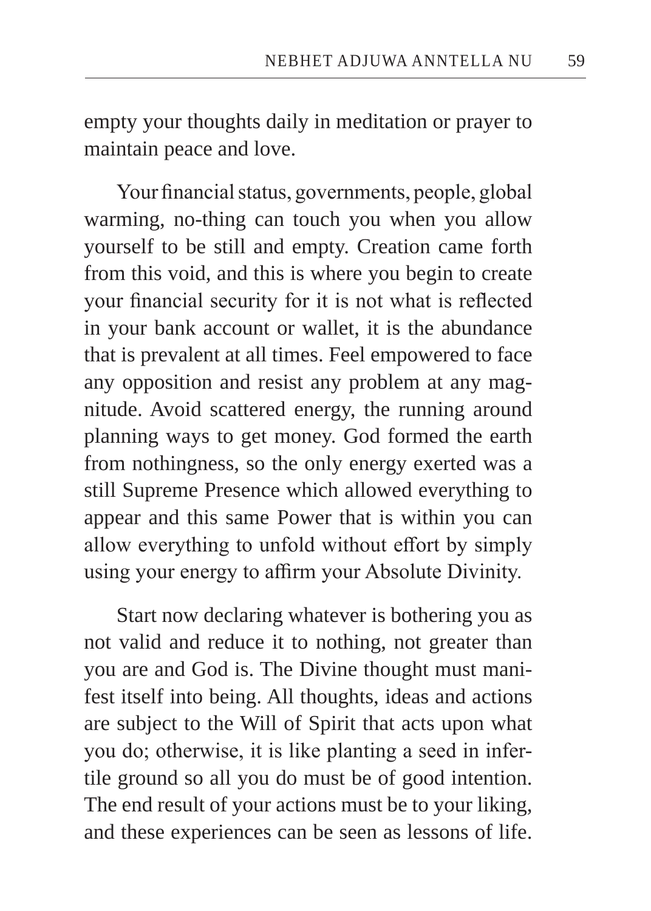empty your thoughts daily in meditation or prayer to maintain peace and love.

Your financial status, governments, people, global warming, no-thing can touch you when you allow yourself to be still and empty. Creation came forth from this void, and this is where you begin to create your financial security for it is not what is reflected in your bank account or wallet, it is the abundance that is prevalent at all times. Feel empowered to face any opposition and resist any problem at any magnitude. Avoid scattered energy, the running around planning ways to get money. God formed the earth from nothingness, so the only energy exerted was a still Supreme Presence which allowed everything to appear and this same Power that is within you can allow everything to unfold without effort by simply using your energy to affirm your Absolute Divinity.

Start now declaring whatever is bothering you as not valid and reduce it to nothing, not greater than you are and God is. The Divine thought must manifest itself into being. All thoughts, ideas and actions are subject to the Will of Spirit that acts upon what you do; otherwise, it is like planting a seed in infertile ground so all you do must be of good intention. The end result of your actions must be to your liking, and these experiences can be seen as lessons of life.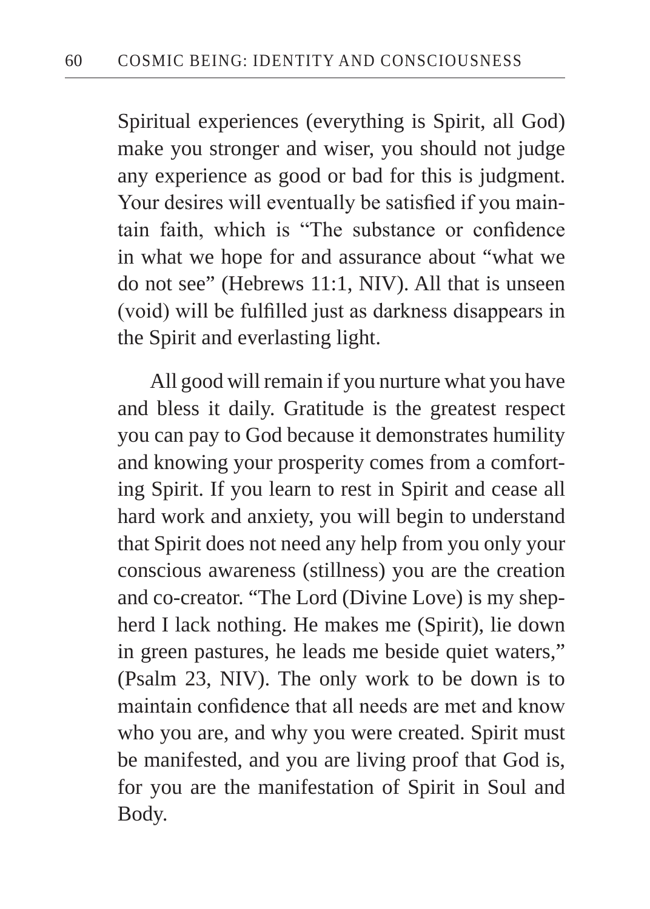Spiritual experiences (everything is Spirit, all God) make you stronger and wiser, you should not judge any experience as good or bad for this is judgment. Your desires will eventually be satisfied if you maintain faith, which is "The substance or confidence in what we hope for and assurance about "what we do not see" (Hebrews 11:1, NIV). All that is unseen (void) will be fulfilled just as darkness disappears in the Spirit and everlasting light.

All good will remain if you nurture what you have and bless it daily. Gratitude is the greatest respect you can pay to God because it demonstrates humility and knowing your prosperity comes from a comforting Spirit. If you learn to rest in Spirit and cease all hard work and anxiety, you will begin to understand that Spirit does not need any help from you only your conscious awareness (stillness) you are the creation and co-creator. "The Lord (Divine Love) is my shepherd I lack nothing. He makes me (Spirit), lie down in green pastures, he leads me beside quiet waters," (Psalm 23, NIV). The only work to be down is to maintain confidence that all needs are met and know who you are, and why you were created. Spirit must be manifested, and you are living proof that God is, for you are the manifestation of Spirit in Soul and Body.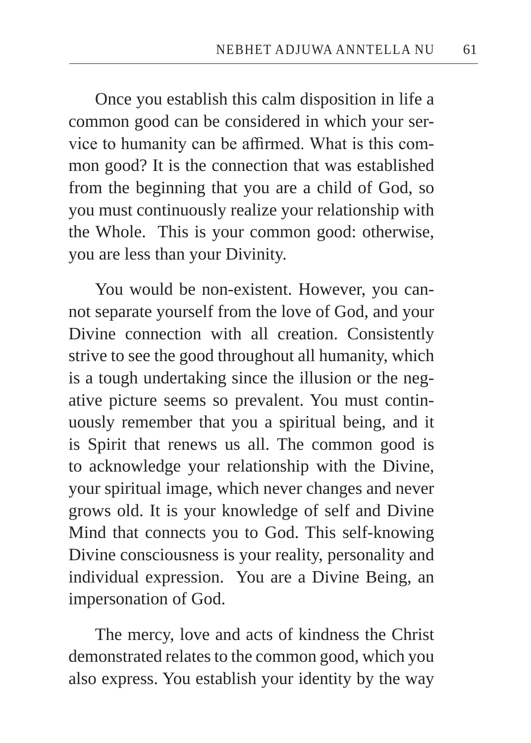Once you establish this calm disposition in life a common good can be considered in which your service to humanity can be affirmed. What is this common good? It is the connection that was established from the beginning that you are a child of God, so you must continuously realize your relationship with the Whole. This is your common good: otherwise, you are less than your Divinity.

You would be non-existent. However, you cannot separate yourself from the love of God, and your Divine connection with all creation. Consistently strive to see the good throughout all humanity, which is a tough undertaking since the illusion or the negative picture seems so prevalent. You must continuously remember that you a spiritual being, and it is Spirit that renews us all. The common good is to acknowledge your relationship with the Divine, your spiritual image, which never changes and never grows old. It is your knowledge of self and Divine Mind that connects you to God. This self-knowing Divine consciousness is your reality, personality and individual expression. You are a Divine Being, an impersonation of God.

The mercy, love and acts of kindness the Christ demonstrated relates to the common good, which you also express. You establish your identity by the way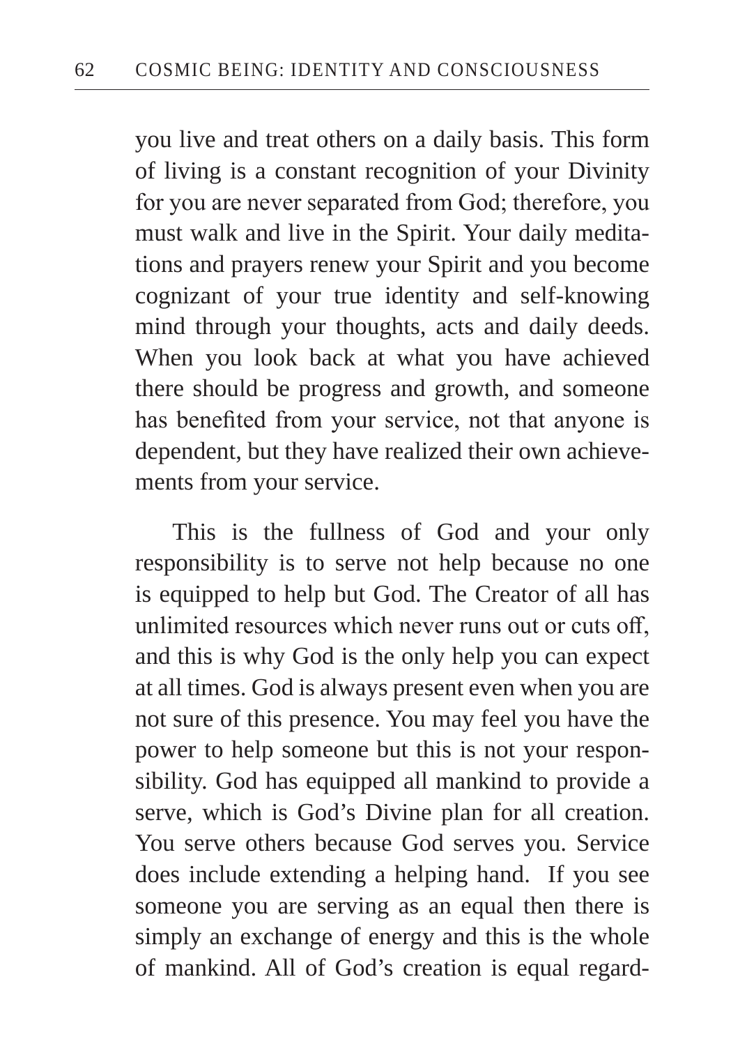you live and treat others on a daily basis. This form of living is a constant recognition of your Divinity for you are never separated from God; therefore, you must walk and live in the Spirit. Your daily meditations and prayers renew your Spirit and you become cognizant of your true identity and self-knowing mind through your thoughts, acts and daily deeds. When you look back at what you have achieved there should be progress and growth, and someone has benefited from your service, not that anyone is dependent, but they have realized their own achievements from your service.

This is the fullness of God and your only responsibility is to serve not help because no one is equipped to help but God. The Creator of all has unlimited resources which never runs out or cuts off, and this is why God is the only help you can expect at all times. God is always present even when you are not sure of this presence. You may feel you have the power to help someone but this is not your responsibility. God has equipped all mankind to provide a serve, which is God's Divine plan for all creation. You serve others because God serves you. Service does include extending a helping hand. If you see someone you are serving as an equal then there is simply an exchange of energy and this is the whole of mankind. All of God's creation is equal regard-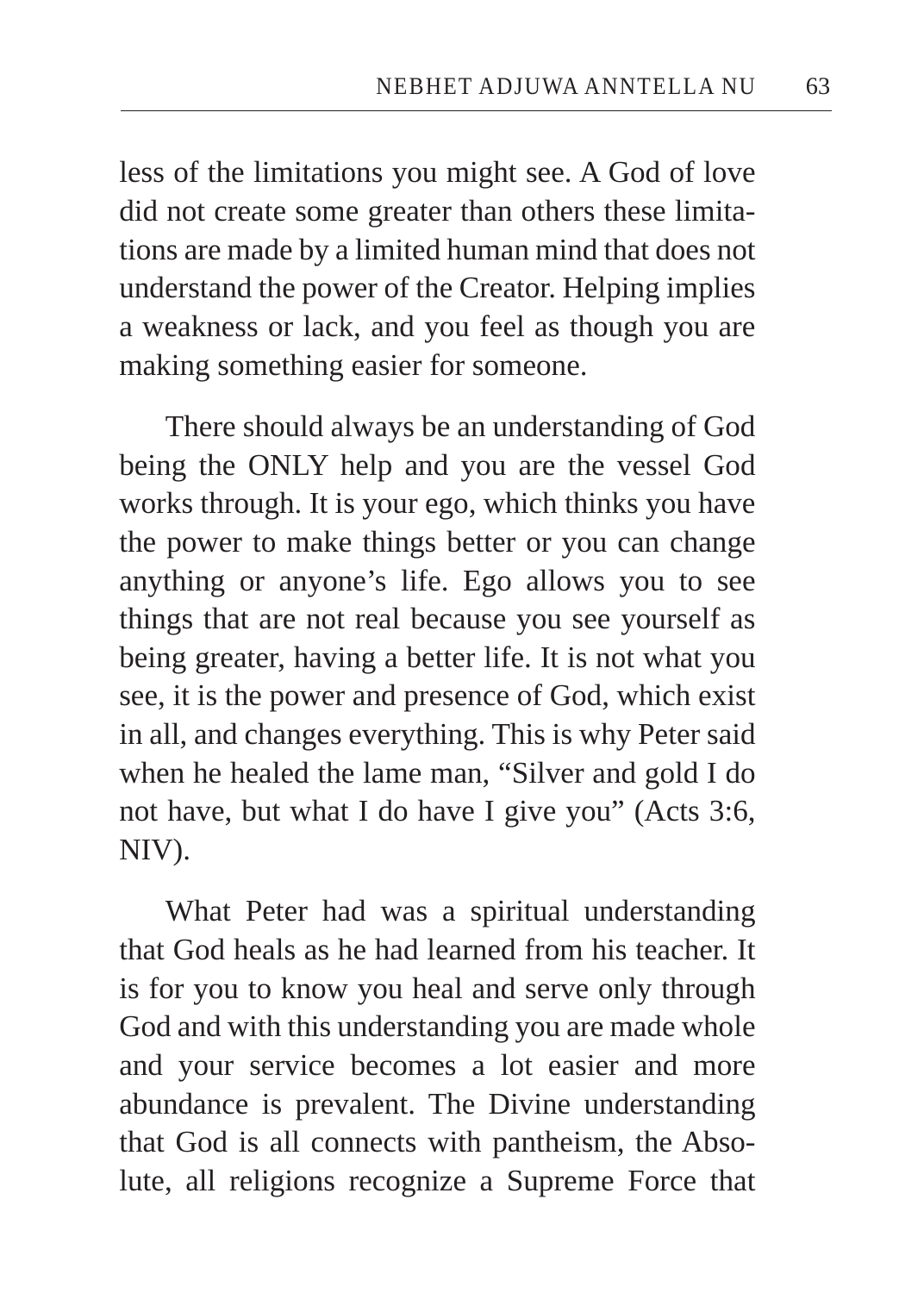less of the limitations you might see. A God of love did not create some greater than others these limitations are made by a limited human mind that does not understand the power of the Creator. Helping implies a weakness or lack, and you feel as though you are making something easier for someone.

There should always be an understanding of God being the ONLY help and you are the vessel God works through. It is your ego, which thinks you have the power to make things better or you can change anything or anyone's life. Ego allows you to see things that are not real because you see yourself as being greater, having a better life. It is not what you see, it is the power and presence of God, which exist in all, and changes everything. This is why Peter said when he healed the lame man, "Silver and gold I do not have, but what I do have I give you" (Acts 3:6, NIV).

What Peter had was a spiritual understanding that God heals as he had learned from his teacher. It is for you to know you heal and serve only through God and with this understanding you are made whole and your service becomes a lot easier and more abundance is prevalent. The Divine understanding that God is all connects with pantheism, the Absolute, all religions recognize a Supreme Force that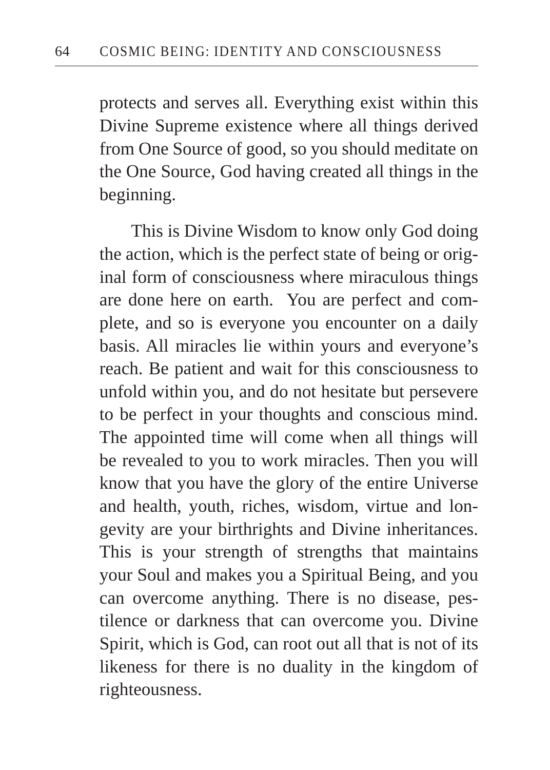protects and serves all. Everything exist within this Divine Supreme existence where all things derived from One Source of good, so you should meditate on the One Source, God having created all things in the beginning.

This is Divine Wisdom to know only God doing the action, which is the perfect state of being or original form of consciousness where miraculous things are done here on earth. You are perfect and complete, and so is everyone you encounter on a daily basis. All miracles lie within yours and everyone's reach. Be patient and wait for this consciousness to unfold within you, and do not hesitate but persevere to be perfect in your thoughts and conscious mind. The appointed time will come when all things will be revealed to you to work miracles. Then you will know that you have the glory of the entire Universe and health, youth, riches, wisdom, virtue and longevity are your birthrights and Divine inheritances. This is your strength of strengths that maintains your Soul and makes you a Spiritual Being, and you can overcome anything. There is no disease, pestilence or darkness that can overcome you. Divine Spirit, which is God, can root out all that is not of its likeness for there is no duality in the kingdom of righteousness.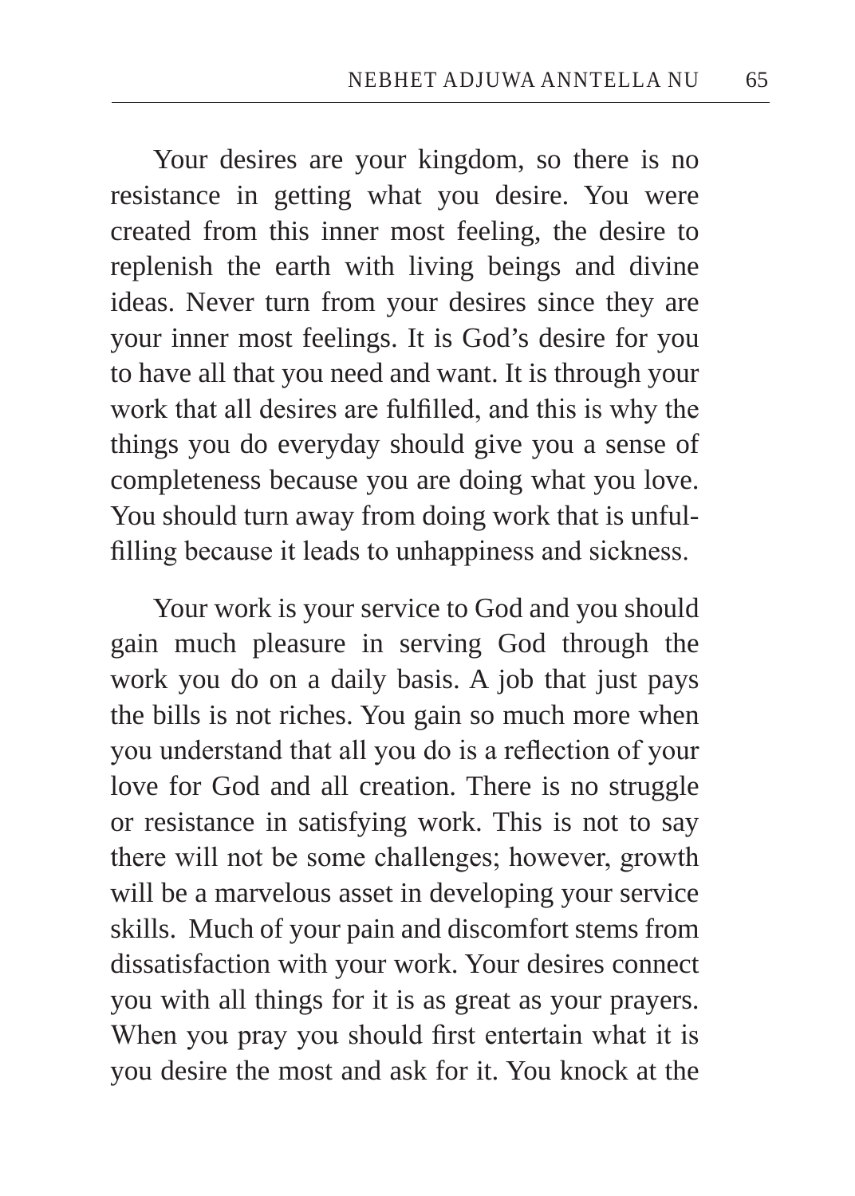Your desires are your kingdom, so there is no resistance in getting what you desire. You were created from this inner most feeling, the desire to replenish the earth with living beings and divine ideas. Never turn from your desires since they are your inner most feelings. It is God's desire for you to have all that you need and want. It is through your work that all desires are fulfilled, and this is why the things you do everyday should give you a sense of completeness because you are doing what you love. You should turn away from doing work that is unfulfilling because it leads to unhappiness and sickness.

Your work is your service to God and you should gain much pleasure in serving God through the work you do on a daily basis. A job that just pays the bills is not riches. You gain so much more when you understand that all you do is a reflection of your love for God and all creation. There is no struggle or resistance in satisfying work. This is not to say there will not be some challenges; however, growth will be a marvelous asset in developing your service skills. Much of your pain and discomfort stems from dissatisfaction with your work. Your desires connect you with all things for it is as great as your prayers. When you pray you should first entertain what it is you desire the most and ask for it. You knock at the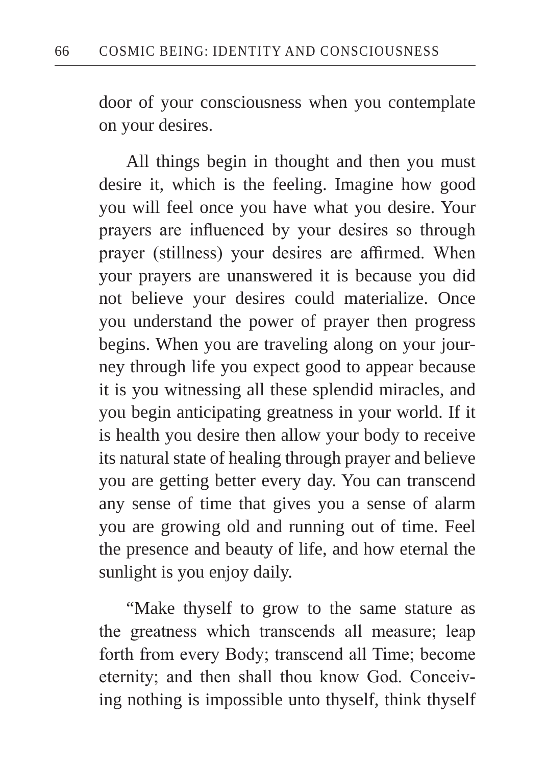door of your consciousness when you contemplate on your desires.

All things begin in thought and then you must desire it, which is the feeling. Imagine how good you will feel once you have what you desire. Your prayers are influenced by your desires so through prayer (stillness) your desires are affirmed. When your prayers are unanswered it is because you did not believe your desires could materialize. Once you understand the power of prayer then progress begins. When you are traveling along on your journey through life you expect good to appear because it is you witnessing all these splendid miracles, and you begin anticipating greatness in your world. If it is health you desire then allow your body to receive its natural state of healing through prayer and believe you are getting better every day. You can transcend any sense of time that gives you a sense of alarm you are growing old and running out of time. Feel the presence and beauty of life, and how eternal the sunlight is you enjoy daily.

"Make thyself to grow to the same stature as the greatness which transcends all measure; leap forth from every Body; transcend all Time; become eternity; and then shall thou know God. Conceiving nothing is impossible unto thyself, think thyself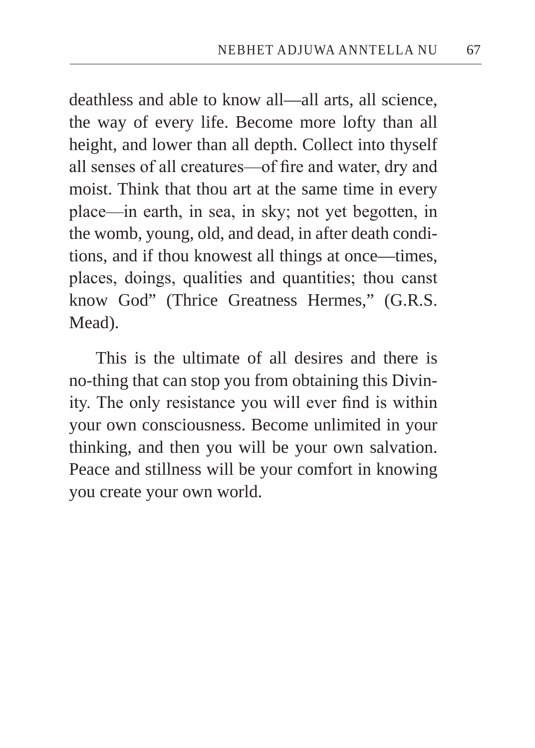deathless and able to know all—all arts, all science, the way of every life. Become more lofty than all height, and lower than all depth. Collect into thyself all senses of all creatures—of fire and water, dry and moist. Think that thou art at the same time in every place—in earth, in sea, in sky; not yet begotten, in the womb, young, old, and dead, in after death conditions, and if thou knowest all things at once—times, places, doings, qualities and quantities; thou canst know God" (Thrice Greatness Hermes," (G.R.S. Mead).

This is the ultimate of all desires and there is no-thing that can stop you from obtaining this Divinity. The only resistance you will ever find is within your own consciousness. Become unlimited in your thinking, and then you will be your own salvation. Peace and stillness will be your comfort in knowing you create your own world.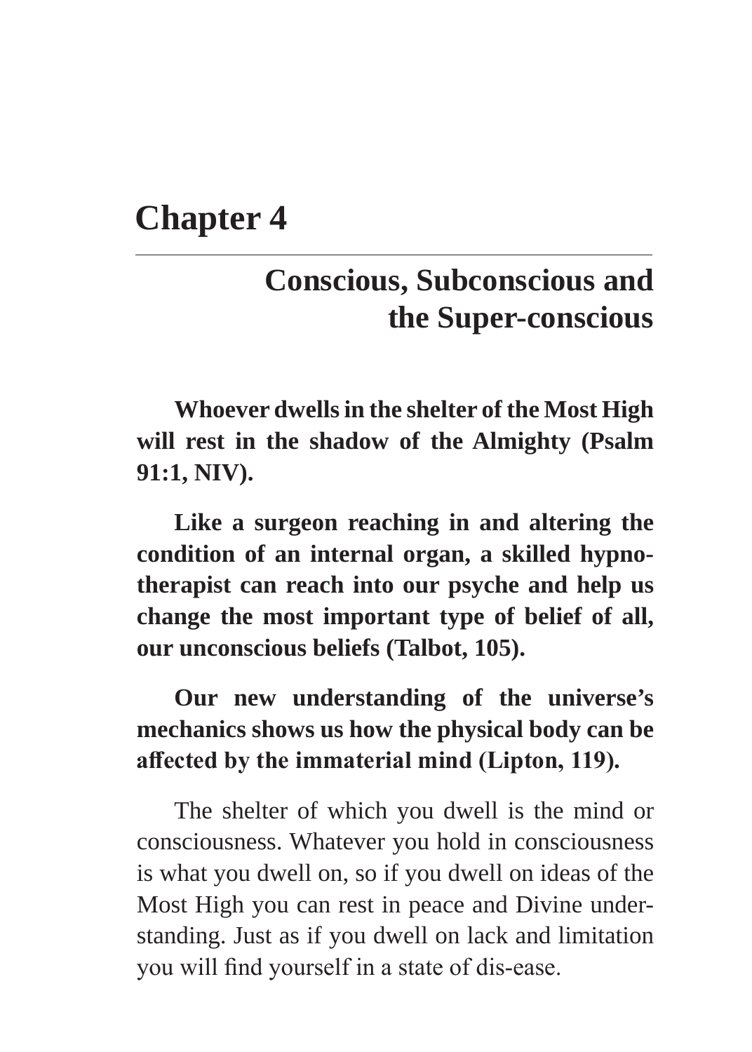# Chapter 4

## Conscious, Subconscious and the Super-conscious

**Whoever dwells in the shelter of the Most High will rest in the shadow of the Almighty (Psalm 91:1, NIV).**

**Like a surgeon reaching in and altering the condition of an internal organ, a skilled hypnotherapist can reach into our psyche and help us change the most important type of belief of all, our unconscious beliefs (Talbot, 105).**

**Our new understanding of the universe's mechanics shows us how the physical body can be affected by the immaterial mind (Lipton, 119).**

The shelter of which you dwell is the mind or consciousness. Whatever you hold in consciousness is what you dwell on, so if you dwell on ideas of the Most High you can rest in peace and Divine understanding. Just as if you dwell on lack and limitation you will find yourself in a state of dis-ease.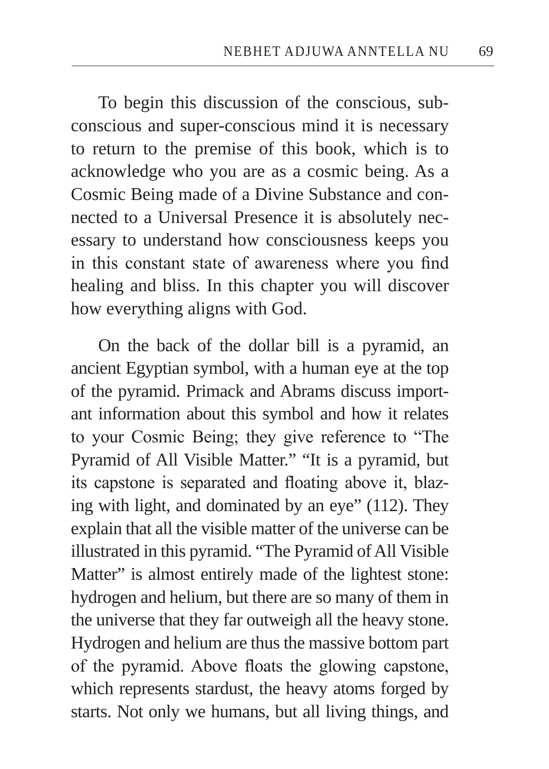To begin this discussion of the conscious, subconscious and super-conscious mind it is necessary to return to the premise of this book, which is to acknowledge who you are as a cosmic being. As a Cosmic Being made of a Divine Substance and connected to a Universal Presence it is absolutely necessary to understand how consciousness keeps you in this constant state of awareness where you find healing and bliss. In this chapter you will discover how everything aligns with God.

On the back of the dollar bill is a pyramid, an ancient Egyptian symbol, with a human eye at the top of the pyramid. Primack and Abrams discuss important information about this symbol and how it relates to your Cosmic Being; they give reference to "The Pyramid of All Visible Matter." "It is a pyramid, but its capstone is separated and floating above it, blazing with light, and dominated by an eye" (112). They explain that all the visible matter of the universe can be illustrated in this pyramid. "The Pyramid of All Visible Matter" is almost entirely made of the lightest stone: hydrogen and helium, but there are so many of them in the universe that they far outweigh all the heavy stone. Hydrogen and helium are thus the massive bottom part of the pyramid. Above floats the glowing capstone, which represents stardust, the heavy atoms forged by starts. Not only we humans, but all living things, and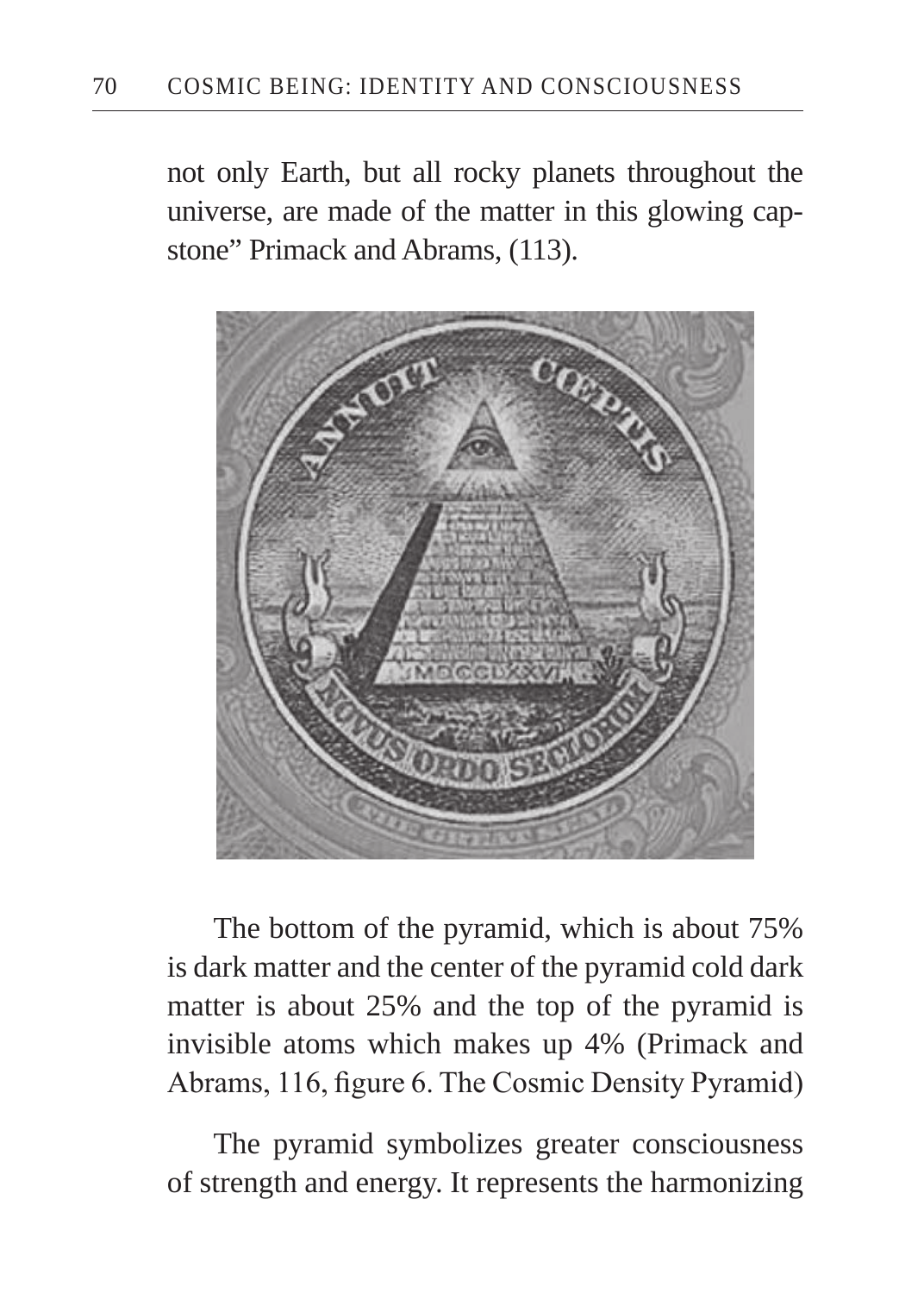not only Earth, but all rocky planets throughout the universe, are made of the matter in this glowing capstone" Primack and Abrams, (113).

The bottom of the pyramid, which is about 75% is dark matter and the center of the pyramid cold dark matter is about 25% and the top of the pyramid is invisible atoms which makes up 4% (Primack and Abrams, 116, figure 6. The Cosmic Density Pyramid)

The pyramid symbolizes greater consciousness of strength and energy. It represents the harmonizing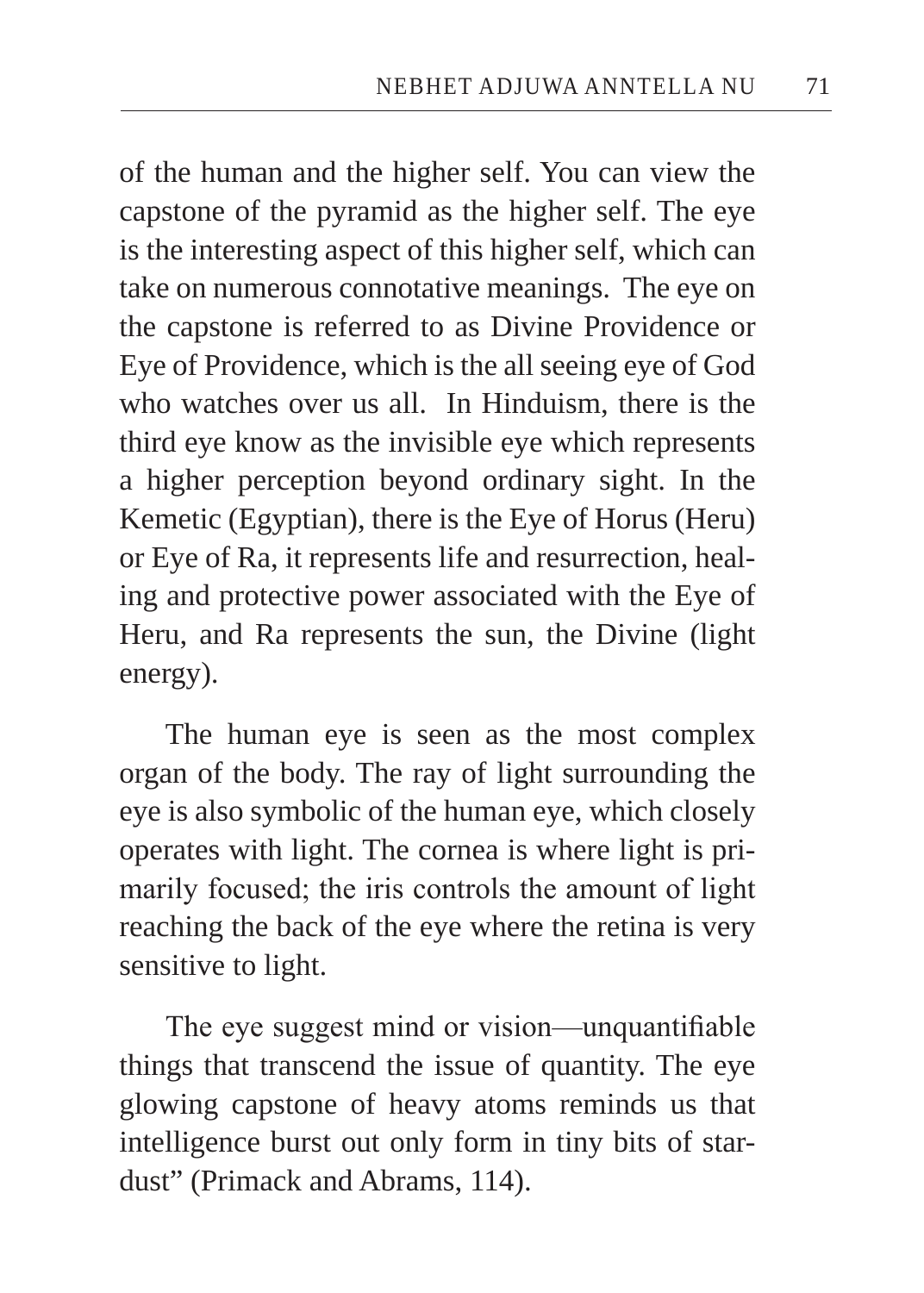of the human and the higher self. You can view the capstone of the pyramid as the higher self. The eye is the interesting aspect of this higher self, which can take on numerous connotative meanings. The eye on the capstone is referred to as Divine Providence or Eye of Providence, which is the all seeing eye of God who watches over us all. In Hinduism, there is the third eye know as the invisible eye which represents a higher perception beyond ordinary sight. In the Kemetic (Egyptian), there is the Eye of Horus (Heru) or Eye of Ra, it represents life and resurrection, healing and protective power associated with the Eye of Heru, and Ra represents the sun, the Divine (light energy).

The human eye is seen as the most complex organ of the body. The ray of light surrounding the eye is also symbolic of the human eye, which closely operates with light. The cornea is where light is primarily focused; the iris controls the amount of light reaching the back of the eye where the retina is very sensitive to light.

The eye suggest mind or vision—unquantifiable things that transcend the issue of quantity. The eye glowing capstone of heavy atoms reminds us that intelligence burst out only form in tiny bits of stardust" (Primack and Abrams, 114).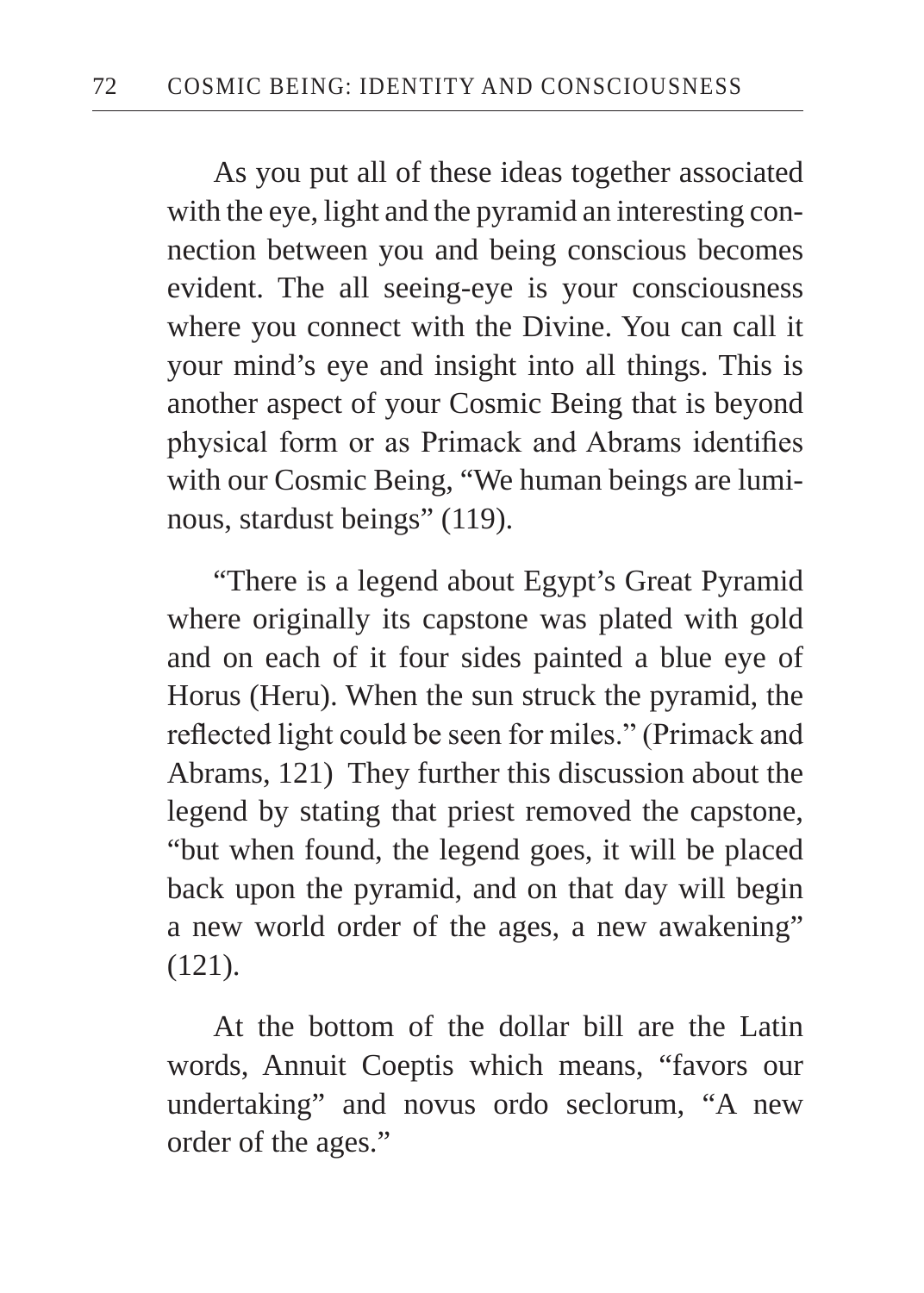As you put all of these ideas together associated with the eye, light and the pyramid an interesting connection between you and being conscious becomes evident. The all seeing-eye is your consciousness where you connect with the Divine. You can call it your mind's eye and insight into all things. This is another aspect of your Cosmic Being that is beyond physical form or as Primack and Abrams identifies with our Cosmic Being, "We human beings are luminous, stardust beings" (119).

"There is a legend about Egypt's Great Pyramid where originally its capstone was plated with gold and on each of it four sides painted a blue eye of Horus (Heru). When the sun struck the pyramid, the reflected light could be seen for miles." (Primack and Abrams, 121) They further this discussion about the legend by stating that priest removed the capstone, "but when found, the legend goes, it will be placed back upon the pyramid, and on that day will begin a new world order of the ages, a new awakening" (121).

At the bottom of the dollar bill are the Latin words, Annuit Coeptis which means, "favors our undertaking" and novus ordo seclorum, "A new order of the ages."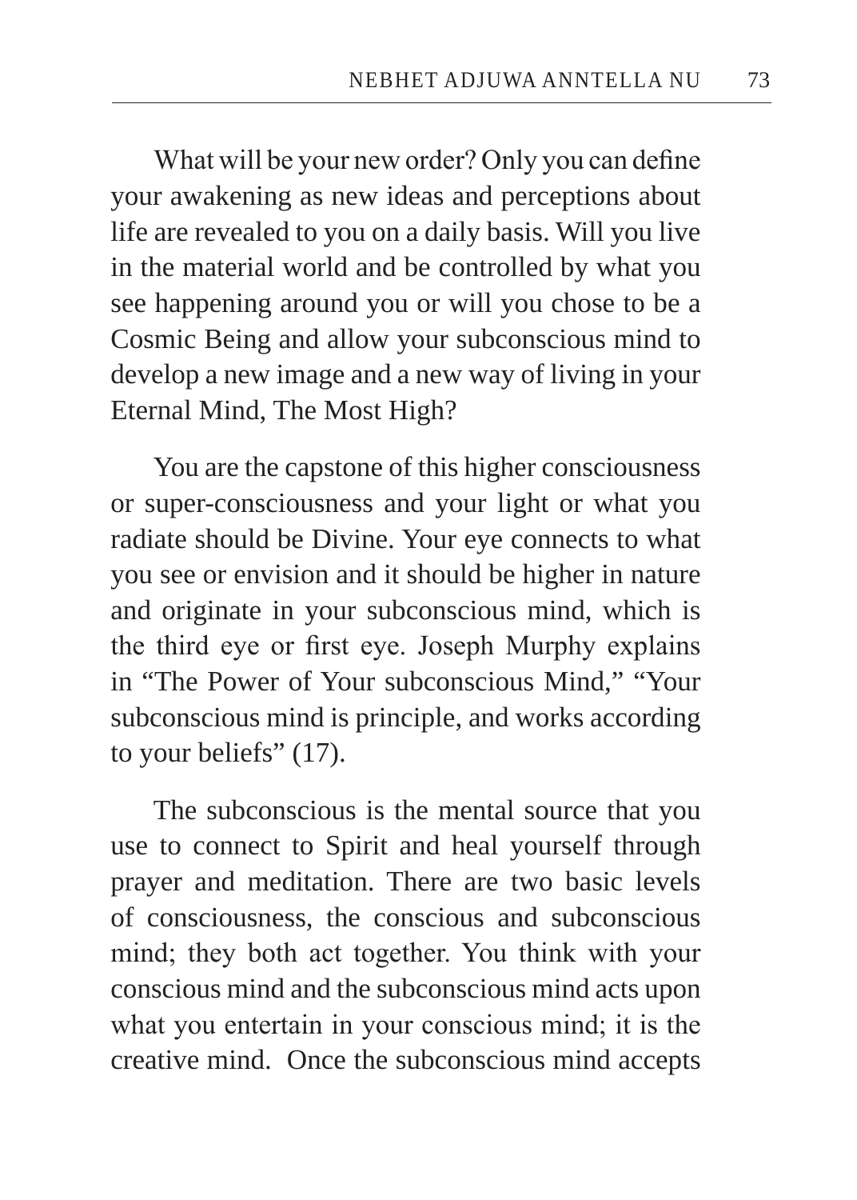What will be your new order? Only you can define your awakening as new ideas and perceptions about life are revealed to you on a daily basis. Will you live in the material world and be controlled by what you see happening around you or will you chose to be a Cosmic Being and allow your subconscious mind to develop a new image and a new way of living in your Eternal Mind, The Most High?

You are the capstone of this higher consciousness or super-consciousness and your light or what you radiate should be Divine. Your eye connects to what you see or envision and it should be higher in nature and originate in your subconscious mind, which is the third eye or first eye. Joseph Murphy explains in "The Power of Your subconscious Mind," "Your subconscious mind is principle, and works according to your beliefs" (17).

The subconscious is the mental source that you use to connect to Spirit and heal yourself through prayer and meditation. There are two basic levels of consciousness, the conscious and subconscious mind; they both act together. You think with your conscious mind and the subconscious mind acts upon what you entertain in your conscious mind; it is the creative mind. Once the subconscious mind accepts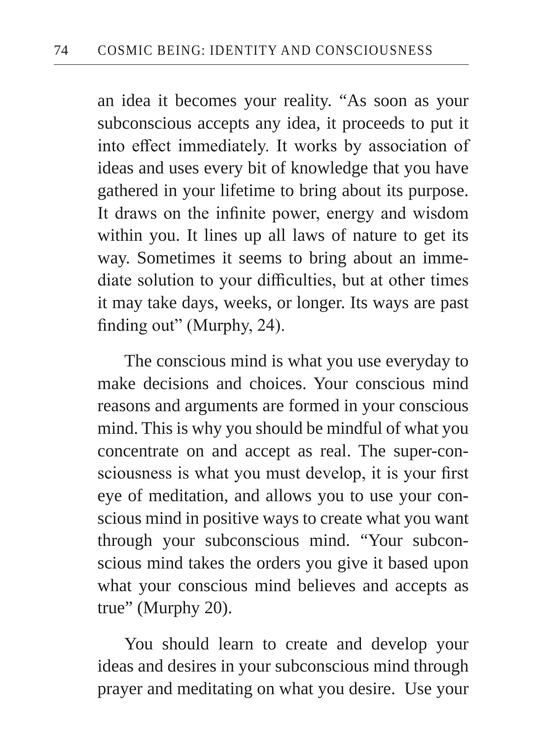an idea it becomes your reality. “As soon as your subconscious accepts any idea, it proceeds to put it into effect immediately. It works by association of ideas and uses every bit of knowledge that you have gathered in your lifetime to bring about its purpose. It draws on the infinite power, energy and wisdom within you. It lines up all laws of nature to get its way. Sometimes it seems to bring about an immediate solution to your difficulties, but at other times it may take days, weeks, or longer. Its ways are past finding out” (Murphy, 24).

The conscious mind is what you use everyday to make decisions and choices. Your conscious mind reasons and arguments are formed in your conscious mind. This is why you should be mindful of what you concentrate on and accept as real. The super-consciousness is what you must develop, it is your first eye of meditation, and allows you to use your conscious mind in positive ways to create what you want through your subconscious mind. “Your subconscious mind takes the orders you give it based upon what your conscious mind believes and accepts as true” (Murphy 20).

You should learn to create and develop your ideas and desires in your subconscious mind through prayer and meditating on what you desire. Use your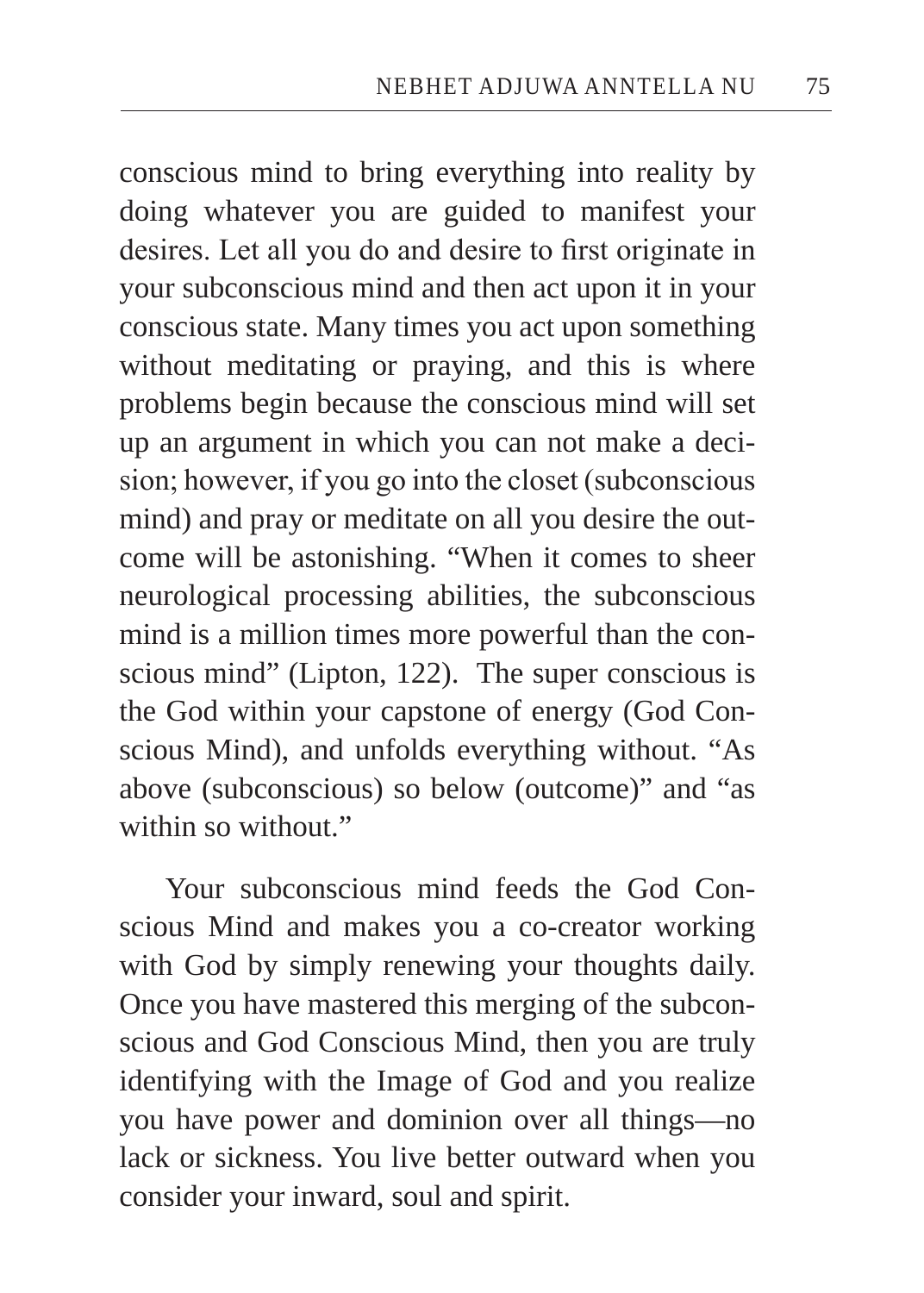conscious mind to bring everything into reality by doing whatever you are guided to manifest your desires. Let all you do and desire to first originate in your subconscious mind and then act upon it in your conscious state. Many times you act upon something without meditating or praying, and this is where problems begin because the conscious mind will set up an argument in which you can not make a decision; however, if you go into the closet (subconscious mind) and pray or meditate on all you desire the outcome will be astonishing. "When it comes to sheer neurological processing abilities, the subconscious mind is a million times more powerful than the conscious mind" (Lipton, 122). The super conscious is the God within your capstone of energy (God Conscious Mind), and unfolds everything without. "As above (subconscious) so below (outcome)" and "as within so without."

Your subconscious mind feeds the God Conscious Mind and makes you a co-creator working with God by simply renewing your thoughts daily. Once you have mastered this merging of the subconscious and God Conscious Mind, then you are truly identifying with the Image of God and you realize you have power and dominion over all things—no lack or sickness. You live better outward when you consider your inward, soul and spirit.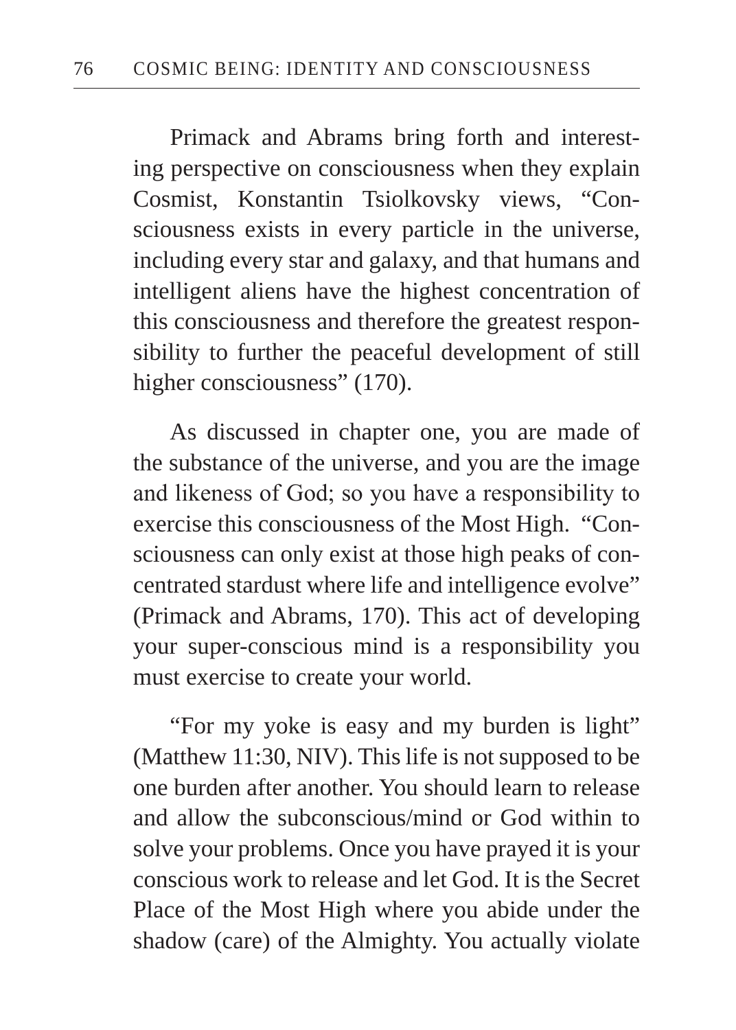Primack and Abrams bring forth and interesting perspective on consciousness when they explain Cosmist, Konstantin Tsiolkovsky views, "Consciousness exists in every particle in the universe, including every star and galaxy, and that humans and intelligent aliens have the highest concentration of this consciousness and therefore the greatest responsibility to further the peaceful development of still higher consciousness" (170).

As discussed in chapter one, you are made of the substance of the universe, and you are the image and likeness of God; so you have a responsibility to exercise this consciousness of the Most High. "Consciousness can only exist at those high peaks of concentrated stardust where life and intelligence evolve" (Primack and Abrams, 170). This act of developing your super-conscious mind is a responsibility you must exercise to create your world.

"For my yoke is easy and my burden is light" (Matthew 11:30, NIV). This life is not supposed to be one burden after another. You should learn to release and allow the subconscious/mind or God within to solve your problems. Once you have prayed it is your conscious work to release and let God. It is the Secret Place of the Most High where you abide under the shadow (care) of the Almighty. You actually violate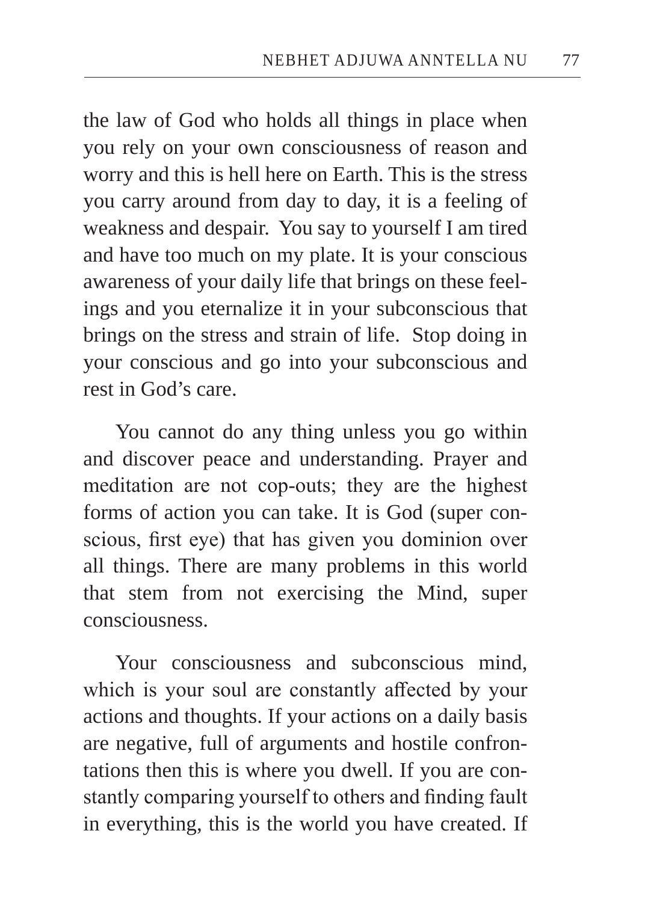the law of God who holds all things in place when you rely on your own consciousness of reason and worry and this is hell here on Earth. This is the stress you carry around from day to day, it is a feeling of weakness and despair. You say to yourself I am tired and have too much on my plate. It is your conscious awareness of your daily life that brings on these feelings and you eternalize it in your subconscious that brings on the stress and strain of life. Stop doing in your conscious and go into your subconscious and rest in God's care.

You cannot do any thing unless you go within and discover peace and understanding. Prayer and meditation are not cop-outs; they are the highest forms of action you can take. It is God (super conscious, first eye) that has given you dominion over all things. There are many problems in this world that stem from not exercising the Mind, super consciousness.

Your consciousness and subconscious mind, which is your soul are constantly affected by your actions and thoughts. If your actions on a daily basis are negative, full of arguments and hostile confrontations then this is where you dwell. If you are constantly comparing yourself to others and finding fault in everything, this is the world you have created. If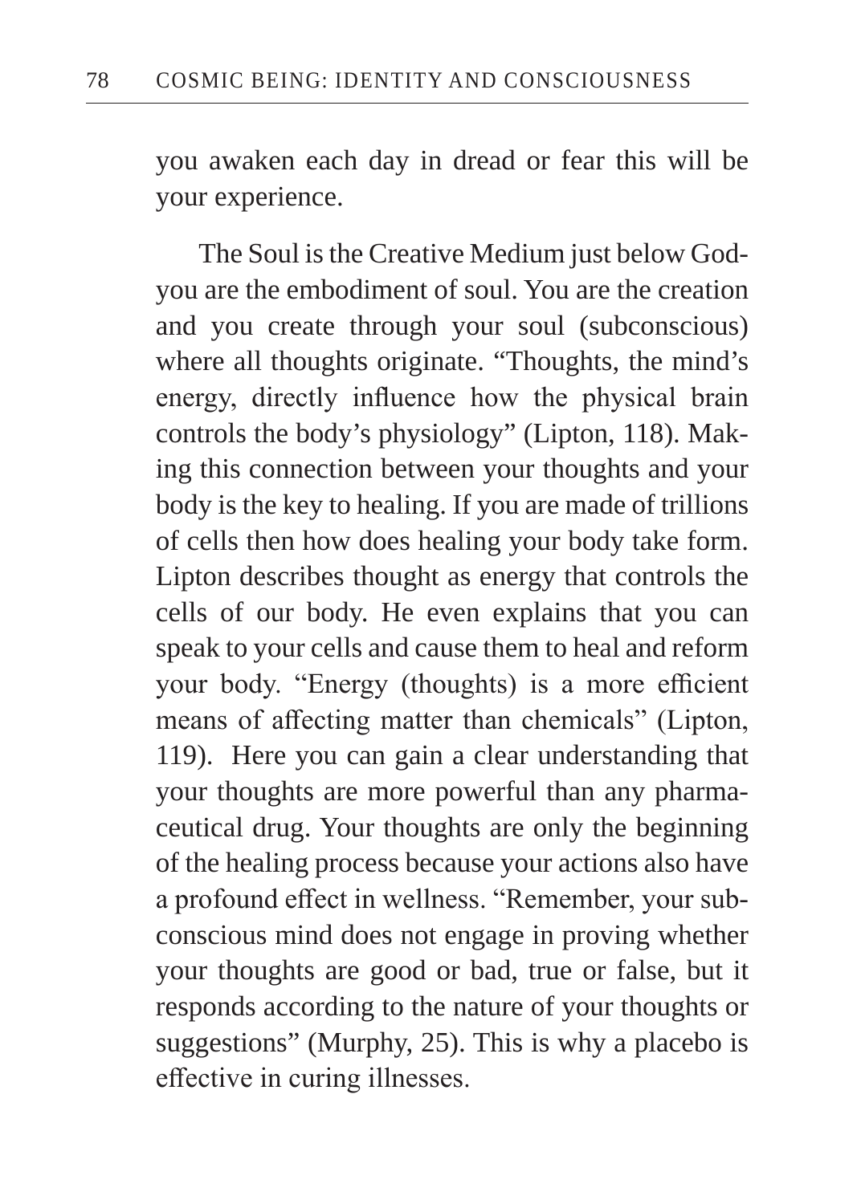you awaken each day in dread or fear this will be your experience.

The Soul is the Creative Medium just below God-you are the embodiment of soul. You are the creation and you create through your soul (subconscious) where all thoughts originate. “Thoughts, the mind’s energy, directly influence how the physical brain controls the body’s physiology” (Lipton, 118). Making this connection between your thoughts and your body is the key to healing. If you are made of trillions of cells then how does healing your body take form. Lipton describes thought as energy that controls the cells of our body. He even explains that you can speak to your cells and cause them to heal and reform your body. “Energy (thoughts) is a more efficient means of affecting matter than chemicals” (Lipton, 119). Here you can gain a clear understanding that your thoughts are more powerful than any pharmaceutical drug. Your thoughts are only the beginning of the healing process because your actions also have a profound effect in wellness. “Remember, your subconscious mind does not engage in proving whether your thoughts are good or bad, true or false, but it responds according to the nature of your thoughts or suggestions” (Murphy, 25). This is why a placebo is effective in curing illnesses.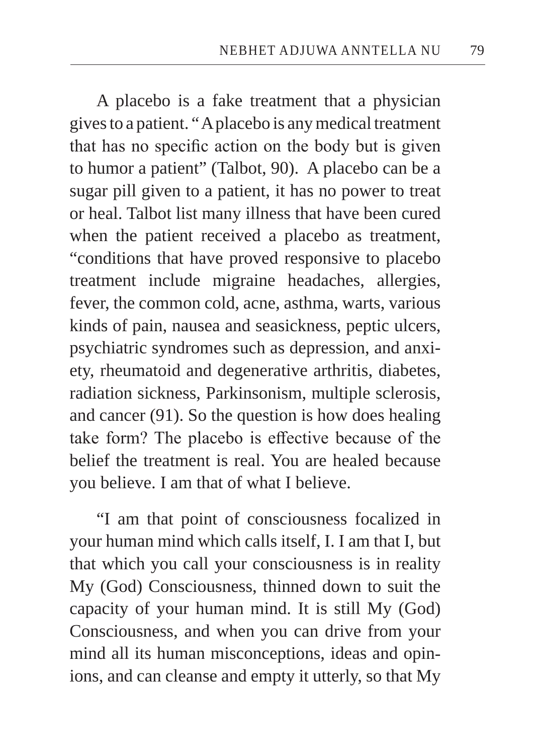A placebo is a fake treatment that a physician gives to a patient. " A placebo is any medical treatment that has no specific action on the body but is given to humor a patient" (Talbot, 90). A placebo can be a sugar pill given to a patient, it has no power to treat or heal. Talbot list many illness that have been cured when the patient received a placebo as treatment, "conditions that have proved responsive to placebo treatment include migraine headaches, allergies, fever, the common cold, acne, asthma, warts, various kinds of pain, nausea and seasickness, peptic ulcers, psychiatric syndromes such as depression, and anxiety, rheumatoid and degenerative arthritis, diabetes, radiation sickness, Parkinsonism, multiple sclerosis, and cancer (91). So the question is how does healing take form? The placebo is effective because of the belief the treatment is real. You are healed because you believe. I am that of what I believe.

"I am that point of consciousness focalized in your human mind which calls itself, I. I am that I, but that which you call your consciousness is in reality My (God) Consciousness, thinned down to suit the capacity of your human mind. It is still My (God) Consciousness, and when you can drive from your mind all its human misconceptions, ideas and opinions, and can cleanse and empty it utterly, so that My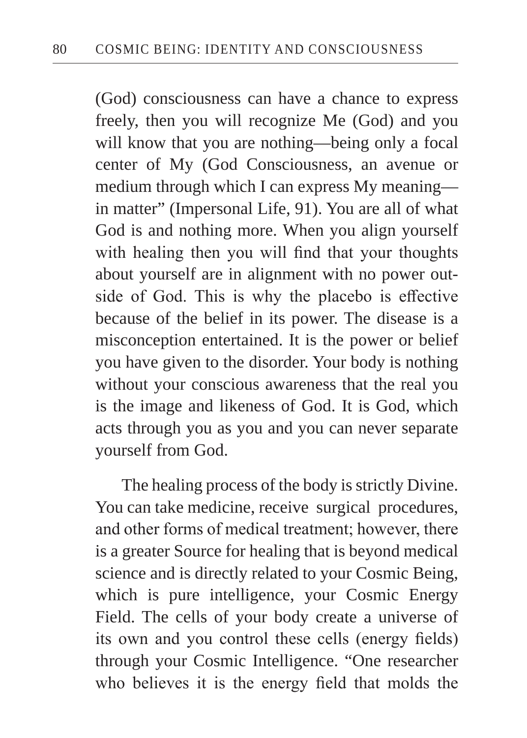(God) consciousness can have a chance to express freely, then you will recognize Me (God) and you will know that you are nothing—being only a focal center of My (God Consciousness, an avenue or medium through which I can express My meaning—in matter" (Impersonal Life, 91). You are all of what God is and nothing more. When you align yourself with healing then you will find that your thoughts about yourself are in alignment with no power outside of God. This is why the placebo is effective because of the belief in its power. The disease is a misconception entertained. It is the power or belief you have given to the disorder. Your body is nothing without your conscious awareness that the real you is the image and likeness of God. It is God, which acts through you as you and you can never separate yourself from God.

The healing process of the body is strictly Divine. You can take medicine, receive surgical procedures, and other forms of medical treatment; however, there is a greater Source for healing that is beyond medical science and is directly related to your Cosmic Being, which is pure intelligence, your Cosmic Energy Field. The cells of your body create a universe of its own and you control these cells (energy fields) through your Cosmic Intelligence. "One researcher who believes it is the energy field that molds the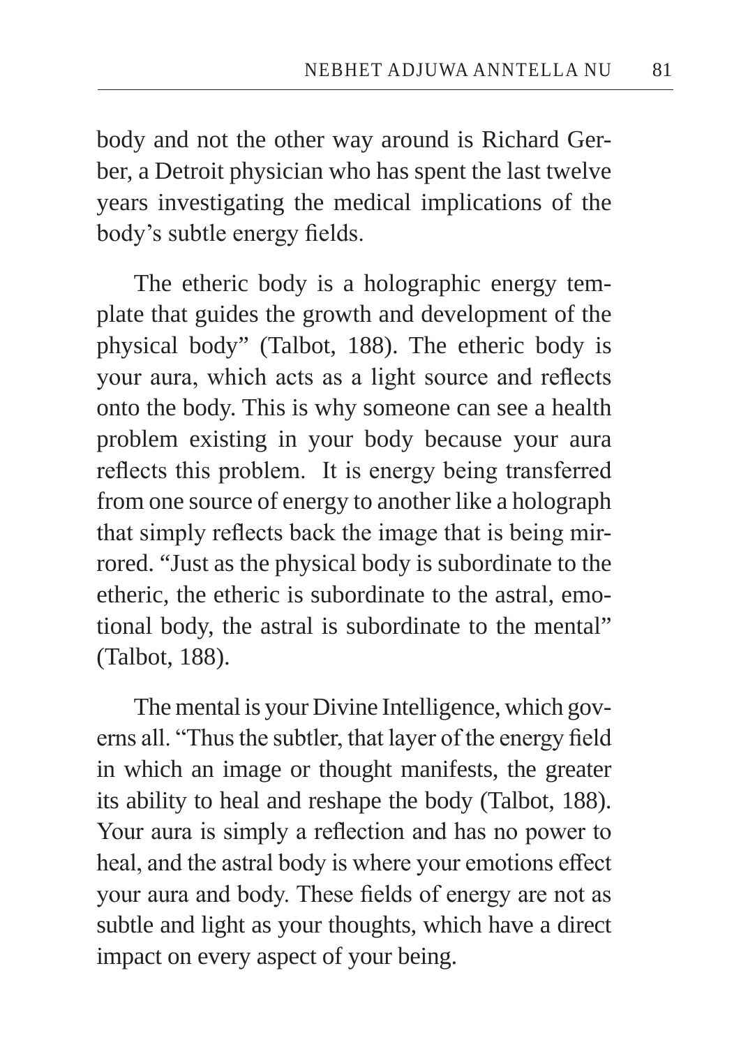body and not the other way around is Richard Gerber, a Detroit physician who has spent the last twelve years investigating the medical implications of the body's subtle energy fields.

The etheric body is a holographic energy template that guides the growth and development of the physical body" (Talbot, 188). The etheric body is your aura, which acts as a light source and reflects onto the body. This is why someone can see a health problem existing in your body because your aura reflects this problem. It is energy being transferred from one source of energy to another like a holograph that simply reflects back the image that is being mirrored. "Just as the physical body is subordinate to the etheric, the etheric is subordinate to the astral, emotional body, the astral is subordinate to the mental" (Talbot, 188).

The mental is your Divine Intelligence, which governs all. "Thus the subtler, that layer of the energy field in which an image or thought manifests, the greater its ability to heal and reshape the body (Talbot, 188). Your aura is simply a reflection and has no power to heal, and the astral body is where your emotions effect your aura and body. These fields of energy are not as subtle and light as your thoughts, which have a direct impact on every aspect of your being.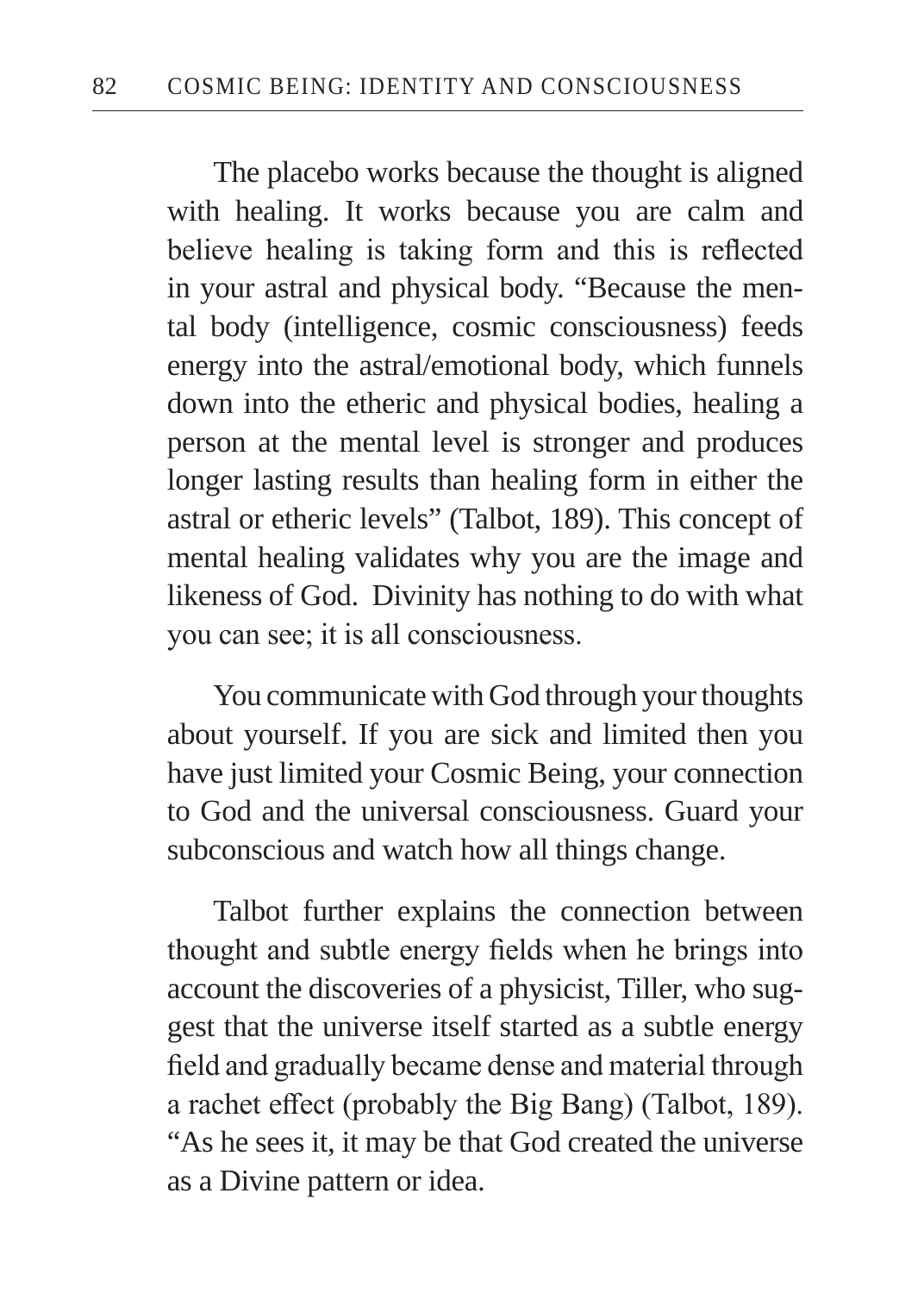The placebo works because the thought is aligned with healing. It works because you are calm and believe healing is taking form and this is reflected in your astral and physical body. "Because the mental body (intelligence, cosmic consciousness) feeds energy into the astral/emotional body, which funnels down into the etheric and physical bodies, healing a person at the mental level is stronger and produces longer lasting results than healing form in either the astral or etheric levels" (Talbot, 189). This concept of mental healing validates why you are the image and likeness of God. Divinity has nothing to do with what you can see; it is all consciousness.

You communicate with God through your thoughts about yourself. If you are sick and limited then you have just limited your Cosmic Being, your connection to God and the universal consciousness. Guard your subconscious and watch how all things change.

Talbot further explains the connection between thought and subtle energy fields when he brings into account the discoveries of a physicist, Tiller, who suggest that the universe itself started as a subtle energy field and gradually became dense and material through a rachet effect (probably the Big Bang) (Talbot, 189). "As he sees it, it may be that God created the universe as a Divine pattern or idea.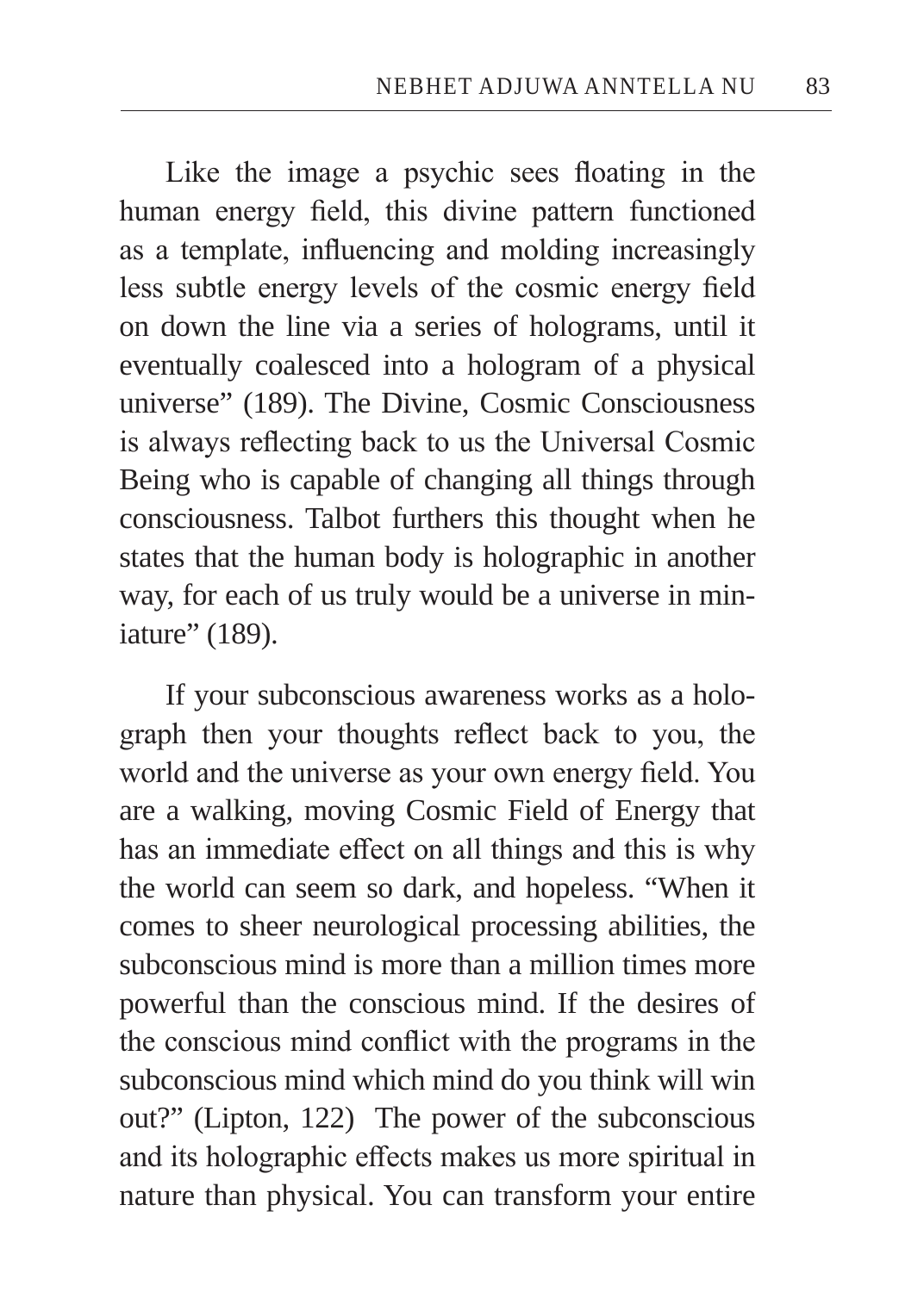Like the image a psychic sees floating in the human energy field, this divine pattern functioned as a template, influencing and molding increasingly less subtle energy levels of the cosmic energy field on down the line via a series of holograms, until it eventually coalesced into a hologram of a physical universe" (189). The Divine, Cosmic Consciousness is always reflecting back to us the Universal Cosmic Being who is capable of changing all things through consciousness. Talbot furthers this thought when he states that the human body is holographic in another way, for each of us truly would be a universe in miniature" (189).

If your subconscious awareness works as a holograph then your thoughts reflect back to you, the world and the universe as your own energy field. You are a walking, moving Cosmic Field of Energy that has an immediate effect on all things and this is why the world can seem so dark, and hopeless. "When it comes to sheer neurological processing abilities, the subconscious mind is more than a million times more powerful than the conscious mind. If the desires of the conscious mind conflict with the programs in the subconscious mind which mind do you think will win out?" (Lipton, 122) The power of the subconscious and its holographic effects makes us more spiritual in nature than physical. You can transform your entire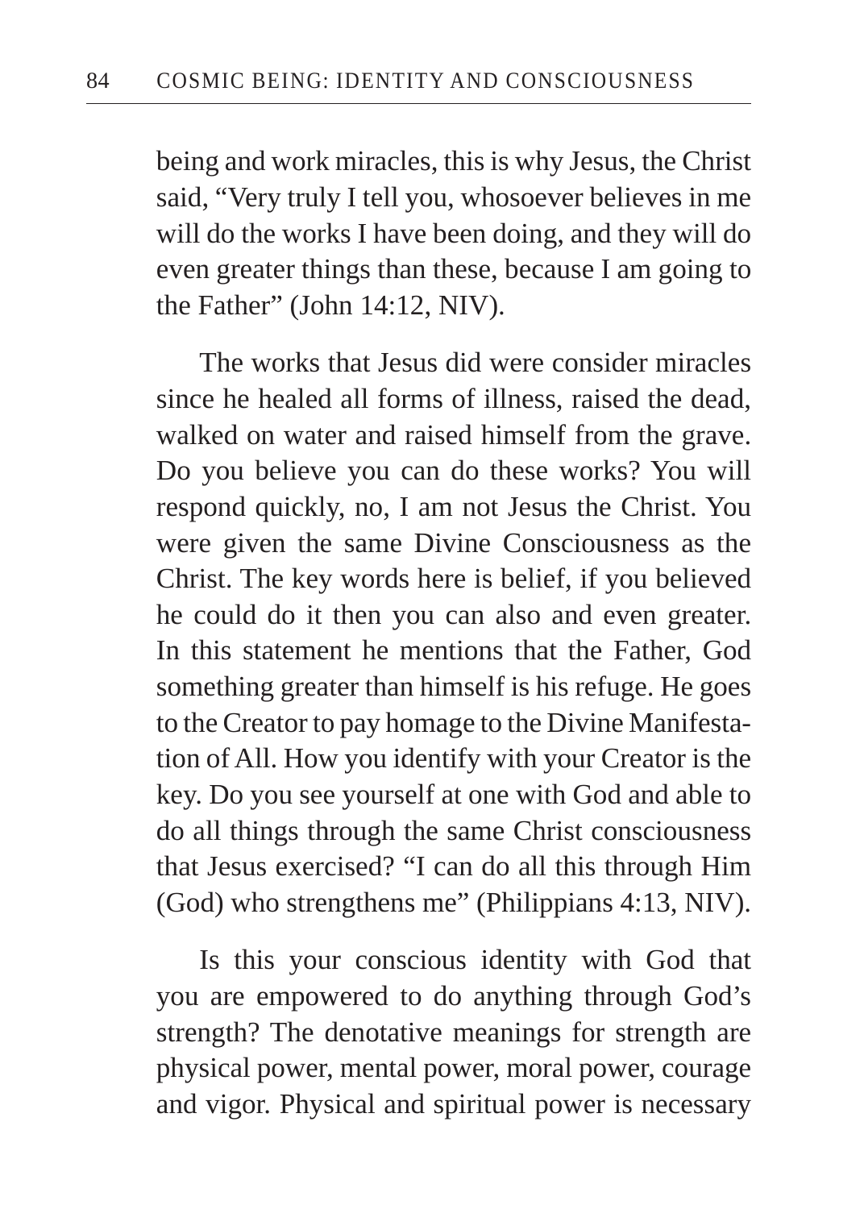being and work miracles, this is why Jesus, the Christ said, "Very truly I tell you, whosoever believes in me will do the works I have been doing, and they will do even greater things than these, because I am going to the Father" (John 14:12, NIV).

The works that Jesus did were consider miracles since he healed all forms of illness, raised the dead, walked on water and raised himself from the grave. Do you believe you can do these works? You will respond quickly, no, I am not Jesus the Christ. You were given the same Divine Consciousness as the Christ. The key words here is belief, if you believed he could do it then you can also and even greater. In this statement he mentions that the Father, God something greater than himself is his refuge. He goes to the Creator to pay homage to the Divine Manifestation of All. How you identify with your Creator is the key. Do you see yourself at one with God and able to do all things through the same Christ consciousness that Jesus exercised? "I can do all this through Him (God) who strengthens me" (Philippians 4:13, NIV).

Is this your conscious identity with God that you are empowered to do anything through God's strength? The denotative meanings for strength are physical power, mental power, moral power, courage and vigor. Physical and spiritual power is necessary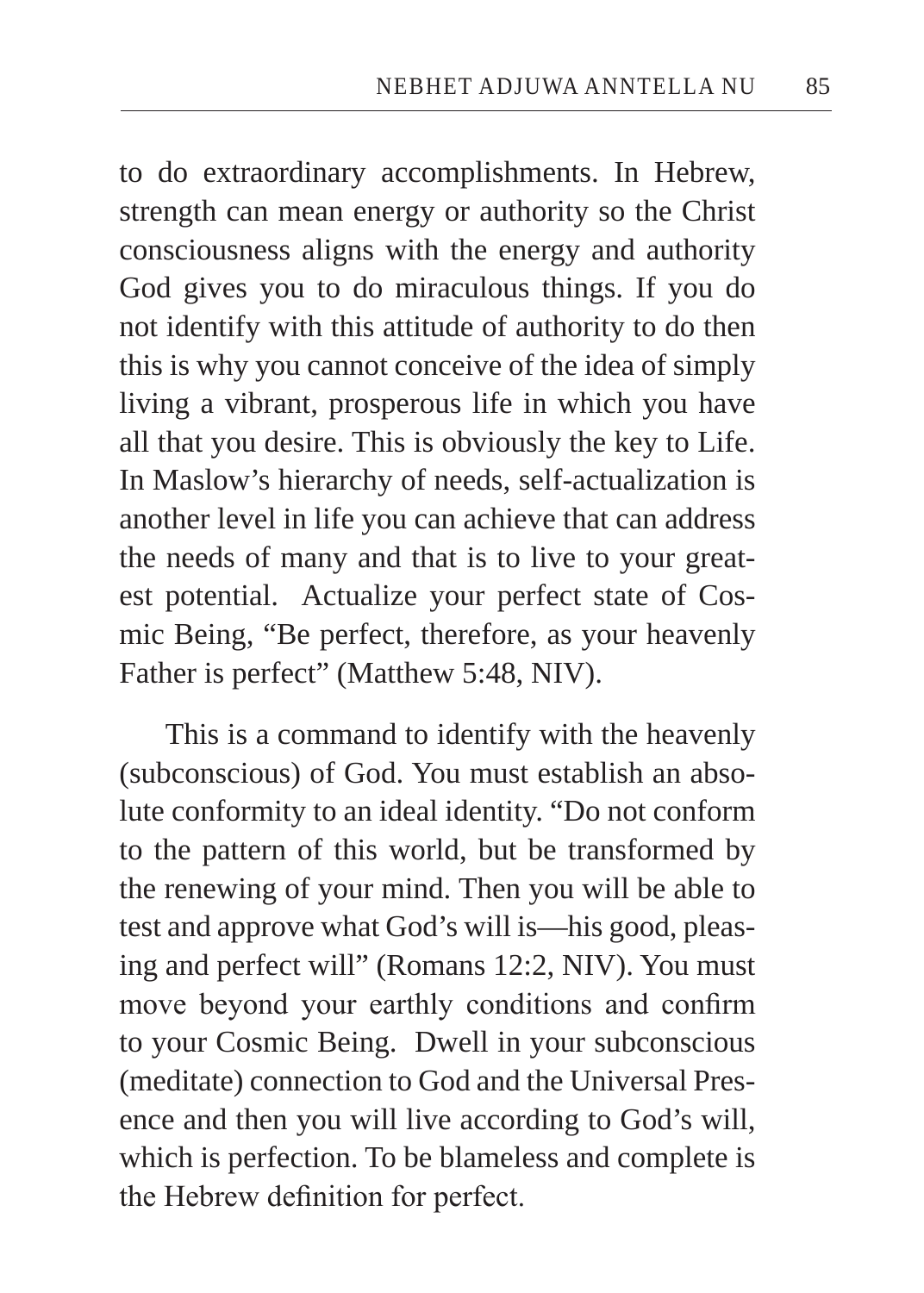to do extraordinary accomplishments. In Hebrew, strength can mean energy or authority so the Christ consciousness aligns with the energy and authority God gives you to do miraculous things. If you do not identify with this attitude of authority to do then this is why you cannot conceive of the idea of simply living a vibrant, prosperous life in which you have all that you desire. This is obviously the key to Life. In Maslow's hierarchy of needs, self-actualization is another level in life you can achieve that can address the needs of many and that is to live to your greatest potential. Actualize your perfect state of Cosmic Being, "Be perfect, therefore, as your heavenly Father is perfect" (Matthew 5:48, NIV).

This is a command to identify with the heavenly (subconscious) of God. You must establish an absolute conformity to an ideal identity. "Do not conform to the pattern of this world, but be transformed by the renewing of your mind. Then you will be able to test and approve what God's will is—his good, pleasing and perfect will" (Romans 12:2, NIV). You must move beyond your earthly conditions and confirm to your Cosmic Being. Dwell in your subconscious (meditate) connection to God and the Universal Presence and then you will live according to God's will, which is perfection. To be blameless and complete is the Hebrew definition for perfect.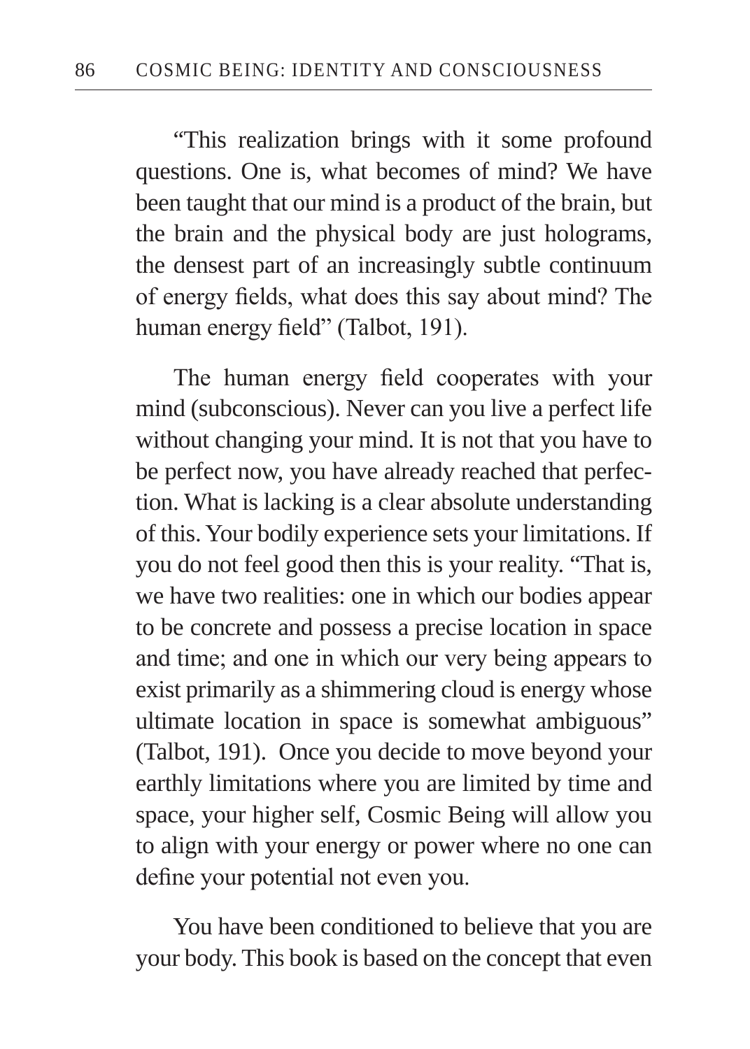"This realization brings with it some profound questions. One is, what becomes of mind? We have been taught that our mind is a product of the brain, but the brain and the physical body are just holograms, the densest part of an increasingly subtle continuum of energy fields, what does this say about mind? The human energy field" (Talbot, 191).

The human energy field cooperates with your mind (subconscious). Never can you live a perfect life without changing your mind. It is not that you have to be perfect now, you have already reached that perfection. What is lacking is a clear absolute understanding of this. Your bodily experience sets your limitations. If you do not feel good then this is your reality. "That is, we have two realities: one in which our bodies appear to be concrete and possess a precise location in space and time; and one in which our very being appears to exist primarily as a shimmering cloud is energy whose ultimate location in space is somewhat ambiguous" (Talbot, 191). Once you decide to move beyond your earthly limitations where you are limited by time and space, your higher self, Cosmic Being will allow you to align with your energy or power where no one can define your potential not even you.

You have been conditioned to believe that you are your body. This book is based on the concept that even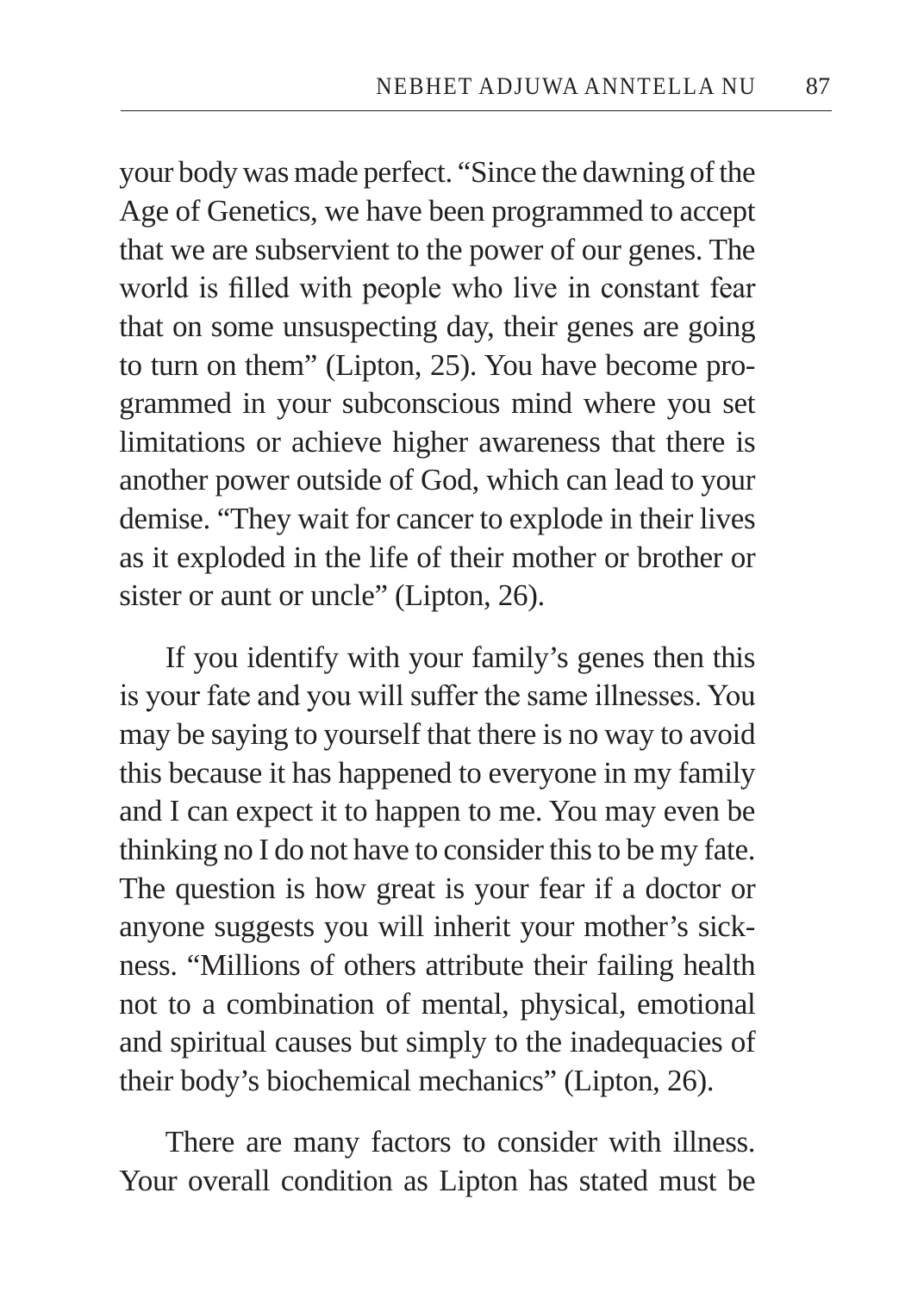your body was made perfect. "Since the dawning of the Age of Genetics, we have been programmed to accept that we are subservient to the power of our genes. The world is filled with people who live in constant fear that on some unsuspecting day, their genes are going to turn on them" (Lipton, 25). You have become programmed in your subconscious mind where you set limitations or achieve higher awareness that there is another power outside of God, which can lead to your demise. "They wait for cancer to explode in their lives as it exploded in the life of their mother or brother or sister or aunt or uncle" (Lipton, 26).

If you identify with your family's genes then this is your fate and you will suffer the same illnesses. You may be saying to yourself that there is no way to avoid this because it has happened to everyone in my family and I can expect it to happen to me. You may even be thinking no I do not have to consider this to be my fate. The question is how great is your fear if a doctor or anyone suggests you will inherit your mother's sickness. "Millions of others attribute their failing health not to a combination of mental, physical, emotional and spiritual causes but simply to the inadequacies of their body's biochemical mechanics" (Lipton, 26).

There are many factors to consider with illness. Your overall condition as Lipton has stated must be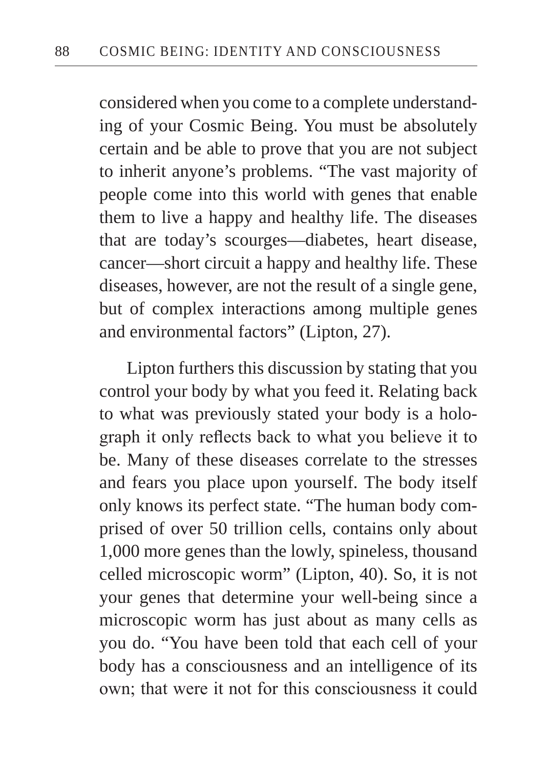considered when you come to a complete understanding of your Cosmic Being. You must be absolutely certain and be able to prove that you are not subject to inherit anyone's problems. "The vast majority of people come into this world with genes that enable them to live a happy and healthy life. The diseases that are today's scourges—diabetes, heart disease, cancer—short circuit a happy and healthy life. These diseases, however, are not the result of a single gene, but of complex interactions among multiple genes and environmental factors" (Lipton, 27).

Lipton furthers this discussion by stating that you control your body by what you feed it. Relating back to what was previously stated your body is a holograph it only reflects back to what you believe it to be. Many of these diseases correlate to the stresses and fears you place upon yourself. The body itself only knows its perfect state. "The human body comprised of over 50 trillion cells, contains only about 1,000 more genes than the lowly, spineless, thousand celled microscopic worm" (Lipton, 40). So, it is not your genes that determine your well-being since a microscopic worm has just about as many cells as you do. "You have been told that each cell of your body has a consciousness and an intelligence of its own; that were it not for this consciousness it could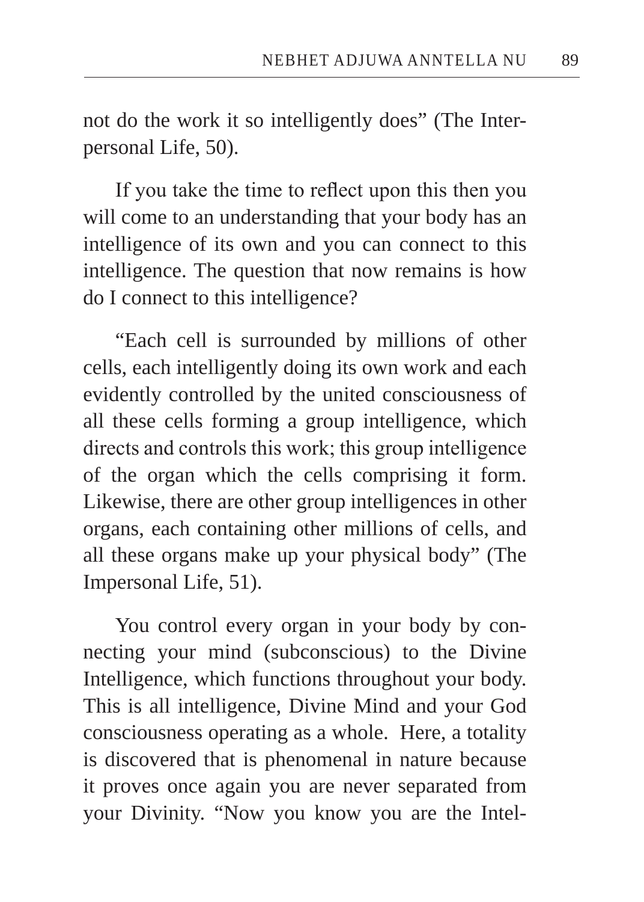not do the work it so intelligently does" (The Interpersonal Life, 50).

If you take the time to reflect upon this then you will come to an understanding that your body has an intelligence of its own and you can connect to this intelligence. The question that now remains is how do I connect to this intelligence?

"Each cell is surrounded by millions of other cells, each intelligently doing its own work and each evidently controlled by the united consciousness of all these cells forming a group intelligence, which directs and controls this work; this group intelligence of the organ which the cells comprising it form. Likewise, there are other group intelligences in other organs, each containing other millions of cells, and all these organs make up your physical body" (The Impersonal Life, 51).

You control every organ in your body by connecting your mind (subconscious) to the Divine Intelligence, which functions throughout your body. This is all intelligence, Divine Mind and your God consciousness operating as a whole. Here, a totality is discovered that is phenomenal in nature because it proves once again you are never separated from your Divinity. "Now you know you are the Intel-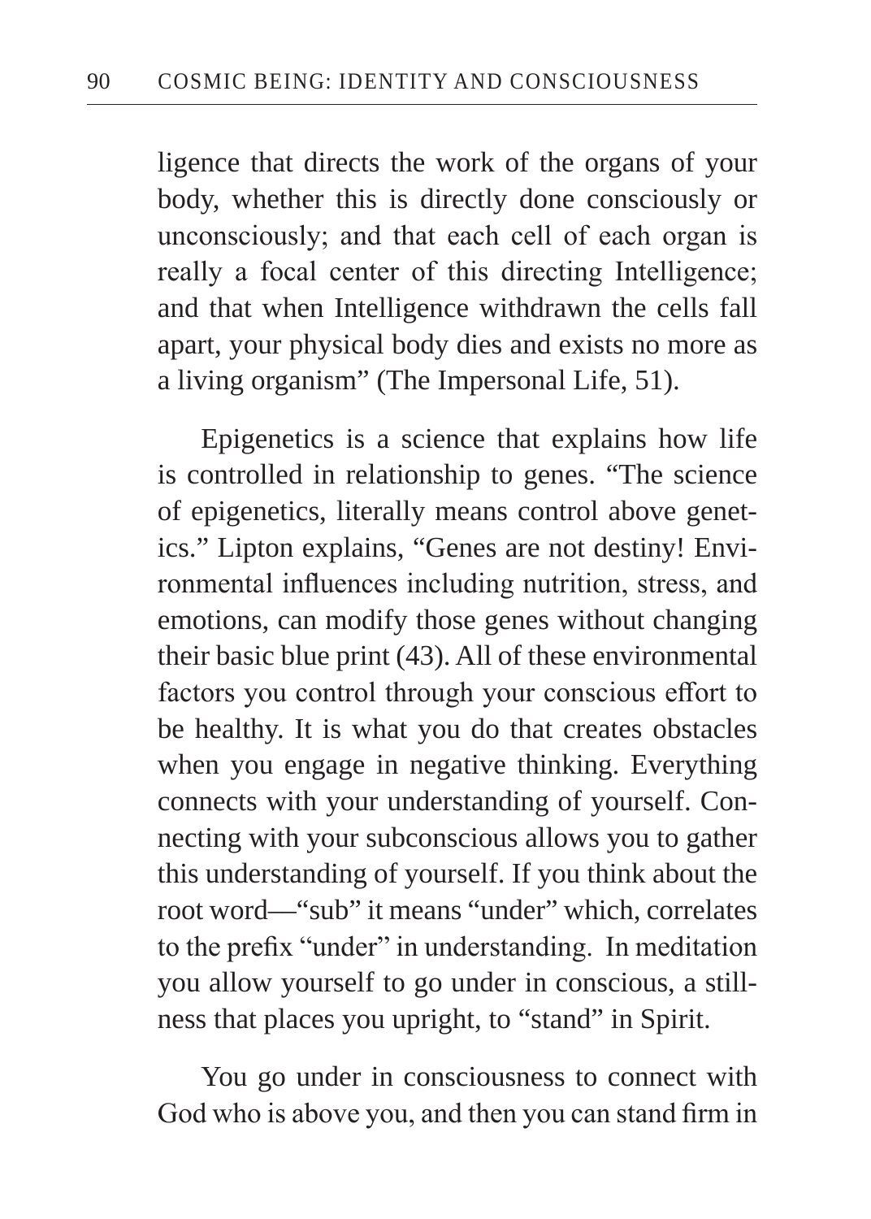ligence that directs the work of the organs of your body, whether this is directly done consciously or unconsciously; and that each cell of each organ is really a focal center of this directing Intelligence; and that when Intelligence withdrawn the cells fall apart, your physical body dies and exists no more as a living organism" (The Impersonal Life, 51).

Epigenetics is a science that explains how life is controlled in relationship to genes. "The science of epigenetics, literally means control above genetics." Lipton explains, "Genes are not destiny! Environmental influences including nutrition, stress, and emotions, can modify those genes without changing their basic blue print (43). All of these environmental factors you control through your conscious effort to be healthy. It is what you do that creates obstacles when you engage in negative thinking. Everything connects with your understanding of yourself. Connecting with your subconscious allows you to gather this understanding of yourself. If you think about the root word—"sub" it means "under" which, correlates to the prefix "under" in understanding. In meditation you allow yourself to go under in conscious, a stillness that places you upright, to "stand" in Spirit.

You go under in consciousness to connect with God who is above you, and then you can stand firm in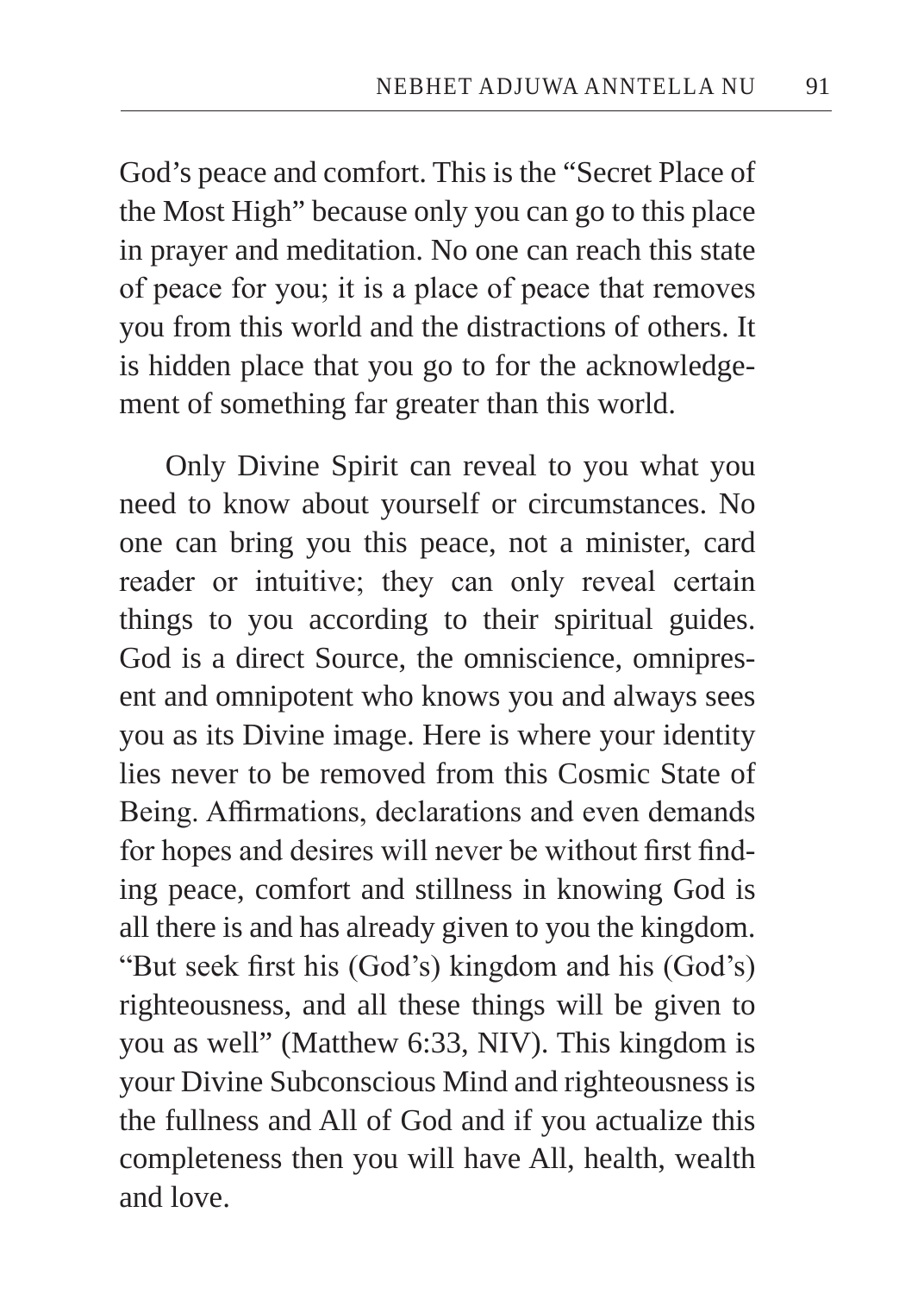God's peace and comfort. This is the "Secret Place of the Most High" because only you can go to this place in prayer and meditation. No one can reach this state of peace for you; it is a place of peace that removes you from this world and the distractions of others. It is hidden place that you go to for the acknowledgement of something far greater than this world.

Only Divine Spirit can reveal to you what you need to know about yourself or circumstances. No one can bring you this peace, not a minister, card reader or intuitive; they can only reveal certain things to you according to their spiritual guides. God is a direct Source, the omniscience, omnipresent and omnipotent who knows you and always sees you as its Divine image. Here is where your identity lies never to be removed from this Cosmic State of Being. Affirmations, declarations and even demands for hopes and desires will never be without first finding peace, comfort and stillness in knowing God is all there is and has already given to you the kingdom. "But seek first his (God's) kingdom and his (God's) righteousness, and all these things will be given to you as well" (Matthew 6:33, NIV). This kingdom is your Divine Subconscious Mind and righteousness is the fullness and All of God and if you actualize this completeness then you will have All, health, wealth and love.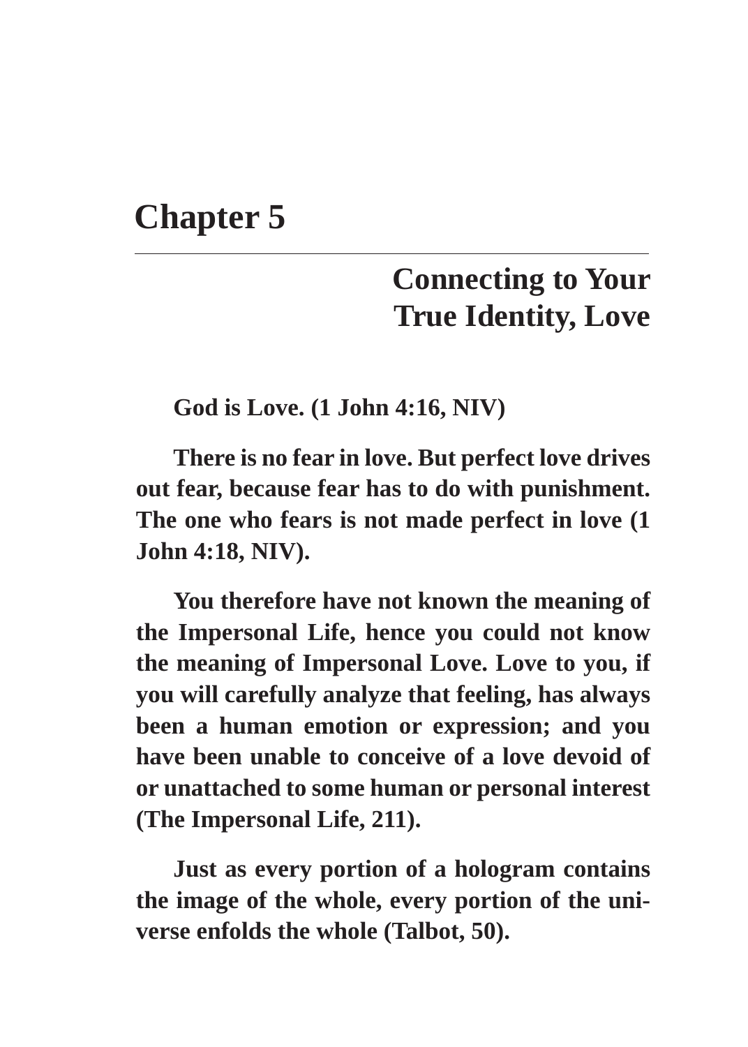# Chapter 5

## Connecting to Your True Identity, Love

**God is Love. (1 John 4:16, NIV)**

**There is no fear in love. But perfect love drives out fear, because fear has to do with punishment. The one who fears is not made perfect in love (1 John 4:18, NIV).**

**You therefore have not known the meaning of the Impersonal Life, hence you could not know the meaning of Impersonal Love. Love to you, if you will carefully analyze that feeling, has always been a human emotion or expression; and you have been unable to conceive of a love devoid of or unattached to some human or personal interest (The Impersonal Life, 211).**

**Just as every portion of a hologram contains the image of the whole, every portion of the universe enfolds the whole (Talbot, 50).**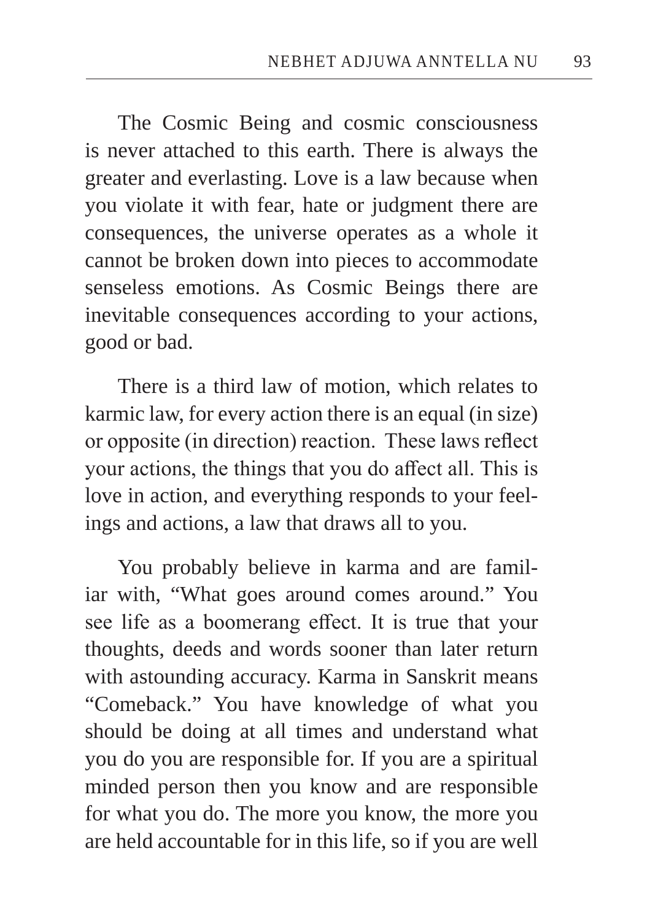The Cosmic Being and cosmic consciousness is never attached to this earth. There is always the greater and everlasting. Love is a law because when you violate it with fear, hate or judgment there are consequences, the universe operates as a whole it cannot be broken down into pieces to accommodate senseless emotions. As Cosmic Beings there are inevitable consequences according to your actions, good or bad.

There is a third law of motion, which relates to karmic law, for every action there is an equal (in size) or opposite (in direction) reaction. These laws reflect your actions, the things that you do affect all. This is love in action, and everything responds to your feelings and actions, a law that draws all to you.

You probably believe in karma and are familiar with, "What goes around comes around." You see life as a boomerang effect. It is true that your thoughts, deeds and words sooner than later return with astounding accuracy. Karma in Sanskrit means "Comeback." You have knowledge of what you should be doing at all times and understand what you do you are responsible for. If you are a spiritual minded person then you know and are responsible for what you do. The more you know, the more you are held accountable for in this life, so if you are well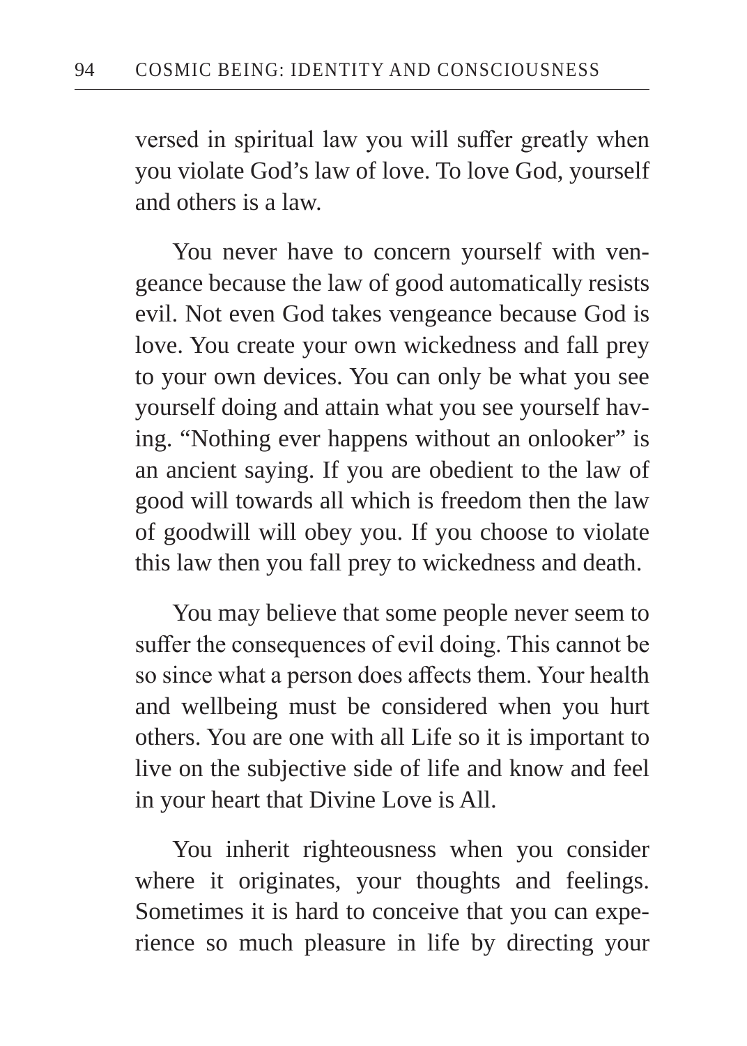versed in spiritual law you will suffer greatly when you violate God's law of love. To love God, yourself and others is a law.

You never have to concern yourself with vengeance because the law of good automatically resists evil. Not even God takes vengeance because God is love. You create your own wickedness and fall prey to your own devices. You can only be what you see yourself doing and attain what you see yourself having. "Nothing ever happens without an onlooker" is an ancient saying. If you are obedient to the law of good will towards all which is freedom then the law of goodwill will obey you. If you choose to violate this law then you fall prey to wickedness and death.

You may believe that some people never seem to suffer the consequences of evil doing. This cannot be so since what a person does affects them. Your health and wellbeing must be considered when you hurt others. You are one with all Life so it is important to live on the subjective side of life and know and feel in your heart that Divine Love is All.

You inherit righteousness when you consider where it originates, your thoughts and feelings. Sometimes it is hard to conceive that you can experience so much pleasure in life by directing your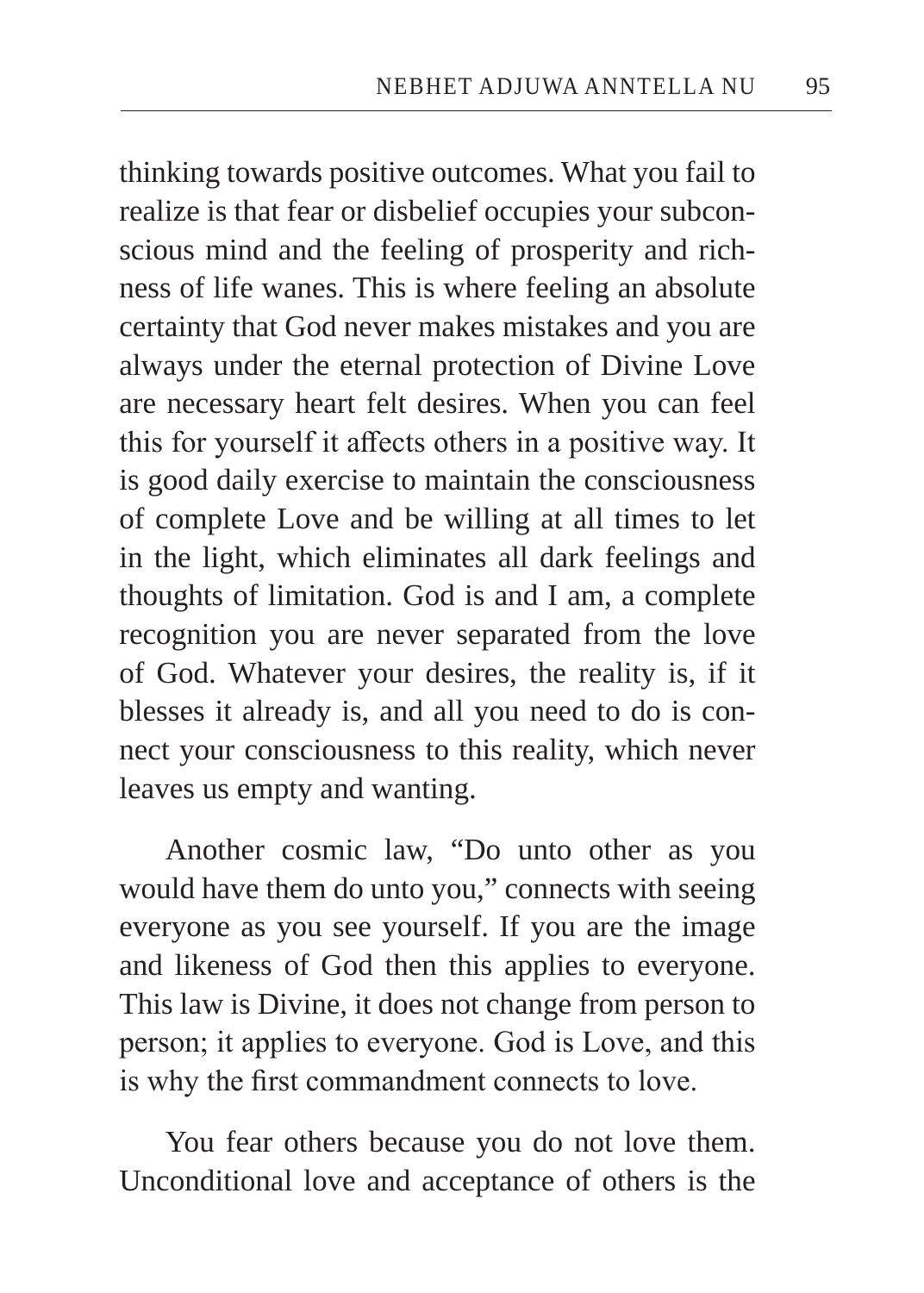thinking towards positive outcomes. What you fail to realize is that fear or disbelief occupies your subconscious mind and the feeling of prosperity and richness of life wanes. This is where feeling an absolute certainty that God never makes mistakes and you are always under the eternal protection of Divine Love are necessary heart felt desires. When you can feel this for yourself it affects others in a positive way. It is good daily exercise to maintain the consciousness of complete Love and be willing at all times to let in the light, which eliminates all dark feelings and thoughts of limitation. God is and I am, a complete recognition you are never separated from the love of God. Whatever your desires, the reality is, if it blesses it already is, and all you need to do is connect your consciousness to this reality, which never leaves us empty and wanting.

Another cosmic law, "Do unto other as you would have them do unto you," connects with seeing everyone as you see yourself. If you are the image and likeness of God then this applies to everyone. This law is Divine, it does not change from person to person; it applies to everyone. God is Love, and this is why the first commandment connects to love.

You fear others because you do not love them. Unconditional love and acceptance of others is the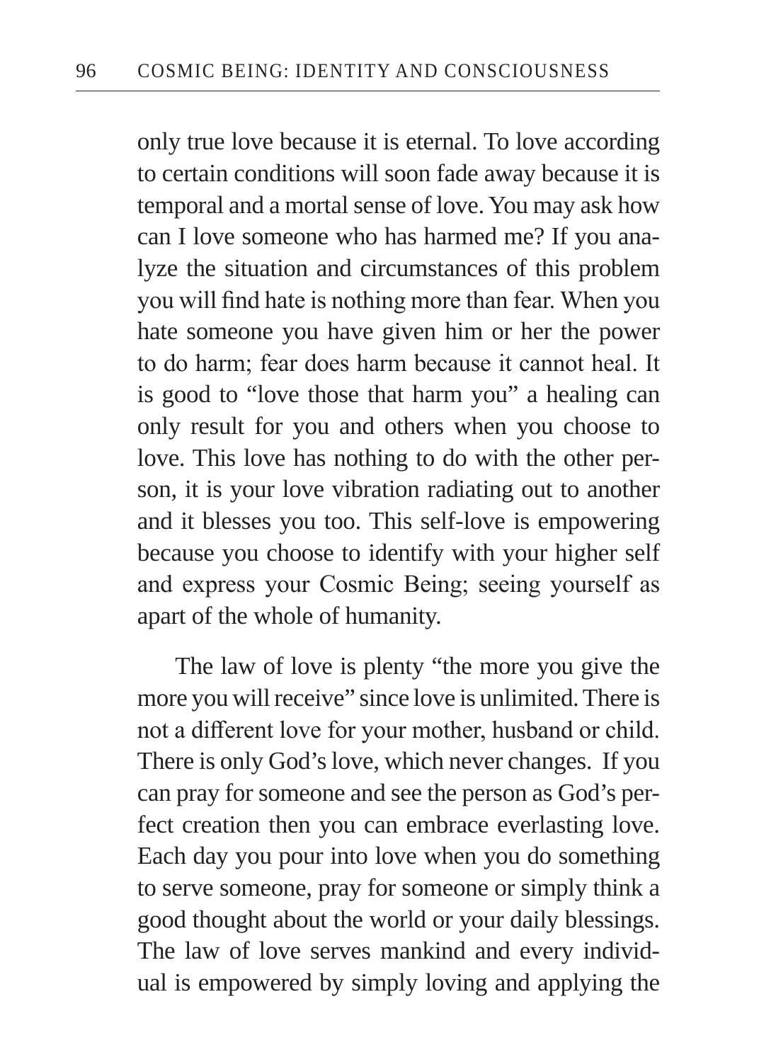only true love because it is eternal. To love according to certain conditions will soon fade away because it is temporal and a mortal sense of love. You may ask how can I love someone who has harmed me? If you analyze the situation and circumstances of this problem you will find hate is nothing more than fear. When you hate someone you have given him or her the power to do harm; fear does harm because it cannot heal. It is good to "love those that harm you" a healing can only result for you and others when you choose to love. This love has nothing to do with the other person, it is your love vibration radiating out to another and it blesses you too. This self-love is empowering because you choose to identify with your higher self and express your Cosmic Being; seeing yourself as apart of the whole of humanity.

The law of love is plenty "the more you give the more you will receive" since love is unlimited. There is not a different love for your mother, husband or child. There is only God's love, which never changes. If you can pray for someone and see the person as God's perfect creation then you can embrace everlasting love. Each day you pour into love when you do something to serve someone, pray for someone or simply think a good thought about the world or your daily blessings. The law of love serves mankind and every individual is empowered by simply loving and applying the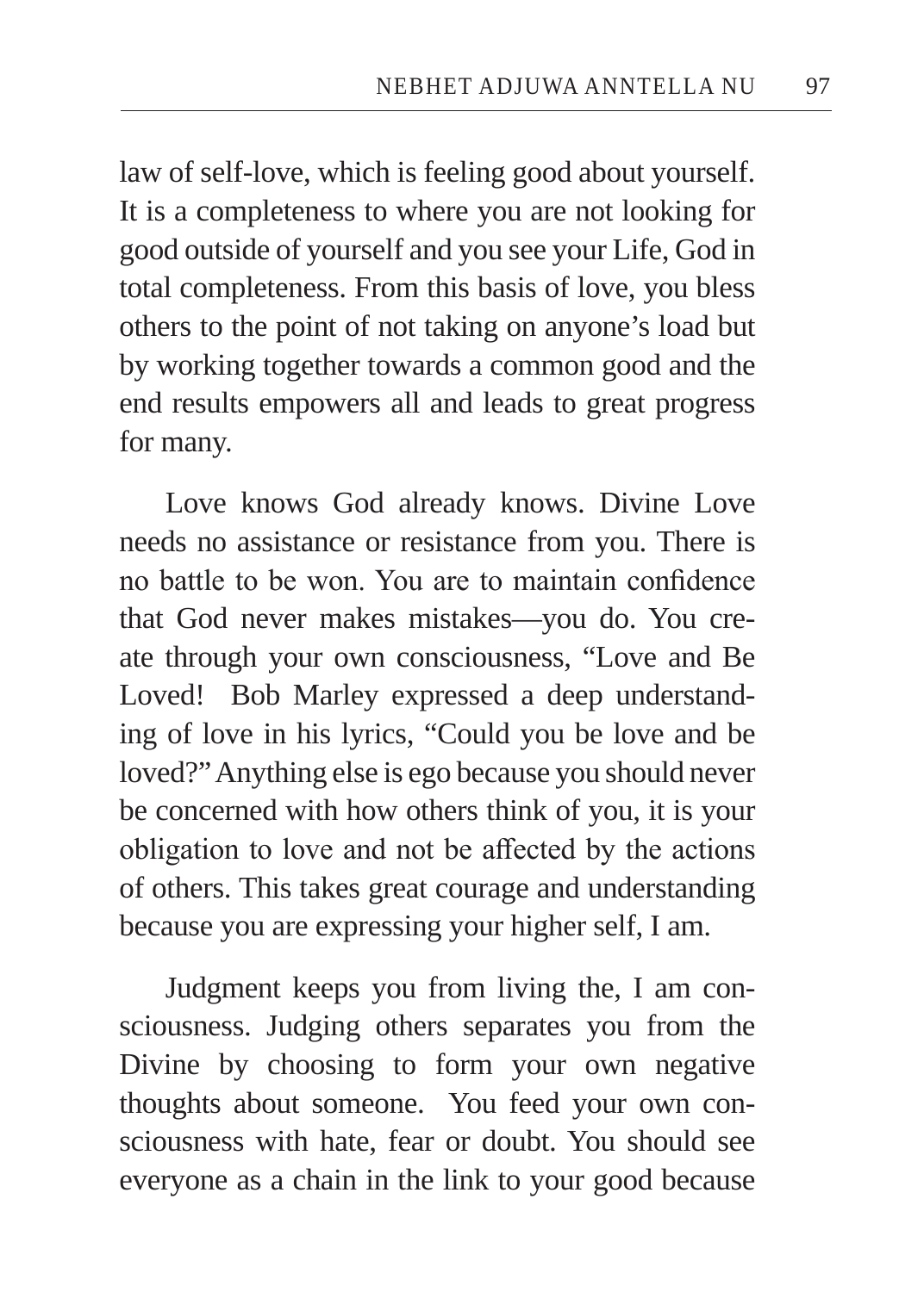law of self-love, which is feeling good about yourself. It is a completeness to where you are not looking for good outside of yourself and you see your Life, God in total completeness. From this basis of love, you bless others to the point of not taking on anyone's load but by working together towards a common good and the end results empowers all and leads to great progress for many.

Love knows God already knows. Divine Love needs no assistance or resistance from you. There is no battle to be won. You are to maintain confidence that God never makes mistakes—you do. You create through your own consciousness, "Love and Be Loved! Bob Marley expressed a deep understanding of love in his lyrics, "Could you be love and be loved?" Anything else is ego because you should never be concerned with how others think of you, it is your obligation to love and not be affected by the actions of others. This takes great courage and understanding because you are expressing your higher self, I am.

Judgment keeps you from living the, I am consciousness. Judging others separates you from the Divine by choosing to form your own negative thoughts about someone. You feed your own consciousness with hate, fear or doubt. You should see everyone as a chain in the link to your good because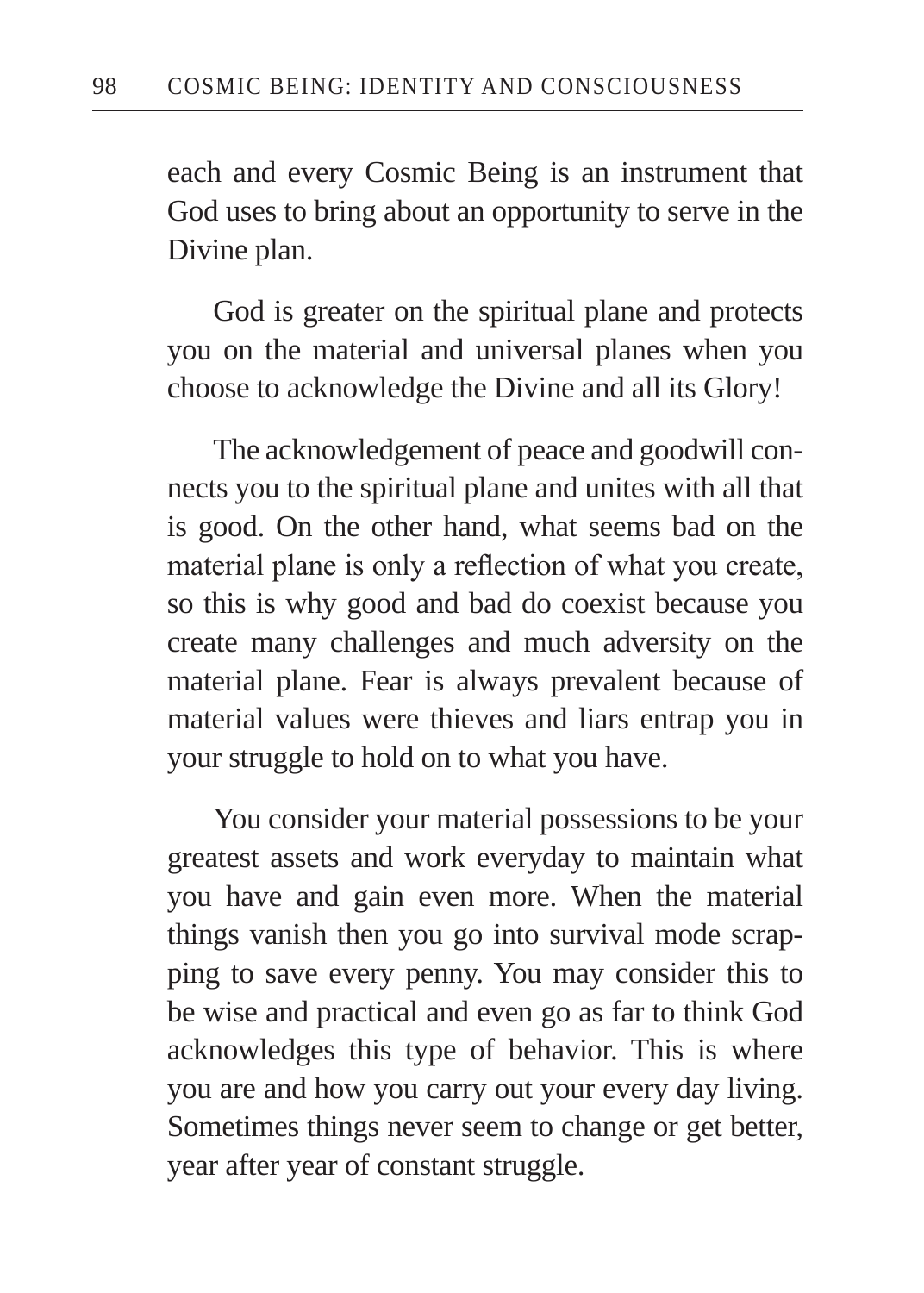each and every Cosmic Being is an instrument that God uses to bring about an opportunity to serve in the Divine plan.

God is greater on the spiritual plane and protects you on the material and universal planes when you choose to acknowledge the Divine and all its Glory!

The acknowledgement of peace and goodwill connects you to the spiritual plane and unites with all that is good. On the other hand, what seems bad on the material plane is only a reflection of what you create, so this is why good and bad do coexist because you create many challenges and much adversity on the material plane. Fear is always prevalent because of material values were thieves and liars entrap you in your struggle to hold on to what you have.

You consider your material possessions to be your greatest assets and work everyday to maintain what you have and gain even more. When the material things vanish then you go into survival mode scrapping to save every penny. You may consider this to be wise and practical and even go as far to think God acknowledges this type of behavior. This is where you are and how you carry out your every day living. Sometimes things never seem to change or get better, year after year of constant struggle.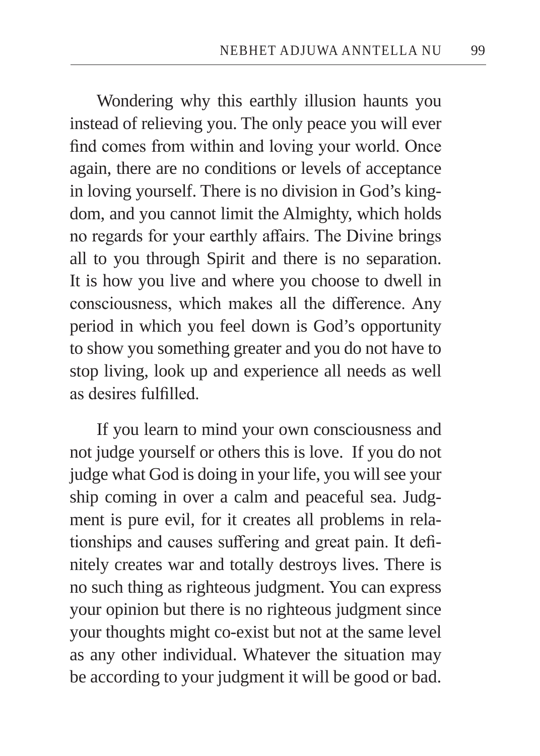Wondering why this earthly illusion haunts you instead of relieving you. The only peace you will ever find comes from within and loving your world. Once again, there are no conditions or levels of acceptance in loving yourself. There is no division in God's kingdom, and you cannot limit the Almighty, which holds no regards for your earthly affairs. The Divine brings all to you through Spirit and there is no separation. It is how you live and where you choose to dwell in consciousness, which makes all the difference. Any period in which you feel down is God's opportunity to show you something greater and you do not have to stop living, look up and experience all needs as well as desires fulfilled.

If you learn to mind your own consciousness and not judge yourself or others this is love. If you do not judge what God is doing in your life, you will see your ship coming in over a calm and peaceful sea. Judgment is pure evil, for it creates all problems in relationships and causes suffering and great pain. It definitely creates war and totally destroys lives. There is no such thing as righteous judgment. You can express your opinion but there is no righteous judgment since your thoughts might co-exist but not at the same level as any other individual. Whatever the situation may be according to your judgment it will be good or bad.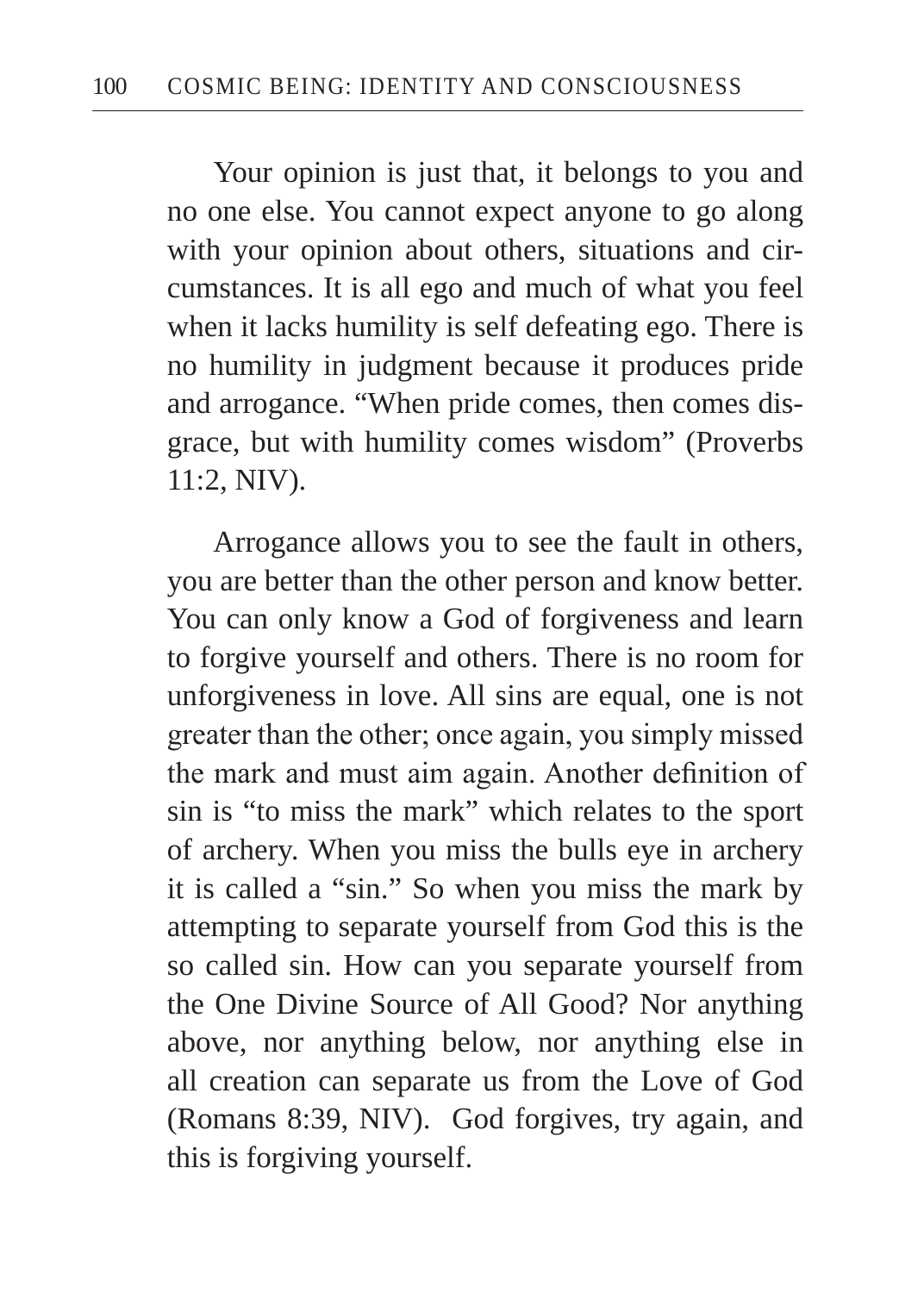Your opinion is just that, it belongs to you and no one else. You cannot expect anyone to go along with your opinion about others, situations and circumstances. It is all ego and much of what you feel when it lacks humility is self defeating ego. There is no humility in judgment because it produces pride and arrogance. "When pride comes, then comes disgrace, but with humility comes wisdom" (Proverbs 11:2, NIV).

Arrogance allows you to see the fault in others, you are better than the other person and know better. You can only know a God of forgiveness and learn to forgive yourself and others. There is no room for unforgiveness in love. All sins are equal, one is not greater than the other; once again, you simply missed the mark and must aim again. Another definition of sin is "to miss the mark" which relates to the sport of archery. When you miss the bulls eye in archery it is called a "sin." So when you miss the mark by attempting to separate yourself from God this is the so called sin. How can you separate yourself from the One Divine Source of All Good? Nor anything above, nor anything below, nor anything else in all creation can separate us from the Love of God (Romans 8:39, NIV). God forgives, try again, and this is forgiving yourself.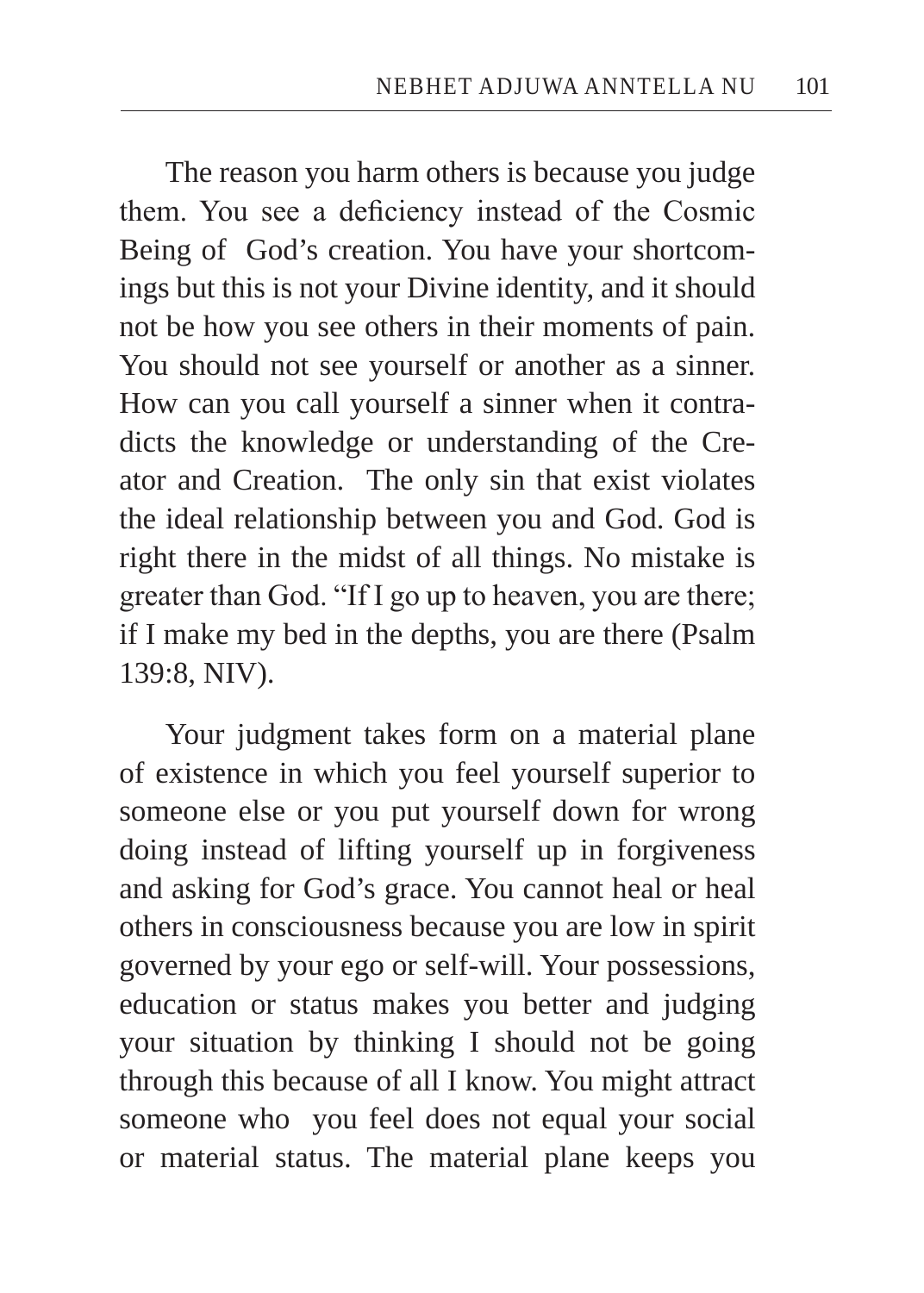The reason you harm others is because you judge them. You see a deficiency instead of the Cosmic Being of God's creation. You have your shortcomings but this is not your Divine identity, and it should not be how you see others in their moments of pain. You should not see yourself or another as a sinner. How can you call yourself a sinner when it contradicts the knowledge or understanding of the Creator and Creation. The only sin that exist violates the ideal relationship between you and God. God is right there in the midst of all things. No mistake is greater than God. "If I go up to heaven, you are there; if I make my bed in the depths, you are there (Psalm 139:8, NIV).

Your judgment takes form on a material plane of existence in which you feel yourself superior to someone else or you put yourself down for wrong doing instead of lifting yourself up in forgiveness and asking for God's grace. You cannot heal or heal others in consciousness because you are low in spirit governed by your ego or self-will. Your possessions, education or status makes you better and judging your situation by thinking I should not be going through this because of all I know. You might attract someone who you feel does not equal your social or material status. The material plane keeps you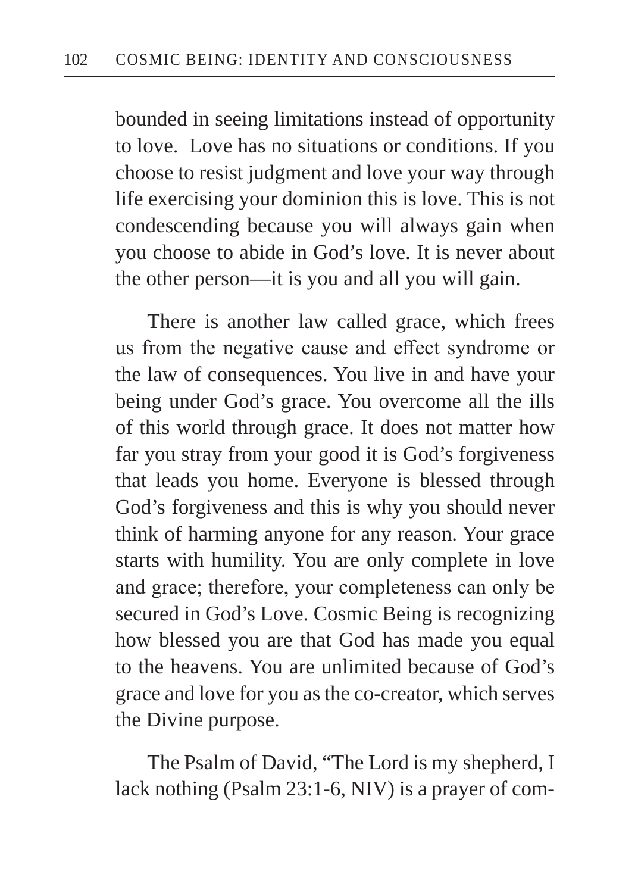bounded in seeing limitations instead of opportunity to love. Love has no situations or conditions. If you choose to resist judgment and love your way through life exercising your dominion this is love. This is not condescending because you will always gain when you choose to abide in God's love. It is never about the other person—it is you and all you will gain.

There is another law called grace, which frees us from the negative cause and effect syndrome or the law of consequences. You live in and have your being under God's grace. You overcome all the ills of this world through grace. It does not matter how far you stray from your good it is God's forgiveness that leads you home. Everyone is blessed through God's forgiveness and this is why you should never think of harming anyone for any reason. Your grace starts with humility. You are only complete in love and grace; therefore, your completeness can only be secured in God's Love. Cosmic Being is recognizing how blessed you are that God has made you equal to the heavens. You are unlimited because of God's grace and love for you as the co-creator, which serves the Divine purpose.

The Psalm of David, "The Lord is my shepherd, I lack nothing (Psalm 23:1-6, NIV) is a prayer of com-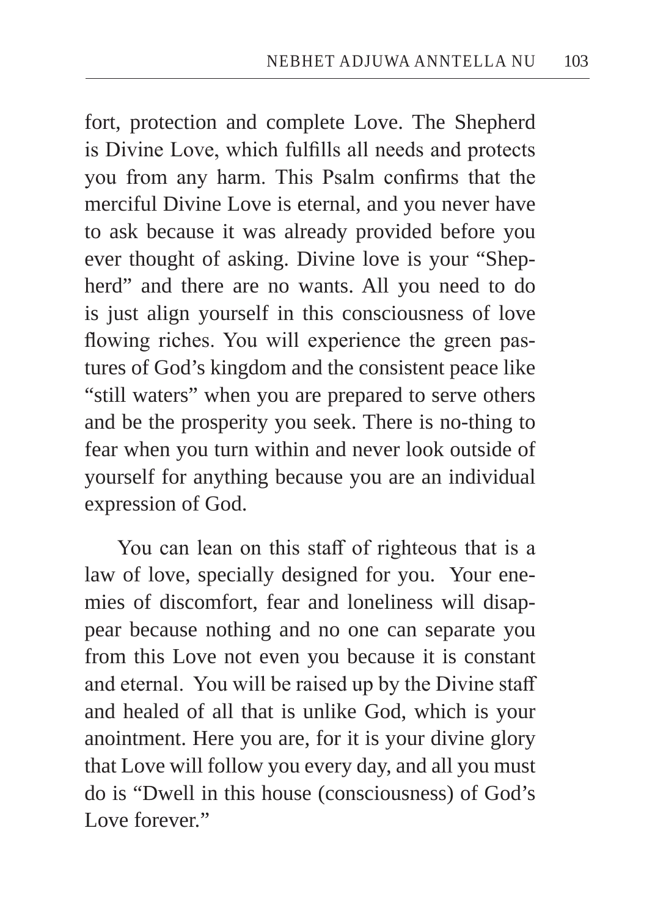fort, protection and complete Love. The Shepherd is Divine Love, which fulfills all needs and protects you from any harm. This Psalm confirms that the merciful Divine Love is eternal, and you never have to ask because it was already provided before you ever thought of asking. Divine love is your "Shepherd" and there are no wants. All you need to do is just align yourself in this consciousness of love flowing riches. You will experience the green pastures of God's kingdom and the consistent peace like "still waters" when you are prepared to serve others and be the prosperity you seek. There is no-thing to fear when you turn within and never look outside of yourself for anything because you are an individual expression of God.

You can lean on this staff of righteous that is a law of love, specially designed for you. Your enemies of discomfort, fear and loneliness will disappear because nothing and no one can separate you from this Love not even you because it is constant and eternal. You will be raised up by the Divine staff and healed of all that is unlike God, which is your anointment. Here you are, for it is your divine glory that Love will follow you every day, and all you must do is "Dwell in this house (consciousness) of God's Love forever."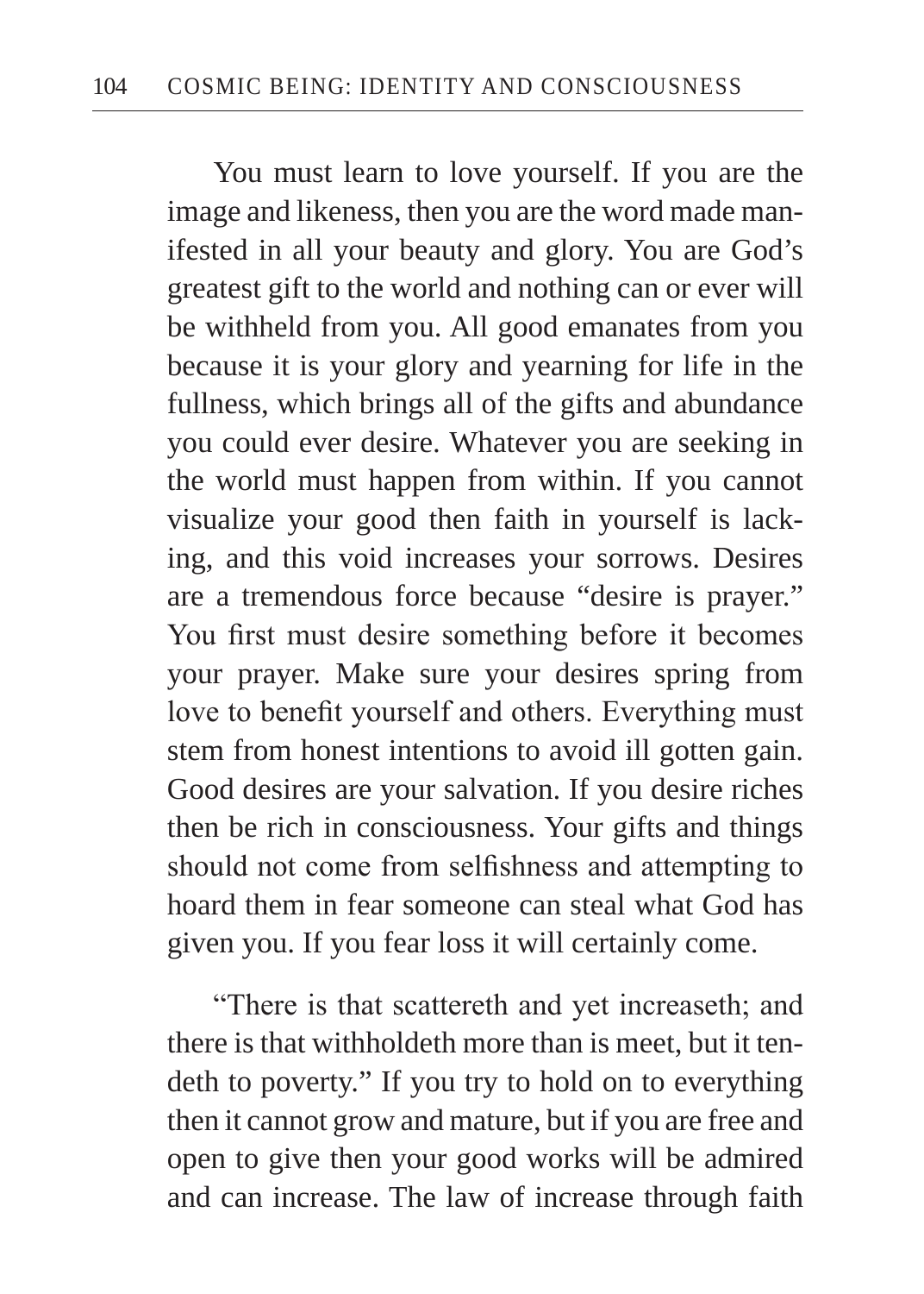You must learn to love yourself. If you are the image and likeness, then you are the word made manifested in all your beauty and glory. You are God's greatest gift to the world and nothing can or ever will be withheld from you. All good emanates from you because it is your glory and yearning for life in the fullness, which brings all of the gifts and abundance you could ever desire. Whatever you are seeking in the world must happen from within. If you cannot visualize your good then faith in yourself is lacking, and this void increases your sorrows. Desires are a tremendous force because "desire is prayer." You first must desire something before it becomes your prayer. Make sure your desires spring from love to benefit yourself and others. Everything must stem from honest intentions to avoid ill gotten gain. Good desires are your salvation. If you desire riches then be rich in consciousness. Your gifts and things should not come from selfishness and attempting to hoard them in fear someone can steal what God has given you. If you fear loss it will certainly come.

"There is that scattereth and yet increaseth; and there is that withholdeth more than is meet, but it tendeth to poverty." If you try to hold on to everything then it cannot grow and mature, but if you are free and open to give then your good works will be admired and can increase. The law of increase through faith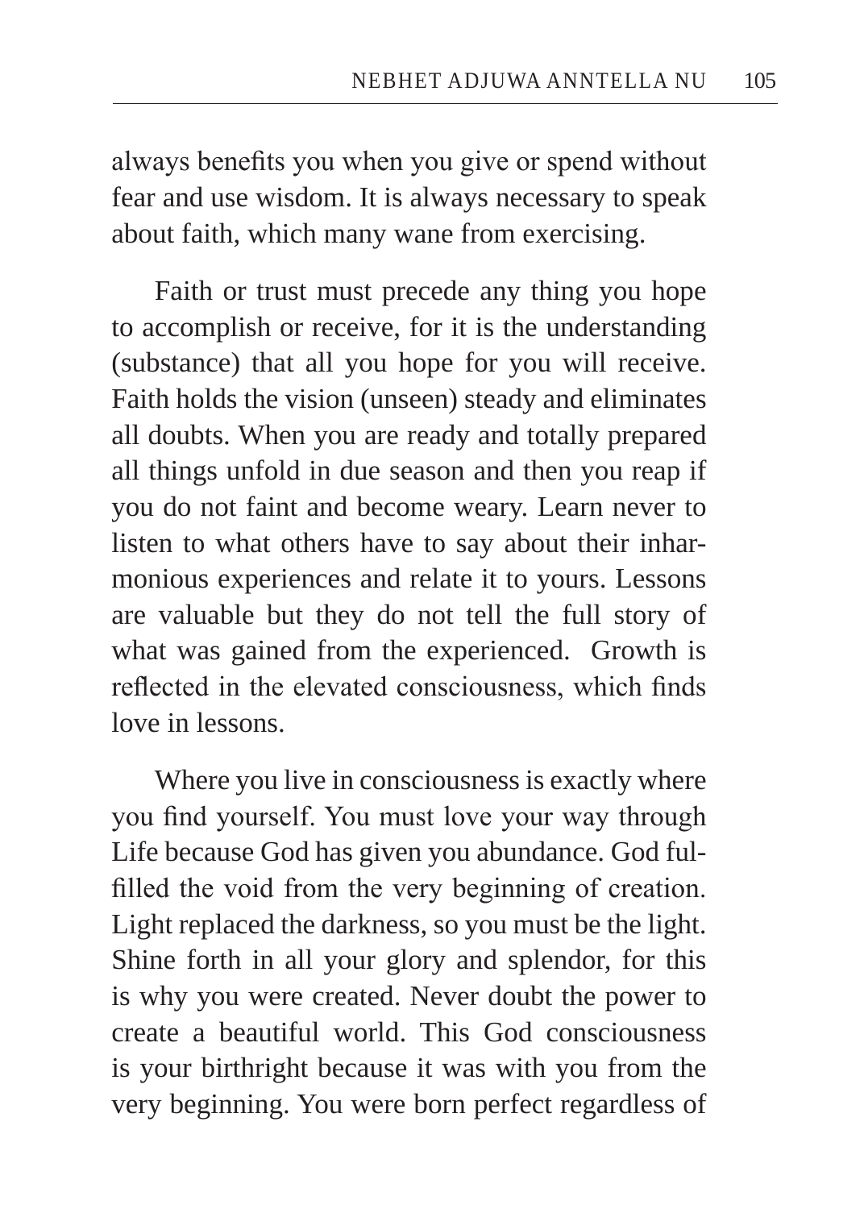always benefits you when you give or spend without fear and use wisdom. It is always necessary to speak about faith, which many wane from exercising.

Faith or trust must precede any thing you hope to accomplish or receive, for it is the understanding (substance) that all you hope for you will receive. Faith holds the vision (unseen) steady and eliminates all doubts. When you are ready and totally prepared all things unfold in due season and then you reap if you do not faint and become weary. Learn never to listen to what others have to say about their inharmonious experiences and relate it to yours. Lessons are valuable but they do not tell the full story of what was gained from the experienced.  Growth is reflected in the elevated consciousness, which finds love in lessons.

Where you live in consciousness is exactly where you find yourself. You must love your way through Life because God has given you abundance. God fulfilled the void from the very beginning of creation. Light replaced the darkness, so you must be the light. Shine forth in all your glory and splendor, for this is why you were created. Never doubt the power to create a beautiful world. This God consciousness is your birthright because it was with you from the very beginning. You were born perfect regardless of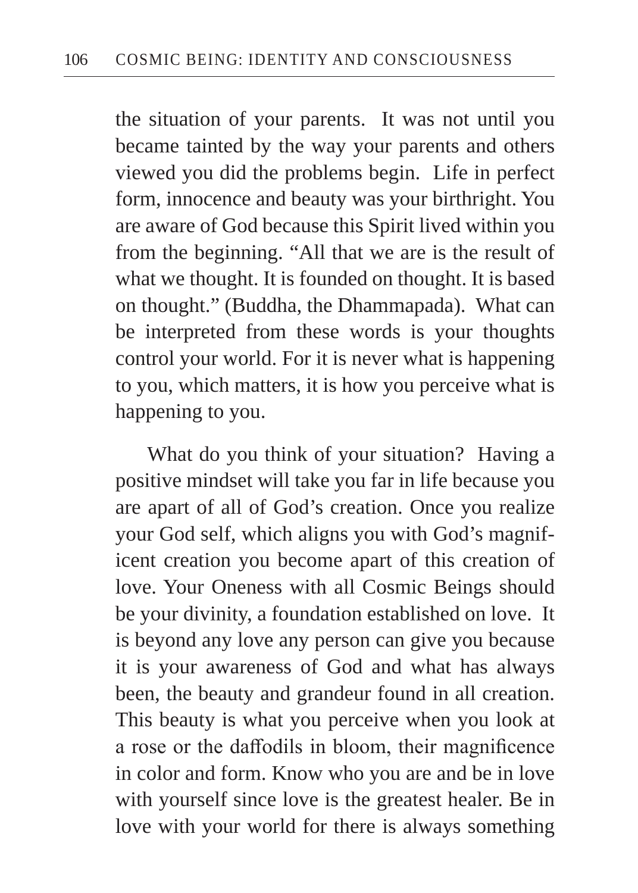the situation of your parents. It was not until you became tainted by the way your parents and others viewed you did the problems begin. Life in perfect form, innocence and beauty was your birthright. You are aware of God because this Spirit lived within you from the beginning. "All that we are is the result of what we thought. It is founded on thought. It is based on thought." (Buddha, the Dhammapada). What can be interpreted from these words is your thoughts control your world. For it is never what is happening to you, which matters, it is how you perceive what is happening to you.

What do you think of your situation? Having a positive mindset will take you far in life because you are apart of all of God's creation. Once you realize your God self, which aligns you with God's magnificent creation you become apart of this creation of love. Your Oneness with all Cosmic Beings should be your divinity, a foundation established on love. It is beyond any love any person can give you because it is your awareness of God and what has always been, the beauty and grandeur found in all creation. This beauty is what you perceive when you look at a rose or the daffodils in bloom, their magnificence in color and form. Know who you are and be in love with yourself since love is the greatest healer. Be in love with your world for there is always something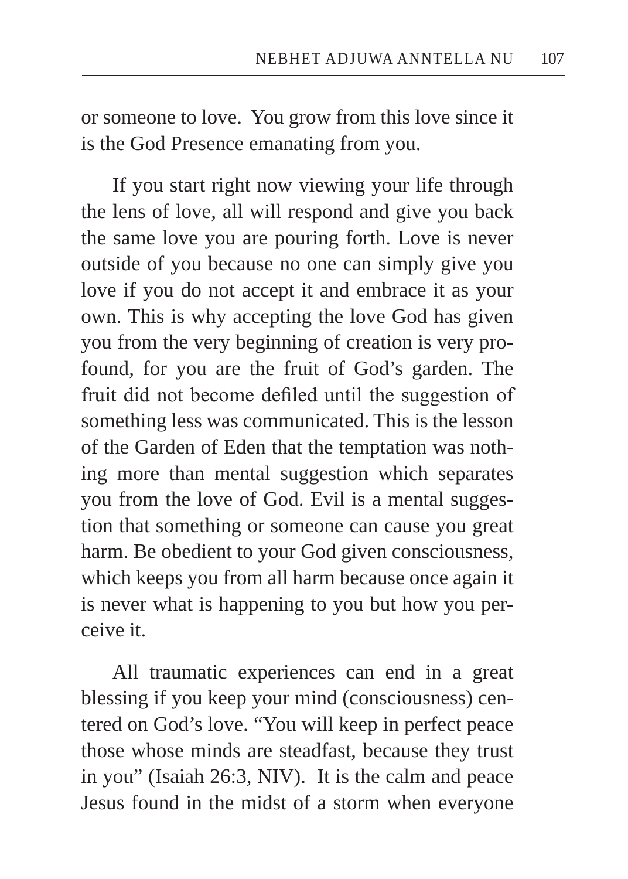or someone to love.  You grow from this love since it is the God Presence emanating from you.

If you start right now viewing your life through the lens of love, all will respond and give you back the same love you are pouring forth. Love is never outside of you because no one can simply give you love if you do not accept it and embrace it as your own. This is why accepting the love God has given you from the very beginning of creation is very profound, for you are the fruit of God's garden. The fruit did not become defiled until the suggestion of something less was communicated. This is the lesson of the Garden of Eden that the temptation was nothing more than mental suggestion which separates you from the love of God. Evil is a mental suggestion that something or someone can cause you great harm. Be obedient to your God given consciousness, which keeps you from all harm because once again it is never what is happening to you but how you perceive it.

All traumatic experiences can end in a great blessing if you keep your mind (consciousness) centered on God's love. "You will keep in perfect peace those whose minds are steadfast, because they trust in you" (Isaiah 26:3, NIV).  It is the calm and peace Jesus found in the midst of a storm when everyone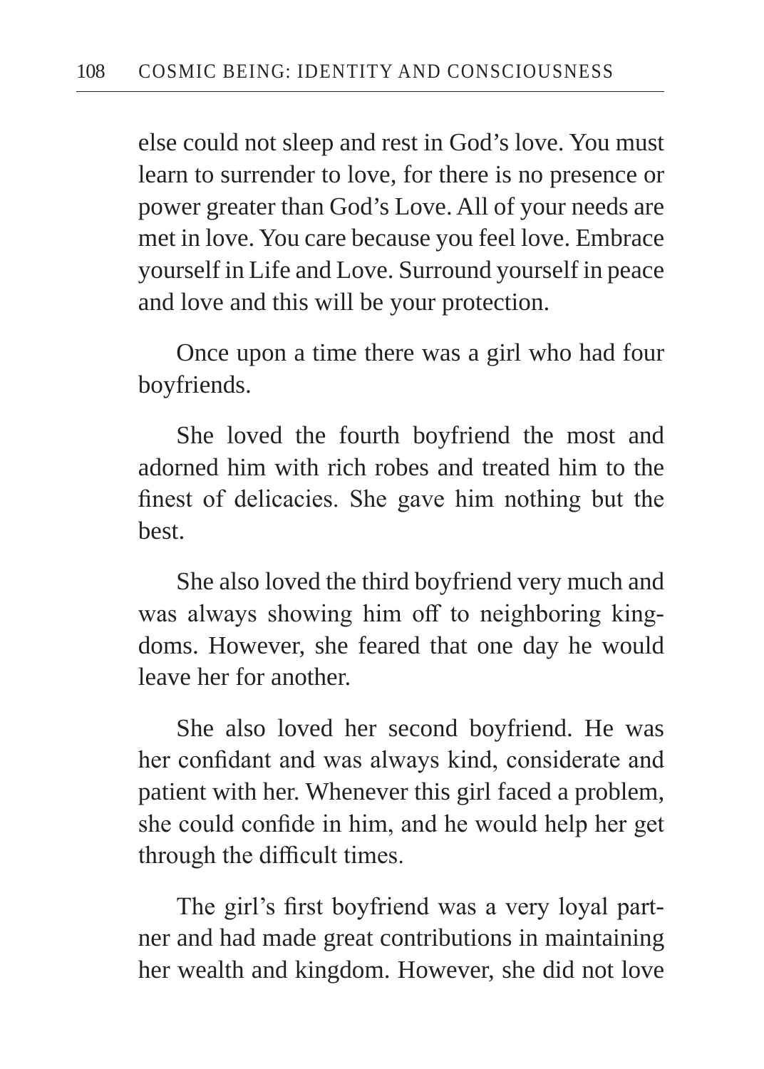else could not sleep and rest in God's love. You must learn to surrender to love, for there is no presence or power greater than God's Love. All of your needs are met in love. You care because you feel love. Embrace yourself in Life and Love. Surround yourself in peace and love and this will be your protection.

Once upon a time there was a girl who had four boyfriends.

She loved the fourth boyfriend the most and adorned him with rich robes and treated him to the finest of delicacies. She gave him nothing but the best.

She also loved the third boyfriend very much and was always showing him off to neighboring kingdoms. However, she feared that one day he would leave her for another.

She also loved her second boyfriend. He was her confidant and was always kind, considerate and patient with her. Whenever this girl faced a problem, she could confide in him, and he would help her get through the difficult times.

The girl's first boyfriend was a very loyal partner and had made great contributions in maintaining her wealth and kingdom. However, she did not love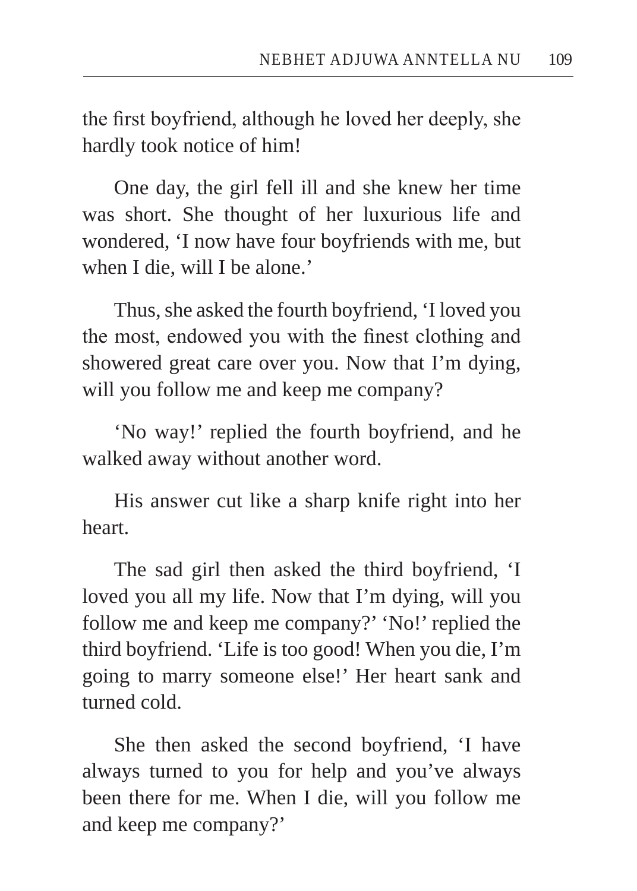the first boyfriend, although he loved her deeply, she hardly took notice of him!

One day, the girl fell ill and she knew her time was short. She thought of her luxurious life and wondered, 'I now have four boyfriends with me, but when I die, will I be alone.'

Thus, she asked the fourth boyfriend, 'I loved you the most, endowed you with the finest clothing and showered great care over you. Now that I'm dying, will you follow me and keep me company?

'No way!' replied the fourth boyfriend, and he walked away without another word.

His answer cut like a sharp knife right into her heart.

The sad girl then asked the third boyfriend, 'I loved you all my life. Now that I'm dying, will you follow me and keep me company?' 'No!' replied the third boyfriend. 'Life is too good! When you die, I'm going to marry someone else!' Her heart sank and turned cold.

She then asked the second boyfriend, 'I have always turned to you for help and you've always been there for me. When I die, will you follow me and keep me company?'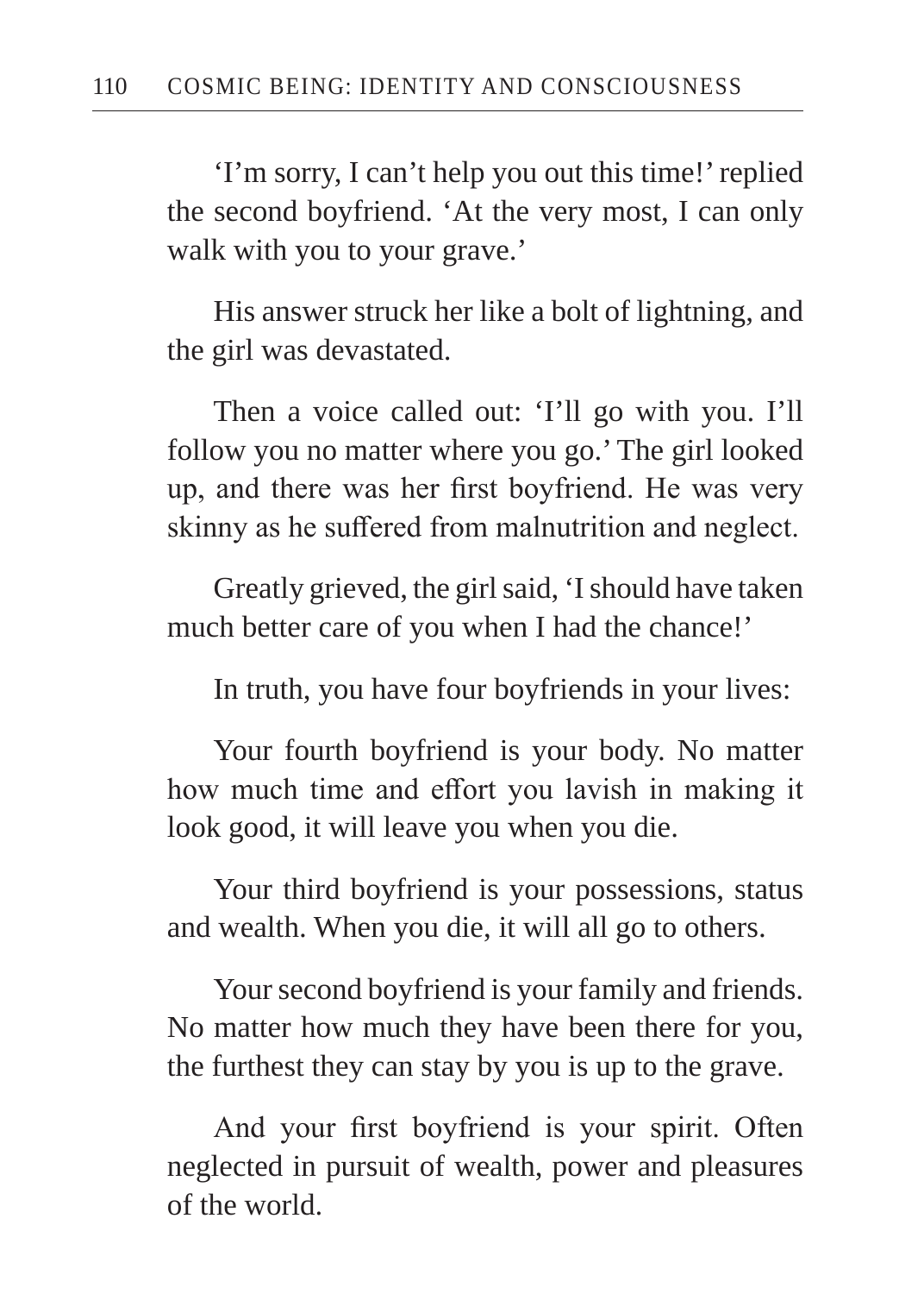'I'm sorry, I can't help you out this time!' replied the second boyfriend. 'At the very most, I can only walk with you to your grave.'

His answer struck her like a bolt of lightning, and the girl was devastated.

Then a voice called out: 'I'll go with you. I'll follow you no matter where you go.' The girl looked up, and there was her first boyfriend. He was very skinny as he suffered from malnutrition and neglect.

Greatly grieved, the girl said, 'I should have taken much better care of you when I had the chance!'

In truth, you have four boyfriends in your lives:

Your fourth boyfriend is your body. No matter how much time and effort you lavish in making it look good, it will leave you when you die.

Your third boyfriend is your possessions, status and wealth. When you die, it will all go to others.

Your second boyfriend is your family and friends. No matter how much they have been there for you, the furthest they can stay by you is up to the grave.

And your first boyfriend is your spirit. Often neglected in pursuit of wealth, power and pleasures of the world.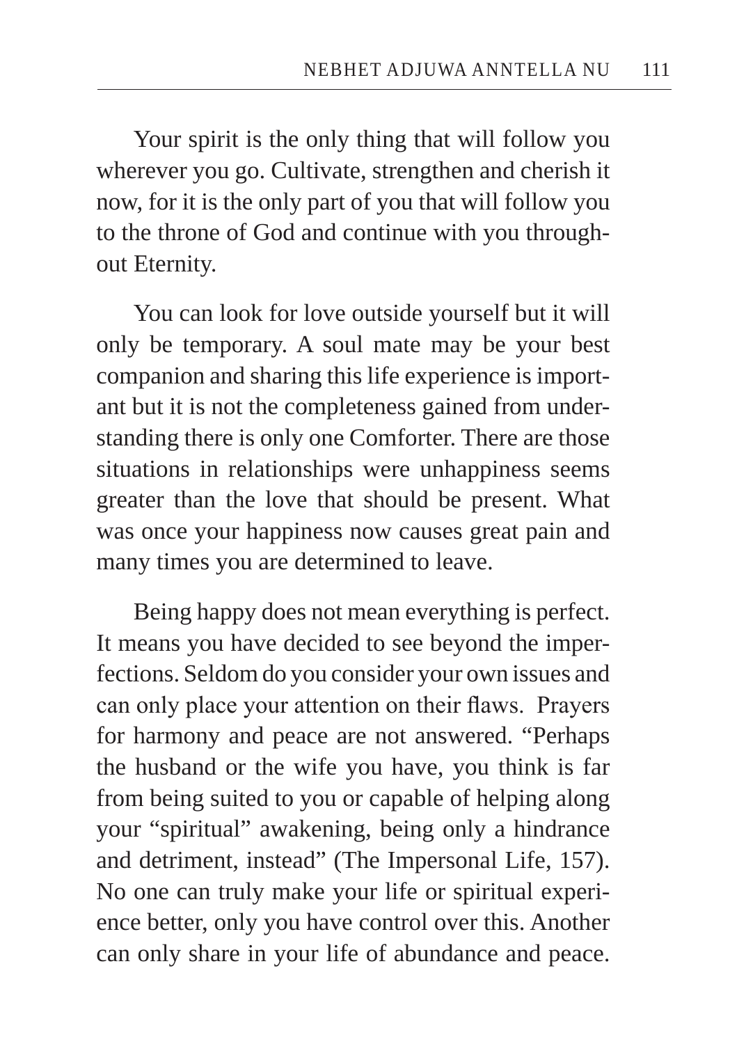Your spirit is the only thing that will follow you wherever you go. Cultivate, strengthen and cherish it now, for it is the only part of you that will follow you to the throne of God and continue with you throughout Eternity.

You can look for love outside yourself but it will only be temporary. A soul mate may be your best companion and sharing this life experience is important but it is not the completeness gained from understanding there is only one Comforter. There are those situations in relationships were unhappiness seems greater than the love that should be present. What was once your happiness now causes great pain and many times you are determined to leave.

Being happy does not mean everything is perfect. It means you have decided to see beyond the imperfections. Seldom do you consider your own issues and can only place your attention on their flaws. Prayers for harmony and peace are not answered. "Perhaps the husband or the wife you have, you think is far from being suited to you or capable of helping along your "spiritual" awakening, being only a hindrance and detriment, instead" (The Impersonal Life, 157). No one can truly make your life or spiritual experience better, only you have control over this. Another can only share in your life of abundance and peace.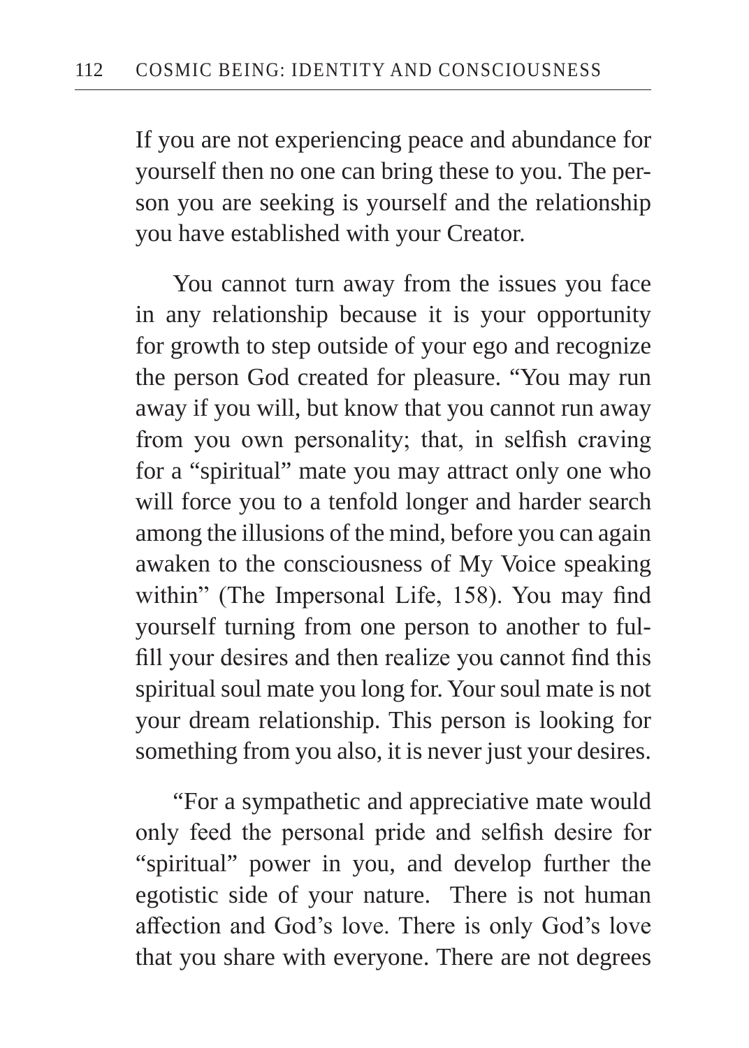If you are not experiencing peace and abundance for yourself then no one can bring these to you. The person you are seeking is yourself and the relationship you have established with your Creator.

You cannot turn away from the issues you face in any relationship because it is your opportunity for growth to step outside of your ego and recognize the person God created for pleasure. "You may run away if you will, but know that you cannot run away from you own personality; that, in selfish craving for a "spiritual" mate you may attract only one who will force you to a tenfold longer and harder search among the illusions of the mind, before you can again awaken to the consciousness of My Voice speaking within" (The Impersonal Life, 158). You may find yourself turning from one person to another to fulfill your desires and then realize you cannot find this spiritual soul mate you long for. Your soul mate is not your dream relationship. This person is looking for something from you also, it is never just your desires.

"For a sympathetic and appreciative mate would only feed the personal pride and selfish desire for "spiritual" power in you, and develop further the egotistic side of your nature. There is not human affection and God's love. There is only God's love that you share with everyone. There are not degrees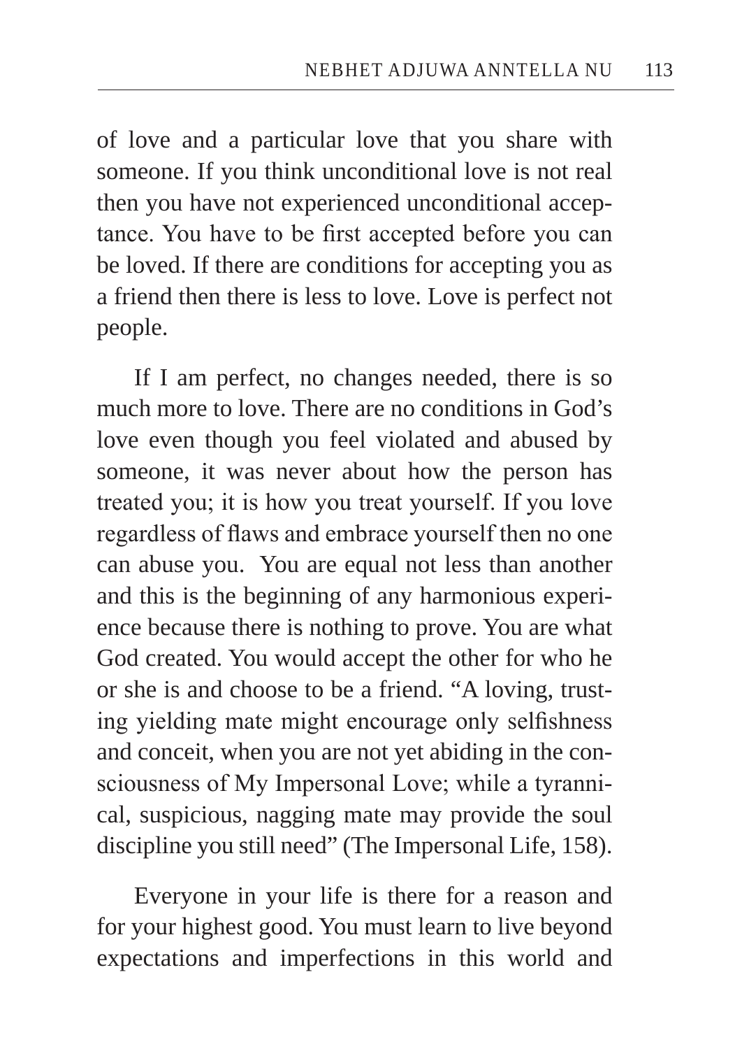of love and a particular love that you share with someone. If you think unconditional love is not real then you have not experienced unconditional acceptance. You have to be first accepted before you can be loved. If there are conditions for accepting you as a friend then there is less to love. Love is perfect not people.

If I am perfect, no changes needed, there is so much more to love. There are no conditions in God's love even though you feel violated and abused by someone, it was never about how the person has treated you; it is how you treat yourself. If you love regardless of flaws and embrace yourself then no one can abuse you. You are equal not less than another and this is the beginning of any harmonious experience because there is nothing to prove. You are what God created. You would accept the other for who he or she is and choose to be a friend. "A loving, trusting yielding mate might encourage only selfishness and conceit, when you are not yet abiding in the consciousness of My Impersonal Love; while a tyrannical, suspicious, nagging mate may provide the soul discipline you still need" (The Impersonal Life, 158).

Everyone in your life is there for a reason and for your highest good. You must learn to live beyond expectations and imperfections in this world and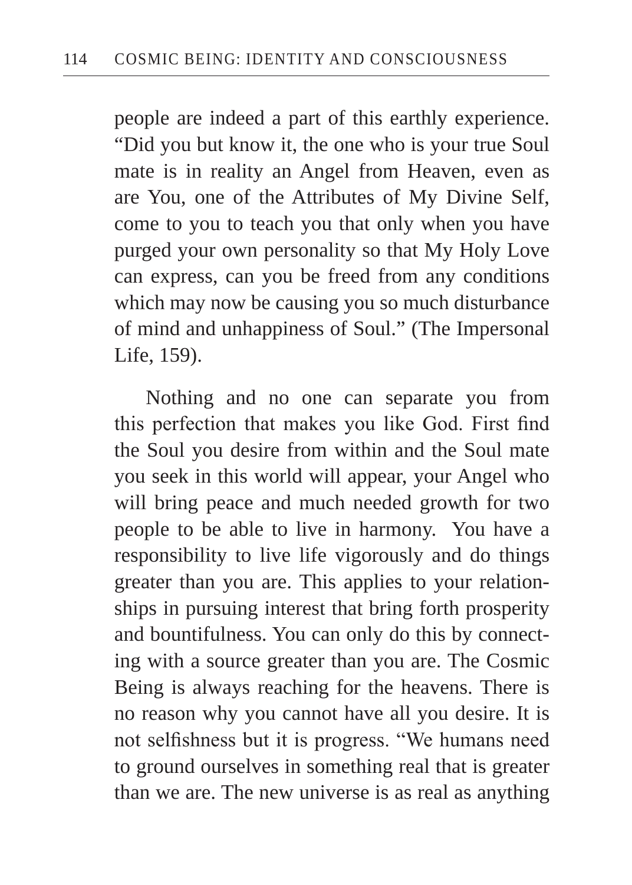people are indeed a part of this earthly experience. "Did you but know it, the one who is your true Soul mate is in reality an Angel from Heaven, even as are You, one of the Attributes of My Divine Self, come to you to teach you that only when you have purged your own personality so that My Holy Love can express, can you be freed from any conditions which may now be causing you so much disturbance of mind and unhappiness of Soul." (The Impersonal Life, 159).

Nothing and no one can separate you from this perfection that makes you like God. First find the Soul you desire from within and the Soul mate you seek in this world will appear, your Angel who will bring peace and much needed growth for two people to be able to live in harmony.  You have a responsibility to live life vigorously and do things greater than you are. This applies to your relationships in pursuing interest that bring forth prosperity and bountifulness. You can only do this by connecting with a source greater than you are. The Cosmic Being is always reaching for the heavens. There is no reason why you cannot have all you desire. It is not selfishness but it is progress. "We humans need to ground ourselves in something real that is greater than we are. The new universe is as real as anything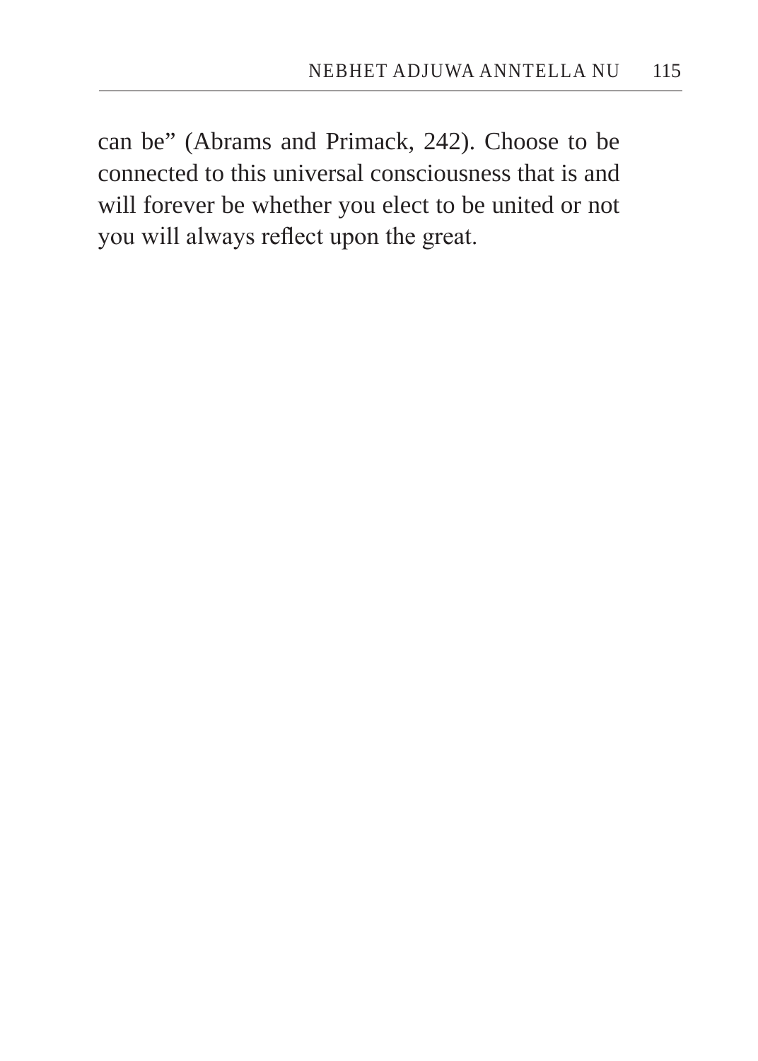can be" (Abrams and Primack, 242). Choose to be connected to this universal consciousness that is and will forever be whether you elect to be united or not you will always reflect upon the great.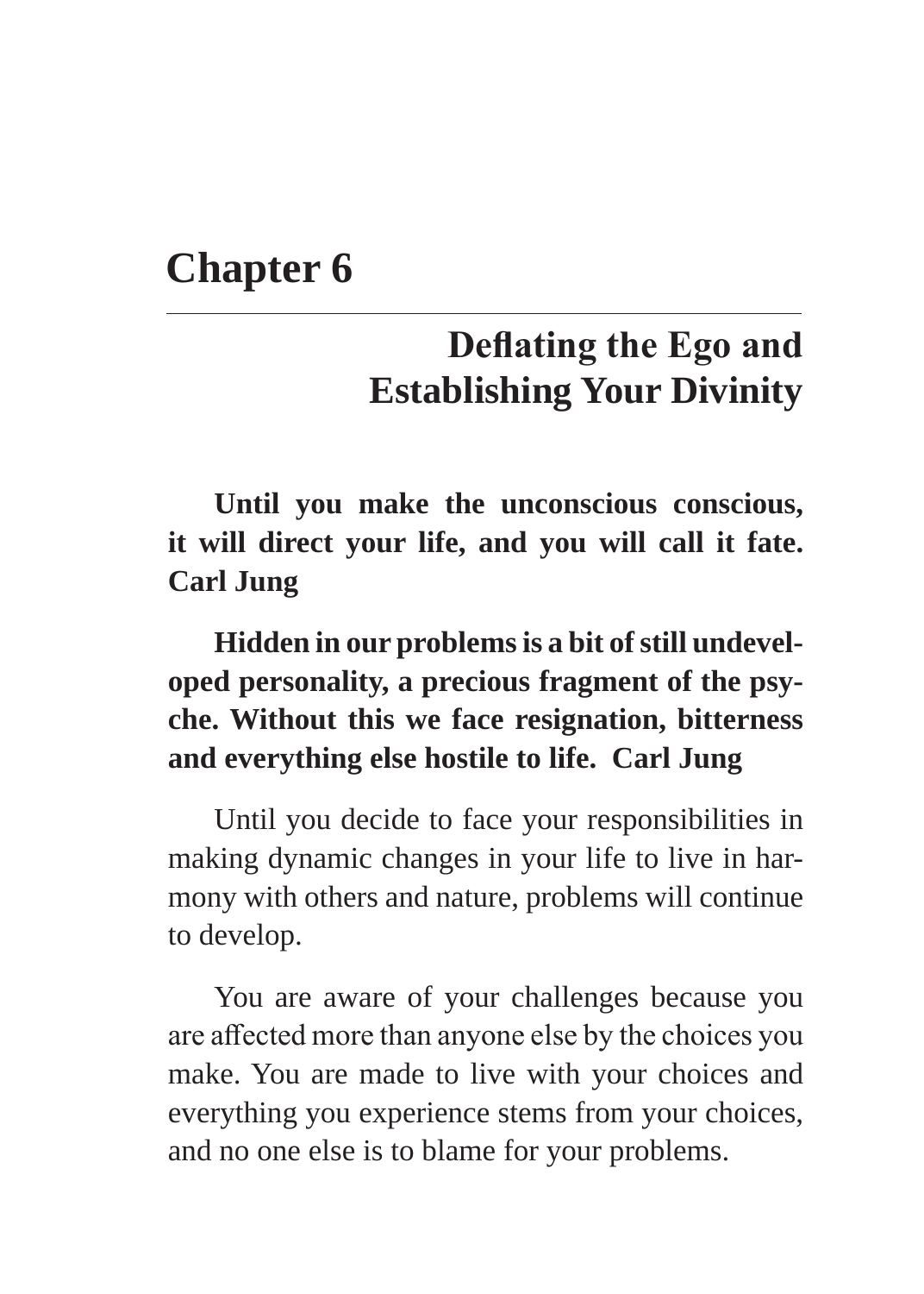# Chapter 6

## Deflating the Ego and Establishing Your Divinity

**Until you make the unconscious conscious, it will direct your life, and you will call it fate. Carl Jung**

**Hidden in our problems is a bit of still undeveloped personality, a precious fragment of the psyche. Without this we face resignation, bitterness and everything else hostile to life. Carl Jung**

Until you decide to face your responsibilities in making dynamic changes in your life to live in harmony with others and nature, problems will continue to develop.

You are aware of your challenges because you are affected more than anyone else by the choices you make. You are made to live with your choices and everything you experience stems from your choices, and no one else is to blame for your problems.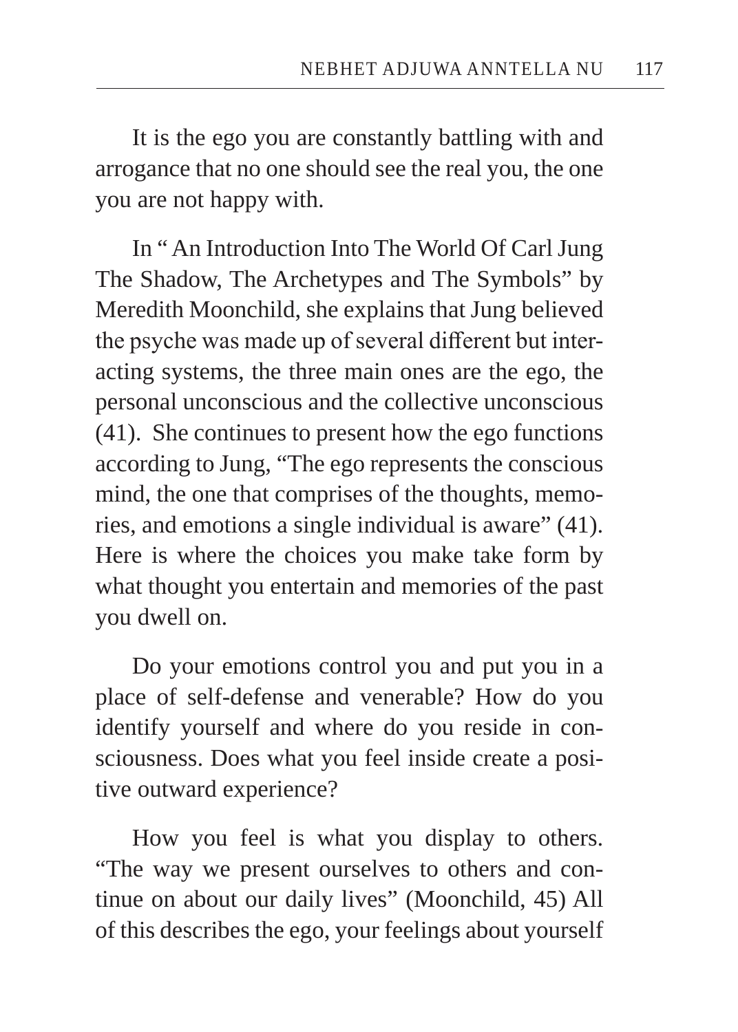It is the ego you are constantly battling with and arrogance that no one should see the real you, the one you are not happy with.

In " An Introduction Into The World Of Carl Jung The Shadow, The Archetypes and The Symbols" by Meredith Moonchild, she explains that Jung believed the psyche was made up of several different but interacting systems, the three main ones are the ego, the personal unconscious and the collective unconscious (41). She continues to present how the ego functions according to Jung, "The ego represents the conscious mind, the one that comprises of the thoughts, memories, and emotions a single individual is aware" (41). Here is where the choices you make take form by what thought you entertain and memories of the past you dwell on.

Do your emotions control you and put you in a place of self-defense and venerable? How do you identify yourself and where do you reside in consciousness. Does what you feel inside create a positive outward experience?

How you feel is what you display to others. "The way we present ourselves to others and continue on about our daily lives" (Moonchild, 45) All of this describes the ego, your feelings about yourself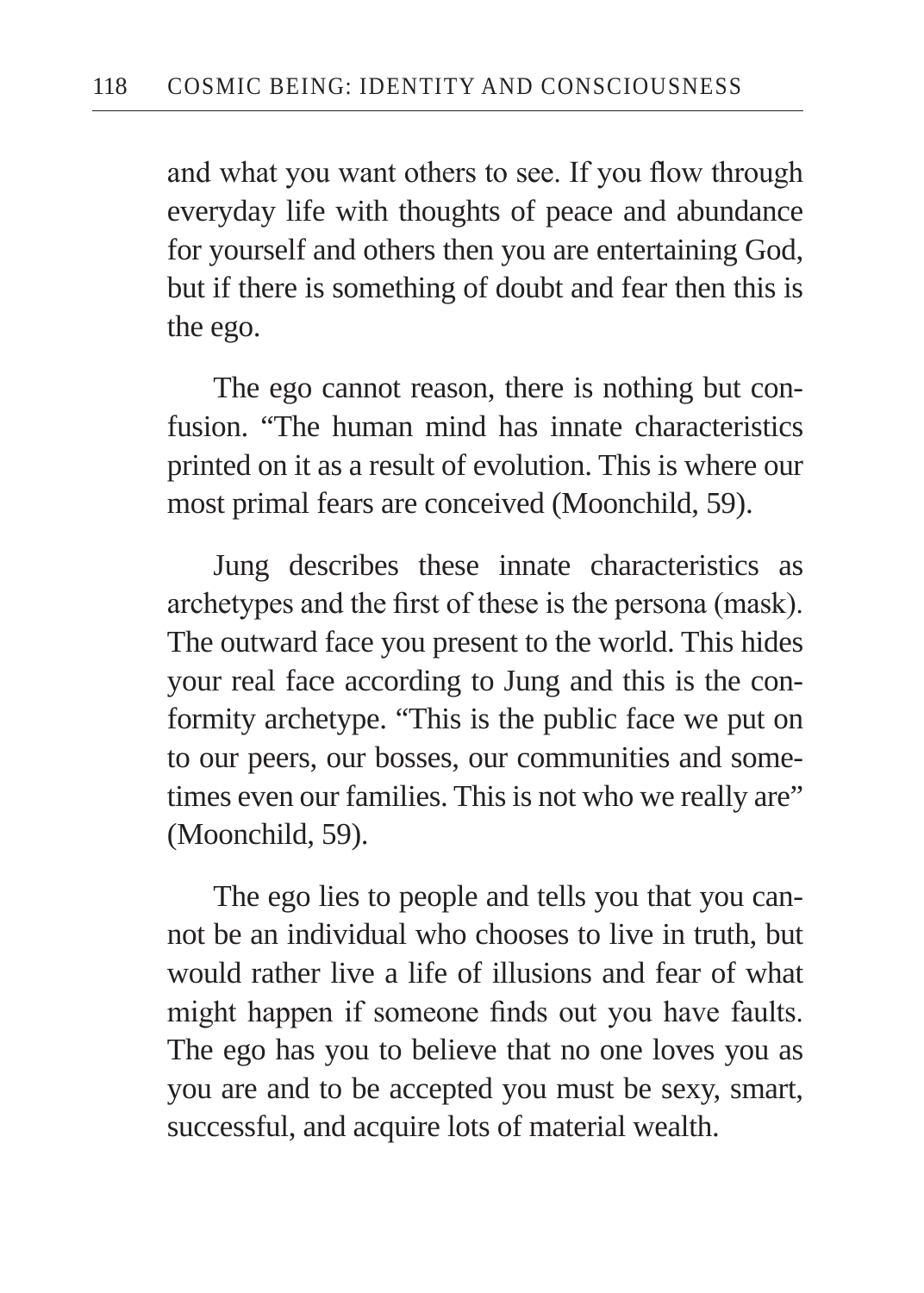and what you want others to see. If you flow through everyday life with thoughts of peace and abundance for yourself and others then you are entertaining God, but if there is something of doubt and fear then this is the ego.

The ego cannot reason, there is nothing but confusion. "The human mind has innate characteristics printed on it as a result of evolution. This is where our most primal fears are conceived (Moonchild, 59).

Jung describes these innate characteristics as archetypes and the first of these is the persona (mask). The outward face you present to the world. This hides your real face according to Jung and this is the conformity archetype. "This is the public face we put on to our peers, our bosses, our communities and sometimes even our families. This is not who we really are" (Moonchild, 59).

The ego lies to people and tells you that you cannot be an individual who chooses to live in truth, but would rather live a life of illusions and fear of what might happen if someone finds out you have faults. The ego has you to believe that no one loves you as you are and to be accepted you must be sexy, smart, successful, and acquire lots of material wealth.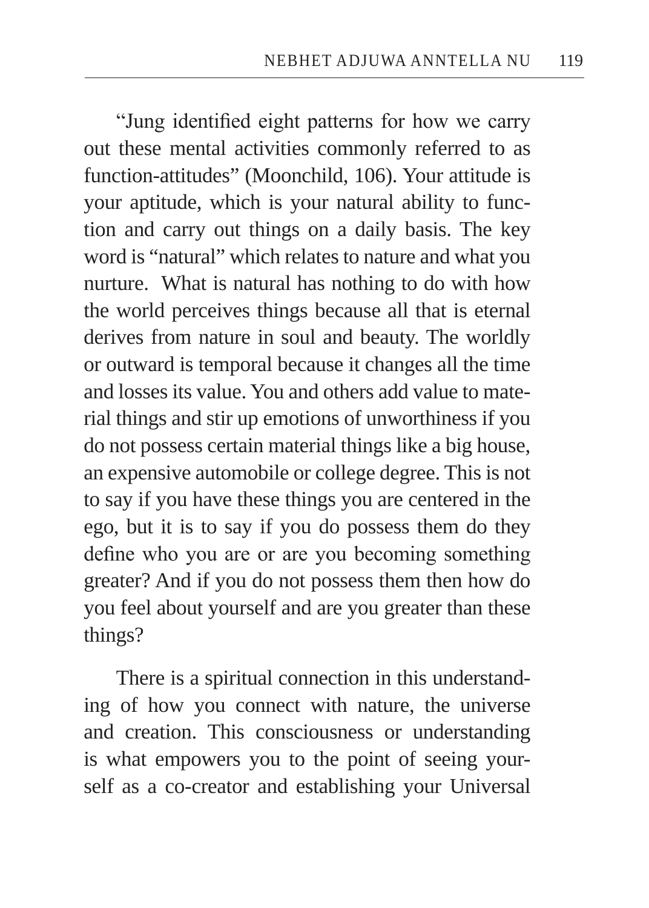"Jung identified eight patterns for how we carry out these mental activities commonly referred to as function-attitudes" (Moonchild, 106). Your attitude is your aptitude, which is your natural ability to function and carry out things on a daily basis. The key word is "natural" which relates to nature and what you nurture.  What is natural has nothing to do with how the world perceives things because all that is eternal derives from nature in soul and beauty. The worldly or outward is temporal because it changes all the time and losses its value. You and others add value to material things and stir up emotions of unworthiness if you do not possess certain material things like a big house, an expensive automobile or college degree. This is not to say if you have these things you are centered in the ego, but it is to say if you do possess them do they define who you are or are you becoming something greater? And if you do not possess them then how do you feel about yourself and are you greater than these things?

There is a spiritual connection in this understanding of how you connect with nature, the universe and creation. This consciousness or understanding is what empowers you to the point of seeing yourself as a co-creator and establishing your Universal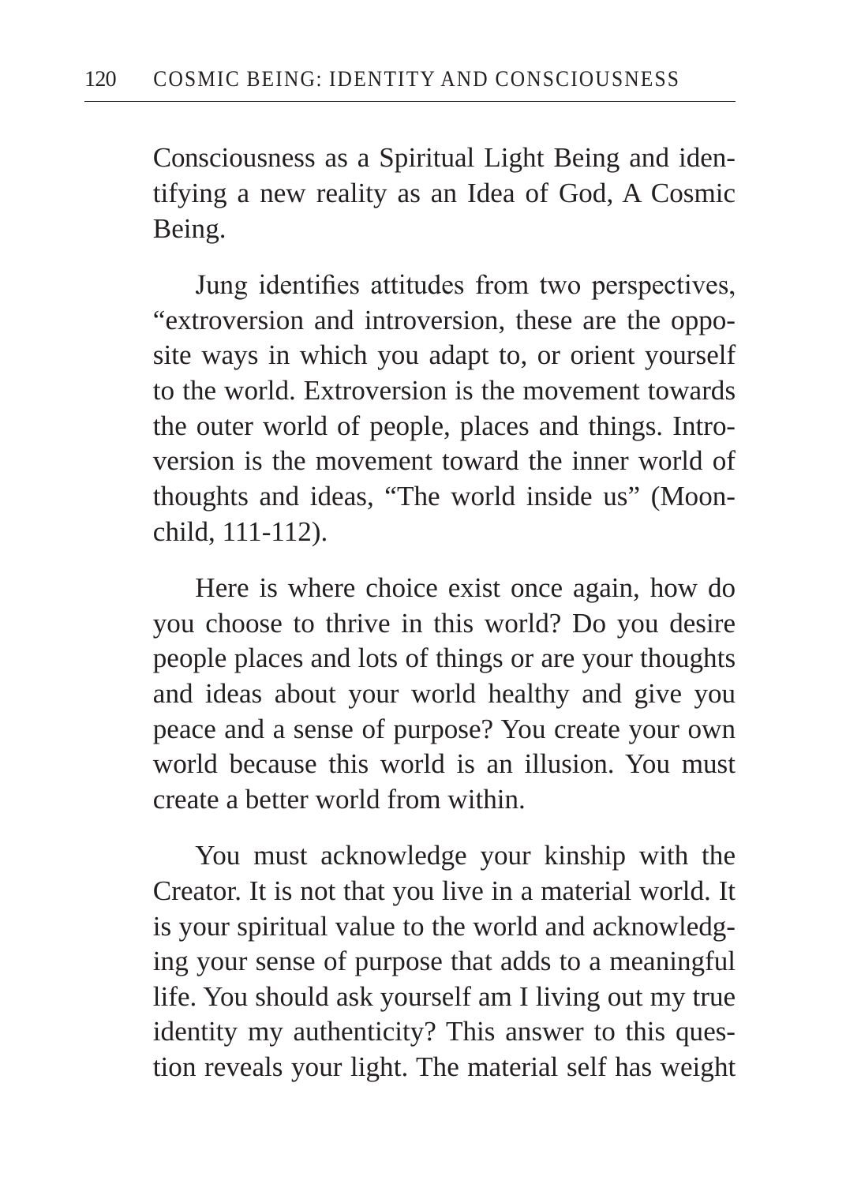Consciousness as a Spiritual Light Being and identifying a new reality as an Idea of God, A Cosmic Being.

Jung identifies attitudes from two perspectives, "extroversion and introversion, these are the opposite ways in which you adapt to, or orient yourself to the world. Extroversion is the movement towards the outer world of people, places and things. Introversion is the movement toward the inner world of thoughts and ideas, "The world inside us" (Moonchild, 111-112).

Here is where choice exist once again, how do you choose to thrive in this world? Do you desire people places and lots of things or are your thoughts and ideas about your world healthy and give you peace and a sense of purpose? You create your own world because this world is an illusion. You must create a better world from within.

You must acknowledge your kinship with the Creator. It is not that you live in a material world. It is your spiritual value to the world and acknowledging your sense of purpose that adds to a meaningful life. You should ask yourself am I living out my true identity my authenticity? This answer to this question reveals your light. The material self has weight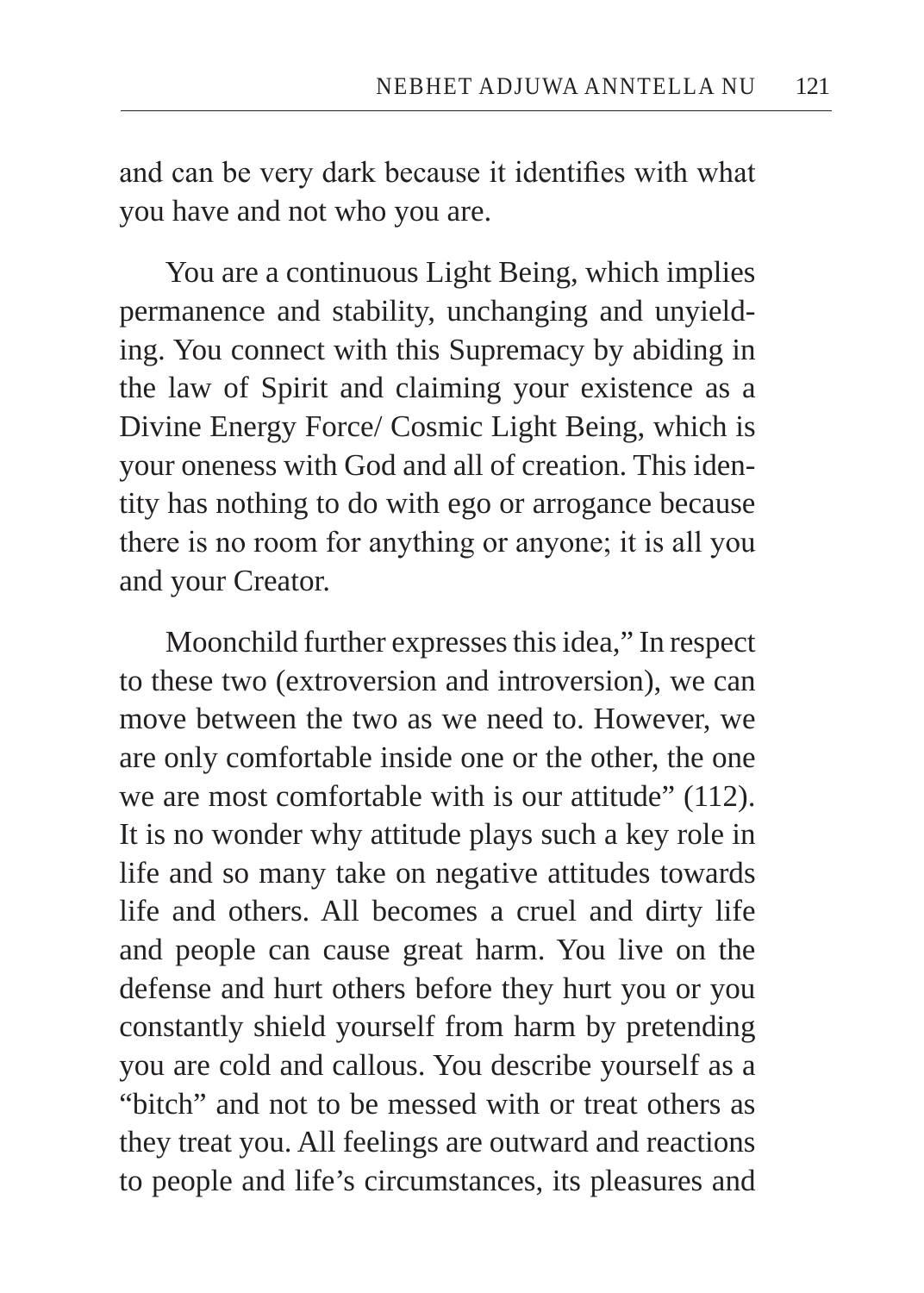and can be very dark because it identifies with what you have and not who you are.

You are a continuous Light Being, which implies permanence and stability, unchanging and unyielding. You connect with this Supremacy by abiding in the law of Spirit and claiming your existence as a Divine Energy Force/ Cosmic Light Being, which is your oneness with God and all of creation. This identity has nothing to do with ego or arrogance because there is no room for anything or anyone; it is all you and your Creator.

Moonchild further expresses this idea," In respect to these two (extroversion and introversion), we can move between the two as we need to. However, we are only comfortable inside one or the other, the one we are most comfortable with is our attitude" (112). It is no wonder why attitude plays such a key role in life and so many take on negative attitudes towards life and others. All becomes a cruel and dirty life and people can cause great harm. You live on the defense and hurt others before they hurt you or you constantly shield yourself from harm by pretending you are cold and callous. You describe yourself as a "bitch" and not to be messed with or treat others as they treat you. All feelings are outward and reactions to people and life's circumstances, its pleasures and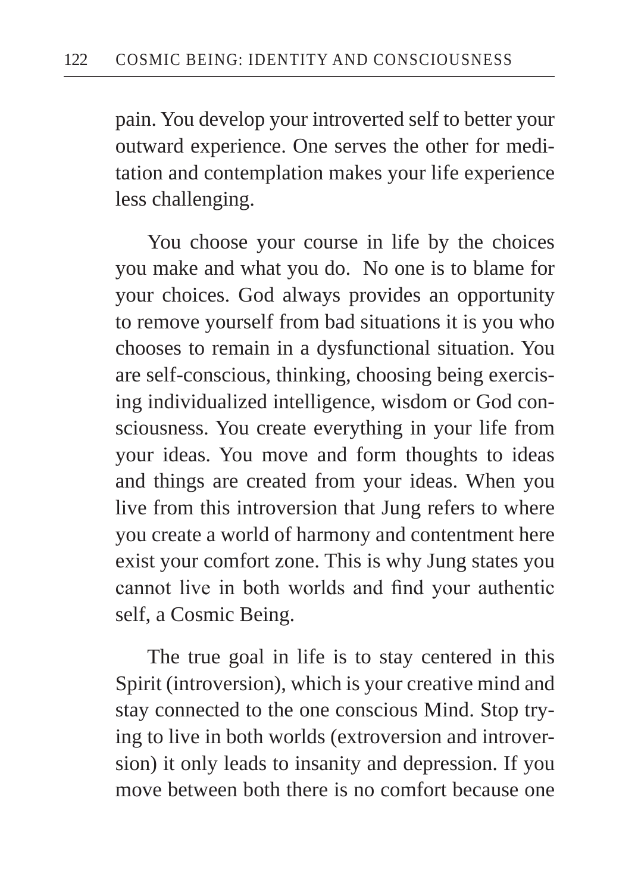pain. You develop your introverted self to better your outward experience. One serves the other for meditation and contemplation makes your life experience less challenging.

You choose your course in life by the choices you make and what you do.  No one is to blame for your choices. God always provides an opportunity to remove yourself from bad situations it is you who chooses to remain in a dysfunctional situation. You are self-conscious, thinking, choosing being exercising individualized intelligence, wisdom or God consciousness. You create everything in your life from your ideas. You move and form thoughts to ideas and things are created from your ideas. When you live from this introversion that Jung refers to where you create a world of harmony and contentment here exist your comfort zone. This is why Jung states you cannot live in both worlds and find your authentic self, a Cosmic Being.

The true goal in life is to stay centered in this Spirit (introversion), which is your creative mind and stay connected to the one conscious Mind. Stop trying to live in both worlds (extroversion and introversion) it only leads to insanity and depression. If you move between both there is no comfort because one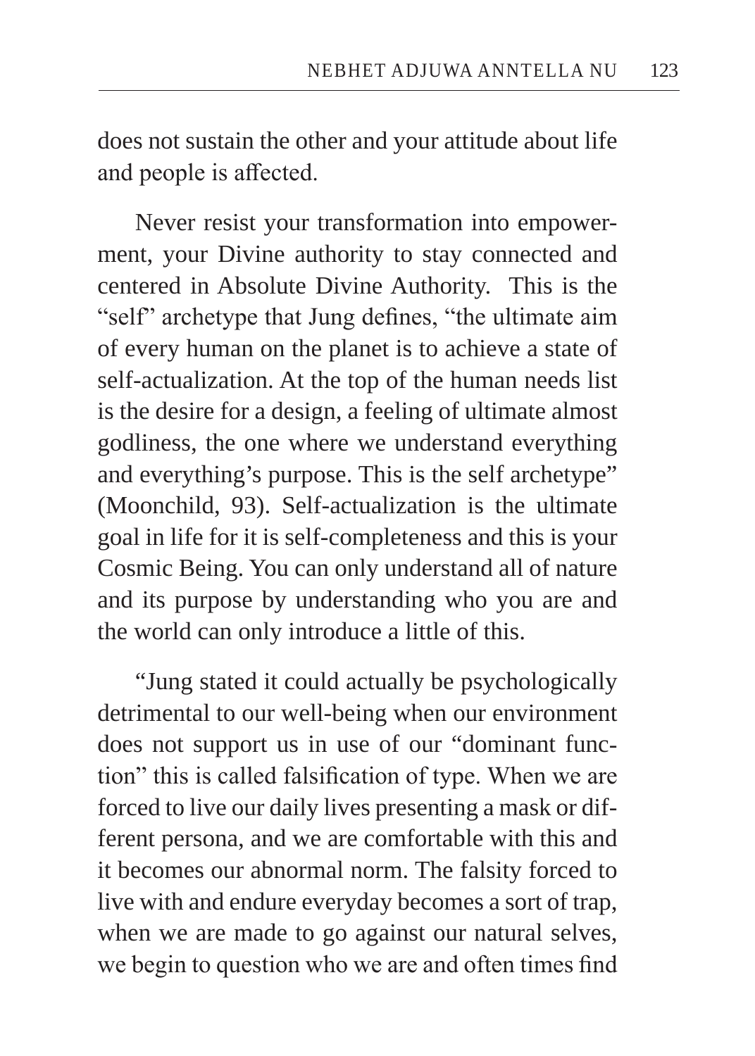does not sustain the other and your attitude about life and people is affected.

Never resist your transformation into empowerment, your Divine authority to stay connected and centered in Absolute Divine Authority.  This is the "self" archetype that Jung defines, "the ultimate aim of every human on the planet is to achieve a state of self-actualization. At the top of the human needs list is the desire for a design, a feeling of ultimate almost godliness, the one where we understand everything and everything's purpose. This is the self archetype" (Moonchild, 93). Self-actualization is the ultimate goal in life for it is self-completeness and this is your Cosmic Being. You can only understand all of nature and its purpose by understanding who you are and the world can only introduce a little of this.

"Jung stated it could actually be psychologically detrimental to our well-being when our environment does not support us in use of our "dominant function" this is called falsification of type. When we are forced to live our daily lives presenting a mask or different persona, and we are comfortable with this and it becomes our abnormal norm. The falsity forced to live with and endure everyday becomes a sort of trap, when we are made to go against our natural selves, we begin to question who we are and often times find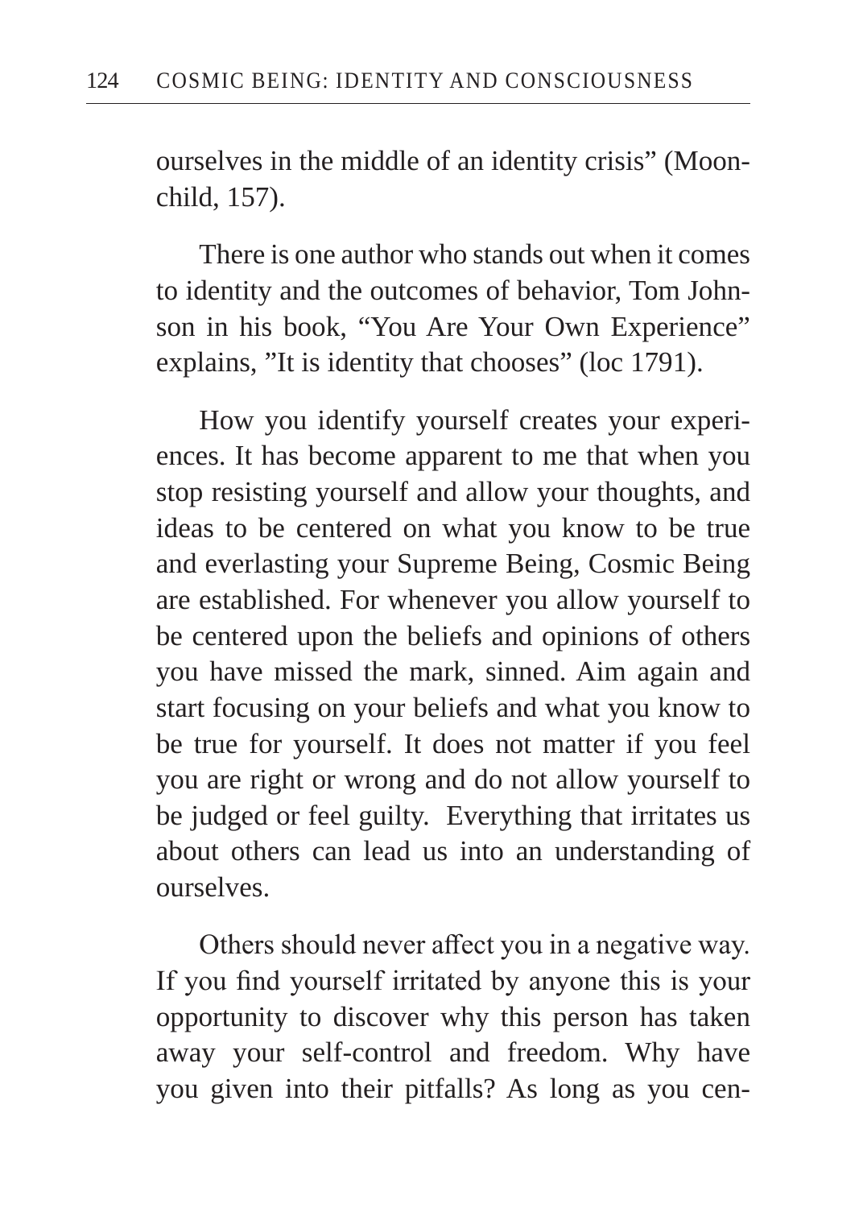ourselves in the middle of an identity crisis" (Moonchild, 157).

There is one author who stands out when it comes to identity and the outcomes of behavior, Tom Johnson in his book, "You Are Your Own Experience" explains, "It is identity that chooses" (loc 1791).

How you identify yourself creates your experiences. It has become apparent to me that when you stop resisting yourself and allow your thoughts, and ideas to be centered on what you know to be true and everlasting your Supreme Being, Cosmic Being are established. For whenever you allow yourself to be centered upon the beliefs and opinions of others you have missed the mark, sinned. Aim again and start focusing on your beliefs and what you know to be true for yourself. It does not matter if you feel you are right or wrong and do not allow yourself to be judged or feel guilty. Everything that irritates us about others can lead us into an understanding of ourselves.

Others should never affect you in a negative way. If you find yourself irritated by anyone this is your opportunity to discover why this person has taken away your self-control and freedom. Why have you given into their pitfalls? As long as you cen-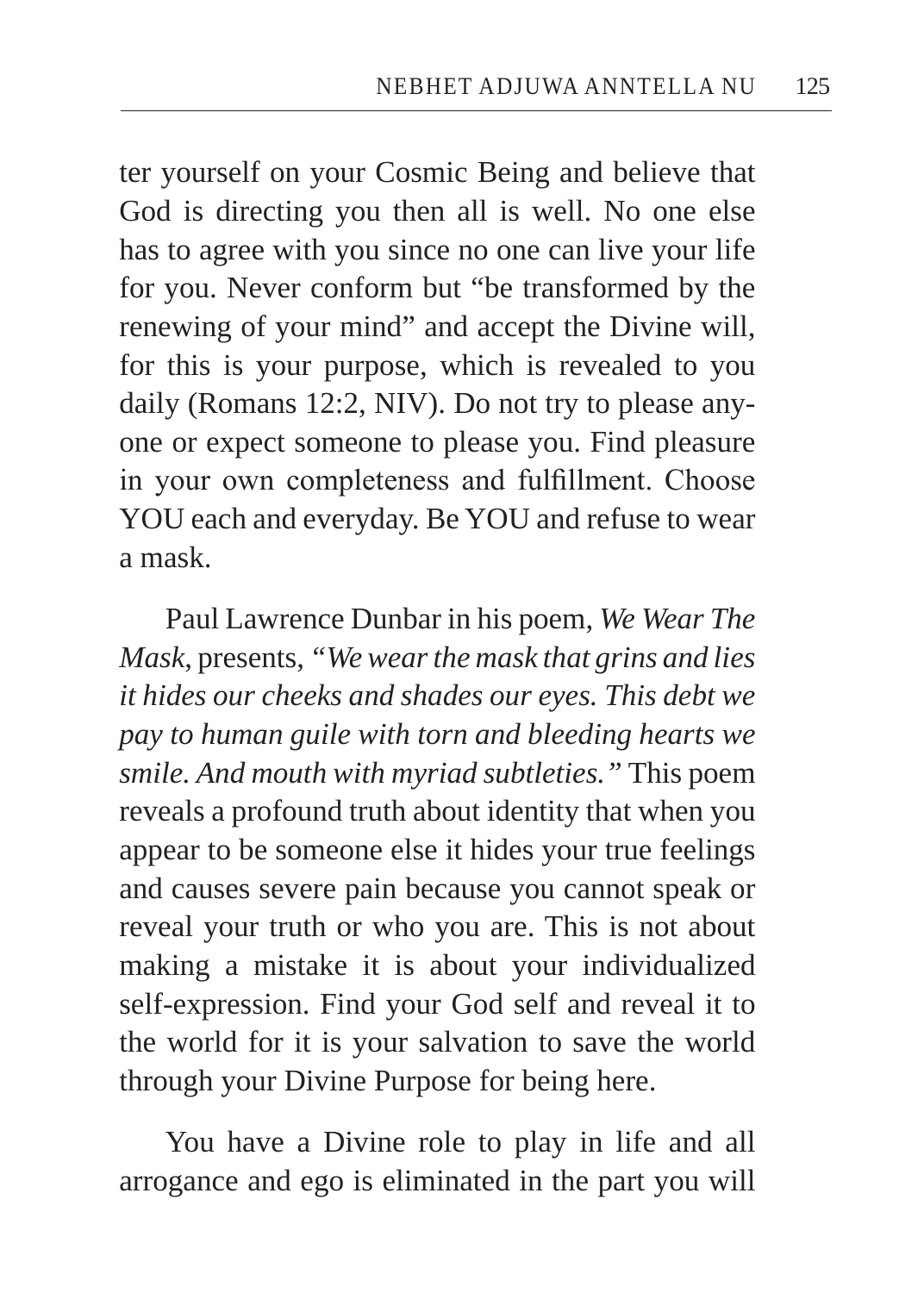ter yourself on your Cosmic Being and believe that God is directing you then all is well. No one else has to agree with you since no one can live your life for you. Never conform but "be transformed by the renewing of your mind" and accept the Divine will, for this is your purpose, which is revealed to you daily (Romans 12:2, NIV). Do not try to please anyone or expect someone to please you. Find pleasure in your own completeness and fulfillment. Choose YOU each and everyday. Be YOU and refuse to wear a mask.

Paul Lawrence Dunbar in his poem, *We Wear The Mask,* presents, *"We wear the mask that grins and lies it hides our cheeks and shades our eyes. This debt we pay to human guile with torn and bleeding hearts we smile. And mouth with myriad subtleties."* This poem reveals a profound truth about identity that when you appear to be someone else it hides your true feelings and causes severe pain because you cannot speak or reveal your truth or who you are. This is not about making a mistake it is about your individualized self-expression. Find your God self and reveal it to the world for it is your salvation to save the world through your Divine Purpose for being here.

You have a Divine role to play in life and all arrogance and ego is eliminated in the part you will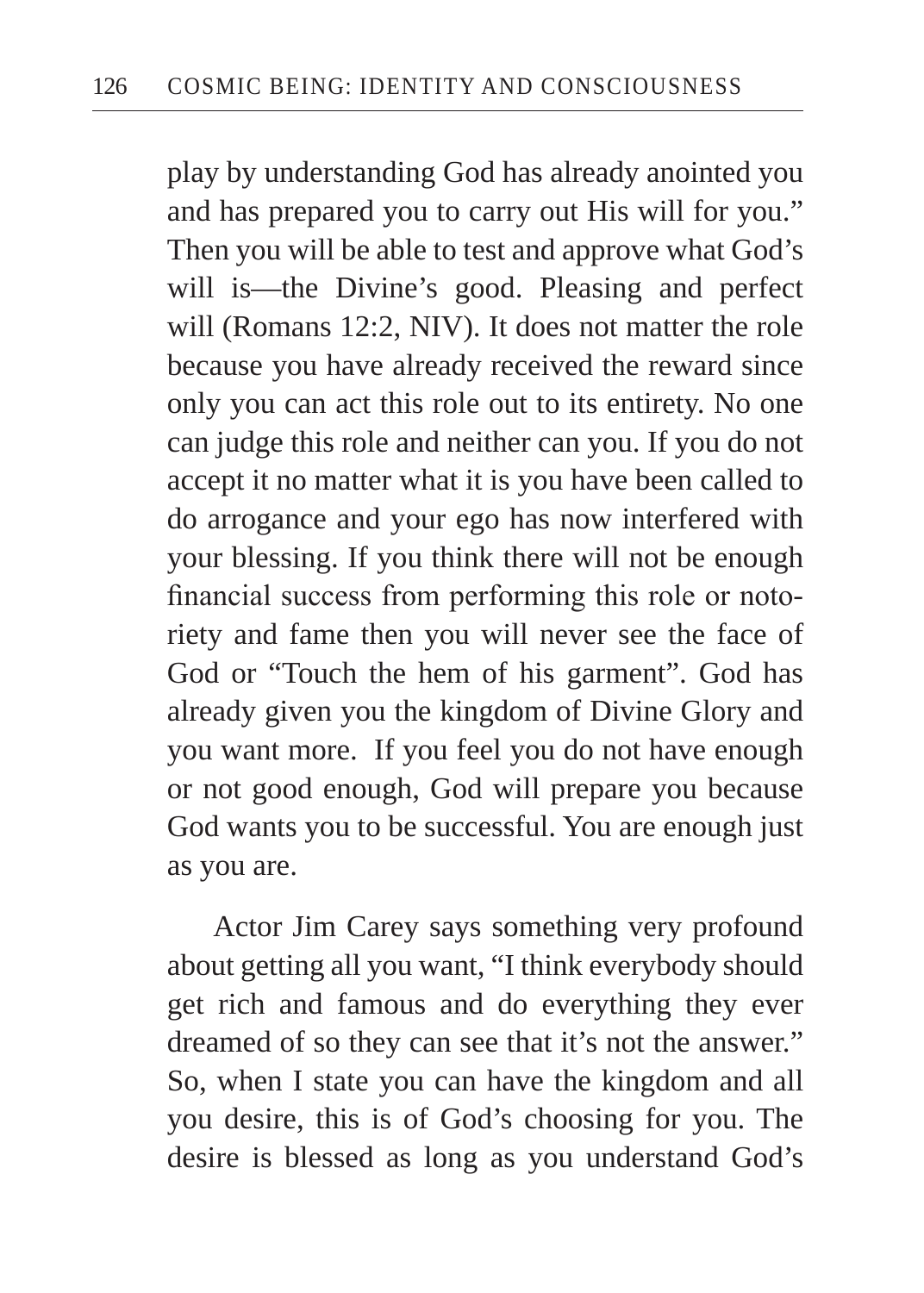play by understanding God has already anointed you and has prepared you to carry out His will for you." Then you will be able to test and approve what God's will is—the Divine's good. Pleasing and perfect will (Romans 12:2, NIV). It does not matter the role because you have already received the reward since only you can act this role out to its entirety. No one can judge this role and neither can you. If you do not accept it no matter what it is you have been called to do arrogance and your ego has now interfered with your blessing. If you think there will not be enough financial success from performing this role or notoriety and fame then you will never see the face of God or "Touch the hem of his garment". God has already given you the kingdom of Divine Glory and you want more. If you feel you do not have enough or not good enough, God will prepare you because God wants you to be successful. You are enough just as you are.

Actor Jim Carey says something very profound about getting all you want, "I think everybody should get rich and famous and do everything they ever dreamed of so they can see that it's not the answer." So, when I state you can have the kingdom and all you desire, this is of God's choosing for you. The desire is blessed as long as you understand God's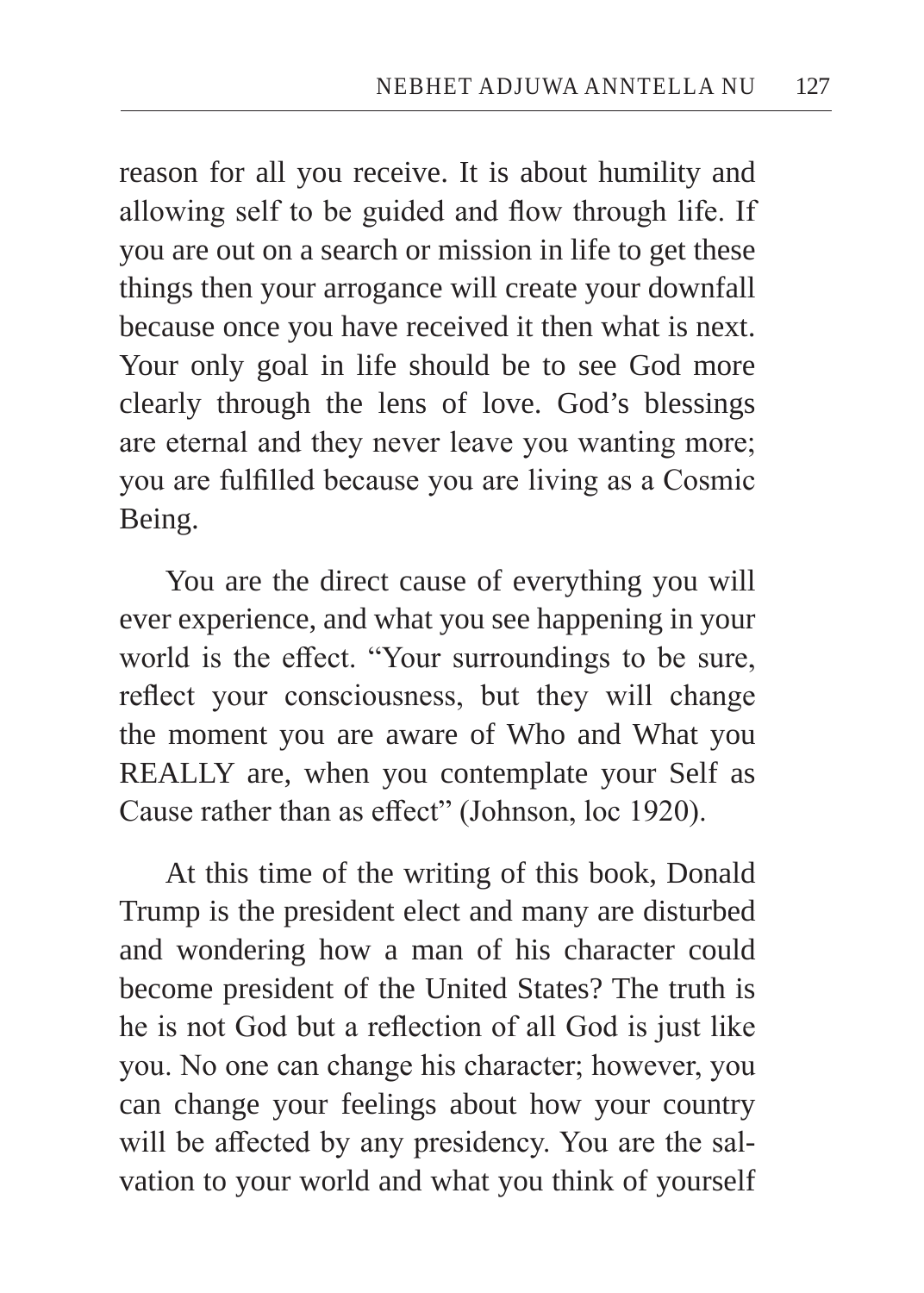reason for all you receive. It is about humility and allowing self to be guided and flow through life. If you are out on a search or mission in life to get these things then your arrogance will create your downfall because once you have received it then what is next. Your only goal in life should be to see God more clearly through the lens of love. God's blessings are eternal and they never leave you wanting more; you are fulfilled because you are living as a Cosmic Being.

You are the direct cause of everything you will ever experience, and what you see happening in your world is the effect. "Your surroundings to be sure, reflect your consciousness, but they will change the moment you are aware of Who and What you REALLY are, when you contemplate your Self as Cause rather than as effect" (Johnson, loc 1920).

At this time of the writing of this book, Donald Trump is the president elect and many are disturbed and wondering how a man of his character could become president of the United States? The truth is he is not God but a reflection of all God is just like you. No one can change his character; however, you can change your feelings about how your country will be affected by any presidency. You are the salvation to your world and what you think of yourself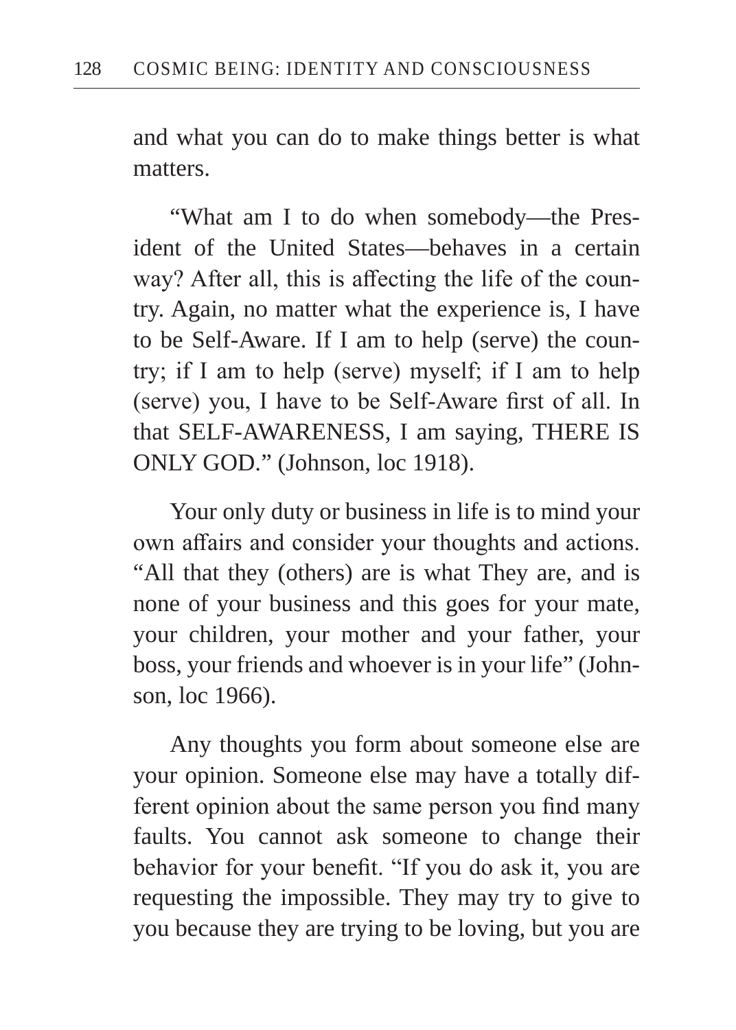and what you can do to make things better is what matters.

"What am I to do when somebody—the President of the United States—behaves in a certain way? After all, this is affecting the life of the country. Again, no matter what the experience is, I have to be Self-Aware. If I am to help (serve) the country; if I am to help (serve) myself; if I am to help (serve) you, I have to be Self-Aware first of all. In that SELF-AWARENESS, I am saying, THERE IS ONLY GOD." (Johnson, loc 1918).

Your only duty or business in life is to mind your own affairs and consider your thoughts and actions. "All that they (others) are is what They are, and is none of your business and this goes for your mate, your children, your mother and your father, your boss, your friends and whoever is in your life" (Johnson, loc 1966).

Any thoughts you form about someone else are your opinion. Someone else may have a totally different opinion about the same person you find many faults. You cannot ask someone to change their behavior for your benefit. "If you do ask it, you are requesting the impossible. They may try to give to you because they are trying to be loving, but you are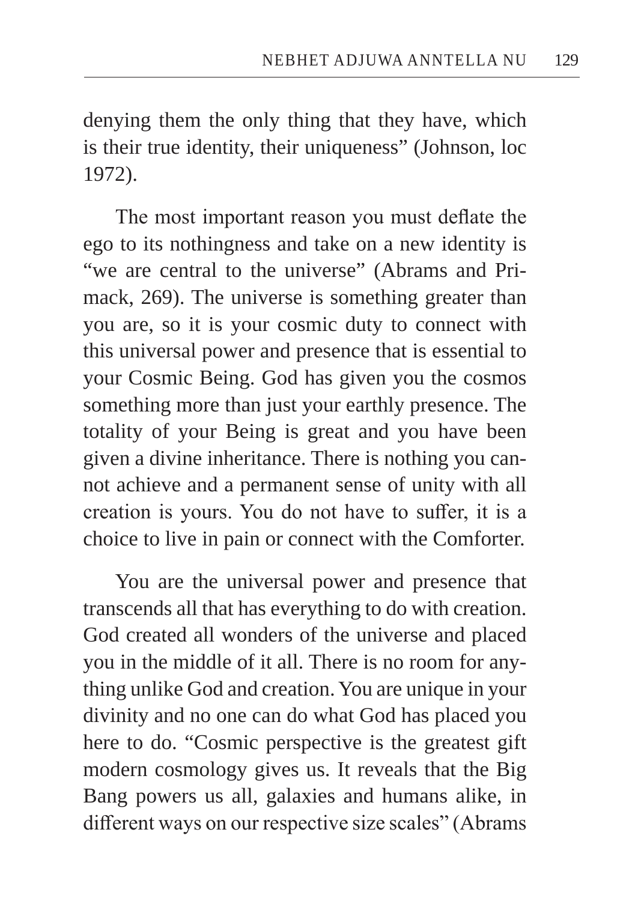denying them the only thing that they have, which is their true identity, their uniqueness" (Johnson, loc 1972).

The most important reason you must deflate the ego to its nothingness and take on a new identity is "we are central to the universe" (Abrams and Primack, 269). The universe is something greater than you are, so it is your cosmic duty to connect with this universal power and presence that is essential to your Cosmic Being. God has given you the cosmos something more than just your earthly presence. The totality of your Being is great and you have been given a divine inheritance. There is nothing you cannot achieve and a permanent sense of unity with all creation is yours. You do not have to suffer, it is a choice to live in pain or connect with the Comforter.

You are the universal power and presence that transcends all that has everything to do with creation. God created all wonders of the universe and placed you in the middle of it all. There is no room for anything unlike God and creation. You are unique in your divinity and no one can do what God has placed you here to do. "Cosmic perspective is the greatest gift modern cosmology gives us. It reveals that the Big Bang powers us all, galaxies and humans alike, in different ways on our respective size scales" (Abrams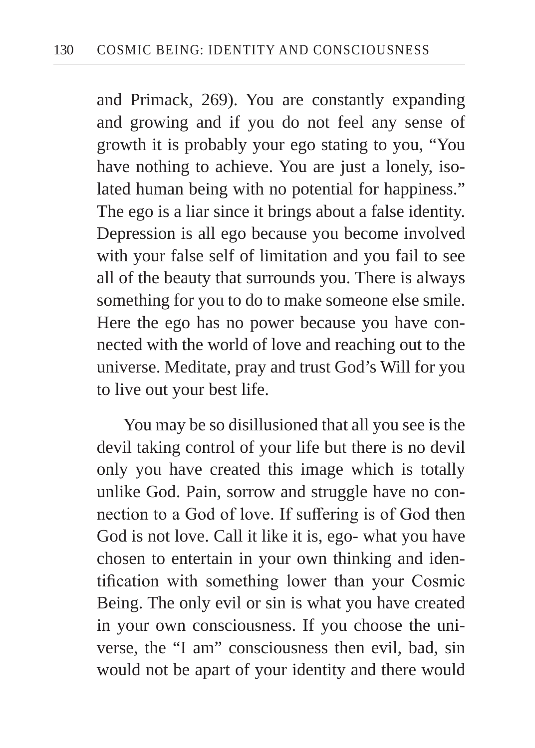and Primack, 269). You are constantly expanding and growing and if you do not feel any sense of growth it is probably your ego stating to you, "You have nothing to achieve. You are just a lonely, isolated human being with no potential for happiness." The ego is a liar since it brings about a false identity. Depression is all ego because you become involved with your false self of limitation and you fail to see all of the beauty that surrounds you. There is always something for you to do to make someone else smile. Here the ego has no power because you have connected with the world of love and reaching out to the universe. Meditate, pray and trust God's Will for you to live out your best life.

You may be so disillusioned that all you see is the devil taking control of your life but there is no devil only you have created this image which is totally unlike God. Pain, sorrow and struggle have no connection to a God of love. If suffering is of God then God is not love. Call it like it is, ego- what you have chosen to entertain in your own thinking and identification with something lower than your Cosmic Being. The only evil or sin is what you have created in your own consciousness. If you choose the universe, the "I am" consciousness then evil, bad, sin would not be apart of your identity and there would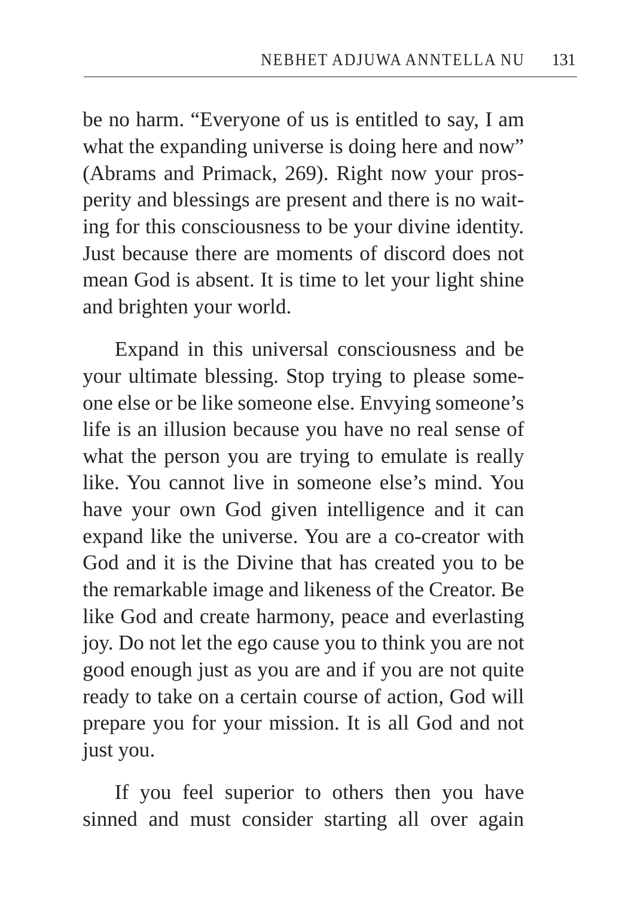be no harm. "Everyone of us is entitled to say, I am what the expanding universe is doing here and now" (Abrams and Primack, 269). Right now your prosperity and blessings are present and there is no waiting for this consciousness to be your divine identity. Just because there are moments of discord does not mean God is absent. It is time to let your light shine and brighten your world.

Expand in this universal consciousness and be your ultimate blessing. Stop trying to please someone else or be like someone else. Envying someone's life is an illusion because you have no real sense of what the person you are trying to emulate is really like. You cannot live in someone else's mind. You have your own God given intelligence and it can expand like the universe. You are a co-creator with God and it is the Divine that has created you to be the remarkable image and likeness of the Creator. Be like God and create harmony, peace and everlasting joy. Do not let the ego cause you to think you are not good enough just as you are and if you are not quite ready to take on a certain course of action, God will prepare you for your mission. It is all God and not just you.

If you feel superior to others then you have sinned and must consider starting all over again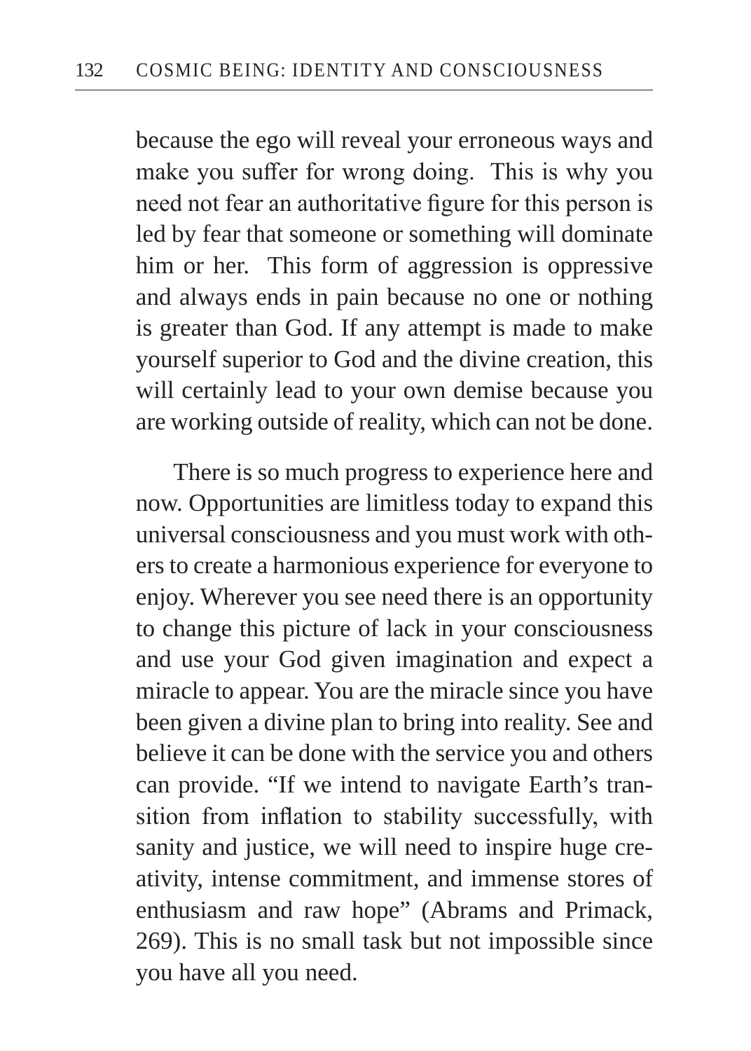because the ego will reveal your erroneous ways and make you suffer for wrong doing. This is why you need not fear an authoritative figure for this person is led by fear that someone or something will dominate him or her. This form of aggression is oppressive and always ends in pain because no one or nothing is greater than God. If any attempt is made to make yourself superior to God and the divine creation, this will certainly lead to your own demise because you are working outside of reality, which can not be done.

There is so much progress to experience here and now. Opportunities are limitless today to expand this universal consciousness and you must work with others to create a harmonious experience for everyone to enjoy. Wherever you see need there is an opportunity to change this picture of lack in your consciousness and use your God given imagination and expect a miracle to appear. You are the miracle since you have been given a divine plan to bring into reality. See and believe it can be done with the service you and others can provide. "If we intend to navigate Earth's transition from inflation to stability successfully, with sanity and justice, we will need to inspire huge creativity, intense commitment, and immense stores of enthusiasm and raw hope" (Abrams and Primack, 269). This is no small task but not impossible since you have all you need.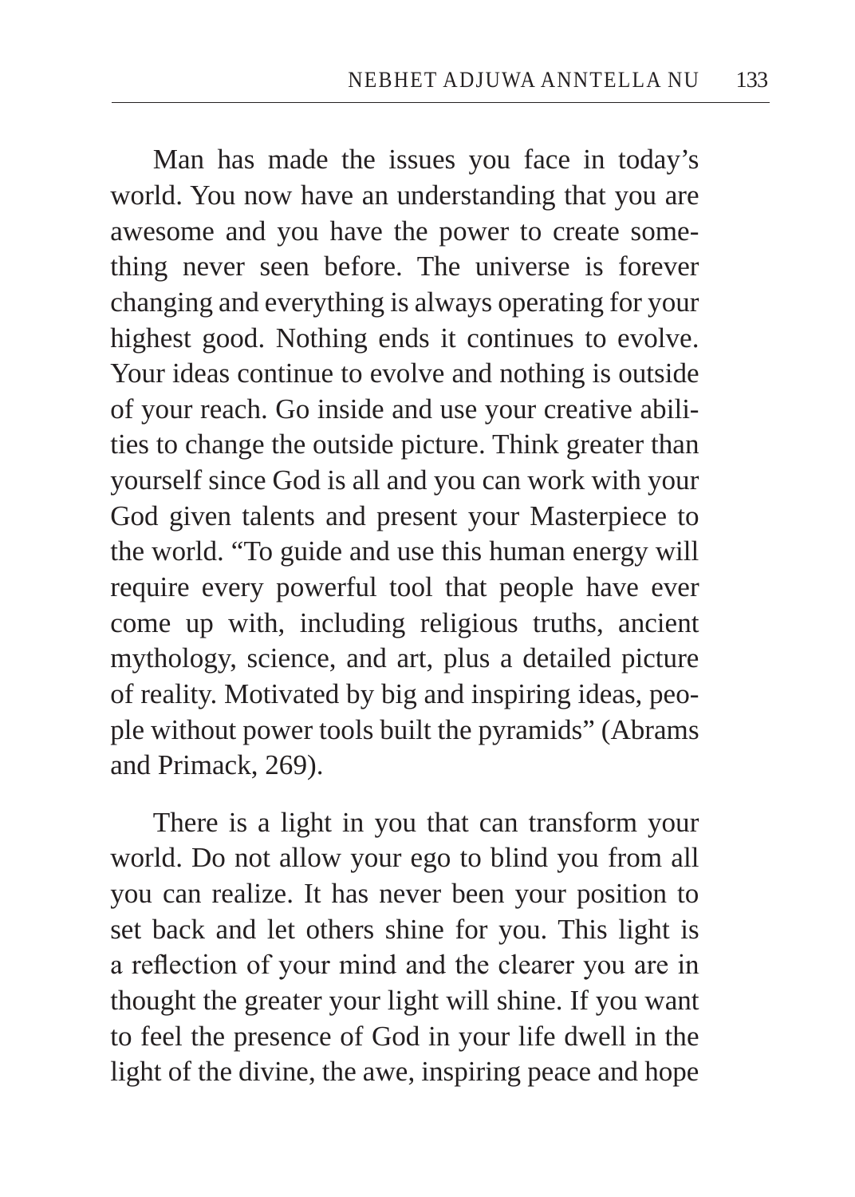Man has made the issues you face in today's world. You now have an understanding that you are awesome and you have the power to create something never seen before. The universe is forever changing and everything is always operating for your highest good. Nothing ends it continues to evolve. Your ideas continue to evolve and nothing is outside of your reach. Go inside and use your creative abilities to change the outside picture. Think greater than yourself since God is all and you can work with your God given talents and present your Masterpiece to the world. "To guide and use this human energy will require every powerful tool that people have ever come up with, including religious truths, ancient mythology, science, and art, plus a detailed picture of reality. Motivated by big and inspiring ideas, people without power tools built the pyramids" (Abrams and Primack, 269).

There is a light in you that can transform your world. Do not allow your ego to blind you from all you can realize. It has never been your position to set back and let others shine for you. This light is a reflection of your mind and the clearer you are in thought the greater your light will shine. If you want to feel the presence of God in your life dwell in the light of the divine, the awe, inspiring peace and hope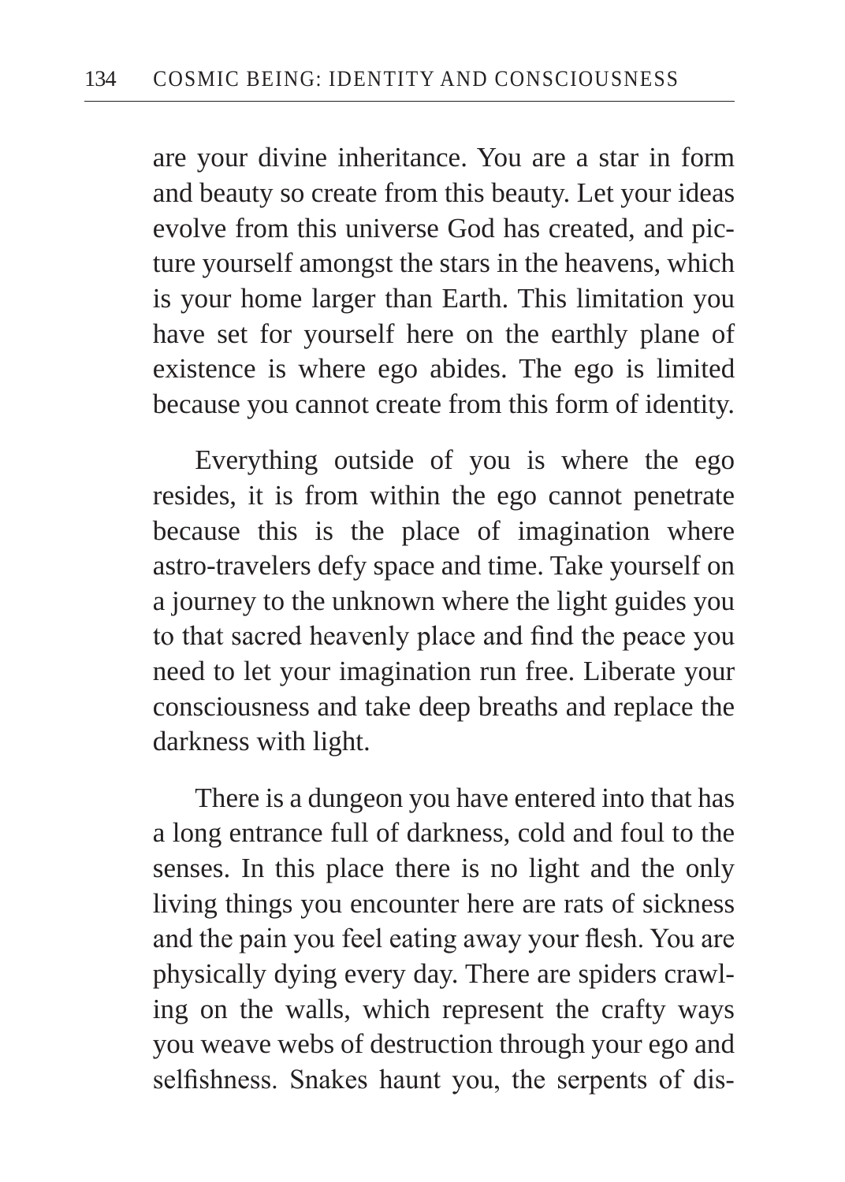are your divine inheritance. You are a star in form and beauty so create from this beauty. Let your ideas evolve from this universe God has created, and picture yourself amongst the stars in the heavens, which is your home larger than Earth. This limitation you have set for yourself here on the earthly plane of existence is where ego abides. The ego is limited because you cannot create from this form of identity.

Everything outside of you is where the ego resides, it is from within the ego cannot penetrate because this is the place of imagination where astro-travelers defy space and time. Take yourself on a journey to the unknown where the light guides you to that sacred heavenly place and find the peace you need to let your imagination run free. Liberate your consciousness and take deep breaths and replace the darkness with light.

There is a dungeon you have entered into that has a long entrance full of darkness, cold and foul to the senses. In this place there is no light and the only living things you encounter here are rats of sickness and the pain you feel eating away your flesh. You are physically dying every day. There are spiders crawling on the walls, which represent the crafty ways you weave webs of destruction through your ego and selfishness. Snakes haunt you, the serpents of dis-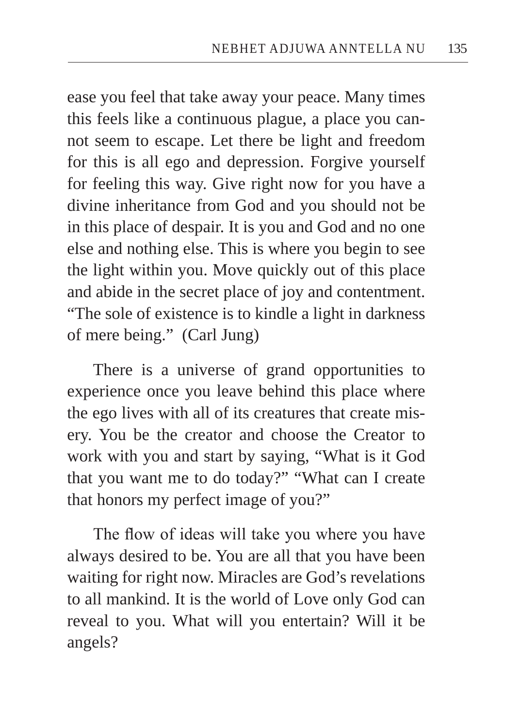ease you feel that take away your peace. Many times this feels like a continuous plague, a place you cannot seem to escape. Let there be light and freedom for this is all ego and depression. Forgive yourself for feeling this way. Give right now for you have a divine inheritance from God and you should not be in this place of despair. It is you and God and no one else and nothing else. This is where you begin to see the light within you. Move quickly out of this place and abide in the secret place of joy and contentment. "The sole of existence is to kindle a light in darkness of mere being." (Carl Jung)

There is a universe of grand opportunities to experience once you leave behind this place where the ego lives with all of its creatures that create misery. You be the creator and choose the Creator to work with you and start by saying, "What is it God that you want me to do today?" "What can I create that honors my perfect image of you?"

The flow of ideas will take you where you have always desired to be. You are all that you have been waiting for right now. Miracles are God's revelations to all mankind. It is the world of Love only God can reveal to you. What will you entertain? Will it be angels?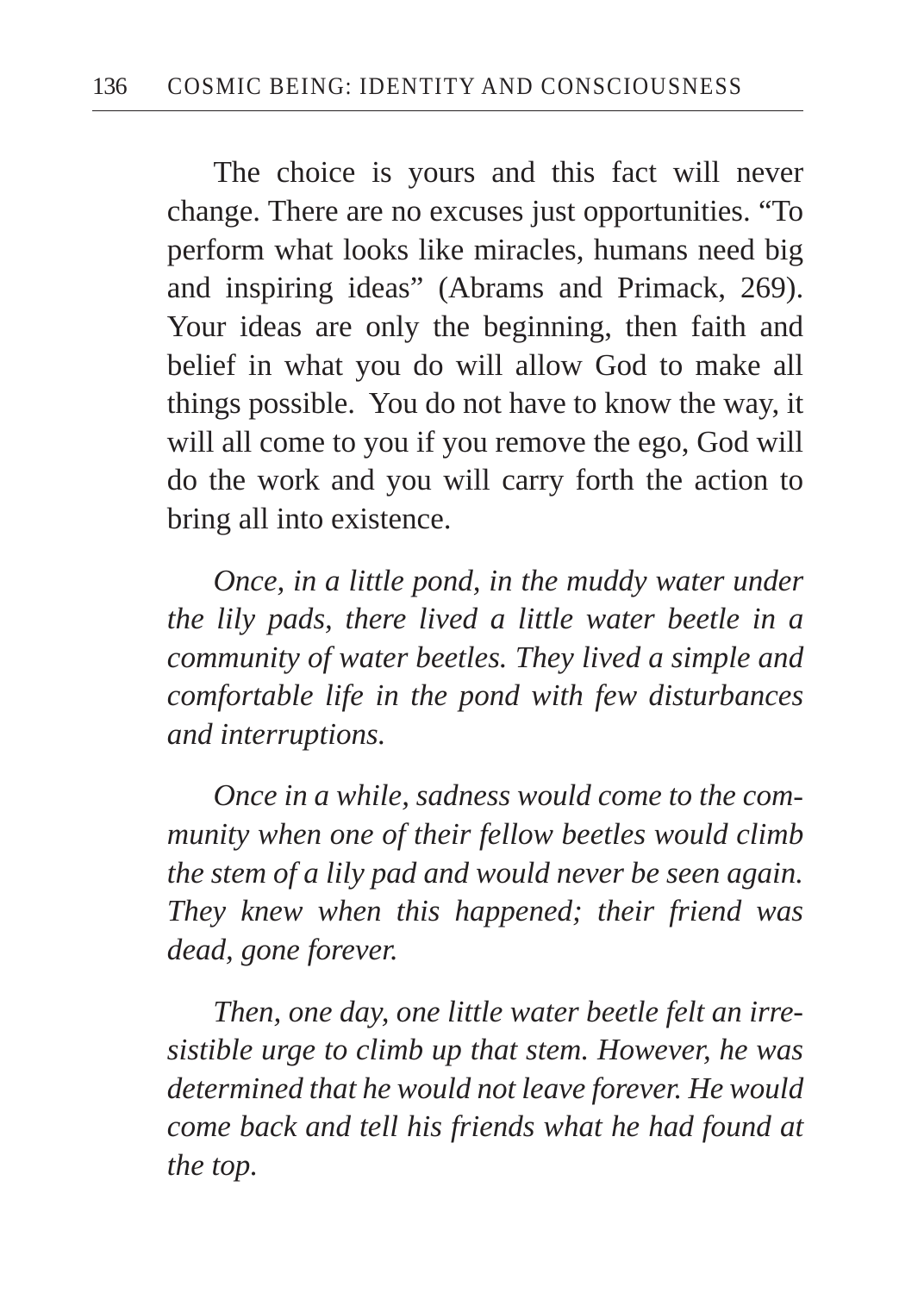The choice is yours and this fact will never change. There are no excuses just opportunities. “To perform what looks like miracles, humans need big and inspiring ideas” (Abrams and Primack, 269). Your ideas are only the beginning, then faith and belief in what you do will allow God to make all things possible.  You do not have to know the way, it will all come to you if you remove the ego, God will do the work and you will carry forth the action to bring all into existence.

*Once, in a little pond, in the muddy water under the lily pads, there lived a little water beetle in a community of water beetles. They lived a simple and comfortable life in the pond with few disturbances and interruptions.*

*Once in a while, sadness would come to the community when one of their fellow beetles would climb the stem of a lily pad and would never be seen again. They knew when this happened; their friend was dead, gone forever.*

*Then, one day, one little water beetle felt an irresistible urge to climb up that stem. However, he was determined that he would not leave forever. He would come back and tell his friends what he had found at the top.*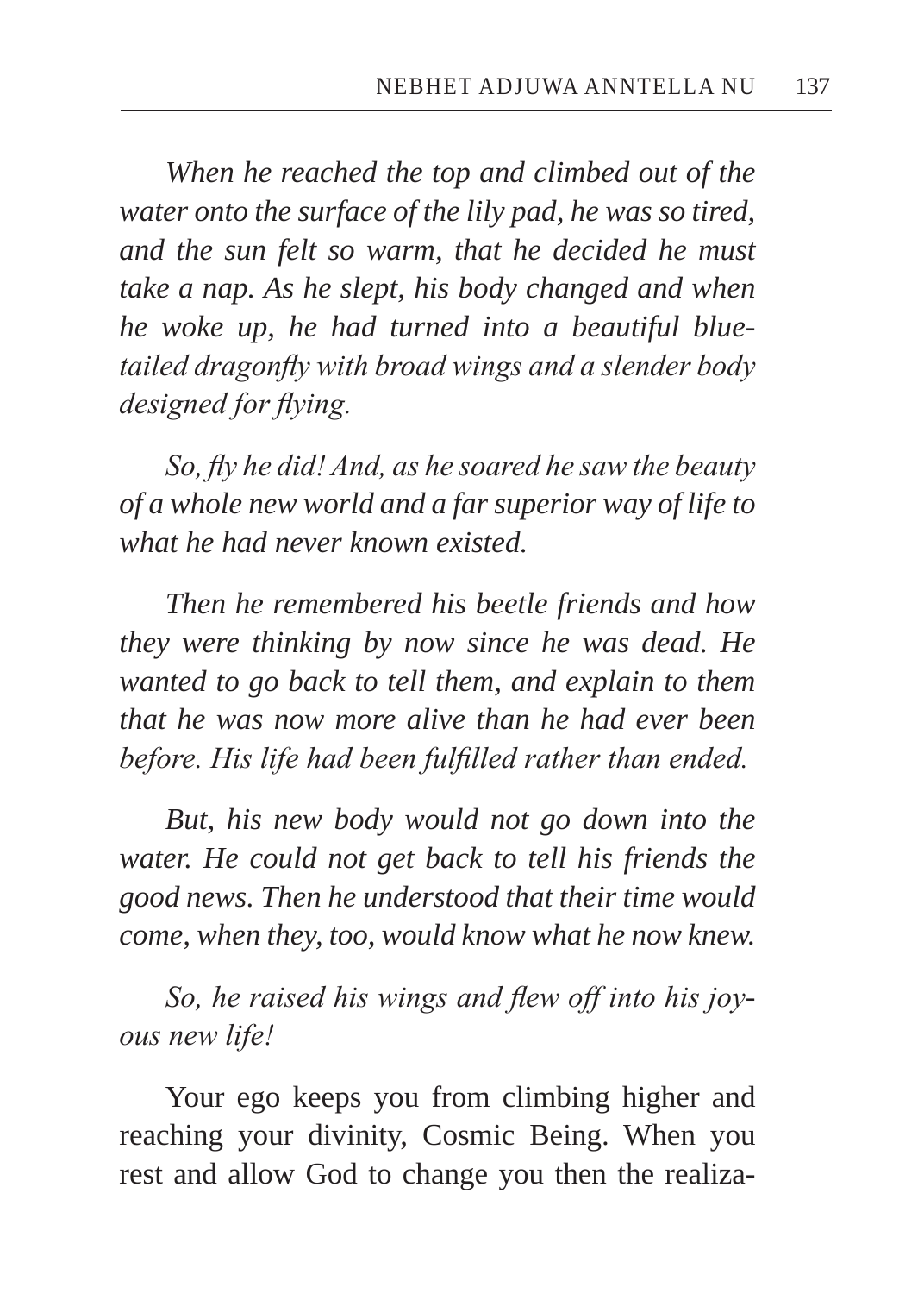*When he reached the top and climbed out of the water onto the surface of the lily pad, he was so tired, and the sun felt so warm, that he decided he must take a nap. As he slept, his body changed and when he woke up, he had turned into a beautiful blue-tailed dragonfly with broad wings and a slender body designed for flying.*

*So, fly he did! And, as he soared he saw the beauty of a whole new world and a far superior way of life to what he had never known existed.*

*Then he remembered his beetle friends and how they were thinking by now since he was dead. He wanted to go back to tell them, and explain to them that he was now more alive than he had ever been before. His life had been fulfilled rather than ended.*

*But, his new body would not go down into the water. He could not get back to tell his friends the good news. Then he understood that their time would come, when they, too, would know what he now knew.*

*So, he raised his wings and flew off into his joyous new life!*

Your ego keeps you from climbing higher and reaching your divinity, Cosmic Being. When you rest and allow God to change you then the realiza-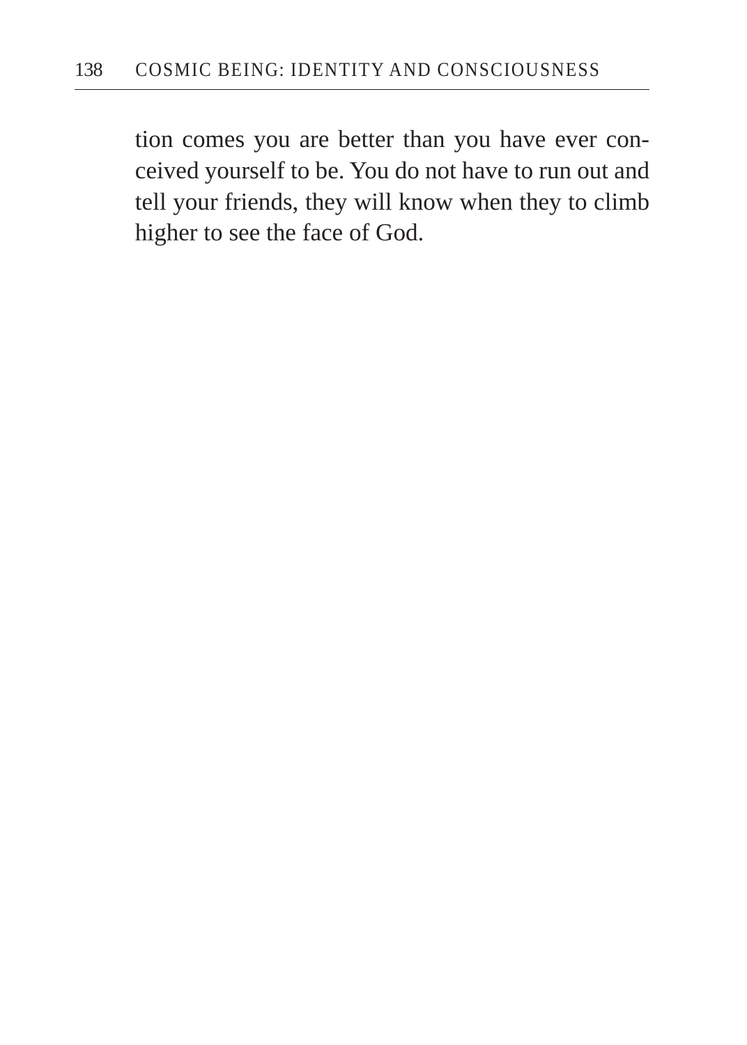tion comes you are better than you have ever conceived yourself to be. You do not have to run out and tell your friends, they will know when they to climb higher to see the face of God.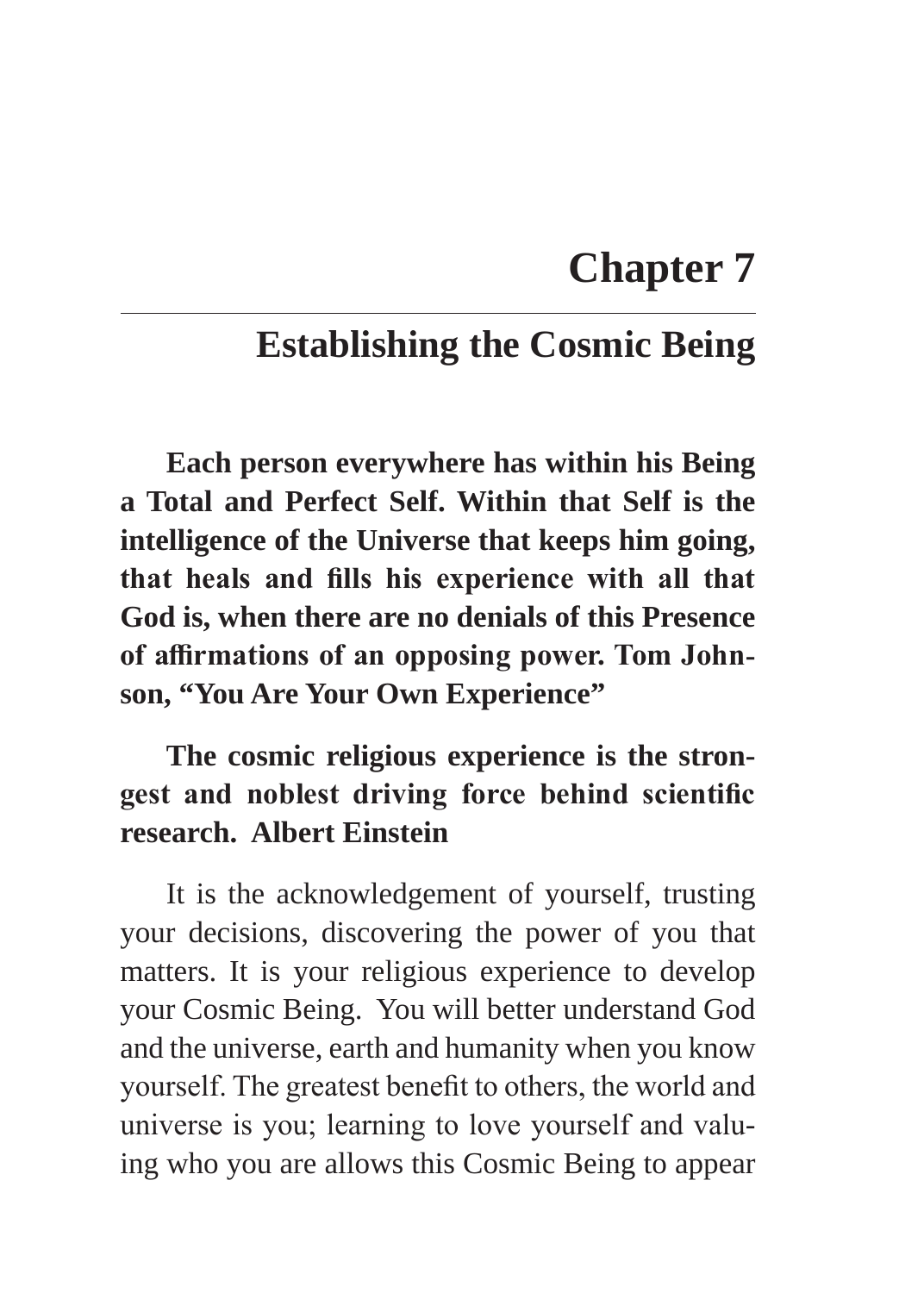# Chapter 7

## Establishing the Cosmic Being

**Each person everywhere has within his Being a Total and Perfect Self. Within that Self is the intelligence of the Universe that keeps him going, that heals and fills his experience with all that God is, when there are no denials of this Presence of affirmations of an opposing power. Tom Johnson, "You Are Your Own Experience"**

**The cosmic religious experience is the strongest and noblest driving force behind scientific research. Albert Einstein**

It is the acknowledgement of yourself, trusting your decisions, discovering the power of you that matters. It is your religious experience to develop your Cosmic Being. You will better understand God and the universe, earth and humanity when you know yourself. The greatest benefit to others, the world and universe is you; learning to love yourself and valuing who you are allows this Cosmic Being to appear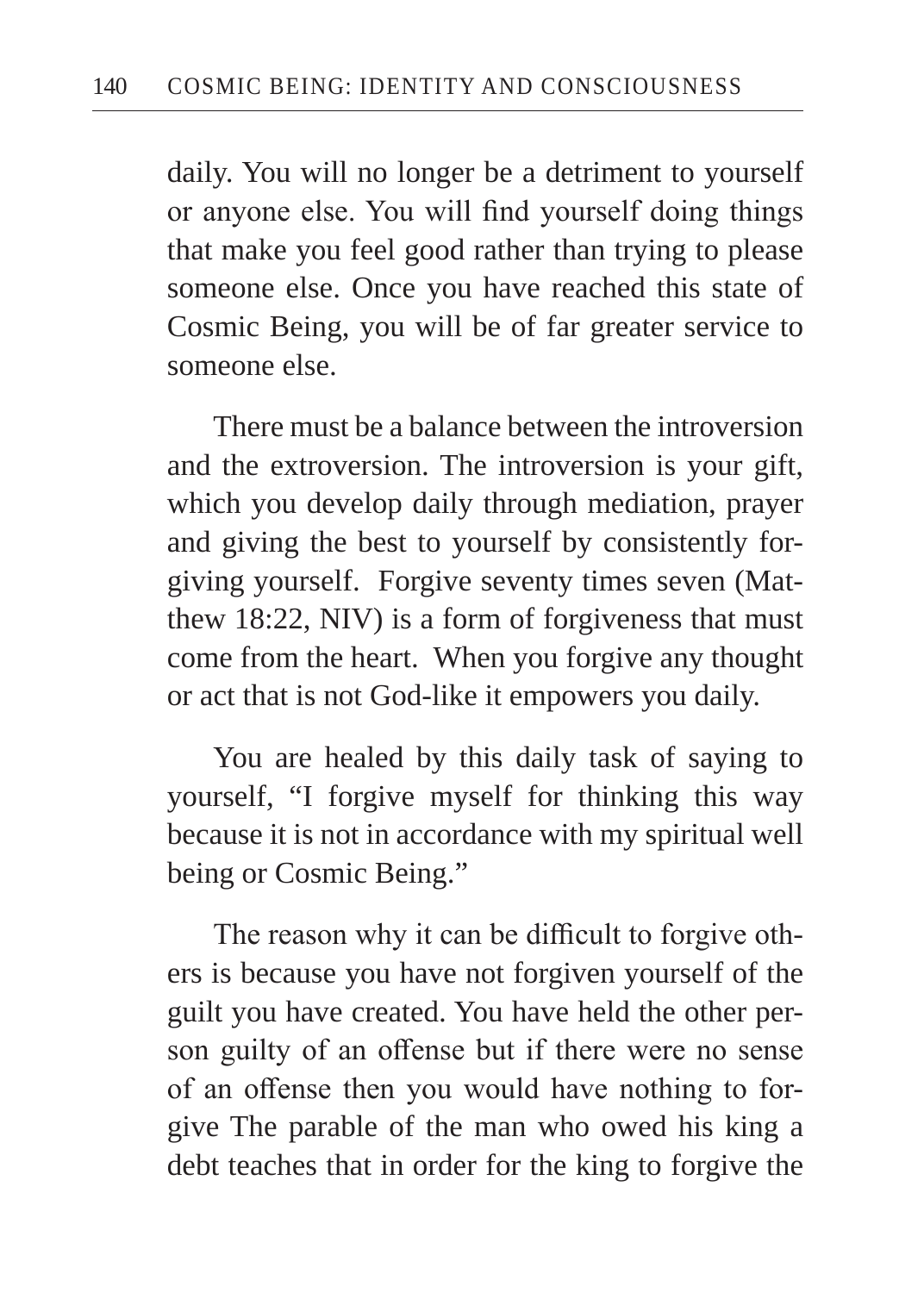daily. You will no longer be a detriment to yourself or anyone else. You will find yourself doing things that make you feel good rather than trying to please someone else. Once you have reached this state of Cosmic Being, you will be of far greater service to someone else.

There must be a balance between the introversion and the extroversion. The introversion is your gift, which you develop daily through mediation, prayer and giving the best to yourself by consistently forgiving yourself. Forgive seventy times seven (Matthew 18:22, NIV) is a form of forgiveness that must come from the heart. When you forgive any thought or act that is not God-like it empowers you daily.

You are healed by this daily task of saying to yourself, "I forgive myself for thinking this way because it is not in accordance with my spiritual well being or Cosmic Being."

The reason why it can be difficult to forgive others is because you have not forgiven yourself of the guilt you have created. You have held the other person guilty of an offense but if there were no sense of an offense then you would have nothing to forgive The parable of the man who owed his king a debt teaches that in order for the king to forgive the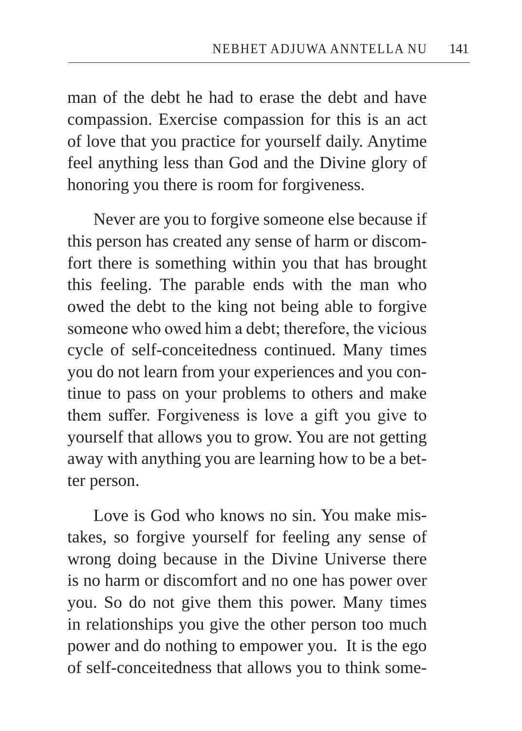man of the debt he had to erase the debt and have compassion. Exercise compassion for this is an act of love that you practice for yourself daily. Anytime feel anything less than God and the Divine glory of honoring you there is room for forgiveness.

Never are you to forgive someone else because if this person has created any sense of harm or discomfort there is something within you that has brought this feeling. The parable ends with the man who owed the debt to the king not being able to forgive someone who owed him a debt; therefore, the vicious cycle of self-conceitedness continued. Many times you do not learn from your experiences and you continue to pass on your problems to others and make them suffer. Forgiveness is love a gift you give to yourself that allows you to grow. You are not getting away with anything you are learning how to be a better person.

Love is God who knows no sin. You make mistakes, so forgive yourself for feeling any sense of wrong doing because in the Divine Universe there is no harm or discomfort and no one has power over you. So do not give them this power. Many times in relationships you give the other person too much power and do nothing to empower you. It is the ego of self-conceitedness that allows you to think some-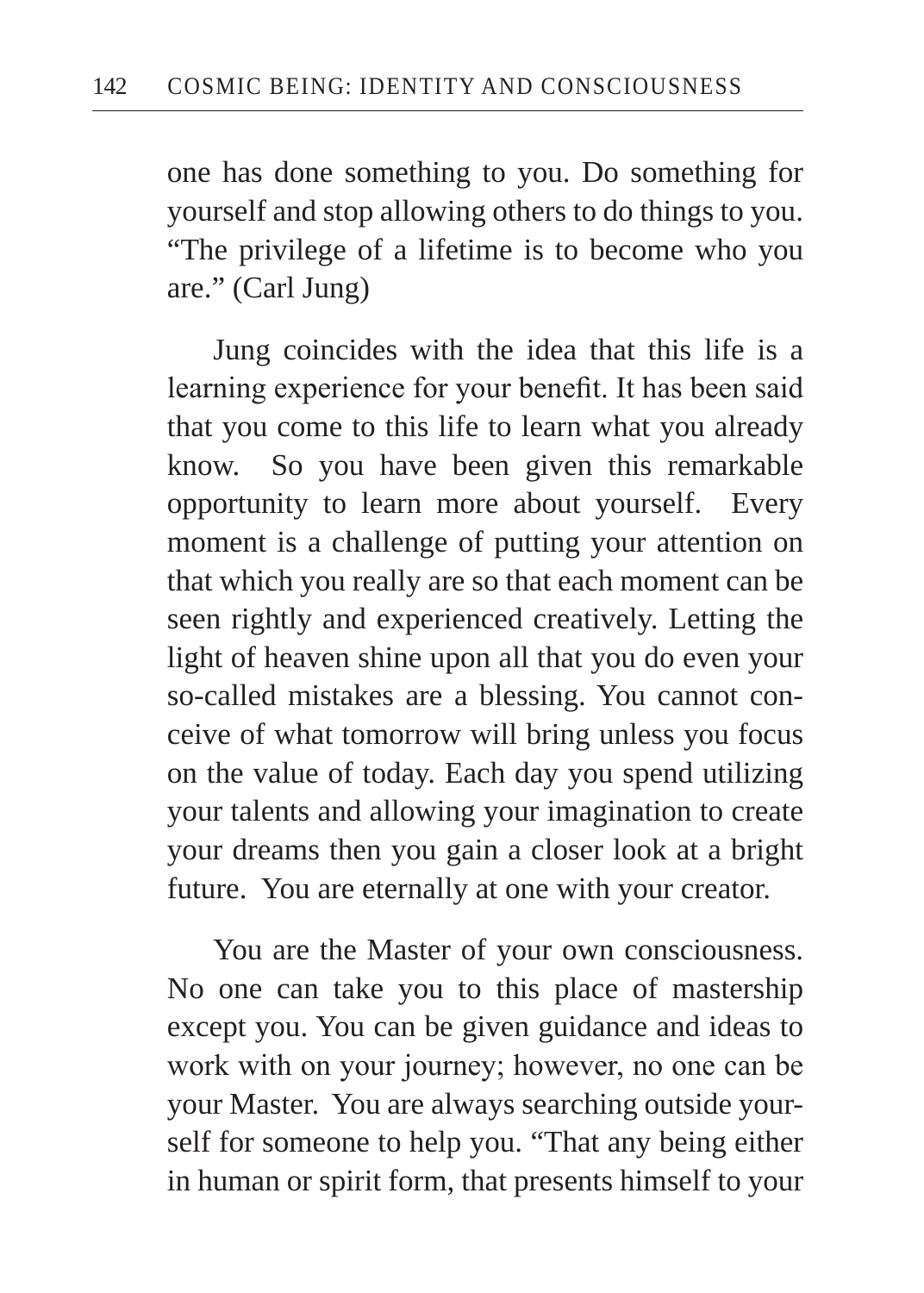one has done something to you. Do something for yourself and stop allowing others to do things to you. “The privilege of a lifetime is to become who you are.” (Carl Jung)

Jung coincides with the idea that this life is a learning experience for your benefit. It has been said that you come to this life to learn what you already know. So you have been given this remarkable opportunity to learn more about yourself. Every moment is a challenge of putting your attention on that which you really are so that each moment can be seen rightly and experienced creatively. Letting the light of heaven shine upon all that you do even your so-called mistakes are a blessing. You cannot conceive of what tomorrow will bring unless you focus on the value of today. Each day you spend utilizing your talents and allowing your imagination to create your dreams then you gain a closer look at a bright future. You are eternally at one with your creator.

You are the Master of your own consciousness. No one can take you to this place of mastership except you. You can be given guidance and ideas to work with on your journey; however, no one can be your Master. You are always searching outside yourself for someone to help you. “That any being either in human or spirit form, that presents himself to your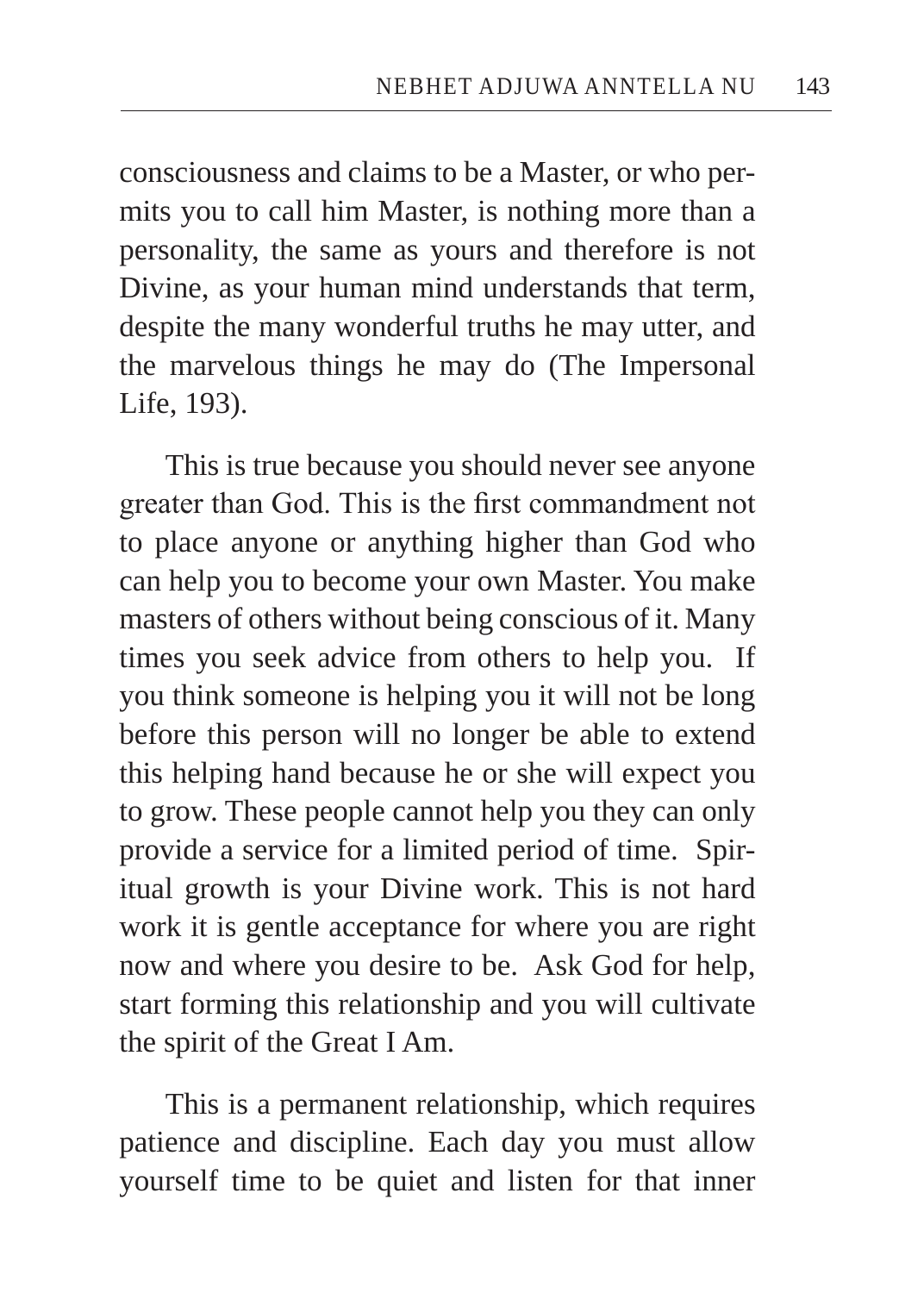consciousness and claims to be a Master, or who permits you to call him Master, is nothing more than a personality, the same as yours and therefore is not Divine, as your human mind understands that term, despite the many wonderful truths he may utter, and the marvelous things he may do (The Impersonal Life, 193).

This is true because you should never see anyone greater than God. This is the first commandment not to place anyone or anything higher than God who can help you to become your own Master. You make masters of others without being conscious of it. Many times you seek advice from others to help you. If you think someone is helping you it will not be long before this person will no longer be able to extend this helping hand because he or she will expect you to grow. These people cannot help you they can only provide a service for a limited period of time. Spiritual growth is your Divine work. This is not hard work it is gentle acceptance for where you are right now and where you desire to be. Ask God for help, start forming this relationship and you will cultivate the spirit of the Great I Am.

This is a permanent relationship, which requires patience and discipline. Each day you must allow yourself time to be quiet and listen for that inner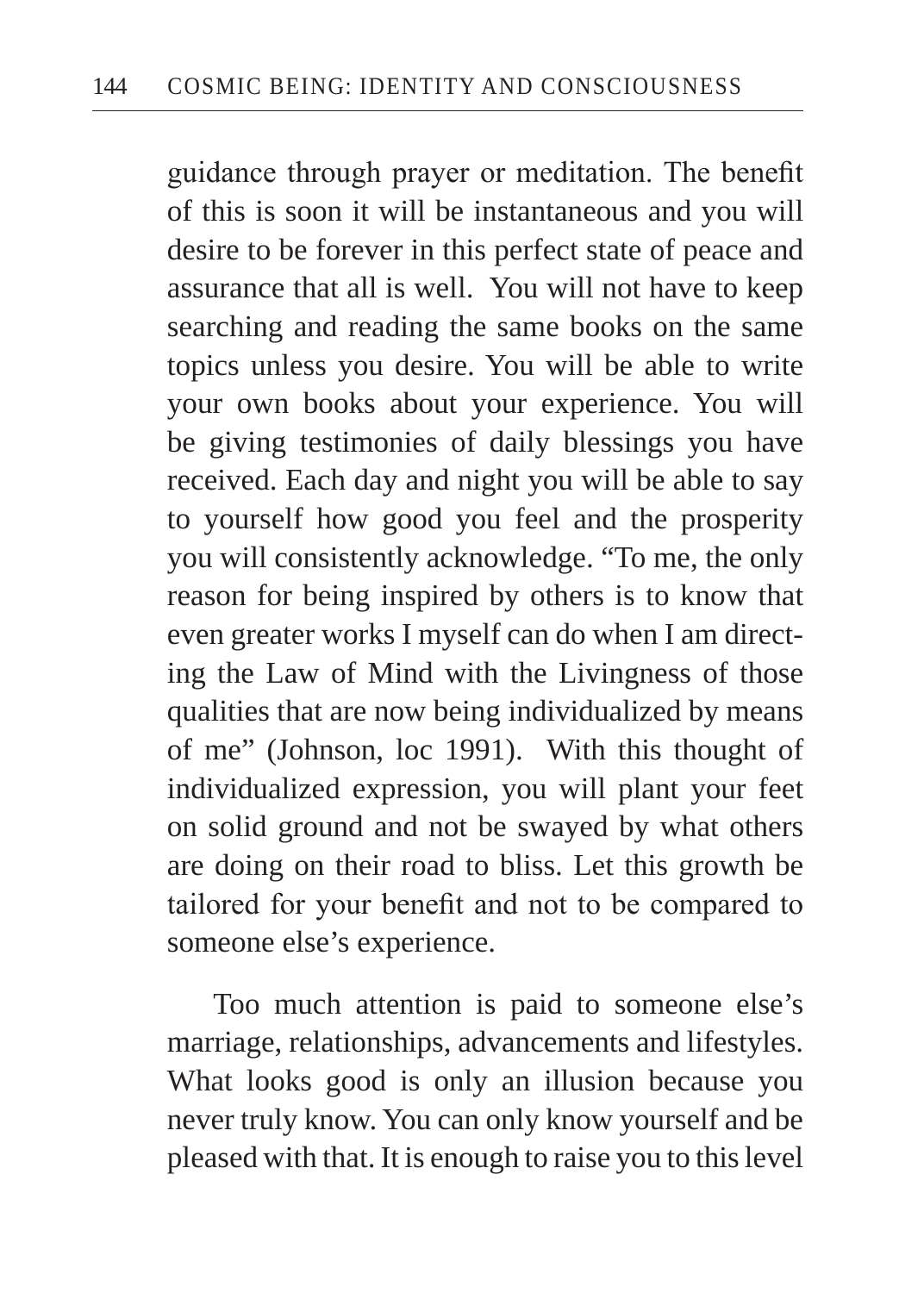guidance through prayer or meditation. The benefit of this is soon it will be instantaneous and you will desire to be forever in this perfect state of peace and assurance that all is well. You will not have to keep searching and reading the same books on the same topics unless you desire. You will be able to write your own books about your experience. You will be giving testimonies of daily blessings you have received. Each day and night you will be able to say to yourself how good you feel and the prosperity you will consistently acknowledge. “To me, the only reason for being inspired by others is to know that even greater works I myself can do when I am directing the Law of Mind with the Livingness of those qualities that are now being individualized by means of me” (Johnson, loc 1991). With this thought of individualized expression, you will plant your feet on solid ground and not be swayed by what others are doing on their road to bliss. Let this growth be tailored for your benefit and not to be compared to someone else’s experience.

Too much attention is paid to someone else’s marriage, relationships, advancements and lifestyles. What looks good is only an illusion because you never truly know. You can only know yourself and be pleased with that. It is enough to raise you to this level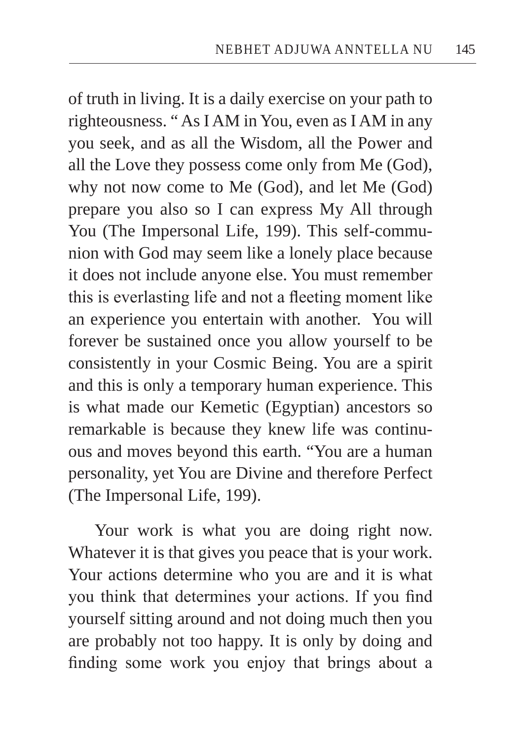of truth in living. It is a daily exercise on your path to righteousness. " As I AM in You, even as I AM in any you seek, and as all the Wisdom, all the Power and all the Love they possess come only from Me (God), why not now come to Me (God), and let Me (God) prepare you also so I can express My All through You (The Impersonal Life, 199). This self-communion with God may seem like a lonely place because it does not include anyone else. You must remember this is everlasting life and not a fleeting moment like an experience you entertain with another.  You will forever be sustained once you allow yourself to be consistently in your Cosmic Being. You are a spirit and this is only a temporary human experience. This is what made our Kemetic (Egyptian) ancestors so remarkable is because they knew life was continuous and moves beyond this earth. "You are a human personality, yet You are Divine and therefore Perfect (The Impersonal Life, 199).

Your work is what you are doing right now. Whatever it is that gives you peace that is your work. Your actions determine who you are and it is what you think that determines your actions. If you find yourself sitting around and not doing much then you are probably not too happy. It is only by doing and finding some work you enjoy that brings about a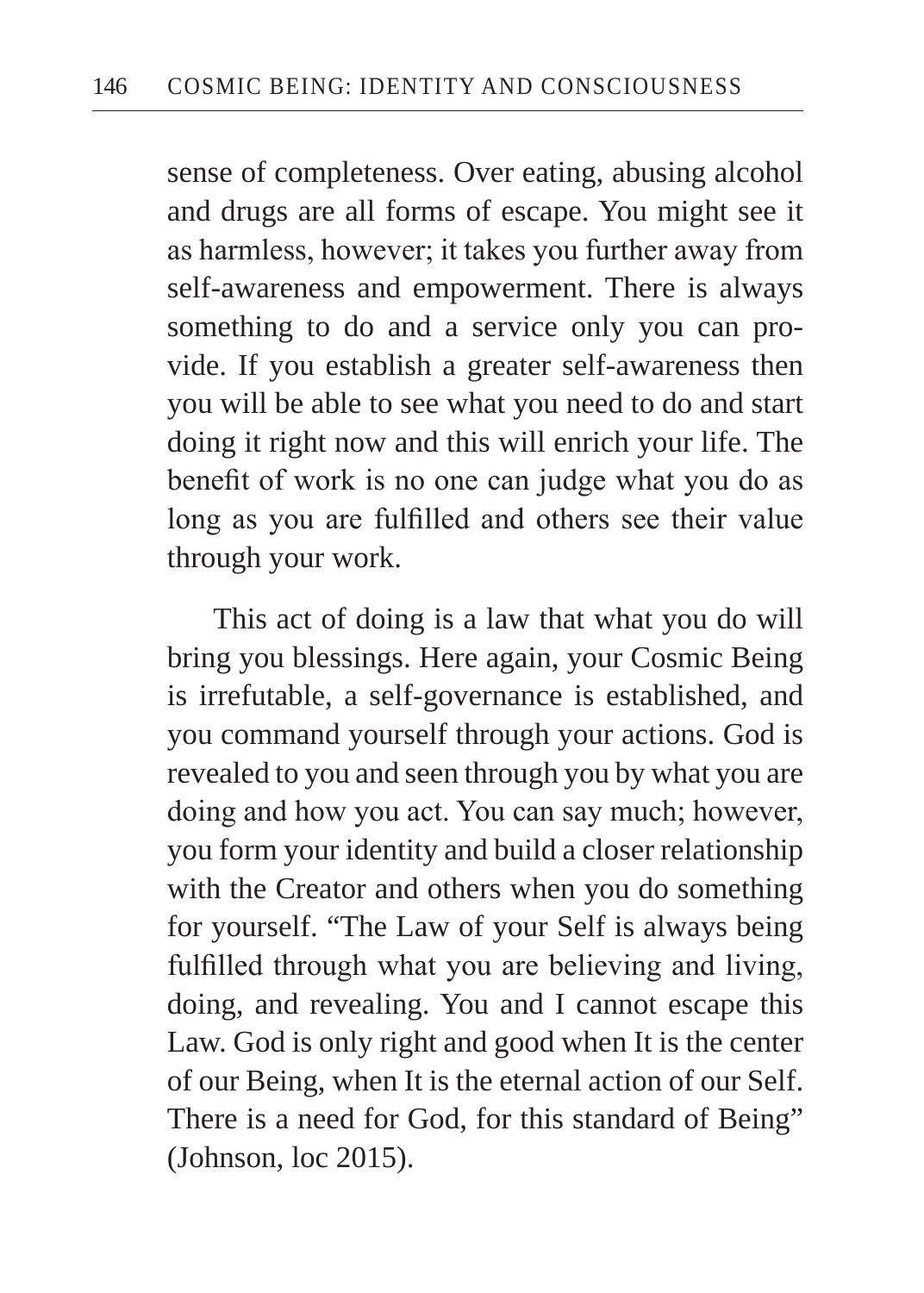sense of completeness. Over eating, abusing alcohol and drugs are all forms of escape. You might see it as harmless, however; it takes you further away from self-awareness and empowerment. There is always something to do and a service only you can provide. If you establish a greater self-awareness then you will be able to see what you need to do and start doing it right now and this will enrich your life. The benefit of work is no one can judge what you do as long as you are fulfilled and others see their value through your work.

This act of doing is a law that what you do will bring you blessings. Here again, your Cosmic Being is irrefutable, a self-governance is established, and you command yourself through your actions. God is revealed to you and seen through you by what you are doing and how you act. You can say much; however, you form your identity and build a closer relationship with the Creator and others when you do something for yourself. "The Law of your Self is always being fulfilled through what you are believing and living, doing, and revealing. You and I cannot escape this Law. God is only right and good when It is the center of our Being, when It is the eternal action of our Self. There is a need for God, for this standard of Being" (Johnson, loc 2015).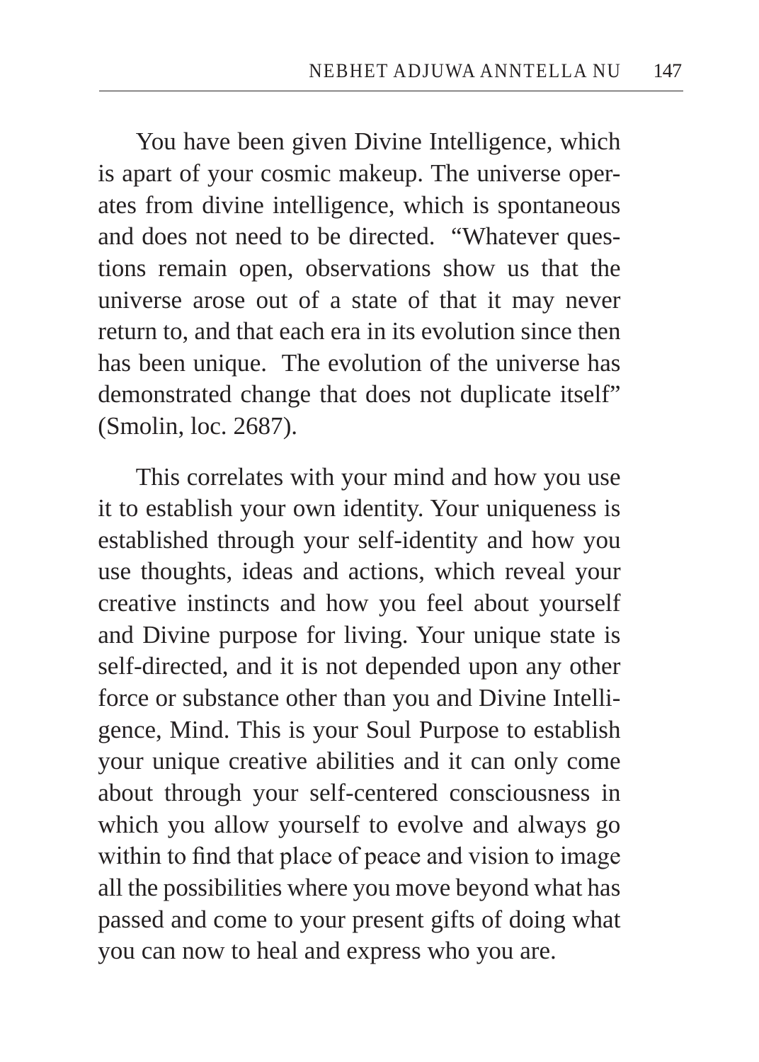You have been given Divine Intelligence, which is apart of your cosmic makeup. The universe operates from divine intelligence, which is spontaneous and does not need to be directed. "Whatever questions remain open, observations show us that the universe arose out of a state of that it may never return to, and that each era in its evolution since then has been unique. The evolution of the universe has demonstrated change that does not duplicate itself" (Smolin, loc. 2687).

This correlates with your mind and how you use it to establish your own identity. Your uniqueness is established through your self-identity and how you use thoughts, ideas and actions, which reveal your creative instincts and how you feel about yourself and Divine purpose for living. Your unique state is self-directed, and it is not depended upon any other force or substance other than you and Divine Intelligence, Mind. This is your Soul Purpose to establish your unique creative abilities and it can only come about through your self-centered consciousness in which you allow yourself to evolve and always go within to find that place of peace and vision to image all the possibilities where you move beyond what has passed and come to your present gifts of doing what you can now to heal and express who you are.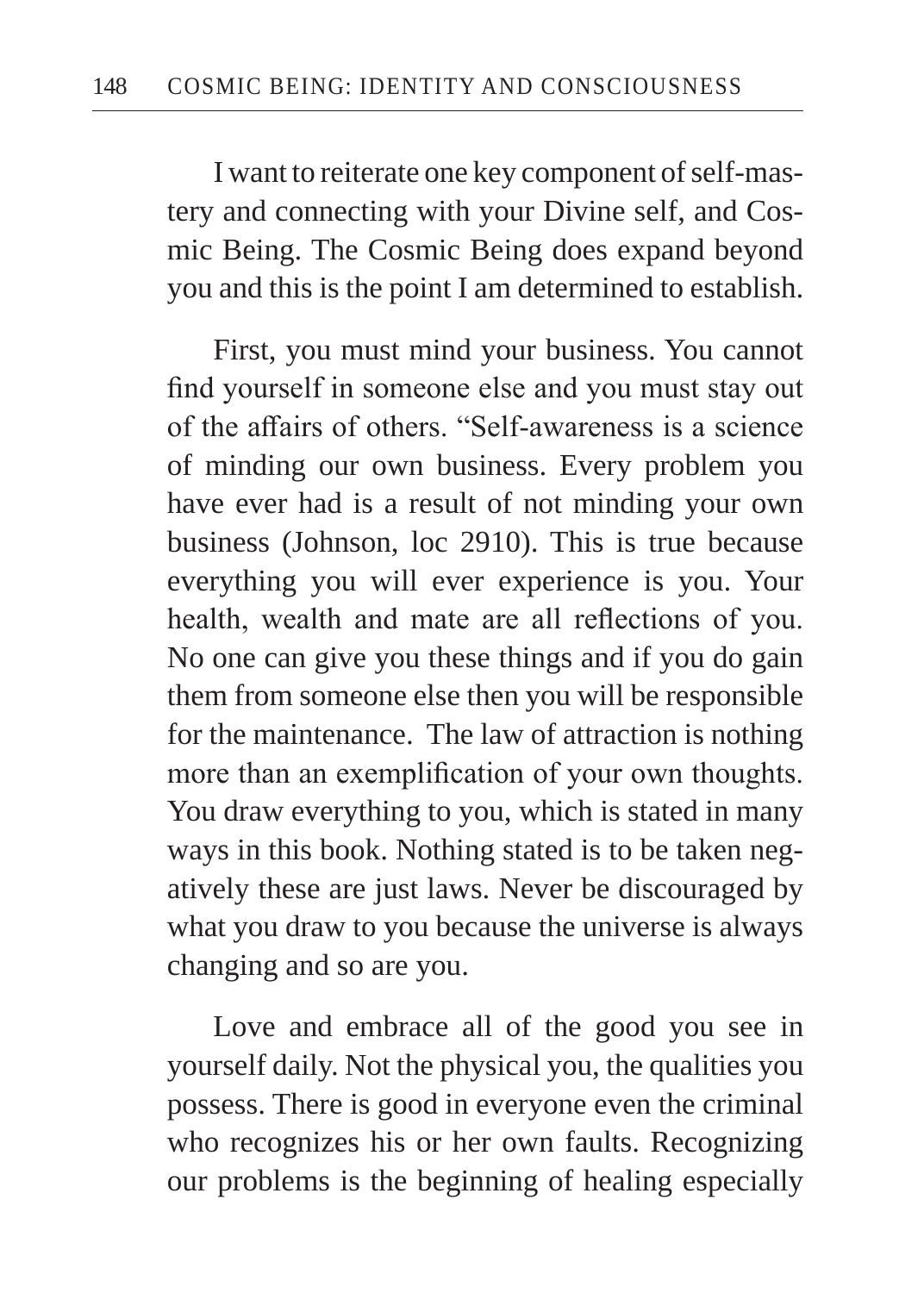I want to reiterate one key component of self-mastery and connecting with your Divine self, and Cosmic Being. The Cosmic Being does expand beyond you and this is the point I am determined to establish.

First, you must mind your business. You cannot find yourself in someone else and you must stay out of the affairs of others. "Self-awareness is a science of minding our own business. Every problem you have ever had is a result of not minding your own business (Johnson, loc 2910). This is true because everything you will ever experience is you. Your health, wealth and mate are all reflections of you. No one can give you these things and if you do gain them from someone else then you will be responsible for the maintenance. The law of attraction is nothing more than an exemplification of your own thoughts. You draw everything to you, which is stated in many ways in this book. Nothing stated is to be taken negatively these are just laws. Never be discouraged by what you draw to you because the universe is always changing and so are you.

Love and embrace all of the good you see in yourself daily. Not the physical you, the qualities you possess. There is good in everyone even the criminal who recognizes his or her own faults. Recognizing our problems is the beginning of healing especially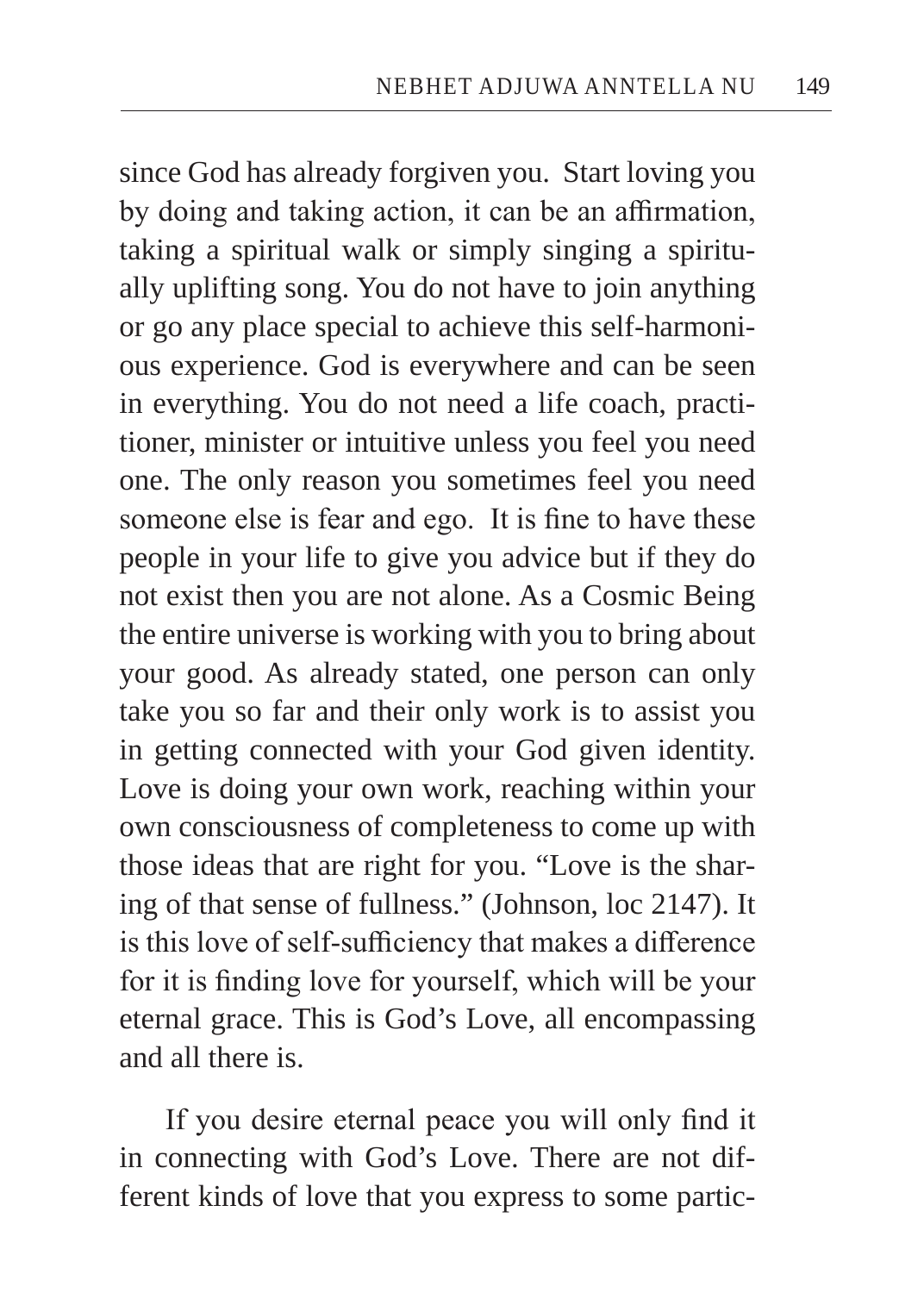since God has already forgiven you.  Start loving you by doing and taking action, it can be an affirmation, taking a spiritual walk or simply singing a spiritually uplifting song. You do not have to join anything or go any place special to achieve this self-harmonious experience. God is everywhere and can be seen in everything. You do not need a life coach, practitioner, minister or intuitive unless you feel you need one. The only reason you sometimes feel you need someone else is fear and ego.  It is fine to have these people in your life to give you advice but if they do not exist then you are not alone. As a Cosmic Being the entire universe is working with you to bring about your good. As already stated, one person can only take you so far and their only work is to assist you in getting connected with your God given identity. Love is doing your own work, reaching within your own consciousness of completeness to come up with those ideas that are right for you. "Love is the sharing of that sense of fullness." (Johnson, loc 2147). It is this love of self-sufficiency that makes a difference for it is finding love for yourself, which will be your eternal grace. This is God's Love, all encompassing and all there is.

If you desire eternal peace you will only find it in connecting with God's Love. There are not different kinds of love that you express to some partic-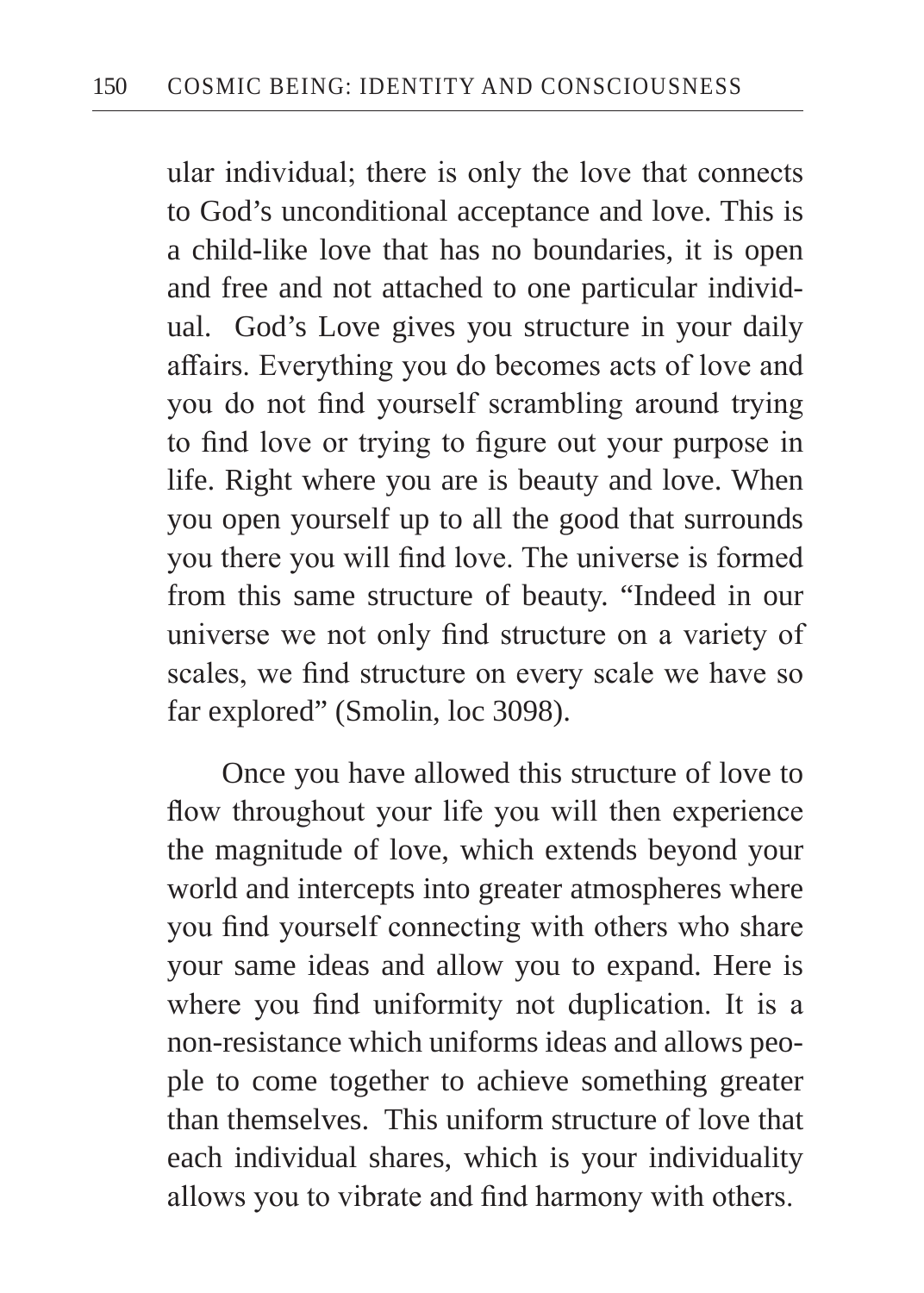ular individual; there is only the love that connects to God's unconditional acceptance and love. This is a child-like love that has no boundaries, it is open and free and not attached to one particular individual.  God's Love gives you structure in your daily affairs. Everything you do becomes acts of love and you do not find yourself scrambling around trying to find love or trying to figure out your purpose in life. Right where you are is beauty and love. When you open yourself up to all the good that surrounds you there you will find love. The universe is formed from this same structure of beauty. "Indeed in our universe we not only find structure on a variety of scales, we find structure on every scale we have so far explored" (Smolin, loc 3098).

Once you have allowed this structure of love to flow throughout your life you will then experience the magnitude of love, which extends beyond your world and intercepts into greater atmospheres where you find yourself connecting with others who share your same ideas and allow you to expand. Here is where you find uniformity not duplication. It is a non-resistance which uniforms ideas and allows people to come together to achieve something greater than themselves.  This uniform structure of love that each individual shares, which is your individuality allows you to vibrate and find harmony with others.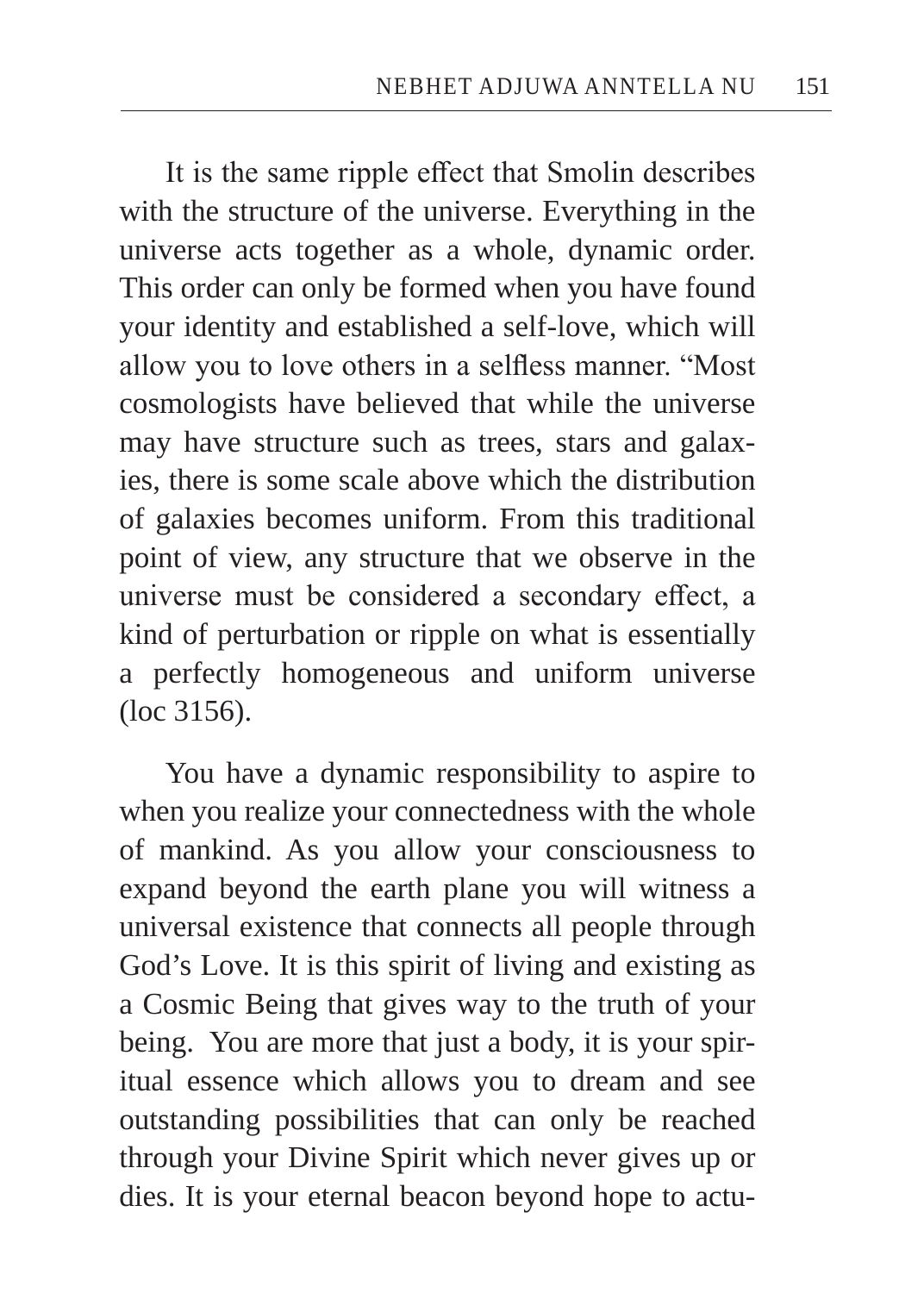It is the same ripple effect that Smolin describes with the structure of the universe. Everything in the universe acts together as a whole, dynamic order. This order can only be formed when you have found your identity and established a self-love, which will allow you to love others in a selfless manner. "Most cosmologists have believed that while the universe may have structure such as trees, stars and galaxies, there is some scale above which the distribution of galaxies becomes uniform. From this traditional point of view, any structure that we observe in the universe must be considered a secondary effect, a kind of perturbation or ripple on what is essentially a perfectly homogeneous and uniform universe (loc 3156).

You have a dynamic responsibility to aspire to when you realize your connectedness with the whole of mankind. As you allow your consciousness to expand beyond the earth plane you will witness a universal existence that connects all people through God's Love. It is this spirit of living and existing as a Cosmic Being that gives way to the truth of your being. You are more that just a body, it is your spiritual essence which allows you to dream and see outstanding possibilities that can only be reached through your Divine Spirit which never gives up or dies. It is your eternal beacon beyond hope to actu-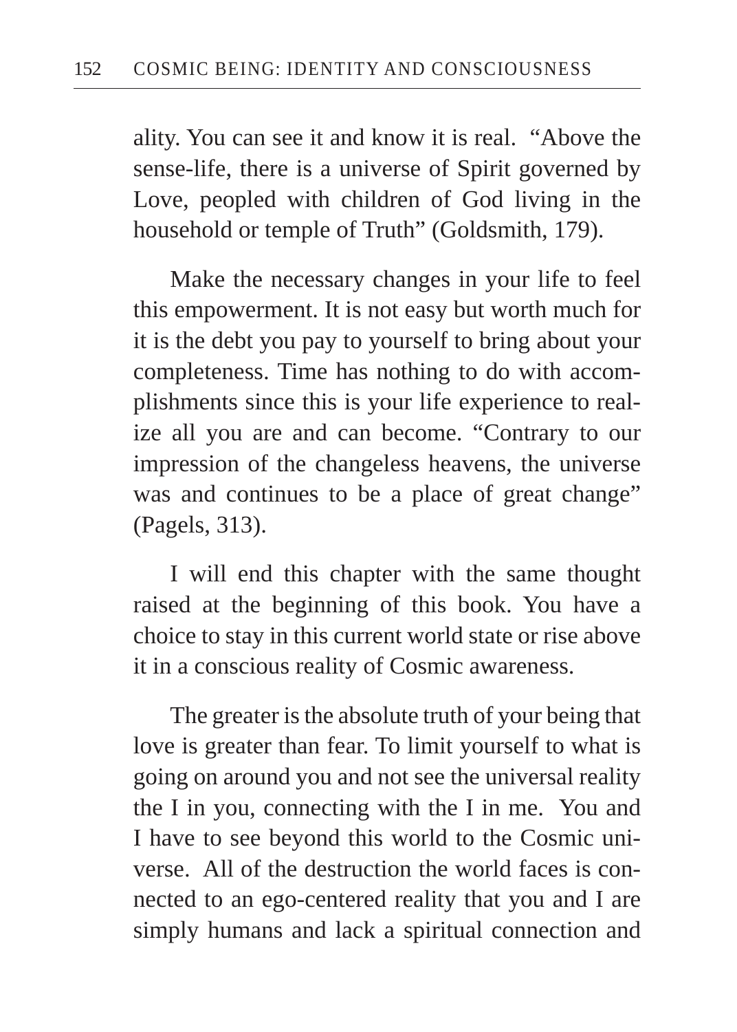ality. You can see it and know it is real. "Above the sense-life, there is a universe of Spirit governed by Love, peopled with children of God living in the household or temple of Truth" (Goldsmith, 179).

Make the necessary changes in your life to feel this empowerment. It is not easy but worth much for it is the debt you pay to yourself to bring about your completeness. Time has nothing to do with accomplishments since this is your life experience to realize all you are and can become. "Contrary to our impression of the changeless heavens, the universe was and continues to be a place of great change" (Pagels, 313).

I will end this chapter with the same thought raised at the beginning of this book. You have a choice to stay in this current world state or rise above it in a conscious reality of Cosmic awareness.

The greater is the absolute truth of your being that love is greater than fear. To limit yourself to what is going on around you and not see the universal reality the I in you, connecting with the I in me. You and I have to see beyond this world to the Cosmic universe. All of the destruction the world faces is connected to an ego-centered reality that you and I are simply humans and lack a spiritual connection and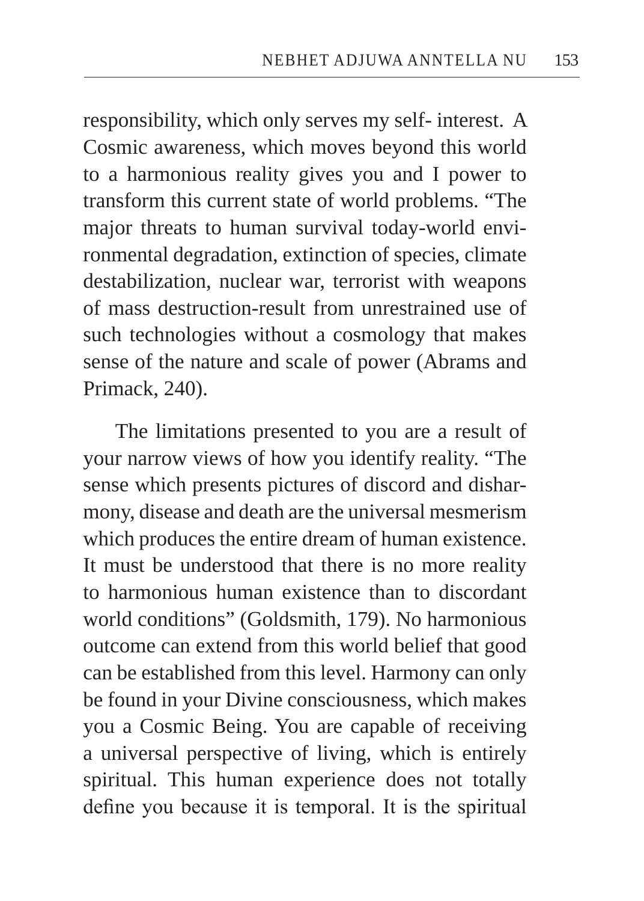responsibility, which only serves my self- interest. A Cosmic awareness, which moves beyond this world to a harmonious reality gives you and I power to transform this current state of world problems. "The major threats to human survival today-world environmental degradation, extinction of species, climate destabilization, nuclear war, terrorist with weapons of mass destruction-result from unrestrained use of such technologies without a cosmology that makes sense of the nature and scale of power (Abrams and Primack, 240).

The limitations presented to you are a result of your narrow views of how you identify reality. "The sense which presents pictures of discord and disharmony, disease and death are the universal mesmerism which produces the entire dream of human existence. It must be understood that there is no more reality to harmonious human existence than to discordant world conditions" (Goldsmith, 179). No harmonious outcome can extend from this world belief that good can be established from this level. Harmony can only be found in your Divine consciousness, which makes you a Cosmic Being. You are capable of receiving a universal perspective of living, which is entirely spiritual. This human experience does not totally define you because it is temporal. It is the spiritual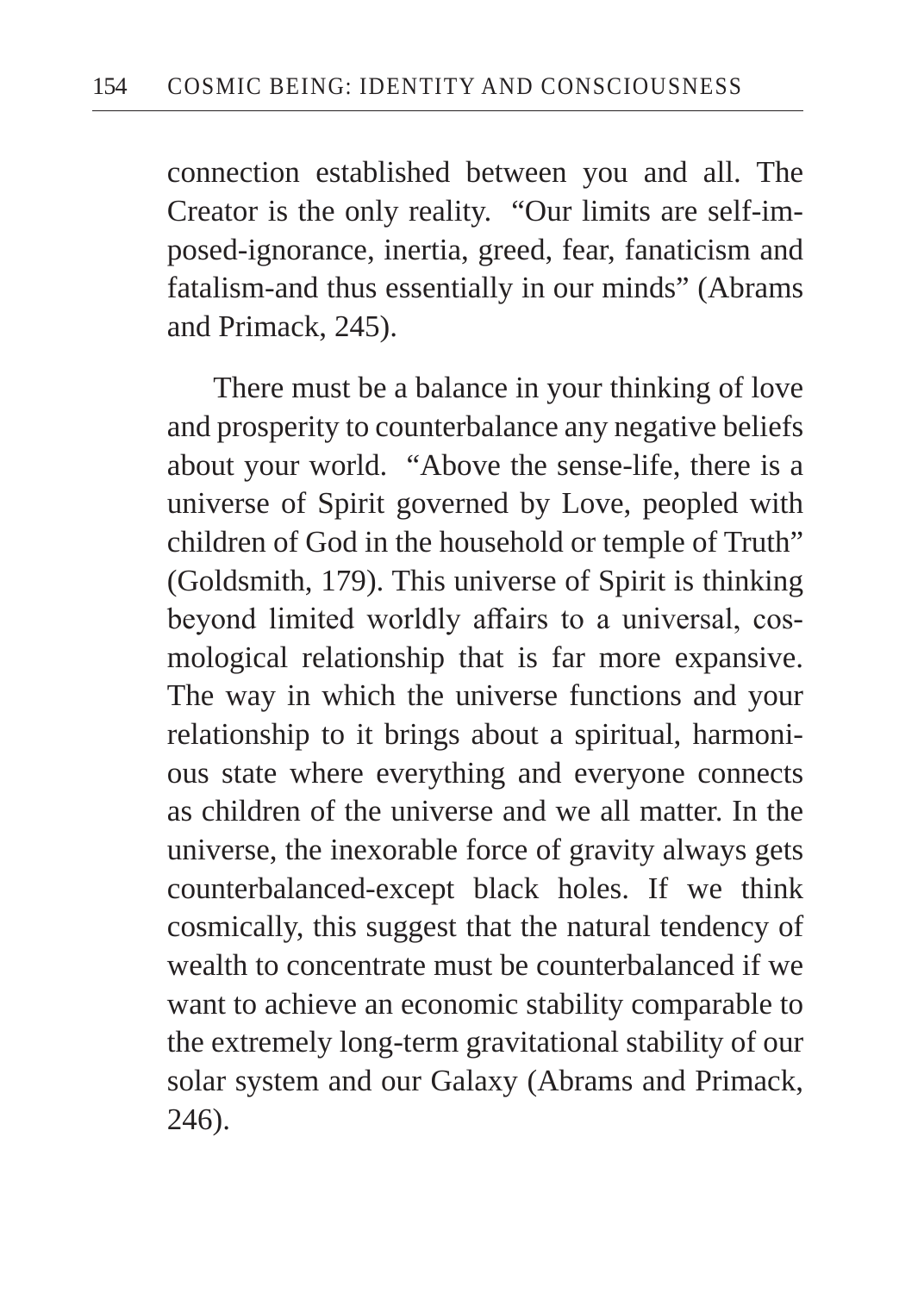connection established between you and all. The Creator is the only reality. "Our limits are self-imposed-ignorance, inertia, greed, fear, fanaticism and fatalism-and thus essentially in our minds" (Abrams and Primack, 245).

There must be a balance in your thinking of love and prosperity to counterbalance any negative beliefs about your world. "Above the sense-life, there is a universe of Spirit governed by Love, peopled with children of God in the household or temple of Truth" (Goldsmith, 179). This universe of Spirit is thinking beyond limited worldly affairs to a universal, cosmological relationship that is far more expansive. The way in which the universe functions and your relationship to it brings about a spiritual, harmonious state where everything and everyone connects as children of the universe and we all matter. In the universe, the inexorable force of gravity always gets counterbalanced-except black holes. If we think cosmically, this suggest that the natural tendency of wealth to concentrate must be counterbalanced if we want to achieve an economic stability comparable to the extremely long-term gravitational stability of our solar system and our Galaxy (Abrams and Primack, 246).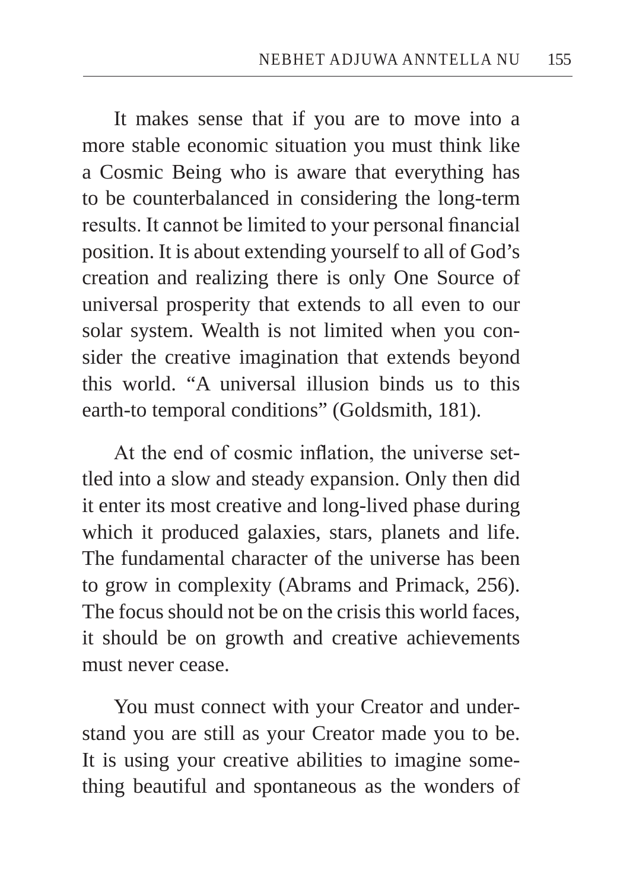It makes sense that if you are to move into a more stable economic situation you must think like a Cosmic Being who is aware that everything has to be counterbalanced in considering the long-term results. It cannot be limited to your personal financial position. It is about extending yourself to all of God's creation and realizing there is only One Source of universal prosperity that extends to all even to our solar system. Wealth is not limited when you consider the creative imagination that extends beyond this world. "A universal illusion binds us to this earth-to temporal conditions" (Goldsmith, 181).

At the end of cosmic inflation, the universe settled into a slow and steady expansion. Only then did it enter its most creative and long-lived phase during which it produced galaxies, stars, planets and life. The fundamental character of the universe has been to grow in complexity (Abrams and Primack, 256). The focus should not be on the crisis this world faces, it should be on growth and creative achievements must never cease.

You must connect with your Creator and understand you are still as your Creator made you to be. It is using your creative abilities to imagine something beautiful and spontaneous as the wonders of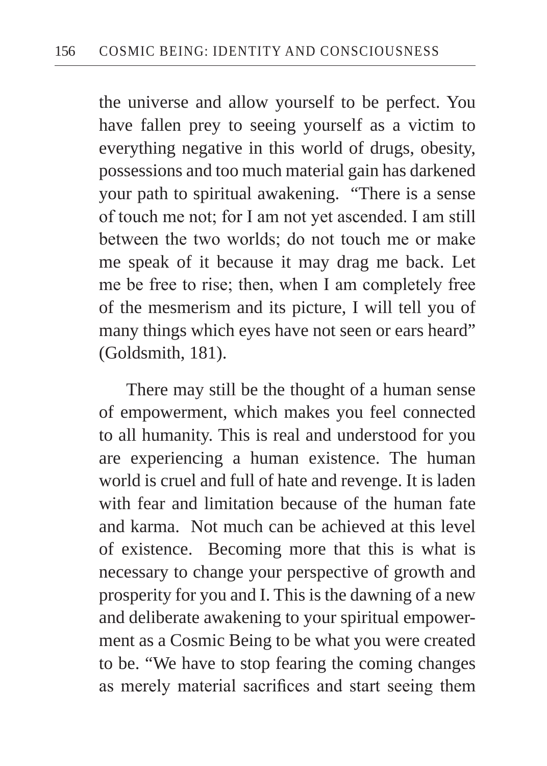the universe and allow yourself to be perfect. You have fallen prey to seeing yourself as a victim to everything negative in this world of drugs, obesity, possessions and too much material gain has darkened your path to spiritual awakening. "There is a sense of touch me not; for I am not yet ascended. I am still between the two worlds; do not touch me or make me speak of it because it may drag me back. Let me be free to rise; then, when I am completely free of the mesmerism and its picture, I will tell you of many things which eyes have not seen or ears heard" (Goldsmith, 181).

There may still be the thought of a human sense of empowerment, which makes you feel connected to all humanity. This is real and understood for you are experiencing a human existence. The human world is cruel and full of hate and revenge. It is laden with fear and limitation because of the human fate and karma. Not much can be achieved at this level of existence. Becoming more that this is what is necessary to change your perspective of growth and prosperity for you and I. This is the dawning of a new and deliberate awakening to your spiritual empowerment as a Cosmic Being to be what you were created to be. "We have to stop fearing the coming changes as merely material sacrifices and start seeing them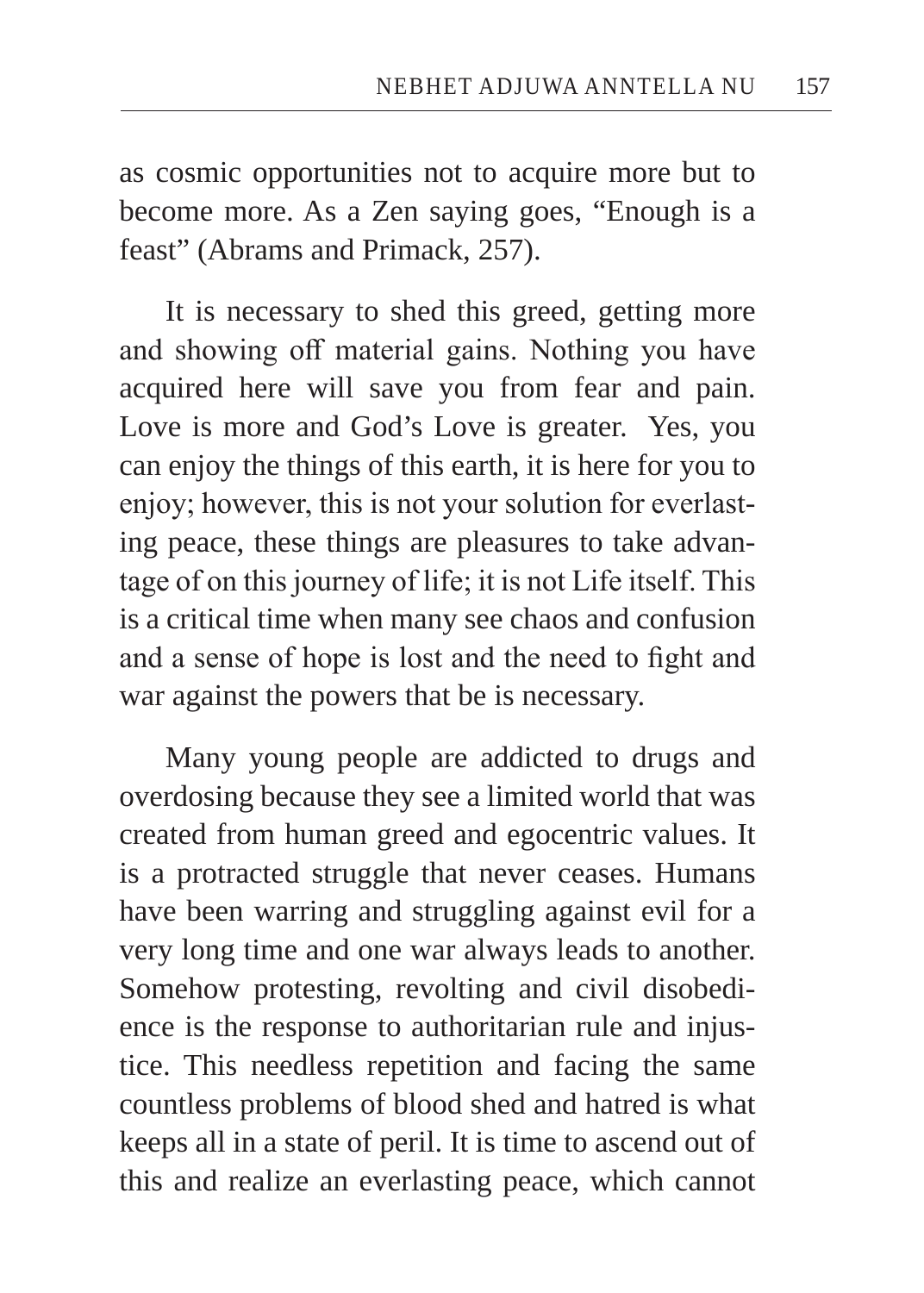as cosmic opportunities not to acquire more but to become more. As a Zen saying goes, "Enough is a feast" (Abrams and Primack, 257).

It is necessary to shed this greed, getting more and showing off material gains. Nothing you have acquired here will save you from fear and pain. Love is more and God's Love is greater. Yes, you can enjoy the things of this earth, it is here for you to enjoy; however, this is not your solution for everlasting peace, these things are pleasures to take advantage of on this journey of life; it is not Life itself. This is a critical time when many see chaos and confusion and a sense of hope is lost and the need to fight and war against the powers that be is necessary.

Many young people are addicted to drugs and overdosing because they see a limited world that was created from human greed and egocentric values. It is a protracted struggle that never ceases. Humans have been warring and struggling against evil for a very long time and one war always leads to another. Somehow protesting, revolting and civil disobedience is the response to authoritarian rule and injustice. This needless repetition and facing the same countless problems of blood shed and hatred is what keeps all in a state of peril. It is time to ascend out of this and realize an everlasting peace, which cannot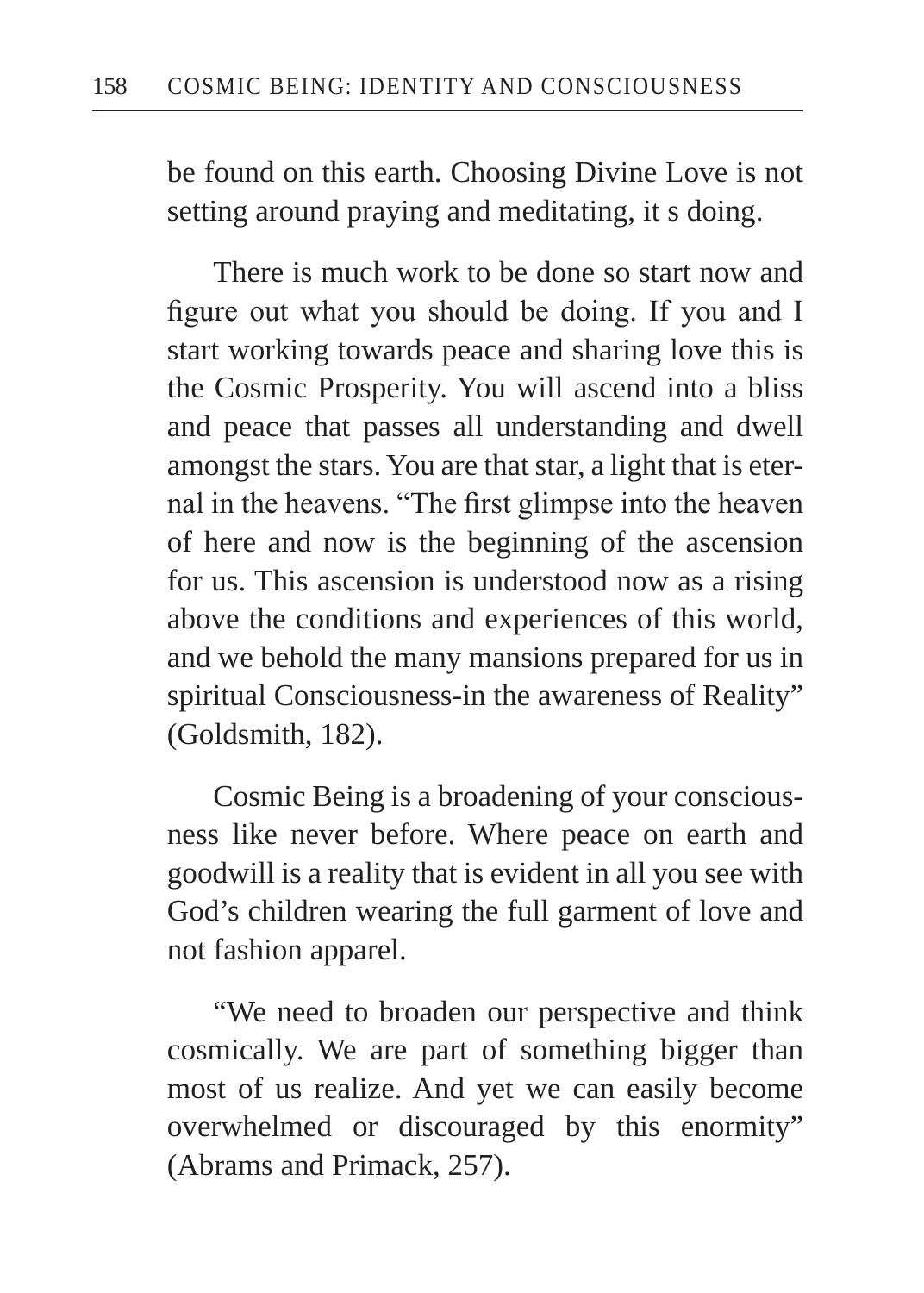be found on this earth. Choosing Divine Love is not setting around praying and meditating, it s doing.

There is much work to be done so start now and figure out what you should be doing. If you and I start working towards peace and sharing love this is the Cosmic Prosperity. You will ascend into a bliss and peace that passes all understanding and dwell amongst the stars. You are that star, a light that is eternal in the heavens. "The first glimpse into the heaven of here and now is the beginning of the ascension for us. This ascension is understood now as a rising above the conditions and experiences of this world, and we behold the many mansions prepared for us in spiritual Consciousness-in the awareness of Reality" (Goldsmith, 182).

Cosmic Being is a broadening of your consciousness like never before. Where peace on earth and goodwill is a reality that is evident in all you see with God's children wearing the full garment of love and not fashion apparel.

"We need to broaden our perspective and think cosmically. We are part of something bigger than most of us realize. And yet we can easily become overwhelmed or discouraged by this enormity" (Abrams and Primack, 257).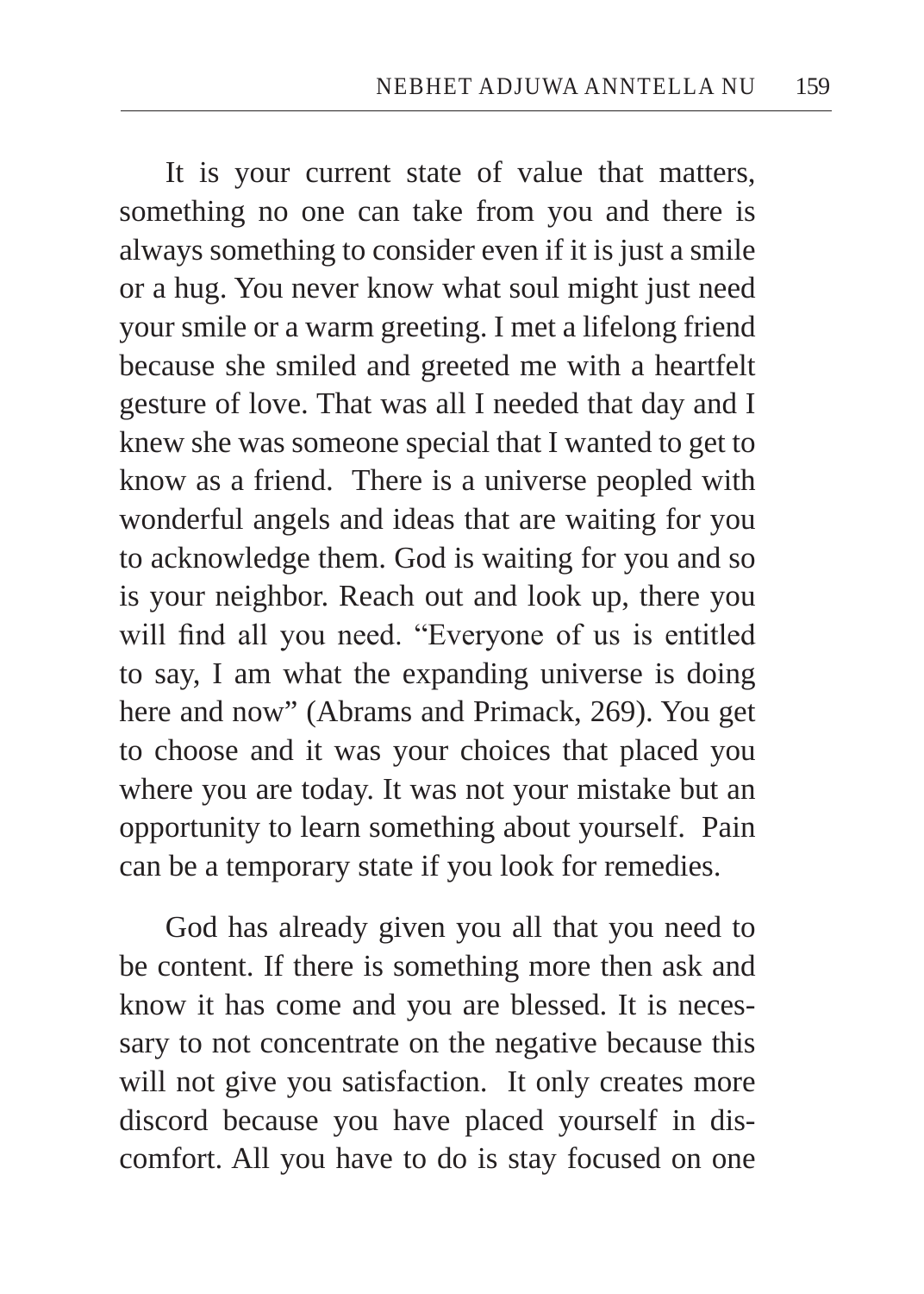It is your current state of value that matters, something no one can take from you and there is always something to consider even if it is just a smile or a hug. You never know what soul might just need your smile or a warm greeting. I met a lifelong friend because she smiled and greeted me with a heartfelt gesture of love. That was all I needed that day and I knew she was someone special that I wanted to get to know as a friend. There is a universe peopled with wonderful angels and ideas that are waiting for you to acknowledge them. God is waiting for you and so is your neighbor. Reach out and look up, there you will find all you need. "Everyone of us is entitled to say, I am what the expanding universe is doing here and now" (Abrams and Primack, 269). You get to choose and it was your choices that placed you where you are today. It was not your mistake but an opportunity to learn something about yourself. Pain can be a temporary state if you look for remedies.

God has already given you all that you need to be content. If there is something more then ask and know it has come and you are blessed. It is necessary to not concentrate on the negative because this will not give you satisfaction. It only creates more discord because you have placed yourself in discomfort. All you have to do is stay focused on one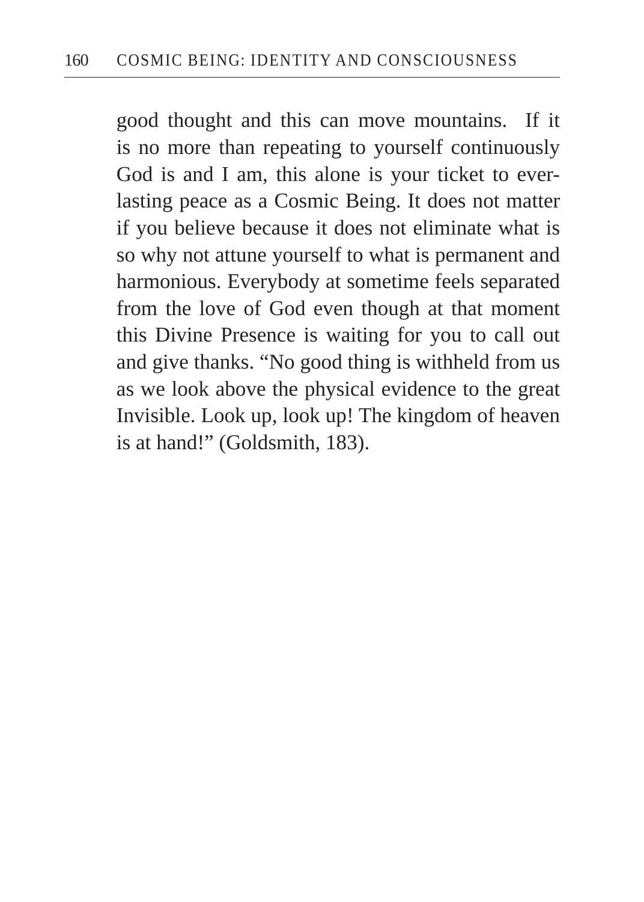good thought and this can move mountains. If it is no more than repeating to yourself continuously God is and I am, this alone is your ticket to everlasting peace as a Cosmic Being. It does not matter if you believe because it does not eliminate what is so why not attune yourself to what is permanent and harmonious. Everybody at sometime feels separated from the love of God even though at that moment this Divine Presence is waiting for you to call out and give thanks. “No good thing is withheld from us as we look above the physical evidence to the great Invisible. Look up, look up! The kingdom of heaven is at hand!” (Goldsmith, 183).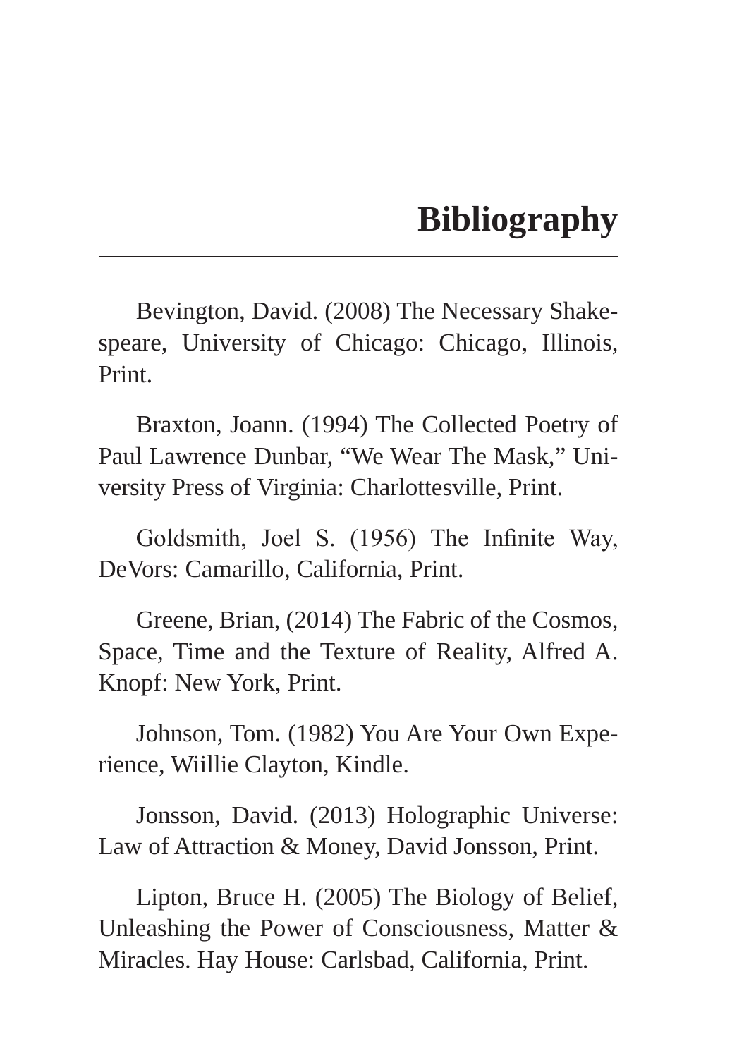# Bibliography

Bevington, David. (2008) The Necessary Shakespeare, University of Chicago: Chicago, Illinois, Print.

Braxton, Joann. (1994) The Collected Poetry of Paul Lawrence Dunbar, “We Wear The Mask,” University Press of Virginia: Charlottesville, Print.

Goldsmith, Joel S. (1956) The Infinite Way, DeVors: Camarillo, California, Print.

Greene, Brian, (2014) The Fabric of the Cosmos, Space, Time and the Texture of Reality, Alfred A. Knopf: New York, Print.

Johnson, Tom. (1982) You Are Your Own Experience, Wiillie Clayton, Kindle.

Jonsson, David. (2013) Holographic Universe: Law of Attraction & Money, David Jonsson, Print.

Lipton, Bruce H. (2005) The Biology of Belief, Unleashing the Power of Consciousness, Matter & Miracles. Hay House: Carlsbad, California, Print.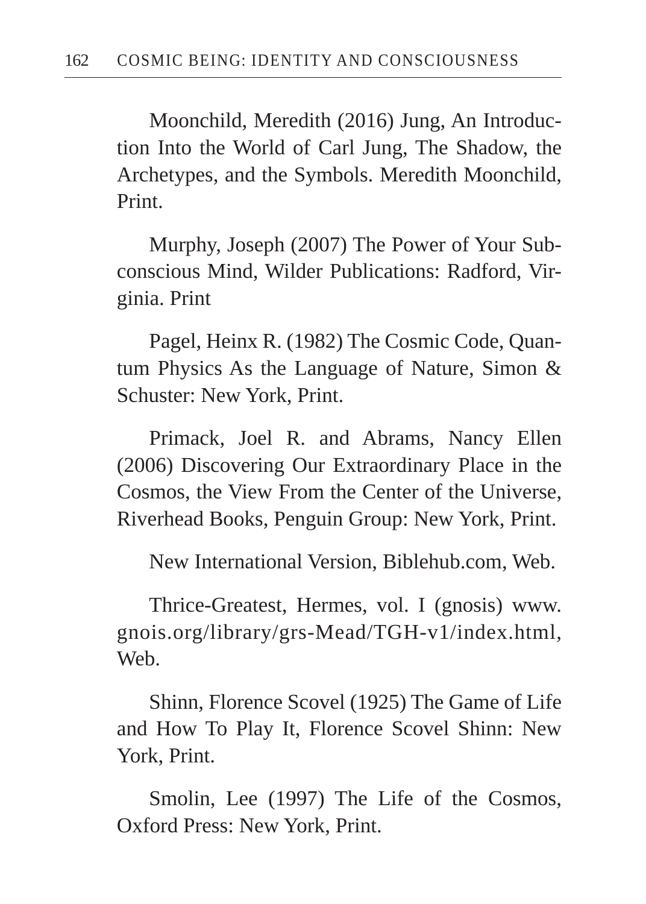Moonchild, Meredith (2016) Jung, An Introduction Into the World of Carl Jung, The Shadow, the Archetypes, and the Symbols. Meredith Moonchild, Print.

Murphy, Joseph (2007) The Power of Your Subconscious Mind, Wilder Publications: Radford, Virginia. Print

Pagel, Heinx R. (1982) The Cosmic Code, Quantum Physics As the Language of Nature, Simon & Schuster: New York, Print.

Primack, Joel R. and Abrams, Nancy Ellen (2006) Discovering Our Extraordinary Place in the Cosmos, the View From the Center of the Universe, Riverhead Books, Penguin Group: New York, Print.

New International Version, Biblehub.com, Web.

Thrice-Greatest, Hermes, vol. I (gnosis) www.gnois.org/library/grs-Mead/TGH-v1/index.html, Web.

Shinn, Florence Scovel (1925) The Game of Life and How To Play It, Florence Scovel Shinn: New York, Print.

Smolin, Lee (1997) The Life of the Cosmos, Oxford Press: New York, Print.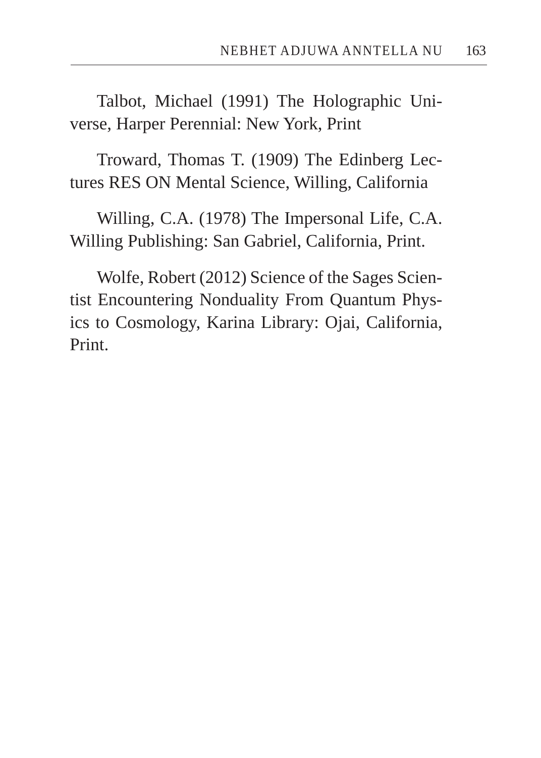Talbot, Michael (1991) The Holographic Universe, Harper Perennial: New York, Print

Troward, Thomas T. (1909) The Edinberg Lectures RES ON Mental Science, Willing, California

Willing, C.A. (1978) The Impersonal Life, C.A. Willing Publishing: San Gabriel, California, Print.

Wolfe, Robert (2012) Science of the Sages Scientist Encountering Nonduality From Quantum Physics to Cosmology, Karina Library: Ojai, California, Print.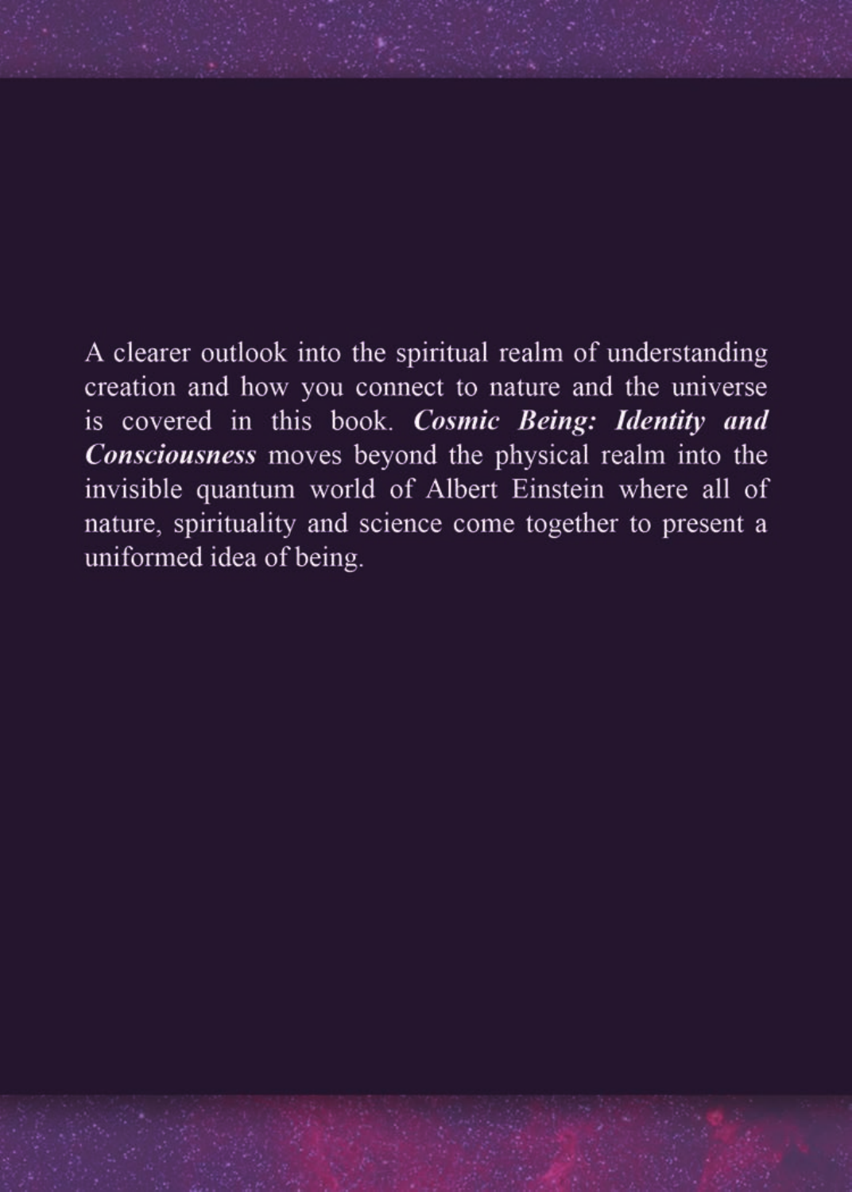A clearer outlook into the spiritual realm of understanding creation and how you connect to nature and the universe is covered in this book. ***Cosmic Being: Identity and Consciousness*** moves beyond the physical realm into the invisible quantum world of Albert Einstein where all of nature, spirituality and science come together to present a uniformed idea of being.